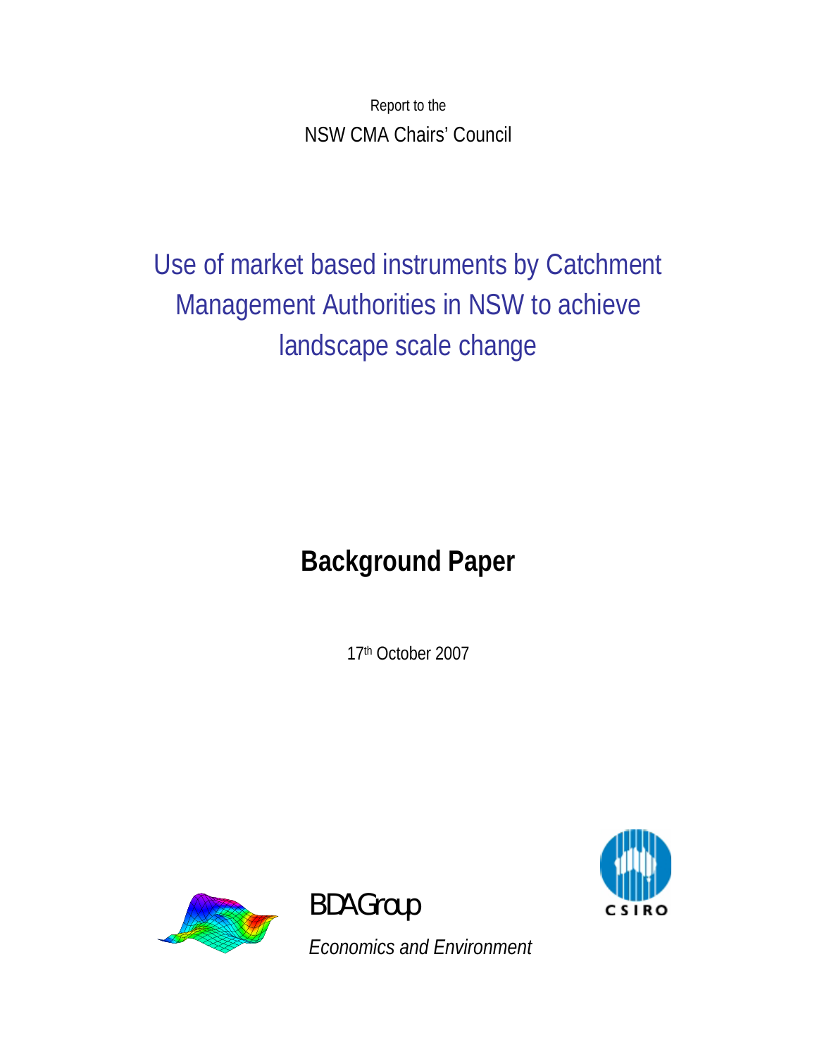Report to the

NSW CMA Chairs' Council

# Use of market based instruments by Catchment Management Authorities in NSW to achieve landscape scale change

## Background Paper

17th October 2007

BDA Group

*Economics and Environment*

CSIRO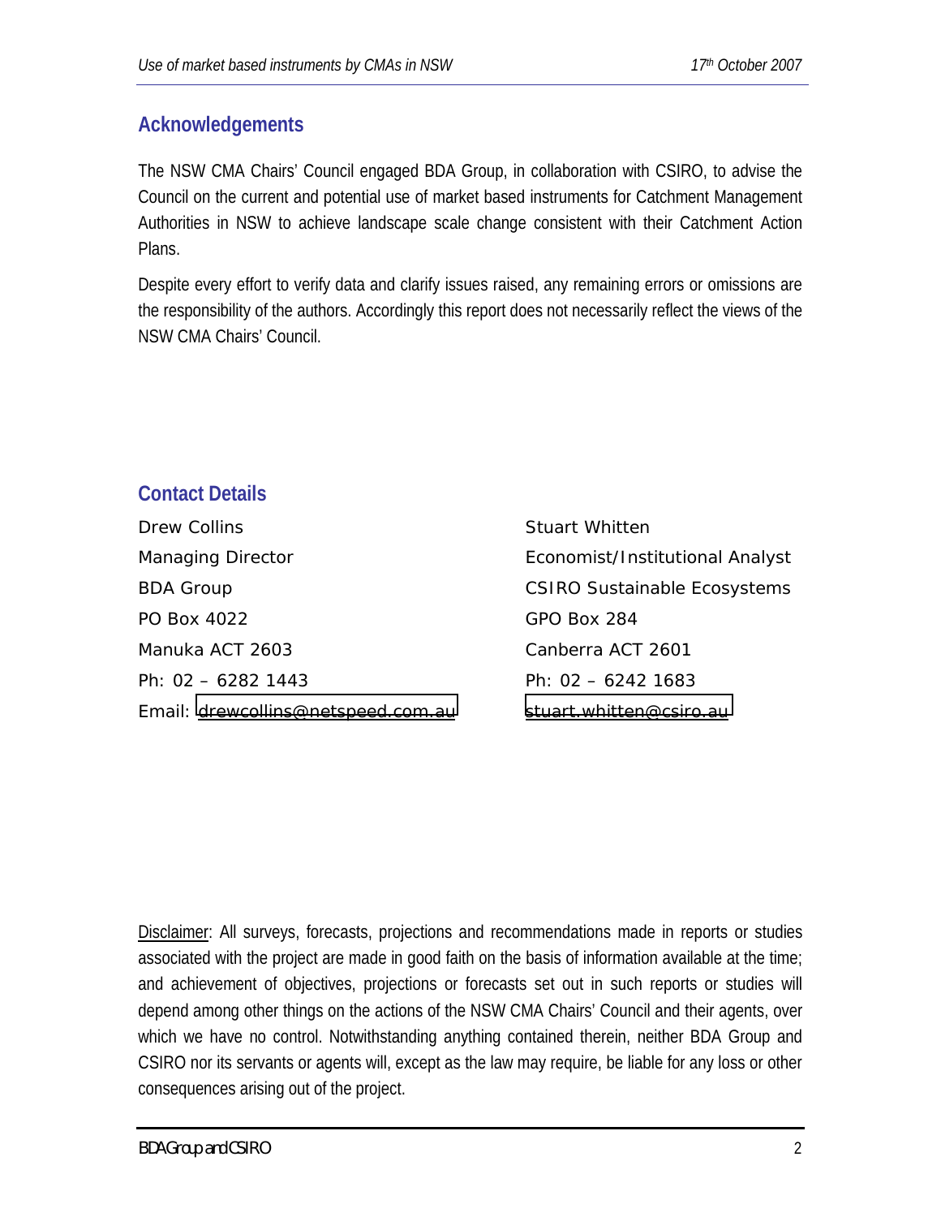## Acknowledgements

The NSW CMA Chairs' Council engaged BDA Group, in collaboration with CSIRO, to advise the Council on the current and potential use of market based instruments for Catchment Management Authorities in NSW to achieve landscape scale change consistent with their Catchment Action Plans.

Despite every effort to verify data and clarify issues raised, any remaining errors or omissions are the responsibility of the authors. Accordingly this report does not necessarily reflect the views of the NSW CMA Chairs' Council.

## Contact Details

Drew Collins
Managing Director
BDA Group
PO Box 4022
Manuka ACT 2603
Ph: 02 – 6282 1443
Email: drewcollins@netspeed.com.au

Stuart Whitten
Economist/Institutional Analyst
CSIRO Sustainable Ecosystems
GPO Box 284
Canberra ACT 2601
Ph: 02 – 6242 1683
stuart.whitten@csiro.au

Disclaimer: All surveys, forecasts, projections and recommendations made in reports or studies associated with the project are made in good faith on the basis of information available at the time; and achievement of objectives, projections or forecasts set out in such reports or studies will depend among other things on the actions of the NSW CMA Chairs' Council and their agents, over which we have no control. Notwithstanding anything contained therein, neither BDA Group and CSIRO nor its servants or agents will, except as the law may require, be liable for any loss or other consequences arising out of the project.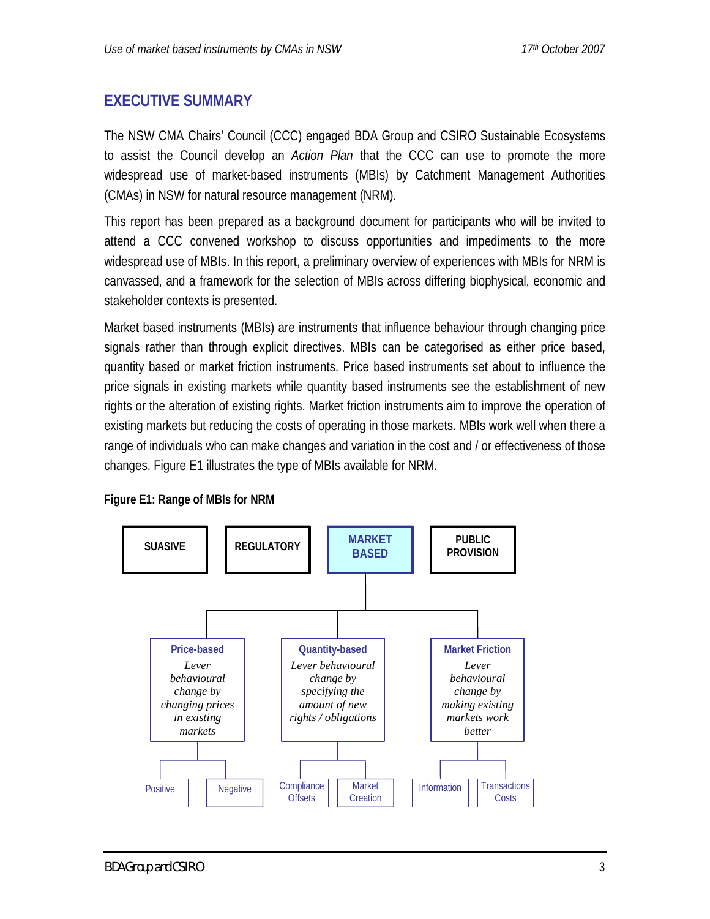## EXECUTIVE SUMMARY

The NSW CMA Chairs' Council (CCC) engaged BDA Group and CSIRO Sustainable Ecosystems to assist the Council develop an *Action Plan* that the CCC can use to promote the more widespread use of market-based instruments (MBIs) by Catchment Management Authorities (CMAs) in NSW for natural resource management (NRM).

This report has been prepared as a background document for participants who will be invited to attend a CCC convened workshop to discuss opportunities and impediments to the more widespread use of MBIs. In this report, a preliminary overview of experiences with MBIs for NRM is canvassed, and a framework for the selection of MBIs across differing biophysical, economic and stakeholder contexts is presented.

Market based instruments (MBIs) are instruments that influence behaviour through changing price signals rather than through explicit directives. MBIs can be categorised as either price based, quantity based or market friction instruments. Price based instruments set about to influence the price signals in existing markets while quantity based instruments see the establishment of new rights or the alteration of existing rights. Market friction instruments aim to improve the operation of existing markets but reducing the costs of operating in those markets. MBIs work well when there a range of individuals who can make changes and variation in the cost and / or effectiveness of those changes. Figure E1 illustrates the type of MBIs available for NRM.

**Figure E1: Range of MBIs for NRM**

- SUASIVE
- REGULATORY
- **MARKET BASED**
  - **Price-based** — *Lever behavioural change by changing prices in existing markets*
    - Positive
    - Negative
  - **Quantity-based** — *Lever behavioural change by specifying the amount of new rights / obligations*
    - Compliance Offsets
    - Market Creation
  - **Market Friction** — *Lever behavioural change by making existing markets work better*
    - Information
    - Transactions Costs
- PUBLIC PROVISION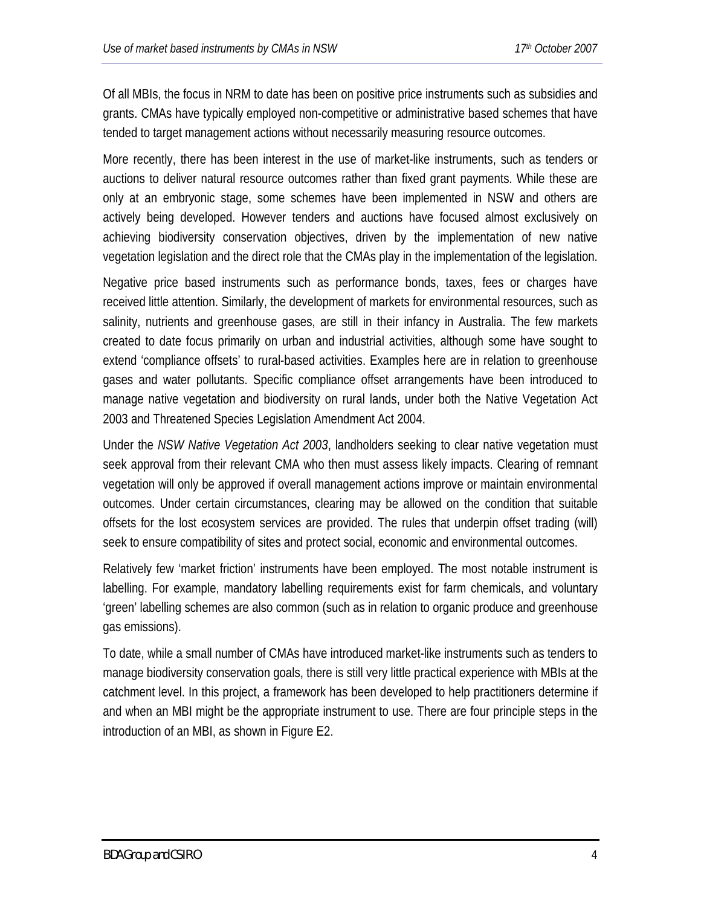Of all MBIs, the focus in NRM to date has been on positive price instruments such as subsidies and grants. CMAs have typically employed non-competitive or administrative based schemes that have tended to target management actions without necessarily measuring resource outcomes.

More recently, there has been interest in the use of market-like instruments, such as tenders or auctions to deliver natural resource outcomes rather than fixed grant payments. While these are only at an embryonic stage, some schemes have been implemented in NSW and others are actively being developed. However tenders and auctions have focused almost exclusively on achieving biodiversity conservation objectives, driven by the implementation of new native vegetation legislation and the direct role that the CMAs play in the implementation of the legislation.

Negative price based instruments such as performance bonds, taxes, fees or charges have received little attention. Similarly, the development of markets for environmental resources, such as salinity, nutrients and greenhouse gases, are still in their infancy in Australia. The few markets created to date focus primarily on urban and industrial activities, although some have sought to extend 'compliance offsets' to rural-based activities. Examples here are in relation to greenhouse gases and water pollutants. Specific compliance offset arrangements have been introduced to manage native vegetation and biodiversity on rural lands, under both the Native Vegetation Act 2003 and Threatened Species Legislation Amendment Act 2004.

Under the *NSW Native Vegetation Act 2003*, landholders seeking to clear native vegetation must seek approval from their relevant CMA who then must assess likely impacts. Clearing of remnant vegetation will only be approved if overall management actions improve or maintain environmental outcomes. Under certain circumstances, clearing may be allowed on the condition that suitable offsets for the lost ecosystem services are provided. The rules that underpin offset trading (will) seek to ensure compatibility of sites and protect social, economic and environmental outcomes.

Relatively few 'market friction' instruments have been employed. The most notable instrument is labelling. For example, mandatory labelling requirements exist for farm chemicals, and voluntary 'green' labelling schemes are also common (such as in relation to organic produce and greenhouse gas emissions).

To date, while a small number of CMAs have introduced market-like instruments such as tenders to manage biodiversity conservation goals, there is still very little practical experience with MBIs at the catchment level. In this project, a framework has been developed to help practitioners determine if and when an MBI might be the appropriate instrument to use. There are four principle steps in the introduction of an MBI, as shown in Figure E2.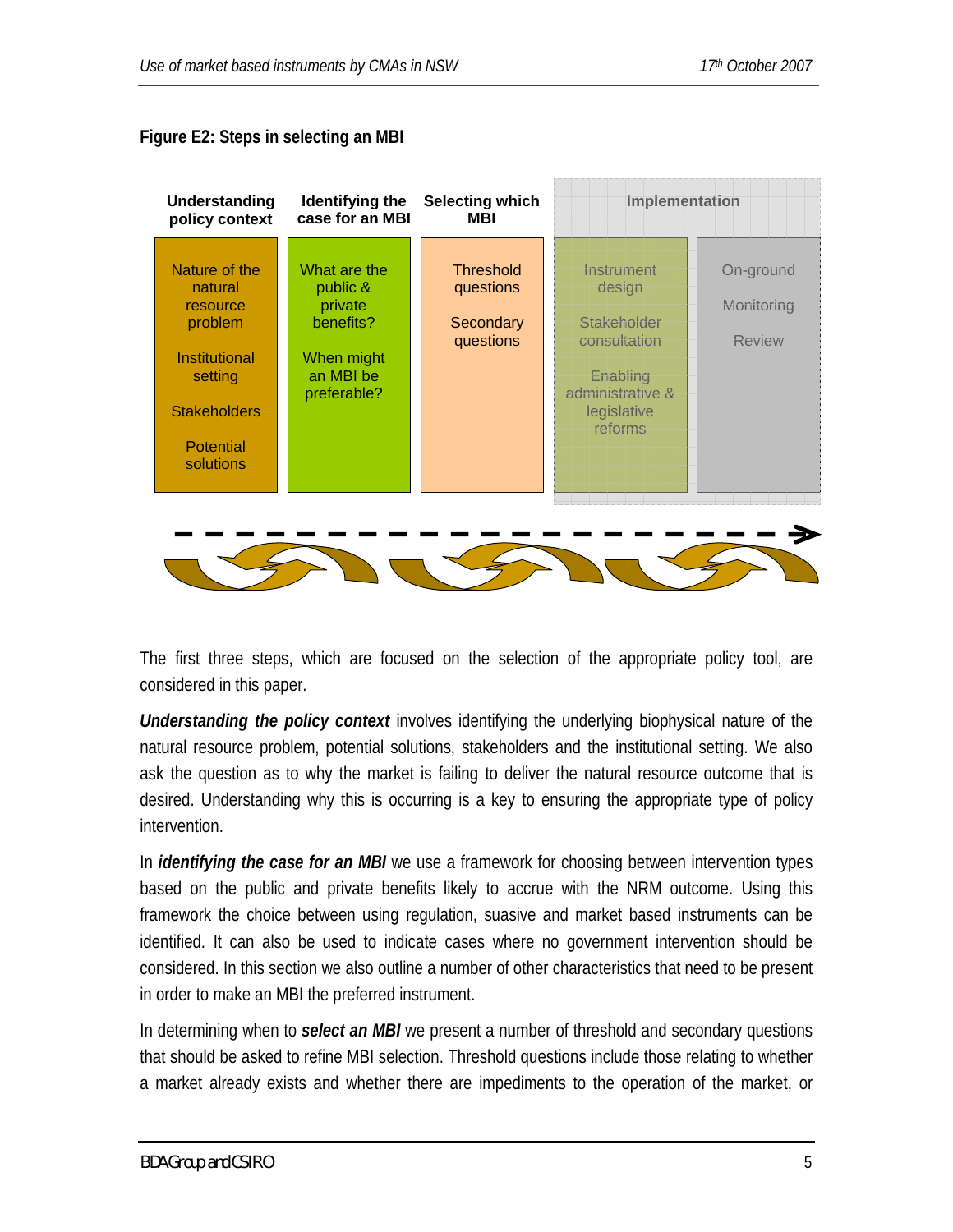**Figure E2: Steps in selecting an MBI**

| Understanding policy context | Identifying the case for an MBI | Selecting which MBI | Implementation | |
|---|---|---|---|---|
| Nature of the natural resource problem<br><br>Institutional setting<br><br>Stakeholders<br><br>Potential solutions | What are the public & private benefits?<br><br>When might an MBI be preferable? | Threshold questions<br><br>Secondary questions | Instrument design<br><br>Stakeholder consultation<br><br>Enabling administrative & legislative reforms | On-ground<br><br>Monitoring<br><br>Review |

The first three steps, which are focused on the selection of the appropriate policy tool, are considered in this paper.

***Understanding the policy context*** involves identifying the underlying biophysical nature of the natural resource problem, potential solutions, stakeholders and the institutional setting. We also ask the question as to why the market is failing to deliver the natural resource outcome that is desired. Understanding why this is occurring is a key to ensuring the appropriate type of policy intervention.

In ***identifying the case for an MBI*** we use a framework for choosing between intervention types based on the public and private benefits likely to accrue with the NRM outcome. Using this framework the choice between using regulation, suasive and market based instruments can be identified. It can also be used to indicate cases where no government intervention should be considered. In this section we also outline a number of other characteristics that need to be present in order to make an MBI the preferred instrument.

In determining when to ***select an MBI*** we present a number of threshold and secondary questions that should be asked to refine MBI selection. Threshold questions include those relating to whether a market already exists and whether there are impediments to the operation of the market, or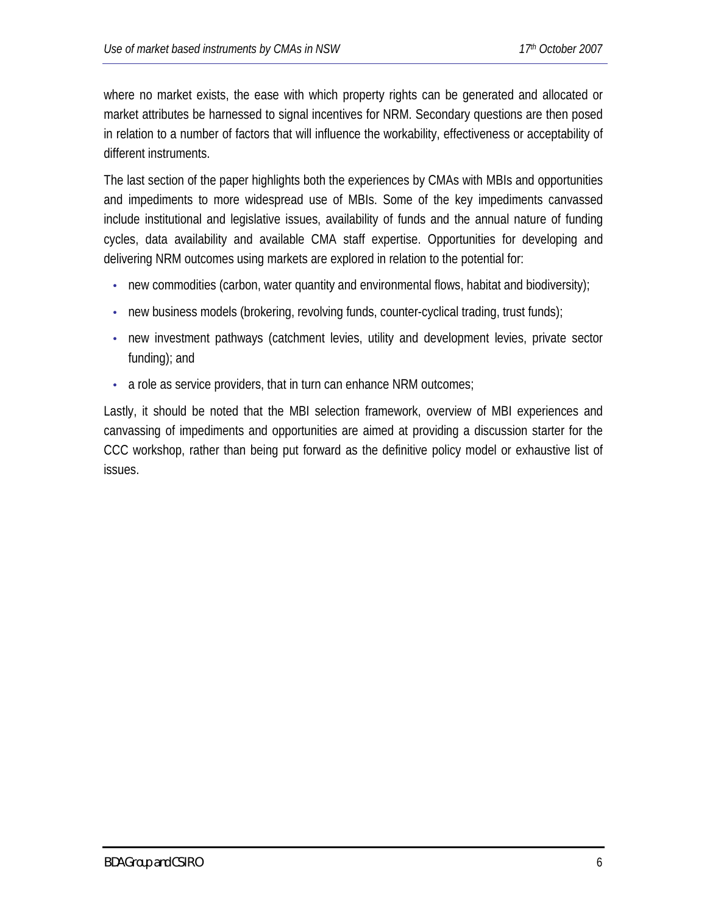where no market exists, the ease with which property rights can be generated and allocated or market attributes be harnessed to signal incentives for NRM. Secondary questions are then posed in relation to a number of factors that will influence the workability, effectiveness or acceptability of different instruments.

The last section of the paper highlights both the experiences by CMAs with MBIs and opportunities and impediments to more widespread use of MBIs. Some of the key impediments canvassed include institutional and legislative issues, availability of funds and the annual nature of funding cycles, data availability and available CMA staff expertise. Opportunities for developing and delivering NRM outcomes using markets are explored in relation to the potential for:

- new commodities (carbon, water quantity and environmental flows, habitat and biodiversity);
- new business models (brokering, revolving funds, counter-cyclical trading, trust funds);
- new investment pathways (catchment levies, utility and development levies, private sector funding); and
- a role as service providers, that in turn can enhance NRM outcomes;

Lastly, it should be noted that the MBI selection framework, overview of MBI experiences and canvassing of impediments and opportunities are aimed at providing a discussion starter for the CCC workshop, rather than being put forward as the definitive policy model or exhaustive list of issues.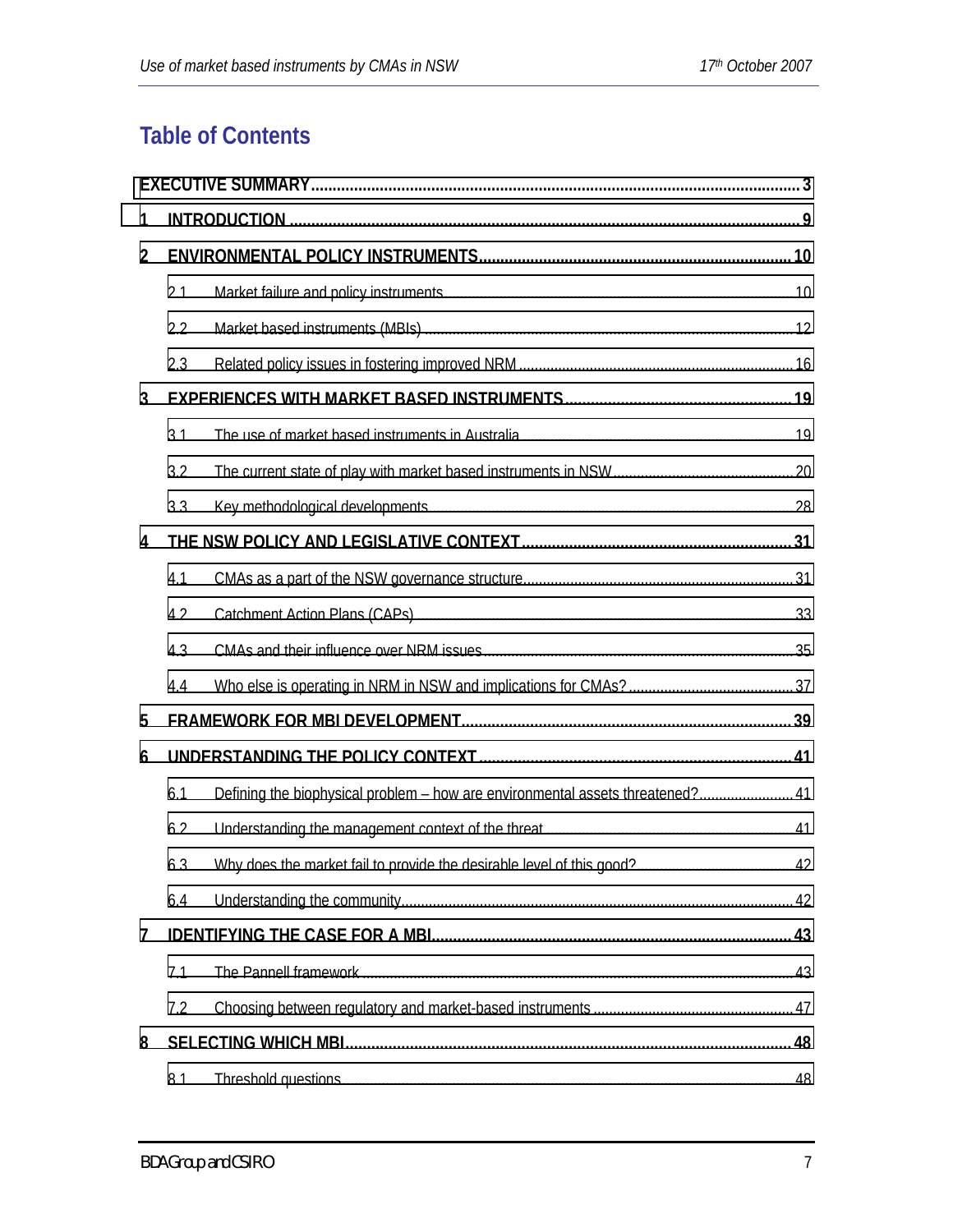# Table of Contents

EXECUTIVE SUMMARY ..... 3

1 INTRODUCTION ..... 9

2 ENVIRONMENTAL POLICY INSTRUMENTS ..... 10

- 2.1 Market failure and policy instruments ..... 10
- 2.2 Market based instruments (MBIs) ..... 12
- 2.3 Related policy issues in fostering improved NRM ..... 16

3 EXPERIENCES WITH MARKET BASED INSTRUMENTS ..... 19

- 3.1 The use of market based instruments in Australia ..... 19
- 3.2 The current state of play with market based instruments in NSW ..... 20
- 3.3 Key methodological developments ..... 28

4 THE NSW POLICY AND LEGISLATIVE CONTEXT ..... 31

- 4.1 CMAs as a part of the NSW governance structure ..... 31
- 4.2 Catchment Action Plans (CAPs) ..... 33
- 4.3 CMAs and their influence over NRM issues ..... 35
- 4.4 Who else is operating in NRM in NSW and implications for CMAs? ..... 37

5 FRAMEWORK FOR MBI DEVELOPMENT ..... 39

6 UNDERSTANDING THE POLICY CONTEXT ..... 41

- 6.1 Defining the biophysical problem – how are environmental assets threatened? ..... 41
- 6.2 Understanding the management context of the threat ..... 41
- 6.3 Why does the market fail to provide the desirable level of this good? ..... 42
- 6.4 Understanding the community ..... 42

7 IDENTIFYING THE CASE FOR A MBI ..... 43

- 7.1 The Pannell framework ..... 43
- 7.2 Choosing between regulatory and market-based instruments ..... 47

8 SELECTING WHICH MBI ..... 48

- 8.1 Threshold questions ..... 48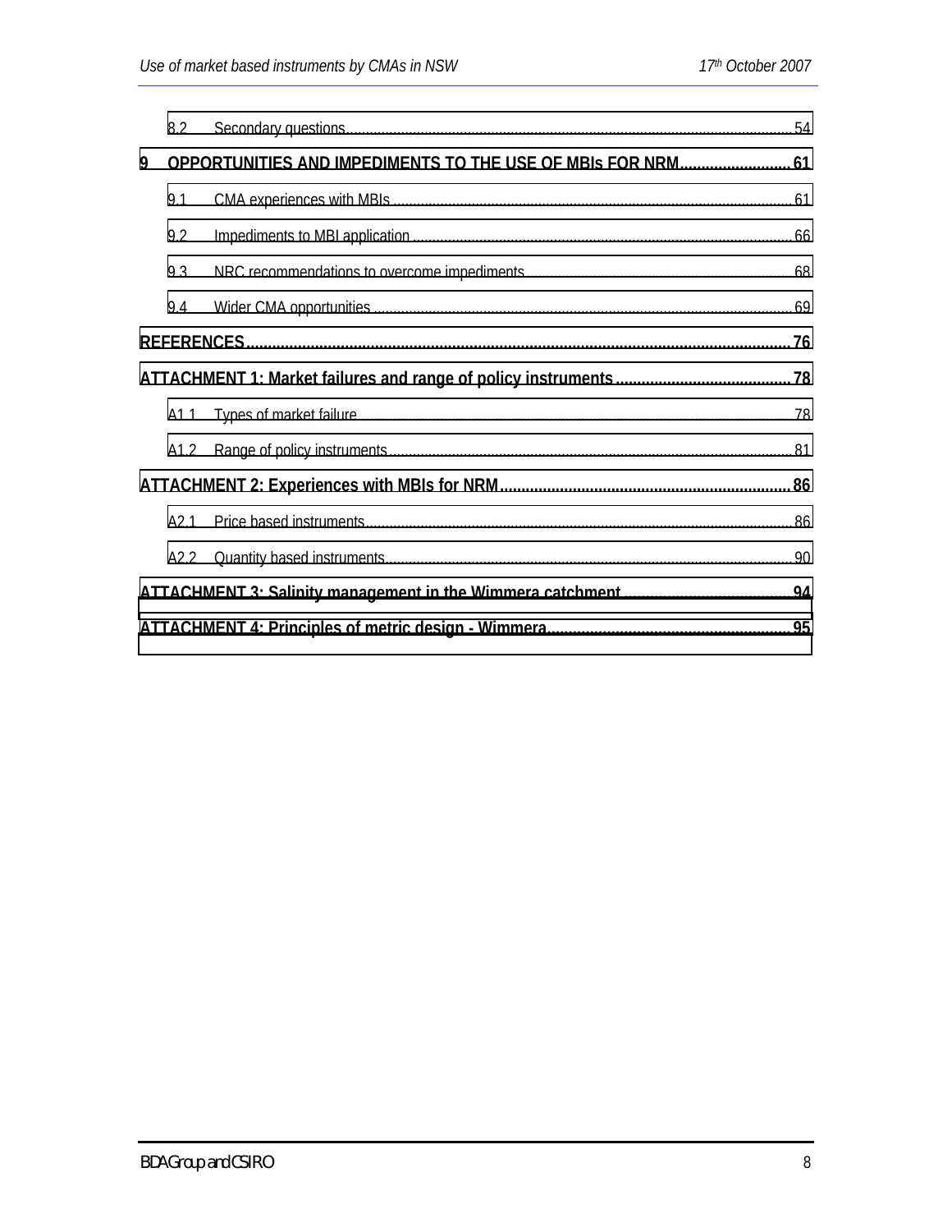8.2 Secondary questions ..... 54

**9 OPPORTUNITIES AND IMPEDIMENTS TO THE USE OF MBIs FOR NRM ..... 61**

9.1 CMA experiences with MBIs ..... 61

9.2 Impediments to MBI application ..... 66

9.3 NRC recommendations to overcome impediments ..... 68

9.4 Wider CMA opportunities ..... 69

**REFERENCES ..... 76**

**ATTACHMENT 1: Market failures and range of policy instruments ..... 78**

A1.1 Types of market failure ..... 78

A1.2 Range of policy instruments ..... 81

**ATTACHMENT 2: Experiences with MBIs for NRM ..... 86**

A2.1 Price based instruments ..... 86

A2.2 Quantity based instruments ..... 90

**ATTACHMENT 3: Salinity management in the Wimmera catchment ..... 94**

**ATTACHMENT 4: Principles of metric design - Wimmera ..... 95**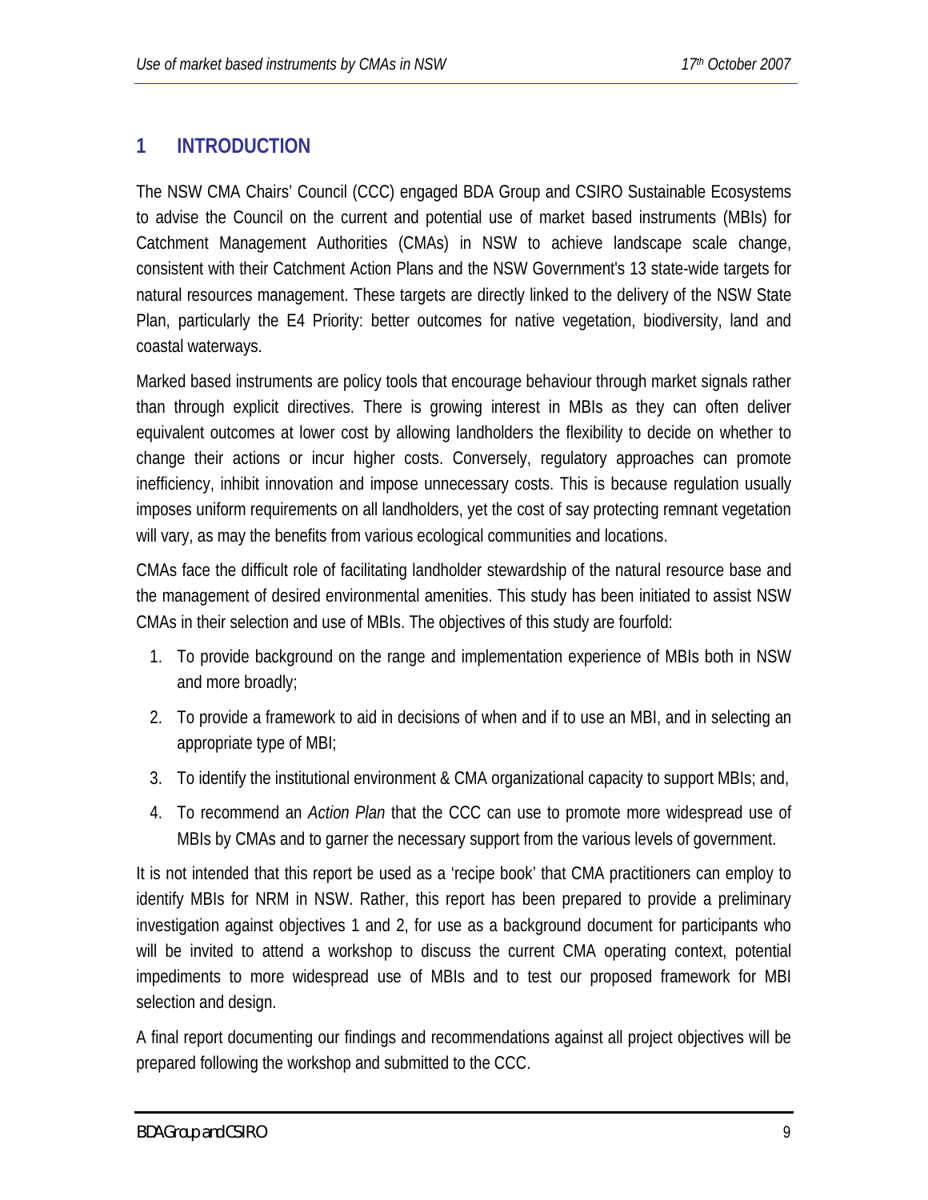# 1 INTRODUCTION

The NSW CMA Chairs' Council (CCC) engaged BDA Group and CSIRO Sustainable Ecosystems to advise the Council on the current and potential use of market based instruments (MBIs) for Catchment Management Authorities (CMAs) in NSW to achieve landscape scale change, consistent with their Catchment Action Plans and the NSW Government's 13 state-wide targets for natural resources management. These targets are directly linked to the delivery of the NSW State Plan, particularly the E4 Priority: better outcomes for native vegetation, biodiversity, land and coastal waterways.

Marked based instruments are policy tools that encourage behaviour through market signals rather than through explicit directives. There is growing interest in MBIs as they can often deliver equivalent outcomes at lower cost by allowing landholders the flexibility to decide on whether to change their actions or incur higher costs. Conversely, regulatory approaches can promote inefficiency, inhibit innovation and impose unnecessary costs. This is because regulation usually imposes uniform requirements on all landholders, yet the cost of say protecting remnant vegetation will vary, as may the benefits from various ecological communities and locations.

CMAs face the difficult role of facilitating landholder stewardship of the natural resource base and the management of desired environmental amenities. This study has been initiated to assist NSW CMAs in their selection and use of MBIs. The objectives of this study are fourfold:

1. To provide background on the range and implementation experience of MBIs both in NSW and more broadly;
2. To provide a framework to aid in decisions of when and if to use an MBI, and in selecting an appropriate type of MBI;
3. To identify the institutional environment & CMA organizational capacity to support MBIs; and,
4. To recommend an *Action Plan* that the CCC can use to promote more widespread use of MBIs by CMAs and to garner the necessary support from the various levels of government.

It is not intended that this report be used as a 'recipe book' that CMA practitioners can employ to identify MBIs for NRM in NSW. Rather, this report has been prepared to provide a preliminary investigation against objectives 1 and 2, for use as a background document for participants who will be invited to attend a workshop to discuss the current CMA operating context, potential impediments to more widespread use of MBIs and to test our proposed framework for MBI selection and design.

A final report documenting our findings and recommendations against all project objectives will be prepared following the workshop and submitted to the CCC.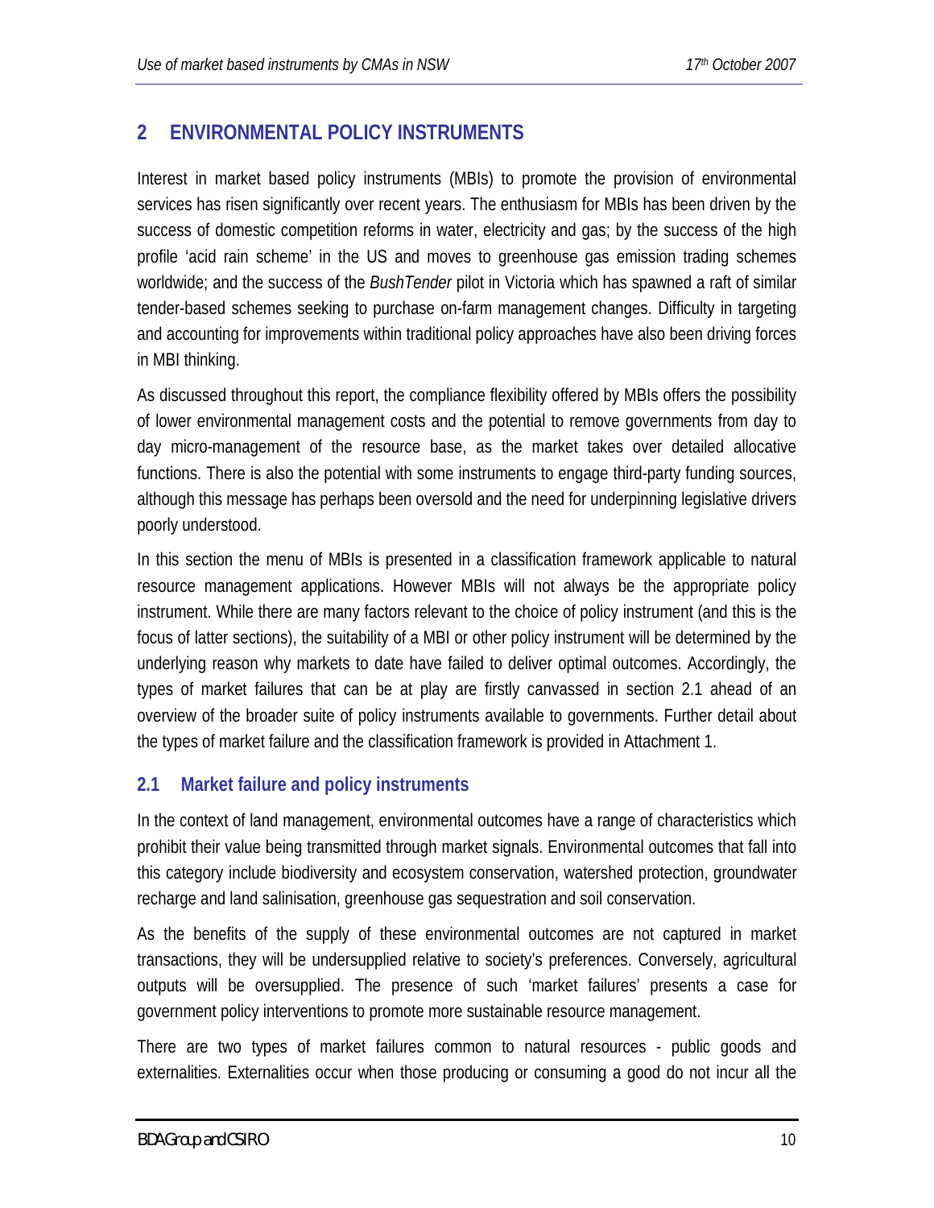## 2 ENVIRONMENTAL POLICY INSTRUMENTS

Interest in market based policy instruments (MBIs) to promote the provision of environmental services has risen significantly over recent years. The enthusiasm for MBIs has been driven by the success of domestic competition reforms in water, electricity and gas; by the success of the high profile 'acid rain scheme' in the US and moves to greenhouse gas emission trading schemes worldwide; and the success of the *BushTender* pilot in Victoria which has spawned a raft of similar tender-based schemes seeking to purchase on-farm management changes. Difficulty in targeting and accounting for improvements within traditional policy approaches have also been driving forces in MBI thinking.

As discussed throughout this report, the compliance flexibility offered by MBIs offers the possibility of lower environmental management costs and the potential to remove governments from day to day micro-management of the resource base, as the market takes over detailed allocative functions. There is also the potential with some instruments to engage third-party funding sources, although this message has perhaps been oversold and the need for underpinning legislative drivers poorly understood.

In this section the menu of MBIs is presented in a classification framework applicable to natural resource management applications. However MBIs will not always be the appropriate policy instrument. While there are many factors relevant to the choice of policy instrument (and this is the focus of latter sections), the suitability of a MBI or other policy instrument will be determined by the underlying reason why markets to date have failed to deliver optimal outcomes. Accordingly, the types of market failures that can be at play are firstly canvassed in section 2.1 ahead of an overview of the broader suite of policy instruments available to governments. Further detail about the types of market failure and the classification framework is provided in Attachment 1.

### 2.1 Market failure and policy instruments

In the context of land management, environmental outcomes have a range of characteristics which prohibit their value being transmitted through market signals. Environmental outcomes that fall into this category include biodiversity and ecosystem conservation, watershed protection, groundwater recharge and land salinisation, greenhouse gas sequestration and soil conservation.

As the benefits of the supply of these environmental outcomes are not captured in market transactions, they will be undersupplied relative to society's preferences. Conversely, agricultural outputs will be oversupplied. The presence of such 'market failures' presents a case for government policy interventions to promote more sustainable resource management.

There are two types of market failures common to natural resources - public goods and externalities. Externalities occur when those producing or consuming a good do not incur all the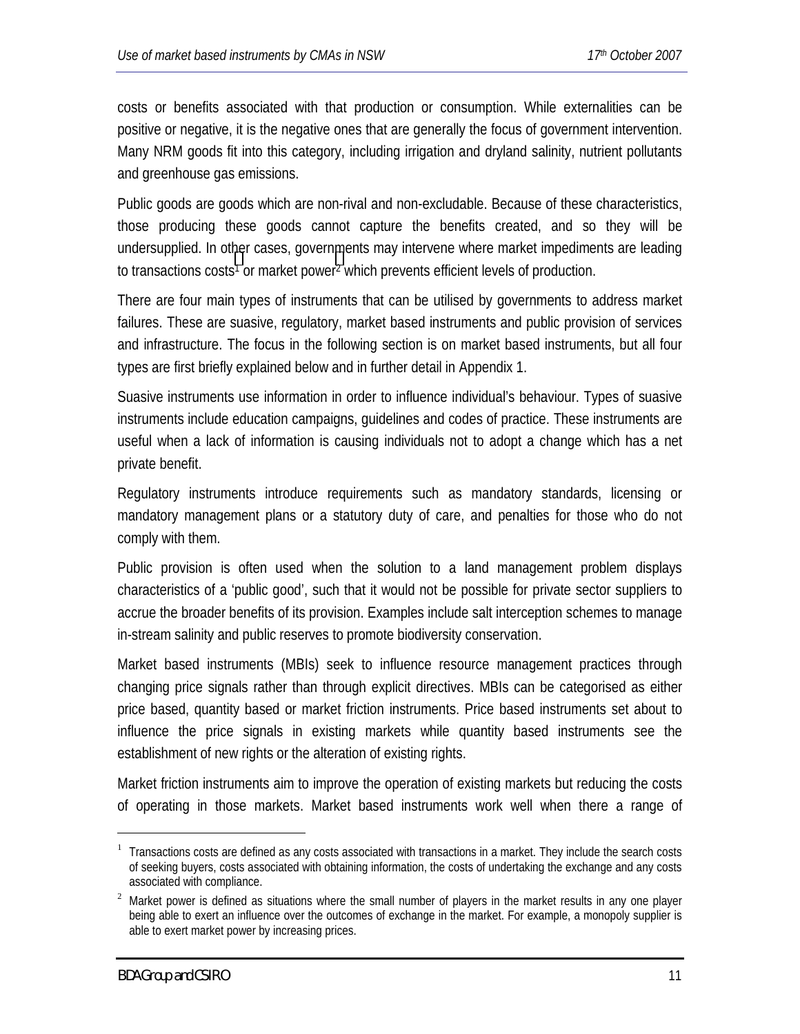costs or benefits associated with that production or consumption. While externalities can be positive or negative, it is the negative ones that are generally the focus of government intervention. Many NRM goods fit into this category, including irrigation and dryland salinity, nutrient pollutants and greenhouse gas emissions.

Public goods are goods which are non-rival and non-excludable. Because of these characteristics, those producing these goods cannot capture the benefits created, and so they will be undersupplied. In other cases, governments may intervene where market impediments are leading to transactions costs[1] or market power[2] which prevents efficient levels of production.

There are four main types of instruments that can be utilised by governments to address market failures. These are suasive, regulatory, market based instruments and public provision of services and infrastructure. The focus in the following section is on market based instruments, but all four types are first briefly explained below and in further detail in Appendix 1.

Suasive instruments use information in order to influence individual's behaviour. Types of suasive instruments include education campaigns, guidelines and codes of practice. These instruments are useful when a lack of information is causing individuals not to adopt a change which has a net private benefit.

Regulatory instruments introduce requirements such as mandatory standards, licensing or mandatory management plans or a statutory duty of care, and penalties for those who do not comply with them.

Public provision is often used when the solution to a land management problem displays characteristics of a 'public good', such that it would not be possible for private sector suppliers to accrue the broader benefits of its provision. Examples include salt interception schemes to manage in-stream salinity and public reserves to promote biodiversity conservation.

Market based instruments (MBIs) seek to influence resource management practices through changing price signals rather than through explicit directives. MBIs can be categorised as either price based, quantity based or market friction instruments. Price based instruments set about to influence the price signals in existing markets while quantity based instruments see the establishment of new rights or the alteration of existing rights.

Market friction instruments aim to improve the operation of existing markets but reducing the costs of operating in those markets. Market based instruments work well when there a range of

---

[1] Transactions costs are defined as any costs associated with transactions in a market. They include the search costs of seeking buyers, costs associated with obtaining information, the costs of undertaking the exchange and any costs associated with compliance.

[2] Market power is defined as situations where the small number of players in the market results in any one player being able to exert an influence over the outcomes of exchange in the market. For example, a monopoly supplier is able to exert market power by increasing prices.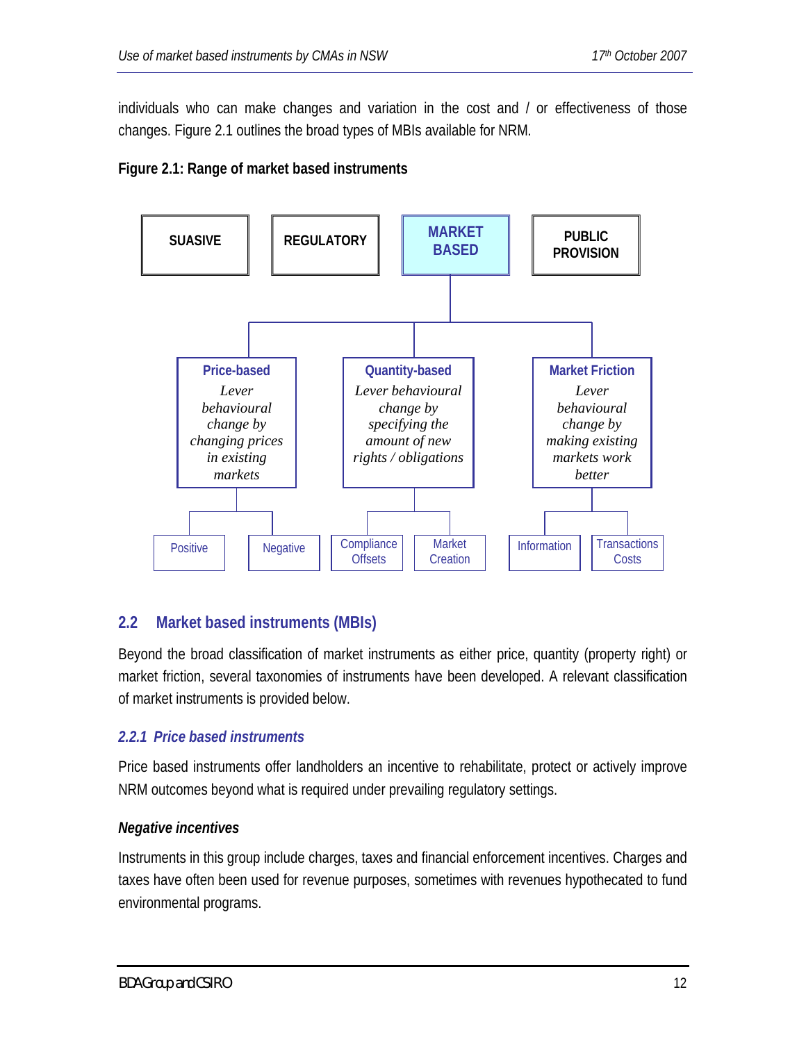individuals who can make changes and variation in the cost and / or effectiveness of those changes. Figure 2.1 outlines the broad types of MBIs available for NRM.

**Figure 2.1: Range of market based instruments**

- SUASIVE
- REGULATORY
- MARKET BASED
  - **Price-based** – *Lever behavioural change by changing prices in existing markets*
    - Positive
    - Negative
  - **Quantity-based** – *Lever behavioural change by specifying the amount of new rights / obligations*
    - Compliance Offsets
    - Market Creation
  - **Market Friction** – *Lever behavioural change by making existing markets work better*
    - Information
    - Transactions Costs
- PUBLIC PROVISION

## 2.2 Market based instruments (MBIs)

Beyond the broad classification of market instruments as either price, quantity (property right) or market friction, several taxonomies of instruments have been developed. A relevant classification of market instruments is provided below.

### *2.2.1 Price based instruments*

Price based instruments offer landholders an incentive to rehabilitate, protect or actively improve NRM outcomes beyond what is required under prevailing regulatory settings.

#### *Negative incentives*

Instruments in this group include charges, taxes and financial enforcement incentives. Charges and taxes have often been used for revenue purposes, sometimes with revenues hypothecated to fund environmental programs.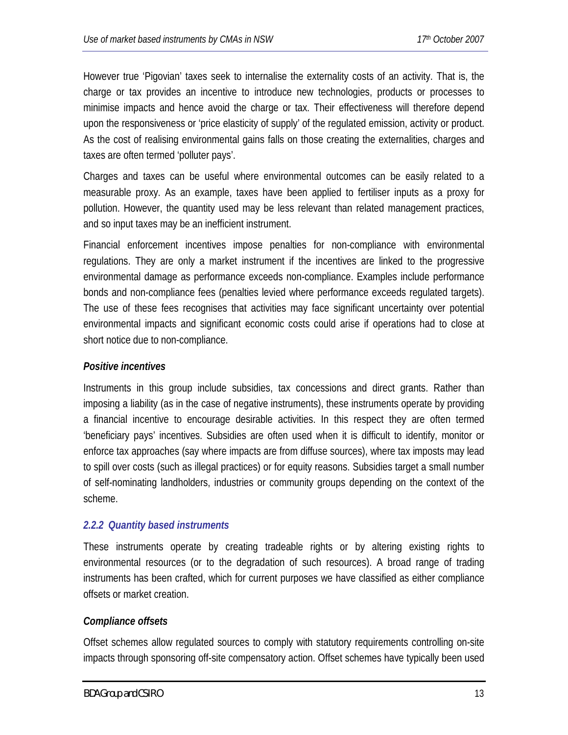However true 'Pigovian' taxes seek to internalise the externality costs of an activity. That is, the charge or tax provides an incentive to introduce new technologies, products or processes to minimise impacts and hence avoid the charge or tax. Their effectiveness will therefore depend upon the responsiveness or 'price elasticity of supply' of the regulated emission, activity or product. As the cost of realising environmental gains falls on those creating the externalities, charges and taxes are often termed 'polluter pays'.

Charges and taxes can be useful where environmental outcomes can be easily related to a measurable proxy. As an example, taxes have been applied to fertiliser inputs as a proxy for pollution. However, the quantity used may be less relevant than related management practices, and so input taxes may be an inefficient instrument.

Financial enforcement incentives impose penalties for non-compliance with environmental regulations. They are only a market instrument if the incentives are linked to the progressive environmental damage as performance exceeds non-compliance. Examples include performance bonds and non-compliance fees (penalties levied where performance exceeds regulated targets). The use of these fees recognises that activities may face significant uncertainty over potential environmental impacts and significant economic costs could arise if operations had to close at short notice due to non-compliance.

***Positive incentives***

Instruments in this group include subsidies, tax concessions and direct grants. Rather than imposing a liability (as in the case of negative instruments), these instruments operate by providing a financial incentive to encourage desirable activities. In this respect they are often termed 'beneficiary pays' incentives. Subsidies are often used when it is difficult to identify, monitor or enforce tax approaches (say where impacts are from diffuse sources), where tax imposts may lead to spill over costs (such as illegal practices) or for equity reasons. Subsidies target a small number of self-nominating landholders, industries or community groups depending on the context of the scheme.

### *2.2.2 Quantity based instruments*

These instruments operate by creating tradeable rights or by altering existing rights to environmental resources (or to the degradation of such resources). A broad range of trading instruments has been crafted, which for current purposes we have classified as either compliance offsets or market creation.

***Compliance offsets***

Offset schemes allow regulated sources to comply with statutory requirements controlling on-site impacts through sponsoring off-site compensatory action. Offset schemes have typically been used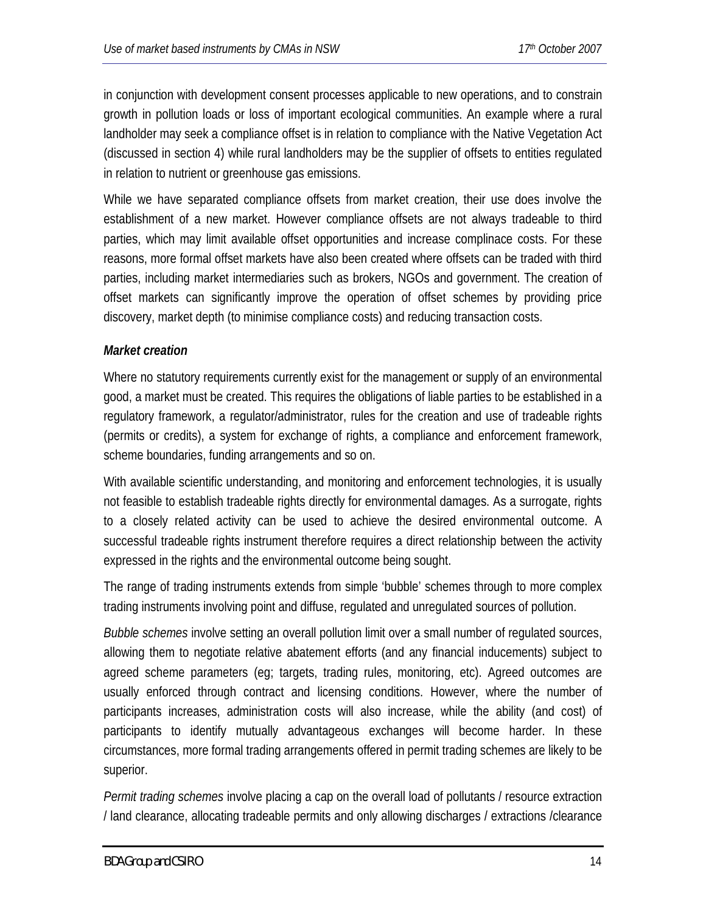in conjunction with development consent processes applicable to new operations, and to constrain growth in pollution loads or loss of important ecological communities. An example where a rural landholder may seek a compliance offset is in relation to compliance with the Native Vegetation Act (discussed in section 4) while rural landholders may be the supplier of offsets to entities regulated in relation to nutrient or greenhouse gas emissions.

While we have separated compliance offsets from market creation, their use does involve the establishment of a new market. However compliance offsets are not always tradeable to third parties, which may limit available offset opportunities and increase complinace costs. For these reasons, more formal offset markets have also been created where offsets can be traded with third parties, including market intermediaries such as brokers, NGOs and government. The creation of offset markets can significantly improve the operation of offset schemes by providing price discovery, market depth (to minimise compliance costs) and reducing transaction costs.

***Market creation***

Where no statutory requirements currently exist for the management or supply of an environmental good, a market must be created. This requires the obligations of liable parties to be established in a regulatory framework, a regulator/administrator, rules for the creation and use of tradeable rights (permits or credits), a system for exchange of rights, a compliance and enforcement framework, scheme boundaries, funding arrangements and so on.

With available scientific understanding, and monitoring and enforcement technologies, it is usually not feasible to establish tradeable rights directly for environmental damages. As a surrogate, rights to a closely related activity can be used to achieve the desired environmental outcome. A successful tradeable rights instrument therefore requires a direct relationship between the activity expressed in the rights and the environmental outcome being sought.

The range of trading instruments extends from simple 'bubble' schemes through to more complex trading instruments involving point and diffuse, regulated and unregulated sources of pollution.

*Bubble schemes* involve setting an overall pollution limit over a small number of regulated sources, allowing them to negotiate relative abatement efforts (and any financial inducements) subject to agreed scheme parameters (eg; targets, trading rules, monitoring, etc). Agreed outcomes are usually enforced through contract and licensing conditions. However, where the number of participants increases, administration costs will also increase, while the ability (and cost) of participants to identify mutually advantageous exchanges will become harder. In these circumstances, more formal trading arrangements offered in permit trading schemes are likely to be superior.

*Permit trading schemes* involve placing a cap on the overall load of pollutants / resource extraction / land clearance, allocating tradeable permits and only allowing discharges / extractions /clearance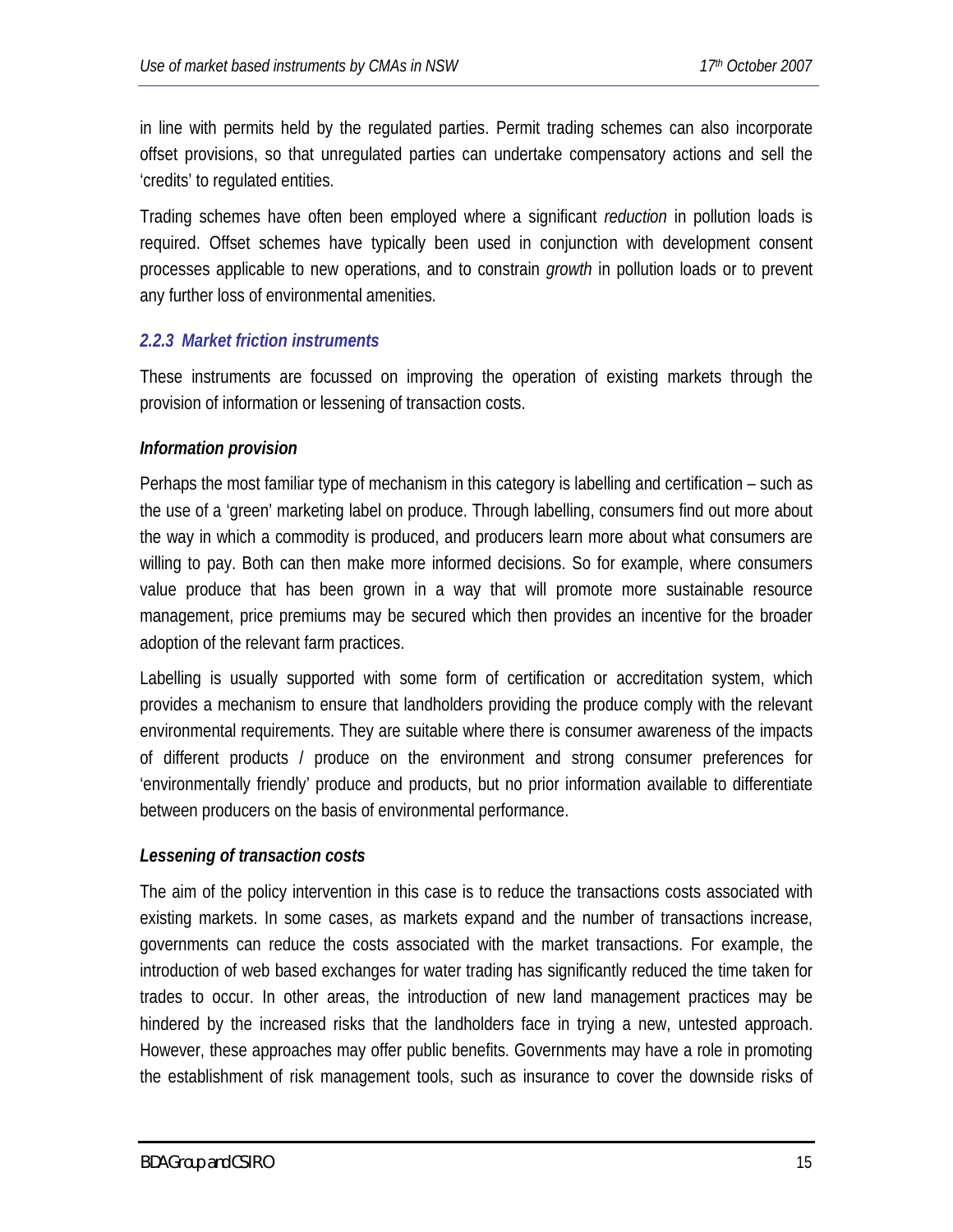in line with permits held by the regulated parties. Permit trading schemes can also incorporate offset provisions, so that unregulated parties can undertake compensatory actions and sell the 'credits' to regulated entities.

Trading schemes have often been employed where a significant *reduction* in pollution loads is required. Offset schemes have typically been used in conjunction with development consent processes applicable to new operations, and to constrain *growth* in pollution loads or to prevent any further loss of environmental amenities.

### *2.2.3 Market friction instruments*

These instruments are focussed on improving the operation of existing markets through the provision of information or lessening of transaction costs.

#### *Information provision*

Perhaps the most familiar type of mechanism in this category is labelling and certification – such as the use of a 'green' marketing label on produce. Through labelling, consumers find out more about the way in which a commodity is produced, and producers learn more about what consumers are willing to pay. Both can then make more informed decisions. So for example, where consumers value produce that has been grown in a way that will promote more sustainable resource management, price premiums may be secured which then provides an incentive for the broader adoption of the relevant farm practices.

Labelling is usually supported with some form of certification or accreditation system, which provides a mechanism to ensure that landholders providing the produce comply with the relevant environmental requirements. They are suitable where there is consumer awareness of the impacts of different products / produce on the environment and strong consumer preferences for 'environmentally friendly' produce and products, but no prior information available to differentiate between producers on the basis of environmental performance.

#### *Lessening of transaction costs*

The aim of the policy intervention in this case is to reduce the transactions costs associated with existing markets. In some cases, as markets expand and the number of transactions increase, governments can reduce the costs associated with the market transactions. For example, the introduction of web based exchanges for water trading has significantly reduced the time taken for trades to occur. In other areas, the introduction of new land management practices may be hindered by the increased risks that the landholders face in trying a new, untested approach. However, these approaches may offer public benefits. Governments may have a role in promoting the establishment of risk management tools, such as insurance to cover the downside risks of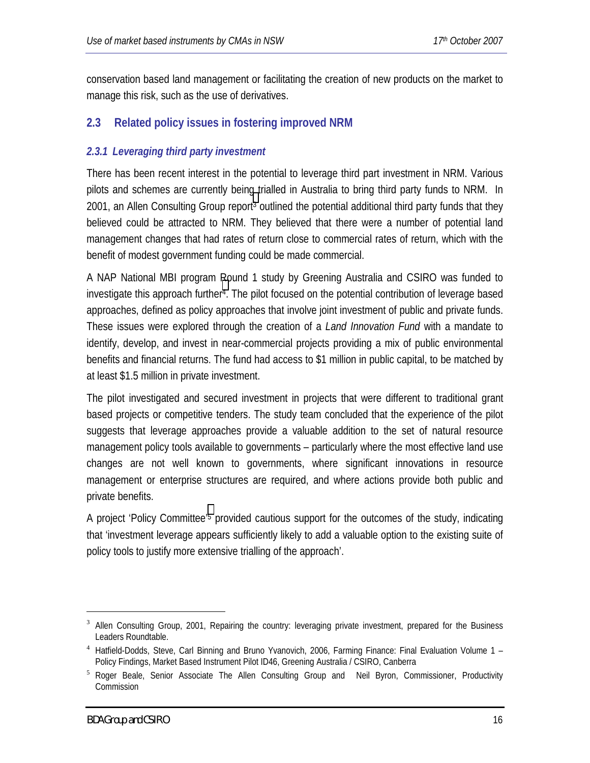conservation based land management or facilitating the creation of new products on the market to manage this risk, such as the use of derivatives.

## 2.3 Related policy issues in fostering improved NRM

### *2.3.1 Leveraging third party investment*

There has been recent interest in the potential to leverage third part investment in NRM. Various pilots and schemes are currently being trialled in Australia to bring third party funds to NRM. In 2001, an Allen Consulting Group report[3] outlined the potential additional third party funds that they believed could be attracted to NRM. They believed that there were a number of potential land management changes that had rates of return close to commercial rates of return, which with the benefit of modest government funding could be made commercial.

A NAP National MBI program Round 1 study by Greening Australia and CSIRO was funded to investigate this approach further[4]. The pilot focused on the potential contribution of leverage based approaches, defined as policy approaches that involve joint investment of public and private funds. These issues were explored through the creation of a *Land Innovation Fund* with a mandate to identify, develop, and invest in near-commercial projects providing a mix of public environmental benefits and financial returns. The fund had access to $1 million in public capital, to be matched by at least $1.5 million in private investment.

The pilot investigated and secured investment in projects that were different to traditional grant based projects or competitive tenders. The study team concluded that the experience of the pilot suggests that leverage approaches provide a valuable addition to the set of natural resource management policy tools available to governments – particularly where the most effective land use changes are not well known to governments, where significant innovations in resource management or enterprise structures are required, and where actions provide both public and private benefits.

A project 'Policy Committee'[5] provided cautious support for the outcomes of the study, indicating that 'investment leverage appears sufficiently likely to add a valuable option to the existing suite of policy tools to justify more extensive trialling of the approach'.

---

[3] Allen Consulting Group, 2001, Repairing the country: leveraging private investment, prepared for the Business Leaders Roundtable.

[4] Hatfield-Dodds, Steve, Carl Binning and Bruno Yvanovich, 2006, Farming Finance: Final Evaluation Volume 1 – Policy Findings, Market Based Instrument Pilot ID46, Greening Australia / CSIRO, Canberra

[5] Roger Beale, Senior Associate The Allen Consulting Group and Neil Byron, Commissioner, Productivity Commission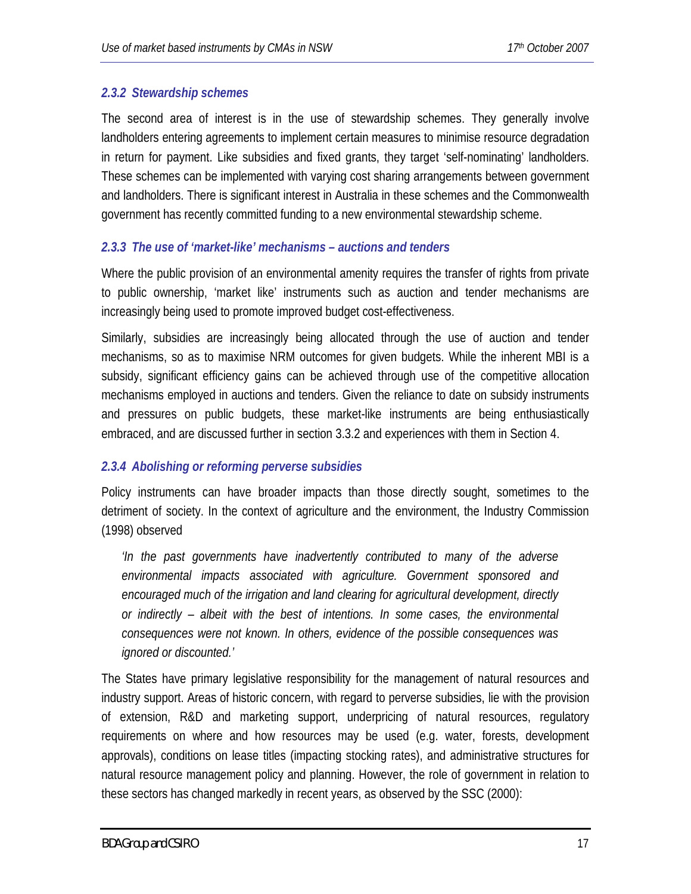### *2.3.2 Stewardship schemes*

The second area of interest is in the use of stewardship schemes. They generally involve landholders entering agreements to implement certain measures to minimise resource degradation in return for payment. Like subsidies and fixed grants, they target 'self-nominating' landholders. These schemes can be implemented with varying cost sharing arrangements between government and landholders. There is significant interest in Australia in these schemes and the Commonwealth government has recently committed funding to a new environmental stewardship scheme.

### *2.3.3 The use of 'market-like' mechanisms – auctions and tenders*

Where the public provision of an environmental amenity requires the transfer of rights from private to public ownership, 'market like' instruments such as auction and tender mechanisms are increasingly being used to promote improved budget cost-effectiveness.

Similarly, subsidies are increasingly being allocated through the use of auction and tender mechanisms, so as to maximise NRM outcomes for given budgets. While the inherent MBI is a subsidy, significant efficiency gains can be achieved through use of the competitive allocation mechanisms employed in auctions and tenders. Given the reliance to date on subsidy instruments and pressures on public budgets, these market-like instruments are being enthusiastically embraced, and are discussed further in section 3.3.2 and experiences with them in Section 4.

### *2.3.4 Abolishing or reforming perverse subsidies*

Policy instruments can have broader impacts than those directly sought, sometimes to the detriment of society. In the context of agriculture and the environment, the Industry Commission (1998) observed

> *'In the past governments have inadvertently contributed to many of the adverse environmental impacts associated with agriculture. Government sponsored and encouraged much of the irrigation and land clearing for agricultural development, directly or indirectly – albeit with the best of intentions. In some cases, the environmental consequences were not known. In others, evidence of the possible consequences was ignored or discounted.'*

The States have primary legislative responsibility for the management of natural resources and industry support. Areas of historic concern, with regard to perverse subsidies, lie with the provision of extension, R&D and marketing support, underpricing of natural resources, regulatory requirements on where and how resources may be used (e.g. water, forests, development approvals), conditions on lease titles (impacting stocking rates), and administrative structures for natural resource management policy and planning. However, the role of government in relation to these sectors has changed markedly in recent years, as observed by the SSC (2000):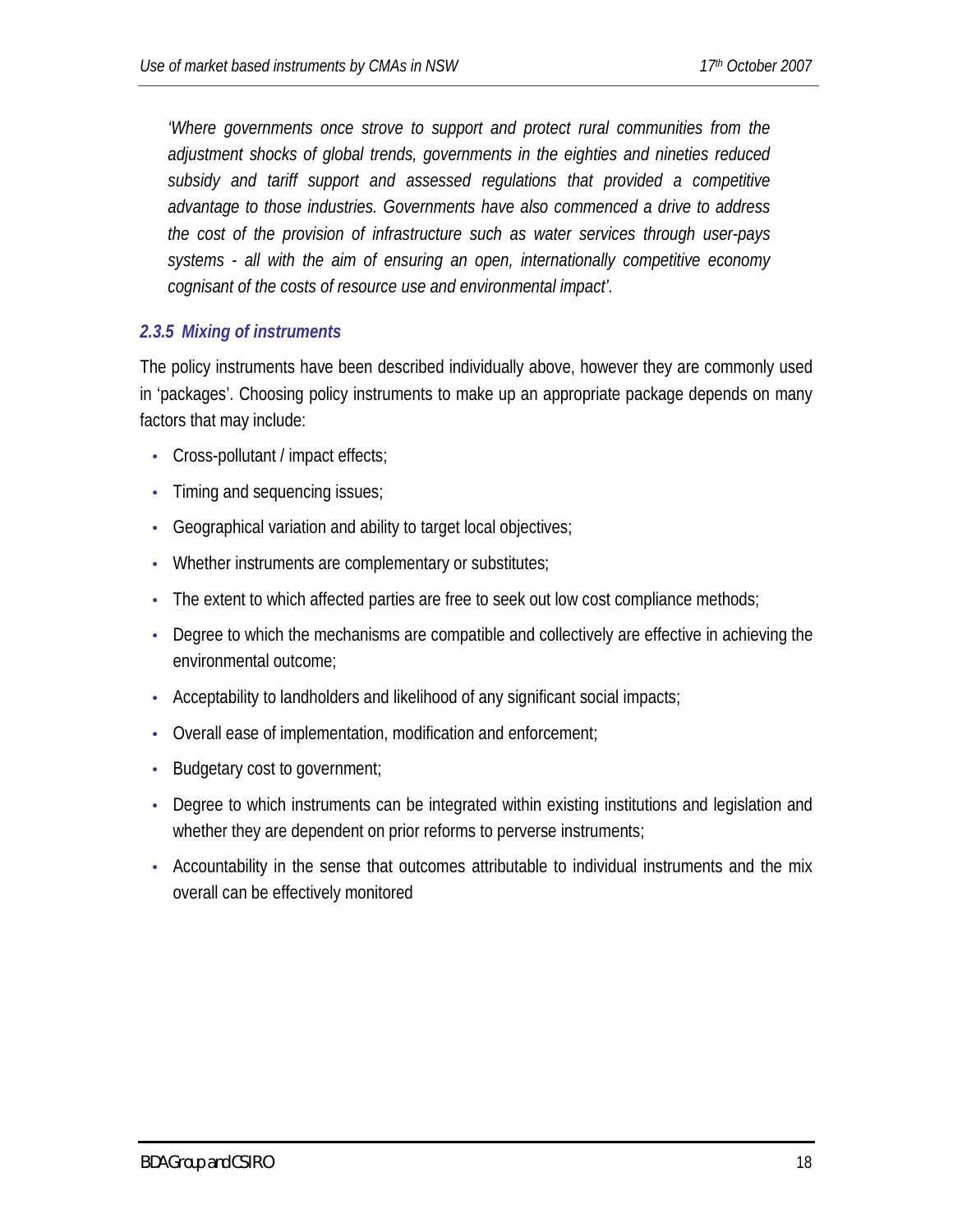*'Where governments once strove to support and protect rural communities from the adjustment shocks of global trends, governments in the eighties and nineties reduced subsidy and tariff support and assessed regulations that provided a competitive advantage to those industries. Governments have also commenced a drive to address the cost of the provision of infrastructure such as water services through user-pays systems - all with the aim of ensuring an open, internationally competitive economy cognisant of the costs of resource use and environmental impact'.*

### *2.3.5 Mixing of instruments*

The policy instruments have been described individually above, however they are commonly used in 'packages'. Choosing policy instruments to make up an appropriate package depends on many factors that may include:

- Cross-pollutant / impact effects;
- Timing and sequencing issues;
- Geographical variation and ability to target local objectives;
- Whether instruments are complementary or substitutes;
- The extent to which affected parties are free to seek out low cost compliance methods;
- Degree to which the mechanisms are compatible and collectively are effective in achieving the environmental outcome;
- Acceptability to landholders and likelihood of any significant social impacts;
- Overall ease of implementation, modification and enforcement;
- Budgetary cost to government;
- Degree to which instruments can be integrated within existing institutions and legislation and whether they are dependent on prior reforms to perverse instruments;
- Accountability in the sense that outcomes attributable to individual instruments and the mix overall can be effectively monitored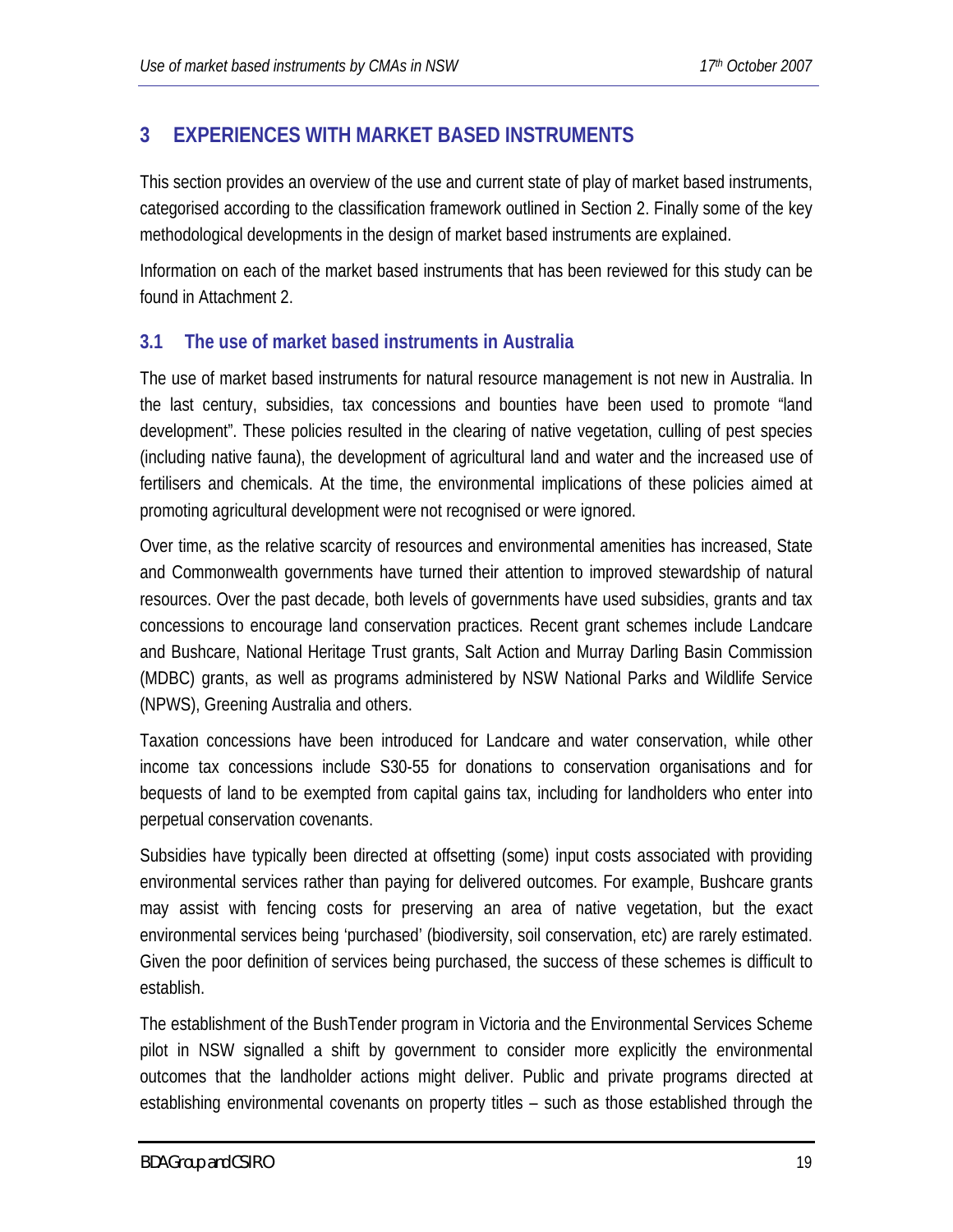# 3 EXPERIENCES WITH MARKET BASED INSTRUMENTS

This section provides an overview of the use and current state of play of market based instruments, categorised according to the classification framework outlined in Section 2. Finally some of the key methodological developments in the design of market based instruments are explained.

Information on each of the market based instruments that has been reviewed for this study can be found in Attachment 2.

## 3.1 The use of market based instruments in Australia

The use of market based instruments for natural resource management is not new in Australia. In the last century, subsidies, tax concessions and bounties have been used to promote "land development". These policies resulted in the clearing of native vegetation, culling of pest species (including native fauna), the development of agricultural land and water and the increased use of fertilisers and chemicals. At the time, the environmental implications of these policies aimed at promoting agricultural development were not recognised or were ignored.

Over time, as the relative scarcity of resources and environmental amenities has increased, State and Commonwealth governments have turned their attention to improved stewardship of natural resources. Over the past decade, both levels of governments have used subsidies, grants and tax concessions to encourage land conservation practices. Recent grant schemes include Landcare and Bushcare, National Heritage Trust grants, Salt Action and Murray Darling Basin Commission (MDBC) grants, as well as programs administered by NSW National Parks and Wildlife Service (NPWS), Greening Australia and others.

Taxation concessions have been introduced for Landcare and water conservation, while other income tax concessions include S30-55 for donations to conservation organisations and for bequests of land to be exempted from capital gains tax, including for landholders who enter into perpetual conservation covenants.

Subsidies have typically been directed at offsetting (some) input costs associated with providing environmental services rather than paying for delivered outcomes. For example, Bushcare grants may assist with fencing costs for preserving an area of native vegetation, but the exact environmental services being 'purchased' (biodiversity, soil conservation, etc) are rarely estimated. Given the poor definition of services being purchased, the success of these schemes is difficult to establish.

The establishment of the BushTender program in Victoria and the Environmental Services Scheme pilot in NSW signalled a shift by government to consider more explicitly the environmental outcomes that the landholder actions might deliver. Public and private programs directed at establishing environmental covenants on property titles – such as those established through the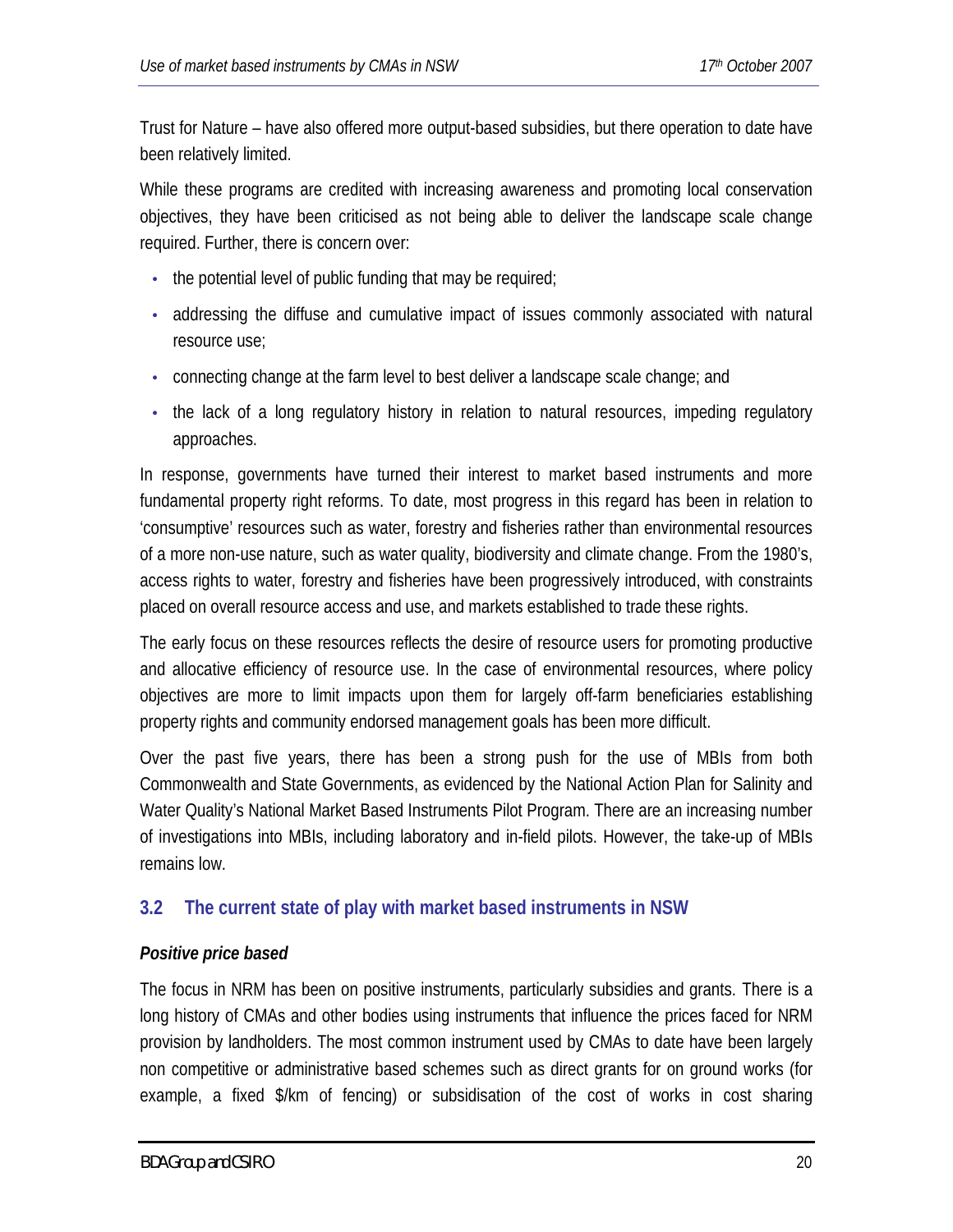Trust for Nature – have also offered more output-based subsidies, but there operation to date have been relatively limited.

While these programs are credited with increasing awareness and promoting local conservation objectives, they have been criticised as not being able to deliver the landscape scale change required. Further, there is concern over:

- the potential level of public funding that may be required;
- addressing the diffuse and cumulative impact of issues commonly associated with natural resource use;
- connecting change at the farm level to best deliver a landscape scale change; and
- the lack of a long regulatory history in relation to natural resources, impeding regulatory approaches.

In response, governments have turned their interest to market based instruments and more fundamental property right reforms. To date, most progress in this regard has been in relation to 'consumptive' resources such as water, forestry and fisheries rather than environmental resources of a more non-use nature, such as water quality, biodiversity and climate change. From the 1980's, access rights to water, forestry and fisheries have been progressively introduced, with constraints placed on overall resource access and use, and markets established to trade these rights.

The early focus on these resources reflects the desire of resource users for promoting productive and allocative efficiency of resource use. In the case of environmental resources, where policy objectives are more to limit impacts upon them for largely off-farm beneficiaries establishing property rights and community endorsed management goals has been more difficult.

Over the past five years, there has been a strong push for the use of MBIs from both Commonwealth and State Governments, as evidenced by the National Action Plan for Salinity and Water Quality's National Market Based Instruments Pilot Program. There are an increasing number of investigations into MBIs, including laboratory and in-field pilots. However, the take-up of MBIs remains low.

## 3.2 The current state of play with market based instruments in NSW

***Positive price based***

The focus in NRM has been on positive instruments, particularly subsidies and grants. There is a long history of CMAs and other bodies using instruments that influence the prices faced for NRM provision by landholders. The most common instrument used by CMAs to date have been largely non competitive or administrative based schemes such as direct grants for on ground works (for example, a fixed $/km of fencing) or subsidisation of the cost of works in cost sharing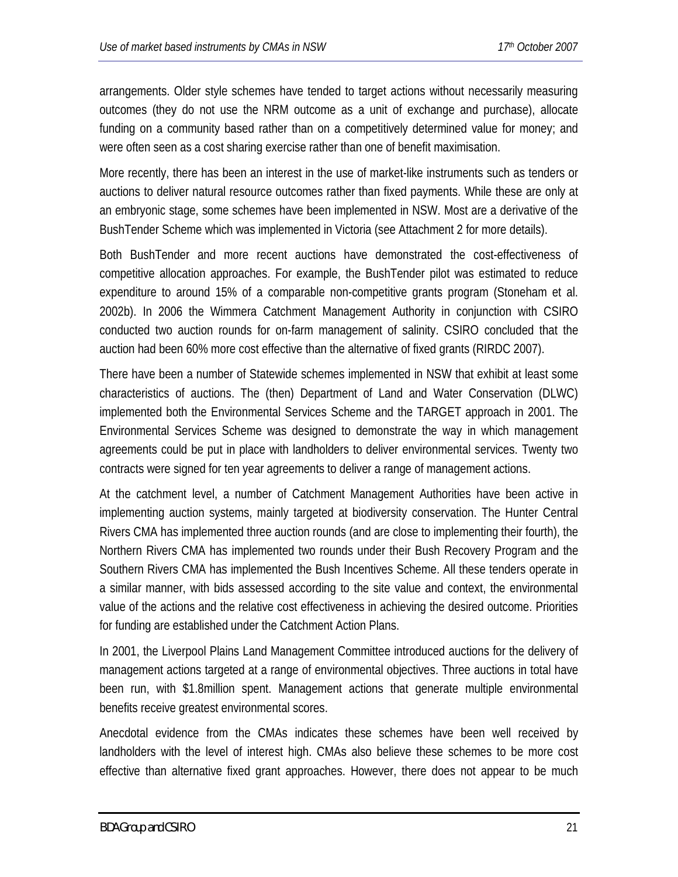arrangements. Older style schemes have tended to target actions without necessarily measuring outcomes (they do not use the NRM outcome as a unit of exchange and purchase), allocate funding on a community based rather than on a competitively determined value for money; and were often seen as a cost sharing exercise rather than one of benefit maximisation.

More recently, there has been an interest in the use of market-like instruments such as tenders or auctions to deliver natural resource outcomes rather than fixed payments. While these are only at an embryonic stage, some schemes have been implemented in NSW. Most are a derivative of the BushTender Scheme which was implemented in Victoria (see Attachment 2 for more details).

Both BushTender and more recent auctions have demonstrated the cost-effectiveness of competitive allocation approaches. For example, the BushTender pilot was estimated to reduce expenditure to around 15% of a comparable non-competitive grants program (Stoneham et al. 2002b). In 2006 the Wimmera Catchment Management Authority in conjunction with CSIRO conducted two auction rounds for on-farm management of salinity. CSIRO concluded that the auction had been 60% more cost effective than the alternative of fixed grants (RIRDC 2007).

There have been a number of Statewide schemes implemented in NSW that exhibit at least some characteristics of auctions. The (then) Department of Land and Water Conservation (DLWC) implemented both the Environmental Services Scheme and the TARGET approach in 2001. The Environmental Services Scheme was designed to demonstrate the way in which management agreements could be put in place with landholders to deliver environmental services. Twenty two contracts were signed for ten year agreements to deliver a range of management actions.

At the catchment level, a number of Catchment Management Authorities have been active in implementing auction systems, mainly targeted at biodiversity conservation. The Hunter Central Rivers CMA has implemented three auction rounds (and are close to implementing their fourth), the Northern Rivers CMA has implemented two rounds under their Bush Recovery Program and the Southern Rivers CMA has implemented the Bush Incentives Scheme. All these tenders operate in a similar manner, with bids assessed according to the site value and context, the environmental value of the actions and the relative cost effectiveness in achieving the desired outcome. Priorities for funding are established under the Catchment Action Plans.

In 2001, the Liverpool Plains Land Management Committee introduced auctions for the delivery of management actions targeted at a range of environmental objectives. Three auctions in total have been run, with $1.8million spent. Management actions that generate multiple environmental benefits receive greatest environmental scores.

Anecdotal evidence from the CMAs indicates these schemes have been well received by landholders with the level of interest high. CMAs also believe these schemes to be more cost effective than alternative fixed grant approaches. However, there does not appear to be much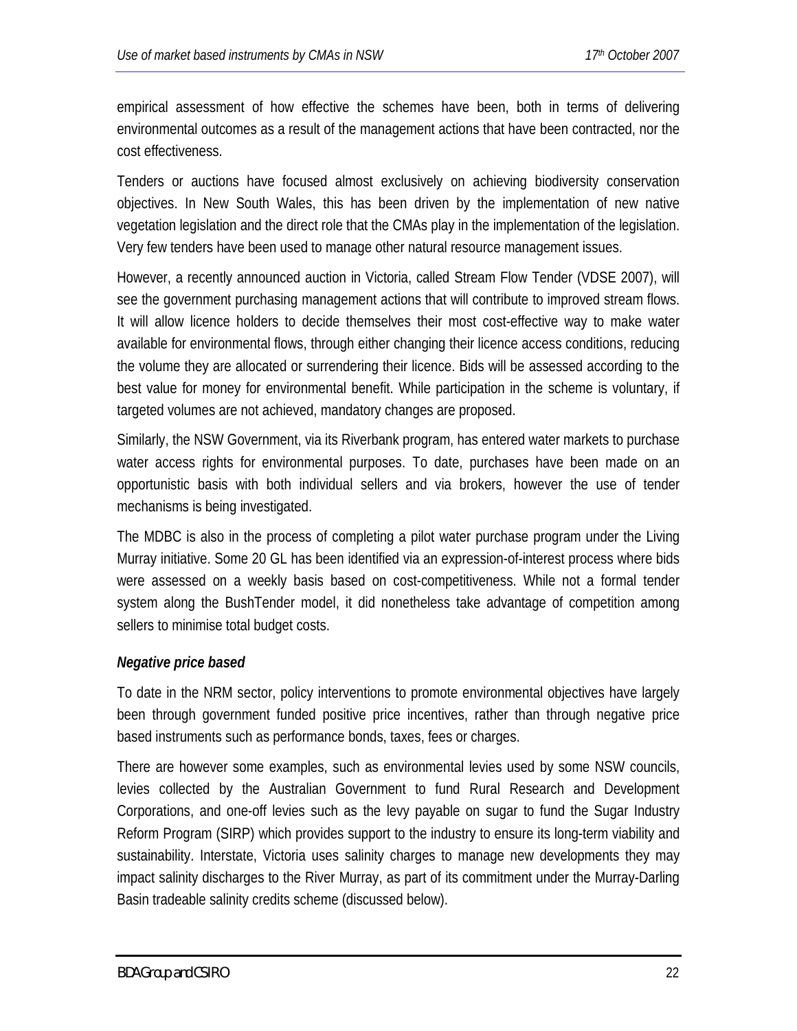empirical assessment of how effective the schemes have been, both in terms of delivering environmental outcomes as a result of the management actions that have been contracted, nor the cost effectiveness.

Tenders or auctions have focused almost exclusively on achieving biodiversity conservation objectives. In New South Wales, this has been driven by the implementation of new native vegetation legislation and the direct role that the CMAs play in the implementation of the legislation. Very few tenders have been used to manage other natural resource management issues.

However, a recently announced auction in Victoria, called Stream Flow Tender (VDSE 2007), will see the government purchasing management actions that will contribute to improved stream flows. It will allow licence holders to decide themselves their most cost-effective way to make water available for environmental flows, through either changing their licence access conditions, reducing the volume they are allocated or surrendering their licence. Bids will be assessed according to the best value for money for environmental benefit. While participation in the scheme is voluntary, if targeted volumes are not achieved, mandatory changes are proposed.

Similarly, the NSW Government, via its Riverbank program, has entered water markets to purchase water access rights for environmental purposes. To date, purchases have been made on an opportunistic basis with both individual sellers and via brokers, however the use of tender mechanisms is being investigated.

The MDBC is also in the process of completing a pilot water purchase program under the Living Murray initiative. Some 20 GL has been identified via an expression-of-interest process where bids were assessed on a weekly basis based on cost-competitiveness. While not a formal tender system along the BushTender model, it did nonetheless take advantage of competition among sellers to minimise total budget costs.

***Negative price based***

To date in the NRM sector, policy interventions to promote environmental objectives have largely been through government funded positive price incentives, rather than through negative price based instruments such as performance bonds, taxes, fees or charges.

There are however some examples, such as environmental levies used by some NSW councils, levies collected by the Australian Government to fund Rural Research and Development Corporations, and one-off levies such as the levy payable on sugar to fund the Sugar Industry Reform Program (SIRP) which provides support to the industry to ensure its long-term viability and sustainability. Interstate, Victoria uses salinity charges to manage new developments they may impact salinity discharges to the River Murray, as part of its commitment under the Murray-Darling Basin tradeable salinity credits scheme (discussed below).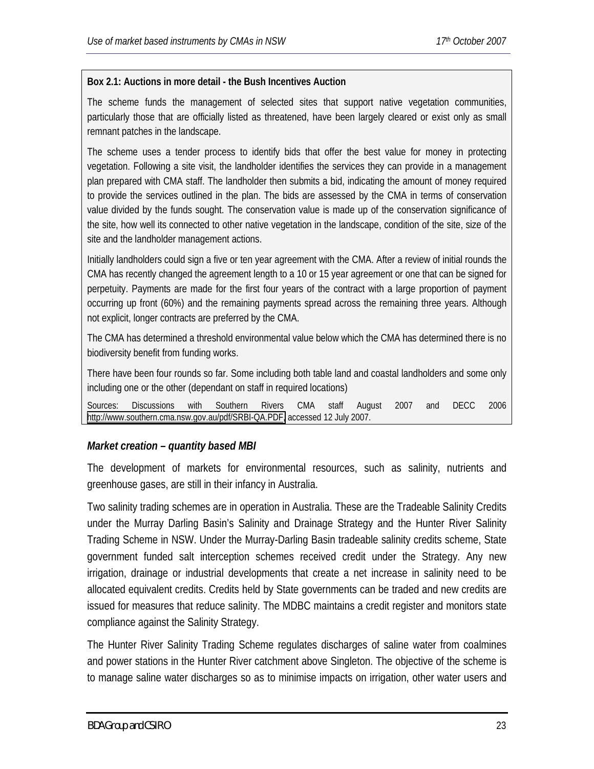**Box 2.1: Auctions in more detail - the Bush Incentives Auction**

The scheme funds the management of selected sites that support native vegetation communities, particularly those that are officially listed as threatened, have been largely cleared or exist only as small remnant patches in the landscape.

The scheme uses a tender process to identify bids that offer the best value for money in protecting vegetation. Following a site visit, the landholder identifies the services they can provide in a management plan prepared with CMA staff. The landholder then submits a bid, indicating the amount of money required to provide the services outlined in the plan. The bids are assessed by the CMA in terms of conservation value divided by the funds sought. The conservation value is made up of the conservation significance of the site, how well its connected to other native vegetation in the landscape, condition of the site, size of the site and the landholder management actions.

Initially landholders could sign a five or ten year agreement with the CMA. After a review of initial rounds the CMA has recently changed the agreement length to a 10 or 15 year agreement or one that can be signed for perpetuity. Payments are made for the first four years of the contract with a large proportion of payment occurring up front (60%) and the remaining payments spread across the remaining three years. Although not explicit, longer contracts are preferred by the CMA.

The CMA has determined a threshold environmental value below which the CMA has determined there is no biodiversity benefit from funding works.

There have been four rounds so far. Some including both table land and coastal landholders and some only including one or the other (dependant on staff in required locations)

Sources: Discussions with Southern Rivers CMA staff August 2007 and DECC 2006 http://www.southern.cma.nsw.gov.au/pdf/SRBI-QA.PDF, accessed 12 July 2007.

***Market creation – quantity based MBI***

The development of markets for environmental resources, such as salinity, nutrients and greenhouse gases, are still in their infancy in Australia.

Two salinity trading schemes are in operation in Australia. These are the Tradeable Salinity Credits under the Murray Darling Basin's Salinity and Drainage Strategy and the Hunter River Salinity Trading Scheme in NSW. Under the Murray-Darling Basin tradeable salinity credits scheme, State government funded salt interception schemes received credit under the Strategy. Any new irrigation, drainage or industrial developments that create a net increase in salinity need to be allocated equivalent credits. Credits held by State governments can be traded and new credits are issued for measures that reduce salinity. The MDBC maintains a credit register and monitors state compliance against the Salinity Strategy.

The Hunter River Salinity Trading Scheme regulates discharges of saline water from coalmines and power stations in the Hunter River catchment above Singleton. The objective of the scheme is to manage saline water discharges so as to minimise impacts on irrigation, other water users and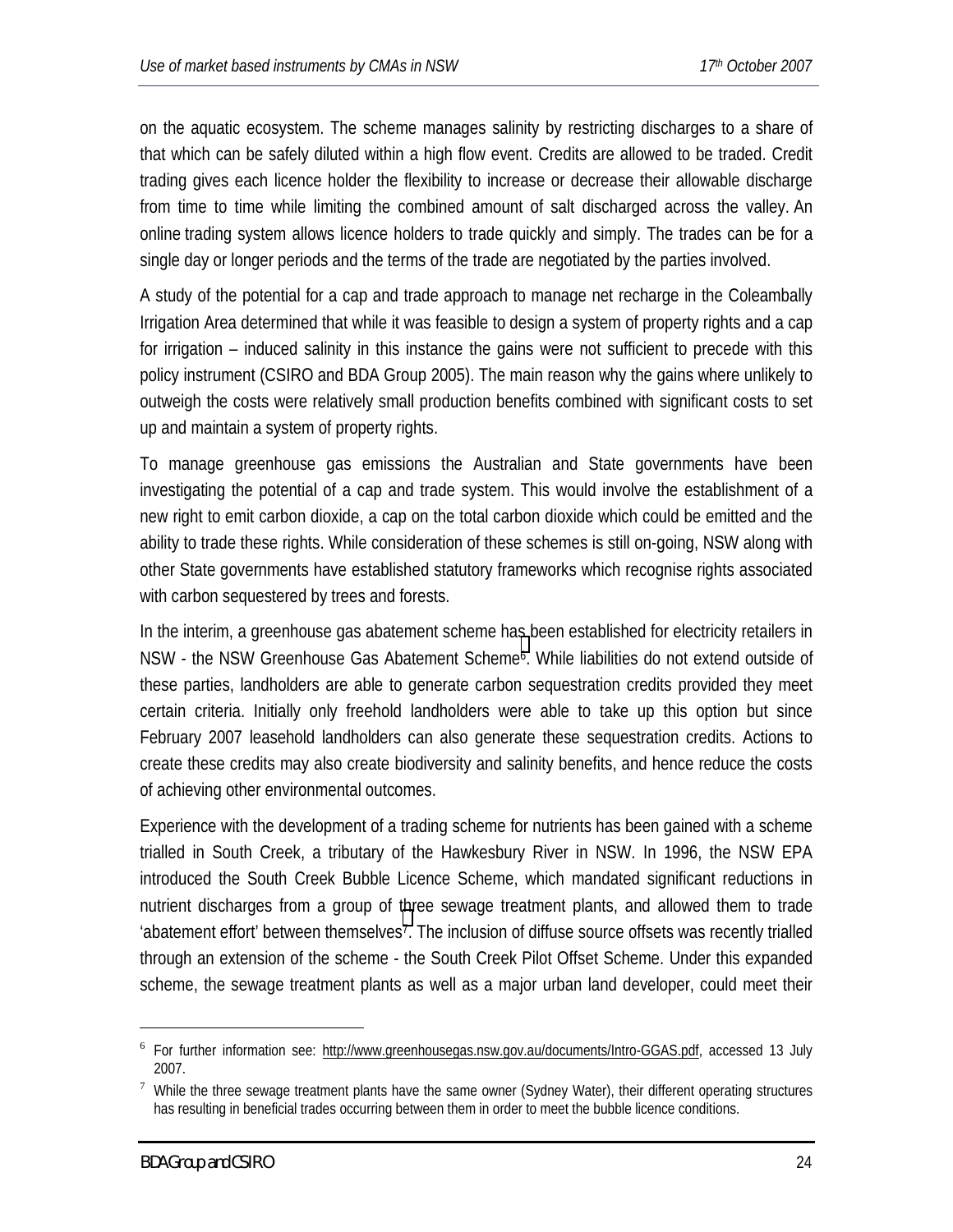on the aquatic ecosystem. The scheme manages salinity by restricting discharges to a share of that which can be safely diluted within a high flow event. Credits are allowed to be traded. Credit trading gives each licence holder the flexibility to increase or decrease their allowable discharge from time to time while limiting the combined amount of salt discharged across the valley. An online trading system allows licence holders to trade quickly and simply. The trades can be for a single day or longer periods and the terms of the trade are negotiated by the parties involved.

A study of the potential for a cap and trade approach to manage net recharge in the Coleambally Irrigation Area determined that while it was feasible to design a system of property rights and a cap for irrigation – induced salinity in this instance the gains were not sufficient to precede with this policy instrument (CSIRO and BDA Group 2005). The main reason why the gains where unlikely to outweigh the costs were relatively small production benefits combined with significant costs to set up and maintain a system of property rights.

To manage greenhouse gas emissions the Australian and State governments have been investigating the potential of a cap and trade system. This would involve the establishment of a new right to emit carbon dioxide, a cap on the total carbon dioxide which could be emitted and the ability to trade these rights. While consideration of these schemes is still on-going, NSW along with other State governments have established statutory frameworks which recognise rights associated with carbon sequestered by trees and forests.

In the interim, a greenhouse gas abatement scheme has been established for electricity retailers in NSW - the NSW Greenhouse Gas Abatement Scheme[6]. While liabilities do not extend outside of these parties, landholders are able to generate carbon sequestration credits provided they meet certain criteria. Initially only freehold landholders were able to take up this option but since February 2007 leasehold landholders can also generate these sequestration credits. Actions to create these credits may also create biodiversity and salinity benefits, and hence reduce the costs of achieving other environmental outcomes.

Experience with the development of a trading scheme for nutrients has been gained with a scheme trialled in South Creek, a tributary of the Hawkesbury River in NSW. In 1996, the NSW EPA introduced the South Creek Bubble Licence Scheme, which mandated significant reductions in nutrient discharges from a group of three sewage treatment plants, and allowed them to trade 'abatement effort' between themselves[7]. The inclusion of diffuse source offsets was recently trialled through an extension of the scheme - the South Creek Pilot Offset Scheme. Under this expanded scheme, the sewage treatment plants as well as a major urban land developer, could meet their

---

[6] For further information see: http://www.greenhousegas.nsw.gov.au/documents/Intro-GGAS.pdf, accessed 13 July 2007.

[7] While the three sewage treatment plants have the same owner (Sydney Water), their different operating structures has resulting in beneficial trades occurring between them in order to meet the bubble licence conditions.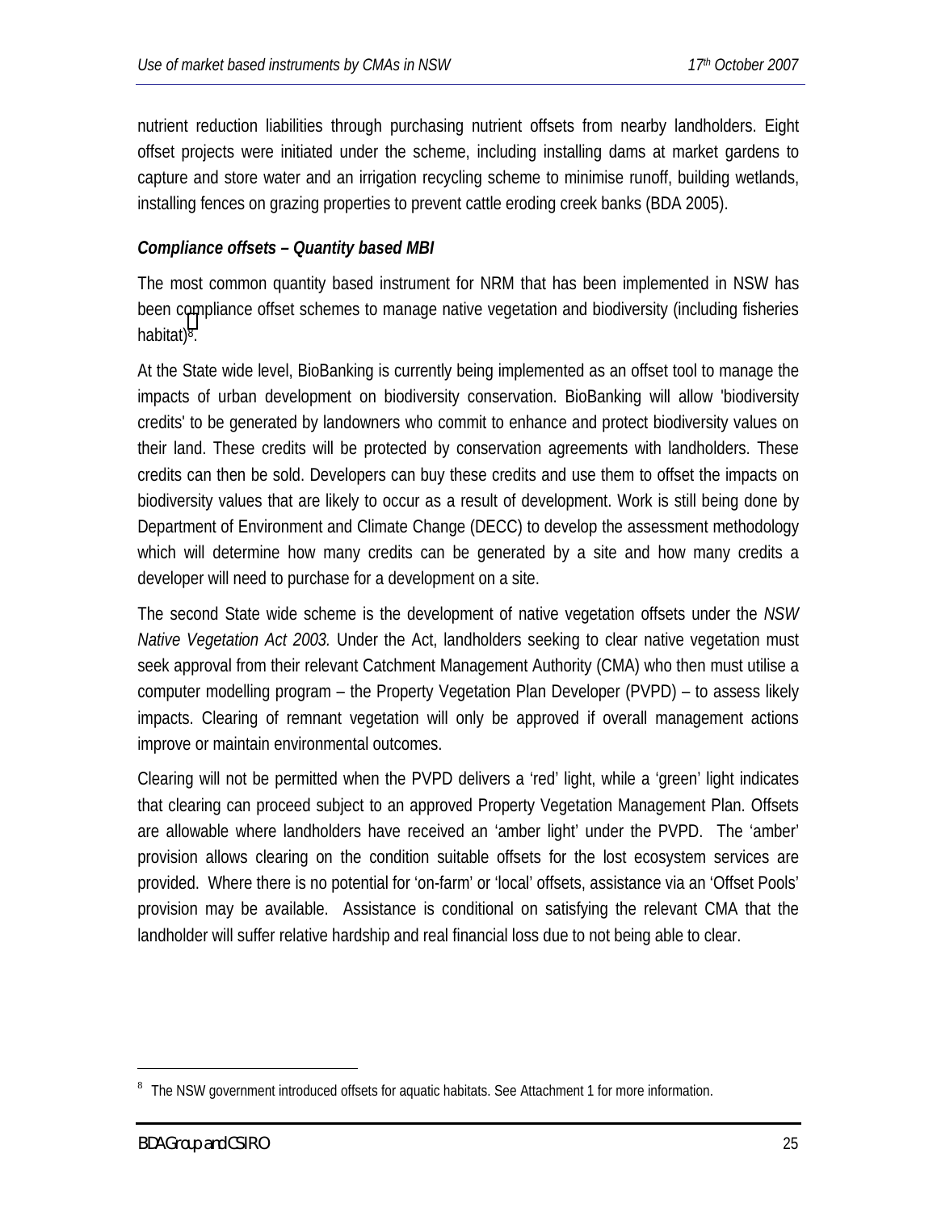nutrient reduction liabilities through purchasing nutrient offsets from nearby landholders. Eight offset projects were initiated under the scheme, including installing dams at market gardens to capture and store water and an irrigation recycling scheme to minimise runoff, building wetlands, installing fences on grazing properties to prevent cattle eroding creek banks (BDA 2005).

***Compliance offsets – Quantity based MBI***

The most common quantity based instrument for NRM that has been implemented in NSW has been compliance offset schemes to manage native vegetation and biodiversity (including fisheries habitat)[8].

At the State wide level, BioBanking is currently being implemented as an offset tool to manage the impacts of urban development on biodiversity conservation. BioBanking will allow 'biodiversity credits' to be generated by landowners who commit to enhance and protect biodiversity values on their land. These credits will be protected by conservation agreements with landholders. These credits can then be sold. Developers can buy these credits and use them to offset the impacts on biodiversity values that are likely to occur as a result of development. Work is still being done by Department of Environment and Climate Change (DECC) to develop the assessment methodology which will determine how many credits can be generated by a site and how many credits a developer will need to purchase for a development on a site.

The second State wide scheme is the development of native vegetation offsets under the *NSW Native Vegetation Act 2003.* Under the Act, landholders seeking to clear native vegetation must seek approval from their relevant Catchment Management Authority (CMA) who then must utilise a computer modelling program – the Property Vegetation Plan Developer (PVPD) – to assess likely impacts. Clearing of remnant vegetation will only be approved if overall management actions improve or maintain environmental outcomes.

Clearing will not be permitted when the PVPD delivers a 'red' light, while a 'green' light indicates that clearing can proceed subject to an approved Property Vegetation Management Plan. Offsets are allowable where landholders have received an 'amber light' under the PVPD. The 'amber' provision allows clearing on the condition suitable offsets for the lost ecosystem services are provided. Where there is no potential for 'on-farm' or 'local' offsets, assistance via an 'Offset Pools' provision may be available. Assistance is conditional on satisfying the relevant CMA that the landholder will suffer relative hardship and real financial loss due to not being able to clear.

---

[8] The NSW government introduced offsets for aquatic habitats. See Attachment 1 for more information.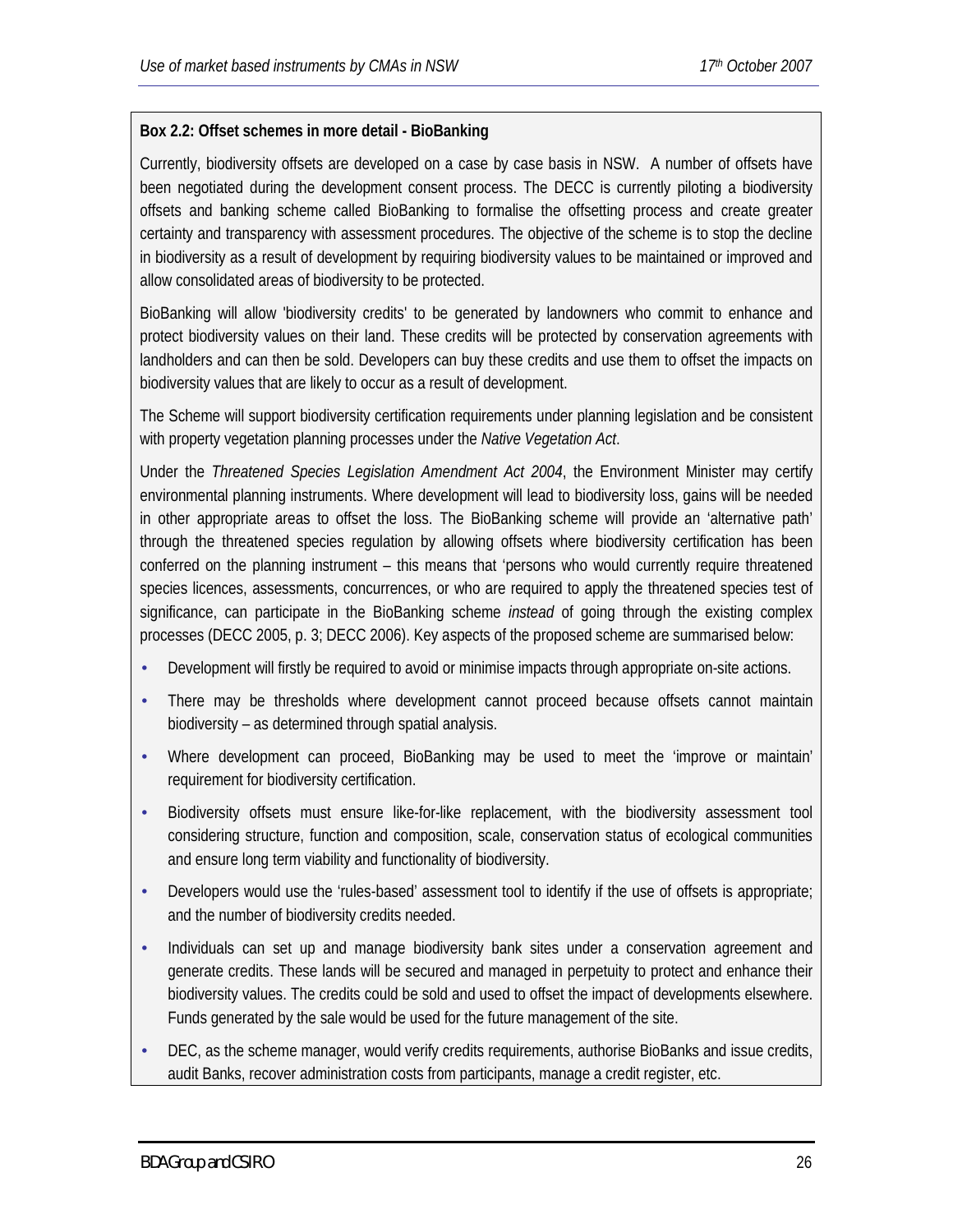**Box 2.2: Offset schemes in more detail - BioBanking**

Currently, biodiversity offsets are developed on a case by case basis in NSW. A number of offsets have been negotiated during the development consent process. The DECC is currently piloting a biodiversity offsets and banking scheme called BioBanking to formalise the offsetting process and create greater certainty and transparency with assessment procedures. The objective of the scheme is to stop the decline in biodiversity as a result of development by requiring biodiversity values to be maintained or improved and allow consolidated areas of biodiversity to be protected.

BioBanking will allow 'biodiversity credits' to be generated by landowners who commit to enhance and protect biodiversity values on their land. These credits will be protected by conservation agreements with landholders and can then be sold. Developers can buy these credits and use them to offset the impacts on biodiversity values that are likely to occur as a result of development.

The Scheme will support biodiversity certification requirements under planning legislation and be consistent with property vegetation planning processes under the *Native Vegetation Act*.

Under the *Threatened Species Legislation Amendment Act 2004*, the Environment Minister may certify environmental planning instruments. Where development will lead to biodiversity loss, gains will be needed in other appropriate areas to offset the loss. The BioBanking scheme will provide an 'alternative path' through the threatened species regulation by allowing offsets where biodiversity certification has been conferred on the planning instrument – this means that 'persons who would currently require threatened species licences, assessments, concurrences, or who are required to apply the threatened species test of significance, can participate in the BioBanking scheme *instead* of going through the existing complex processes (DECC 2005, p. 3; DECC 2006). Key aspects of the proposed scheme are summarised below:

- Development will firstly be required to avoid or minimise impacts through appropriate on-site actions.
- There may be thresholds where development cannot proceed because offsets cannot maintain biodiversity – as determined through spatial analysis.
- Where development can proceed, BioBanking may be used to meet the 'improve or maintain' requirement for biodiversity certification.
- Biodiversity offsets must ensure like-for-like replacement, with the biodiversity assessment tool considering structure, function and composition, scale, conservation status of ecological communities and ensure long term viability and functionality of biodiversity.
- Developers would use the 'rules-based' assessment tool to identify if the use of offsets is appropriate; and the number of biodiversity credits needed.
- Individuals can set up and manage biodiversity bank sites under a conservation agreement and generate credits. These lands will be secured and managed in perpetuity to protect and enhance their biodiversity values. The credits could be sold and used to offset the impact of developments elsewhere. Funds generated by the sale would be used for the future management of the site.
- DEC, as the scheme manager, would verify credits requirements, authorise BioBanks and issue credits, audit Banks, recover administration costs from participants, manage a credit register, etc.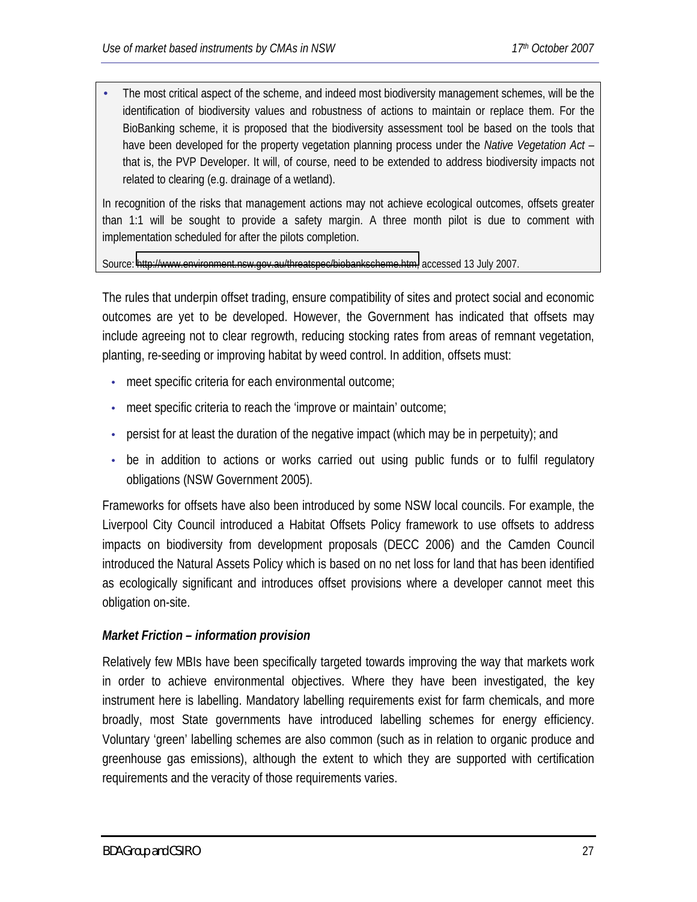- The most critical aspect of the scheme, and indeed most biodiversity management schemes, will be the identification of biodiversity values and robustness of actions to maintain or replace them. For the BioBanking scheme, it is proposed that the biodiversity assessment tool be based on the tools that have been developed for the property vegetation planning process under the *Native Vegetation Act* – that is, the PVP Developer. It will, of course, need to be extended to address biodiversity impacts not related to clearing (e.g. drainage of a wetland).

In recognition of the risks that management actions may not achieve ecological outcomes, offsets greater than 1:1 will be sought to provide a safety margin. A three month pilot is due to comment with implementation scheduled for after the pilots completion.

Source: http://www.environment.nsw.gov.au/threatspec/biobankscheme.htm, accessed 13 July 2007.

The rules that underpin offset trading, ensure compatibility of sites and protect social and economic outcomes are yet to be developed. However, the Government has indicated that offsets may include agreeing not to clear regrowth, reducing stocking rates from areas of remnant vegetation, planting, re-seeding or improving habitat by weed control. In addition, offsets must:

- meet specific criteria for each environmental outcome;
- meet specific criteria to reach the 'improve or maintain' outcome;
- persist for at least the duration of the negative impact (which may be in perpetuity); and
- be in addition to actions or works carried out using public funds or to fulfil regulatory obligations (NSW Government 2005).

Frameworks for offsets have also been introduced by some NSW local councils. For example, the Liverpool City Council introduced a Habitat Offsets Policy framework to use offsets to address impacts on biodiversity from development proposals (DECC 2006) and the Camden Council introduced the Natural Assets Policy which is based on no net loss for land that has been identified as ecologically significant and introduces offset provisions where a developer cannot meet this obligation on-site.

### *Market Friction – information provision*

Relatively few MBIs have been specifically targeted towards improving the way that markets work in order to achieve environmental objectives. Where they have been investigated, the key instrument here is labelling. Mandatory labelling requirements exist for farm chemicals, and more broadly, most State governments have introduced labelling schemes for energy efficiency. Voluntary 'green' labelling schemes are also common (such as in relation to organic produce and greenhouse gas emissions), although the extent to which they are supported with certification requirements and the veracity of those requirements varies.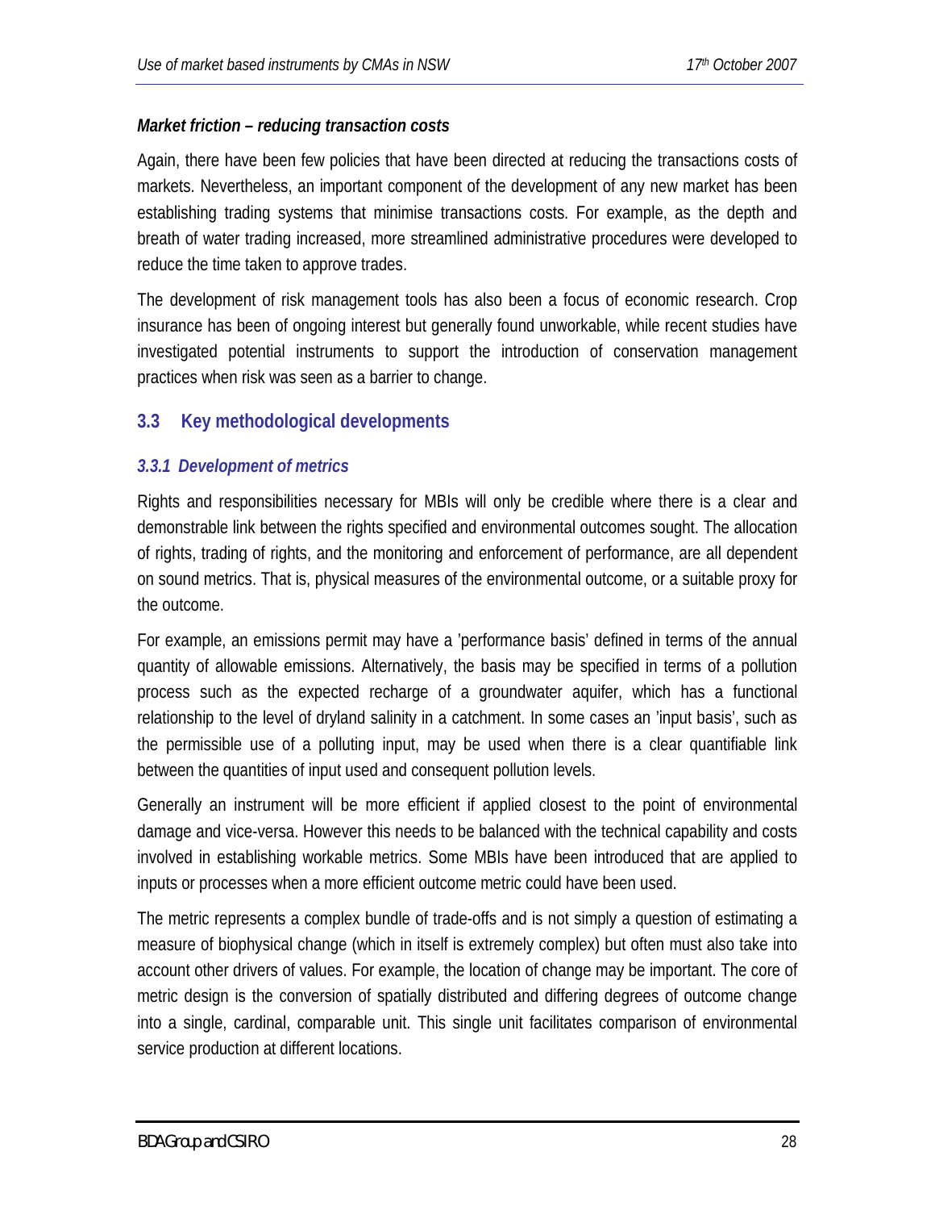*Market friction – reducing transaction costs*

Again, there have been few policies that have been directed at reducing the transactions costs of markets. Nevertheless, an important component of the development of any new market has been establishing trading systems that minimise transactions costs. For example, as the depth and breath of water trading increased, more streamlined administrative procedures were developed to reduce the time taken to approve trades.

The development of risk management tools has also been a focus of economic research. Crop insurance has been of ongoing interest but generally found unworkable, while recent studies have investigated potential instruments to support the introduction of conservation management practices when risk was seen as a barrier to change.

## 3.3 Key methodological developments

### *3.3.1 Development of metrics*

Rights and responsibilities necessary for MBIs will only be credible where there is a clear and demonstrable link between the rights specified and environmental outcomes sought. The allocation of rights, trading of rights, and the monitoring and enforcement of performance, are all dependent on sound metrics. That is, physical measures of the environmental outcome, or a suitable proxy for the outcome.

For example, an emissions permit may have a 'performance basis' defined in terms of the annual quantity of allowable emissions. Alternatively, the basis may be specified in terms of a pollution process such as the expected recharge of a groundwater aquifer, which has a functional relationship to the level of dryland salinity in a catchment. In some cases an 'input basis', such as the permissible use of a polluting input, may be used when there is a clear quantifiable link between the quantities of input used and consequent pollution levels.

Generally an instrument will be more efficient if applied closest to the point of environmental damage and vice-versa. However this needs to be balanced with the technical capability and costs involved in establishing workable metrics. Some MBIs have been introduced that are applied to inputs or processes when a more efficient outcome metric could have been used.

The metric represents a complex bundle of trade-offs and is not simply a question of estimating a measure of biophysical change (which in itself is extremely complex) but often must also take into account other drivers of values. For example, the location of change may be important. The core of metric design is the conversion of spatially distributed and differing degrees of outcome change into a single, cardinal, comparable unit. This single unit facilitates comparison of environmental service production at different locations.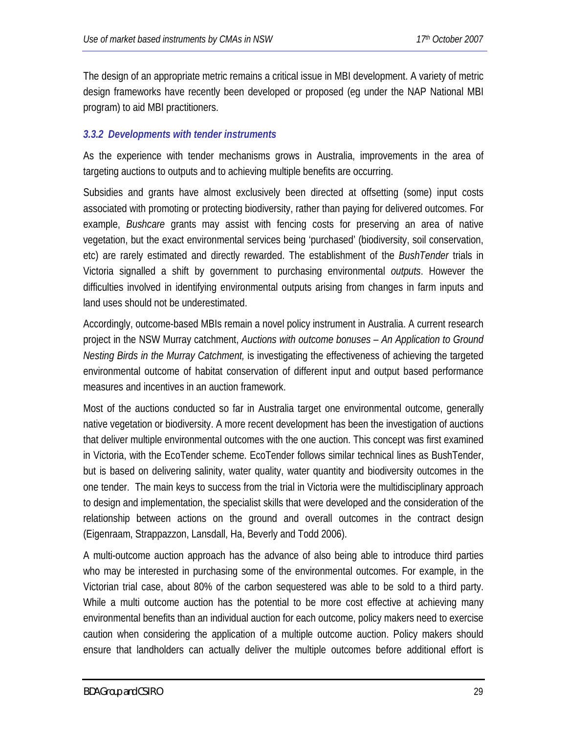The design of an appropriate metric remains a critical issue in MBI development. A variety of metric design frameworks have recently been developed or proposed (eg under the NAP National MBI program) to aid MBI practitioners.

### *3.3.2 Developments with tender instruments*

As the experience with tender mechanisms grows in Australia, improvements in the area of targeting auctions to outputs and to achieving multiple benefits are occurring.

Subsidies and grants have almost exclusively been directed at offsetting (some) input costs associated with promoting or protecting biodiversity, rather than paying for delivered outcomes. For example, *Bushcare* grants may assist with fencing costs for preserving an area of native vegetation, but the exact environmental services being 'purchased' (biodiversity, soil conservation, etc) are rarely estimated and directly rewarded. The establishment of the *BushTender* trials in Victoria signalled a shift by government to purchasing environmental *outputs*. However the difficulties involved in identifying environmental outputs arising from changes in farm inputs and land uses should not be underestimated.

Accordingly, outcome-based MBIs remain a novel policy instrument in Australia. A current research project in the NSW Murray catchment, *Auctions with outcome bonuses – An Application to Ground Nesting Birds in the Murray Catchment,* is investigating the effectiveness of achieving the targeted environmental outcome of habitat conservation of different input and output based performance measures and incentives in an auction framework.

Most of the auctions conducted so far in Australia target one environmental outcome, generally native vegetation or biodiversity. A more recent development has been the investigation of auctions that deliver multiple environmental outcomes with the one auction. This concept was first examined in Victoria, with the EcoTender scheme. EcoTender follows similar technical lines as BushTender, but is based on delivering salinity, water quality, water quantity and biodiversity outcomes in the one tender. The main keys to success from the trial in Victoria were the multidisciplinary approach to design and implementation, the specialist skills that were developed and the consideration of the relationship between actions on the ground and overall outcomes in the contract design (Eigenraam, Strappazzon, Lansdall, Ha, Beverly and Todd 2006).

A multi-outcome auction approach has the advance of also being able to introduce third parties who may be interested in purchasing some of the environmental outcomes. For example, in the Victorian trial case, about 80% of the carbon sequestered was able to be sold to a third party. While a multi outcome auction has the potential to be more cost effective at achieving many environmental benefits than an individual auction for each outcome, policy makers need to exercise caution when considering the application of a multiple outcome auction. Policy makers should ensure that landholders can actually deliver the multiple outcomes before additional effort is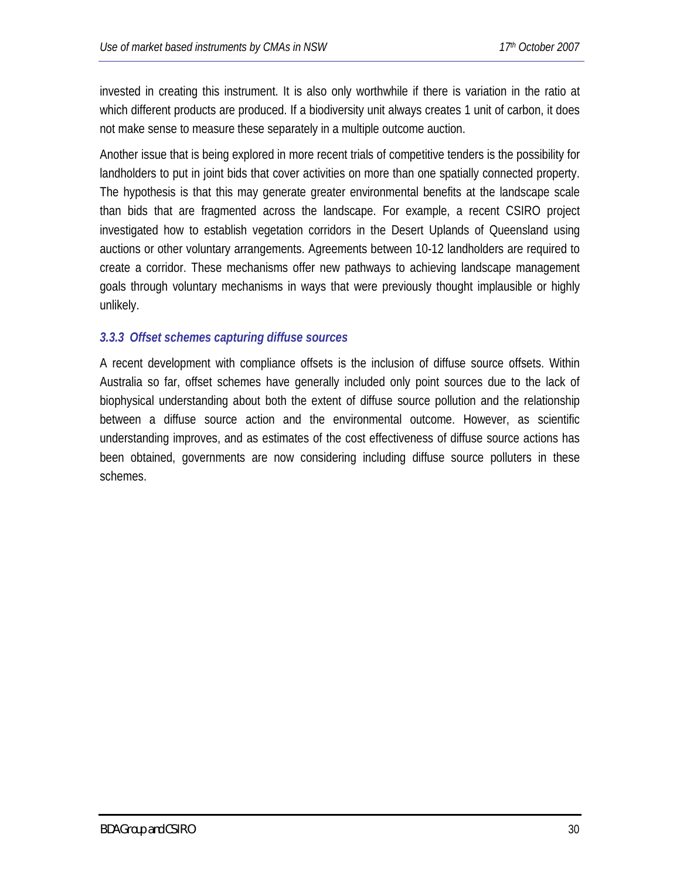invested in creating this instrument. It is also only worthwhile if there is variation in the ratio at which different products are produced. If a biodiversity unit always creates 1 unit of carbon, it does not make sense to measure these separately in a multiple outcome auction.

Another issue that is being explored in more recent trials of competitive tenders is the possibility for landholders to put in joint bids that cover activities on more than one spatially connected property. The hypothesis is that this may generate greater environmental benefits at the landscape scale than bids that are fragmented across the landscape. For example, a recent CSIRO project investigated how to establish vegetation corridors in the Desert Uplands of Queensland using auctions or other voluntary arrangements. Agreements between 10-12 landholders are required to create a corridor. These mechanisms offer new pathways to achieving landscape management goals through voluntary mechanisms in ways that were previously thought implausible or highly unlikely.

### *3.3.3 Offset schemes capturing diffuse sources*

A recent development with compliance offsets is the inclusion of diffuse source offsets. Within Australia so far, offset schemes have generally included only point sources due to the lack of biophysical understanding about both the extent of diffuse source pollution and the relationship between a diffuse source action and the environmental outcome. However, as scientific understanding improves, and as estimates of the cost effectiveness of diffuse source actions has been obtained, governments are now considering including diffuse source polluters in these schemes.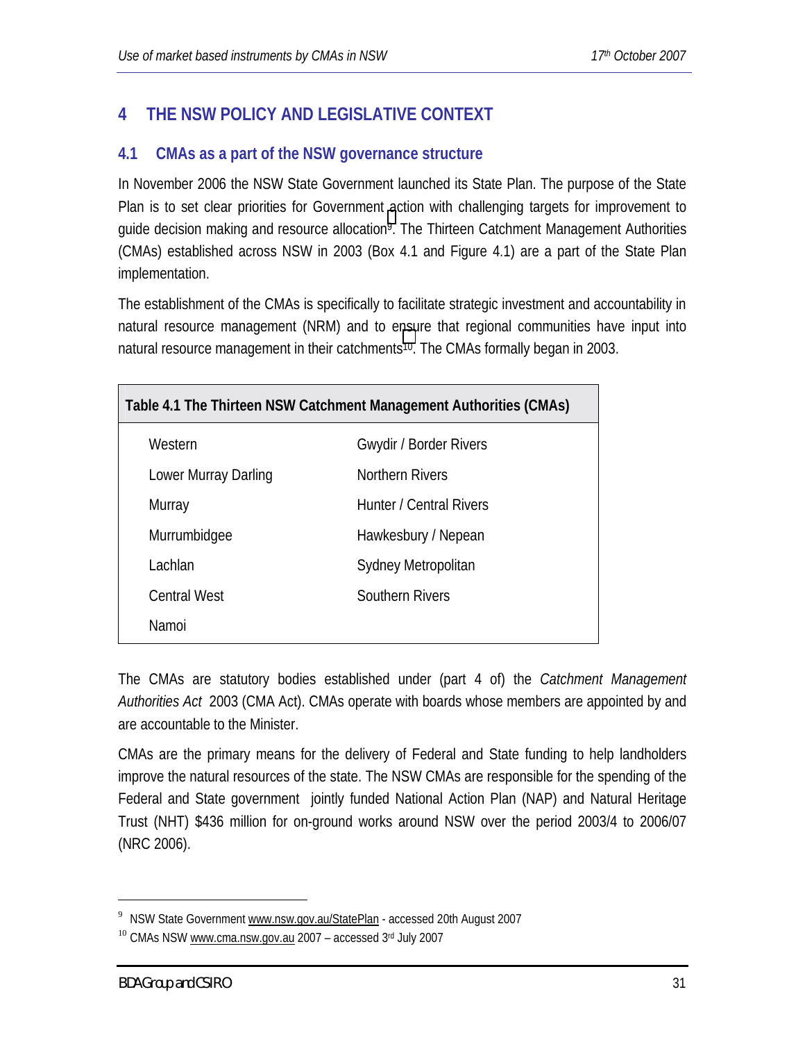## 4 THE NSW POLICY AND LEGISLATIVE CONTEXT

### 4.1 CMAs as a part of the NSW governance structure

In November 2006 the NSW State Government launched its State Plan. The purpose of the State Plan is to set clear priorities for Government action with challenging targets for improvement to guide decision making and resource allocation[9]. The Thirteen Catchment Management Authorities (CMAs) established across NSW in 2003 (Box 4.1 and Figure 4.1) are a part of the State Plan implementation.

The establishment of the CMAs is specifically to facilitate strategic investment and accountability in natural resource management (NRM) and to ensure that regional communities have input into natural resource management in their catchments[10]. The CMAs formally began in 2003.

**Table 4.1 The Thirteen NSW Catchment Management Authorities (CMAs)**

| | |
|---|---|
| Western | Gwydir / Border Rivers |
| Lower Murray Darling | Northern Rivers |
| Murray | Hunter / Central Rivers |
| Murrumbidgee | Hawkesbury / Nepean |
| Lachlan | Sydney Metropolitan |
| Central West | Southern Rivers |
| Namoi | |

The CMAs are statutory bodies established under (part 4 of) the *Catchment Management Authorities Act* 2003 (CMA Act). CMAs operate with boards whose members are appointed by and are accountable to the Minister.

CMAs are the primary means for the delivery of Federal and State funding to help landholders improve the natural resources of the state. The NSW CMAs are responsible for the spending of the Federal and State government jointly funded National Action Plan (NAP) and Natural Heritage Trust (NHT) $436 million for on-ground works around NSW over the period 2003/4 to 2006/07 (NRC 2006).

---

[9] NSW State Government www.nsw.gov.au/StatePlan - accessed 20th August 2007

[10] CMAs NSW www.cma.nsw.gov.au 2007 – accessed 3rd July 2007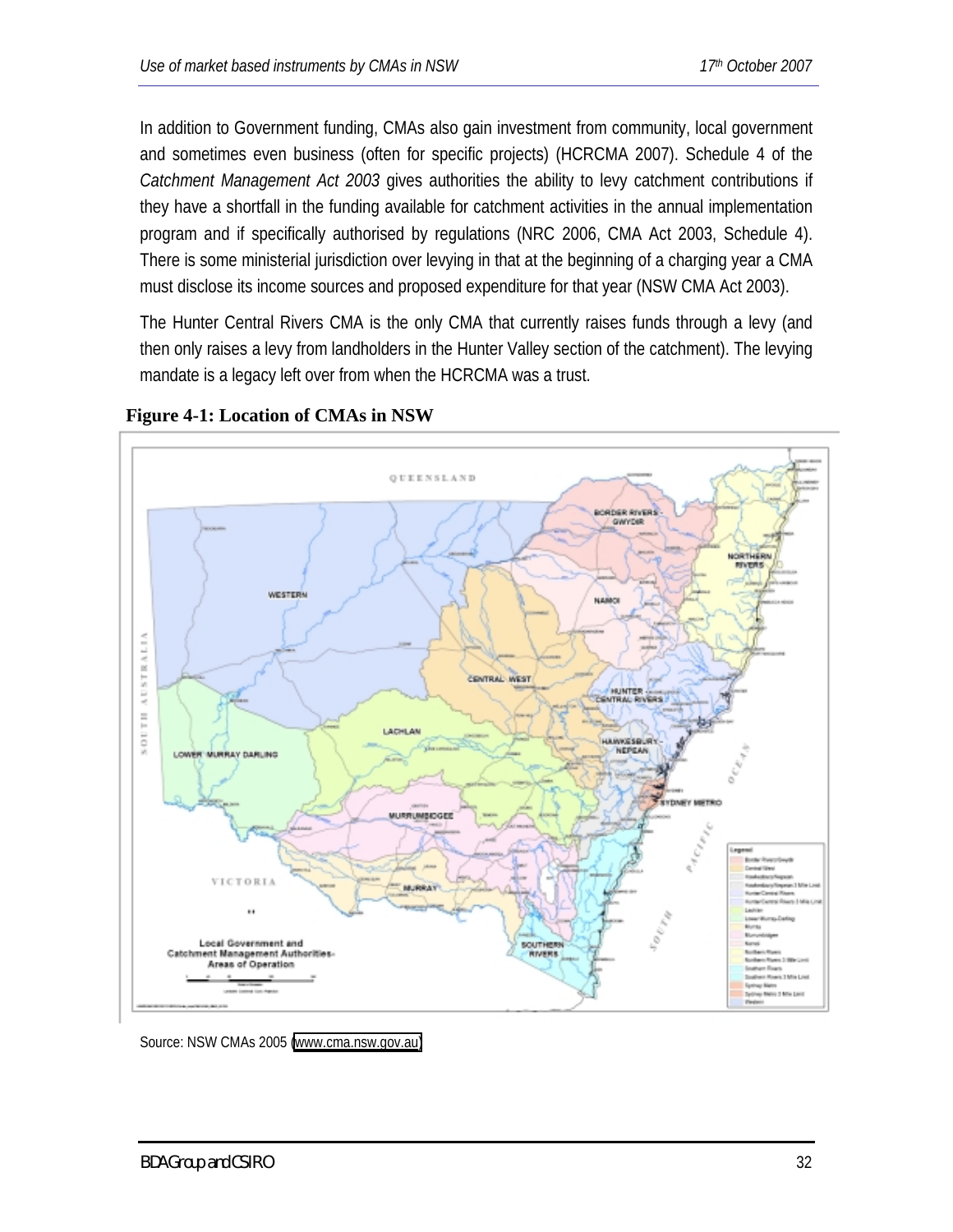In addition to Government funding, CMAs also gain investment from community, local government and sometimes even business (often for specific projects) (HCRCMA 2007). Schedule 4 of the *Catchment Management Act 2003* gives authorities the ability to levy catchment contributions if they have a shortfall in the funding available for catchment activities in the annual implementation program and if specifically authorised by regulations (NRC 2006, CMA Act 2003, Schedule 4). There is some ministerial jurisdiction over levying in that at the beginning of a charging year a CMA must disclose its income sources and proposed expenditure for that year (NSW CMA Act 2003).

The Hunter Central Rivers CMA is the only CMA that currently raises funds through a levy (and then only raises a levy from landholders in the Hunter Valley section of the catchment). The levying mandate is a legacy left over from when the HCRCMA was a trust.

**Figure 4-1: Location of CMAs in NSW**

Source: NSW CMAs 2005 (www.cma.nsw.gov.au)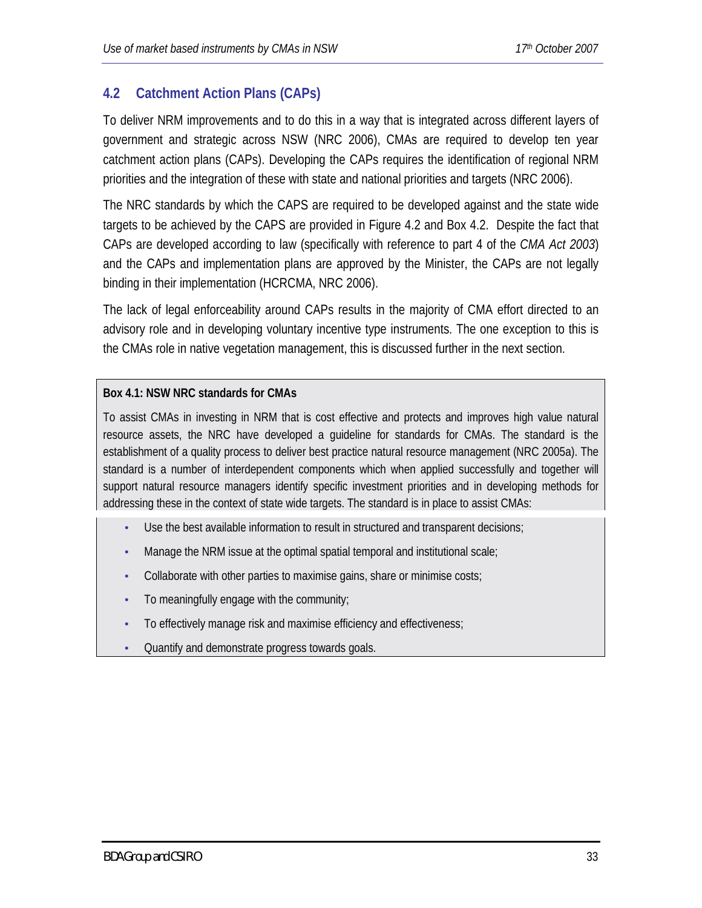## 4.2 Catchment Action Plans (CAPs)

To deliver NRM improvements and to do this in a way that is integrated across different layers of government and strategic across NSW (NRC 2006), CMAs are required to develop ten year catchment action plans (CAPs). Developing the CAPs requires the identification of regional NRM priorities and the integration of these with state and national priorities and targets (NRC 2006).

The NRC standards by which the CAPS are required to be developed against and the state wide targets to be achieved by the CAPS are provided in Figure 4.2 and Box 4.2. Despite the fact that CAPs are developed according to law (specifically with reference to part 4 of the *CMA Act 2003*) and the CAPs and implementation plans are approved by the Minister, the CAPs are not legally binding in their implementation (HCRCMA, NRC 2006).

The lack of legal enforceability around CAPs results in the majority of CMA effort directed to an advisory role and in developing voluntary incentive type instruments. The one exception to this is the CMAs role in native vegetation management, this is discussed further in the next section.

**Box 4.1: NSW NRC standards for CMAs**

To assist CMAs in investing in NRM that is cost effective and protects and improves high value natural resource assets, the NRC have developed a guideline for standards for CMAs. The standard is the establishment of a quality process to deliver best practice natural resource management (NRC 2005a). The standard is a number of interdependent components which when applied successfully and together will support natural resource managers identify specific investment priorities and in developing methods for addressing these in the context of state wide targets. The standard is in place to assist CMAs:

- Use the best available information to result in structured and transparent decisions;
- Manage the NRM issue at the optimal spatial temporal and institutional scale;
- Collaborate with other parties to maximise gains, share or minimise costs;
- To meaningfully engage with the community;
- To effectively manage risk and maximise efficiency and effectiveness;
- Quantify and demonstrate progress towards goals.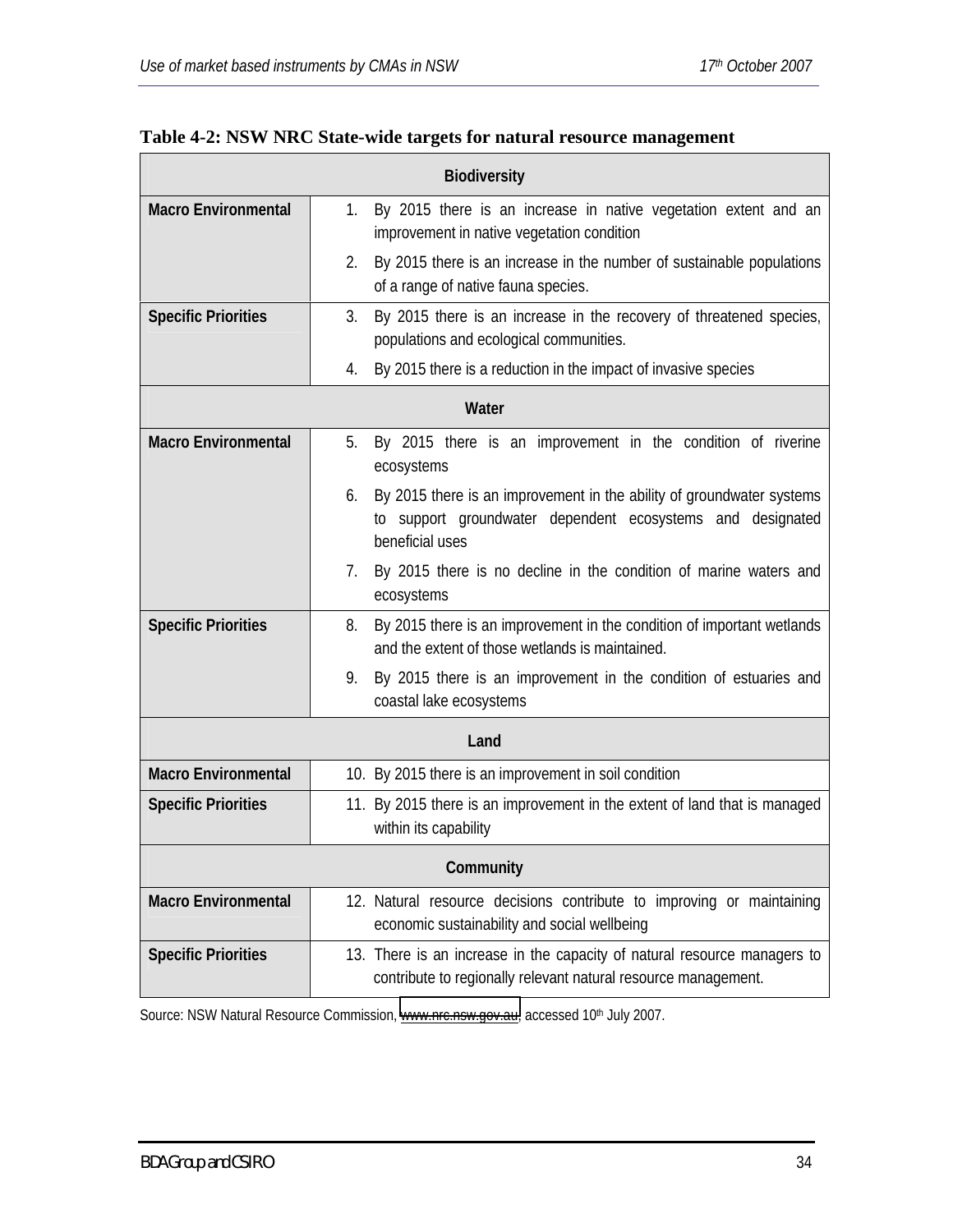**Table 4-2: NSW NRC State-wide targets for natural resource management**

| | |
|---|---|
| **Biodiversity** | |
| **Macro Environmental** | 1. By 2015 there is an increase in native vegetation extent and an improvement in native vegetation condition<br>2. By 2015 there is an increase in the number of sustainable populations of a range of native fauna species. |
| **Specific Priorities** | 3. By 2015 there is an increase in the recovery of threatened species, populations and ecological communities.<br>4. By 2015 there is a reduction in the impact of invasive species |
| **Water** | |
| **Macro Environmental** | 5. By 2015 there is an improvement in the condition of riverine ecosystems<br>6. By 2015 there is an improvement in the ability of groundwater systems to support groundwater dependent ecosystems and designated beneficial uses<br>7. By 2015 there is no decline in the condition of marine waters and ecosystems |
| **Specific Priorities** | 8. By 2015 there is an improvement in the condition of important wetlands and the extent of those wetlands is maintained.<br>9. By 2015 there is an improvement in the condition of estuaries and coastal lake ecosystems |
| **Land** | |
| **Macro Environmental** | 10. By 2015 there is an improvement in soil condition |
| **Specific Priorities** | 11. By 2015 there is an improvement in the extent of land that is managed within its capability |
| **Community** | |
| **Macro Environmental** | 12. Natural resource decisions contribute to improving or maintaining economic sustainability and social wellbeing |
| **Specific Priorities** | 13. There is an increase in the capacity of natural resource managers to contribute to regionally relevant natural resource management. |

Source: NSW Natural Resource Commission, www.nrc.nsw.gov.au, accessed 10th July 2007.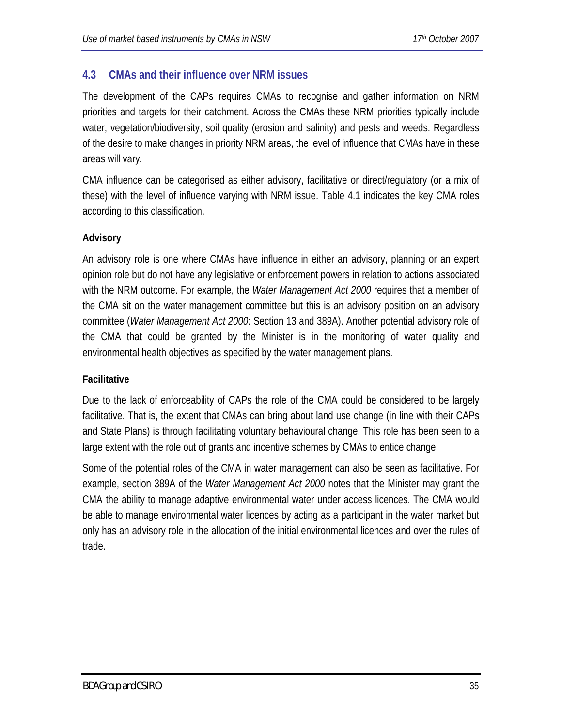## 4.3 CMAs and their influence over NRM issues

The development of the CAPs requires CMAs to recognise and gather information on NRM priorities and targets for their catchment. Across the CMAs these NRM priorities typically include water, vegetation/biodiversity, soil quality (erosion and salinity) and pests and weeds. Regardless of the desire to make changes in priority NRM areas, the level of influence that CMAs have in these areas will vary.

CMA influence can be categorised as either advisory, facilitative or direct/regulatory (or a mix of these) with the level of influence varying with NRM issue. Table 4.1 indicates the key CMA roles according to this classification.

**Advisory**

An advisory role is one where CMAs have influence in either an advisory, planning or an expert opinion role but do not have any legislative or enforcement powers in relation to actions associated with the NRM outcome. For example, the *Water Management Act 2000* requires that a member of the CMA sit on the water management committee but this is an advisory position on an advisory committee (*Water Management Act 2000*: Section 13 and 389A). Another potential advisory role of the CMA that could be granted by the Minister is in the monitoring of water quality and environmental health objectives as specified by the water management plans.

**Facilitative**

Due to the lack of enforceability of CAPs the role of the CMA could be considered to be largely facilitative. That is, the extent that CMAs can bring about land use change (in line with their CAPs and State Plans) is through facilitating voluntary behavioural change. This role has been seen to a large extent with the role out of grants and incentive schemes by CMAs to entice change.

Some of the potential roles of the CMA in water management can also be seen as facilitative. For example, section 389A of the *Water Management Act 2000* notes that the Minister may grant the CMA the ability to manage adaptive environmental water under access licences. The CMA would be able to manage environmental water licences by acting as a participant in the water market but only has an advisory role in the allocation of the initial environmental licences and over the rules of trade.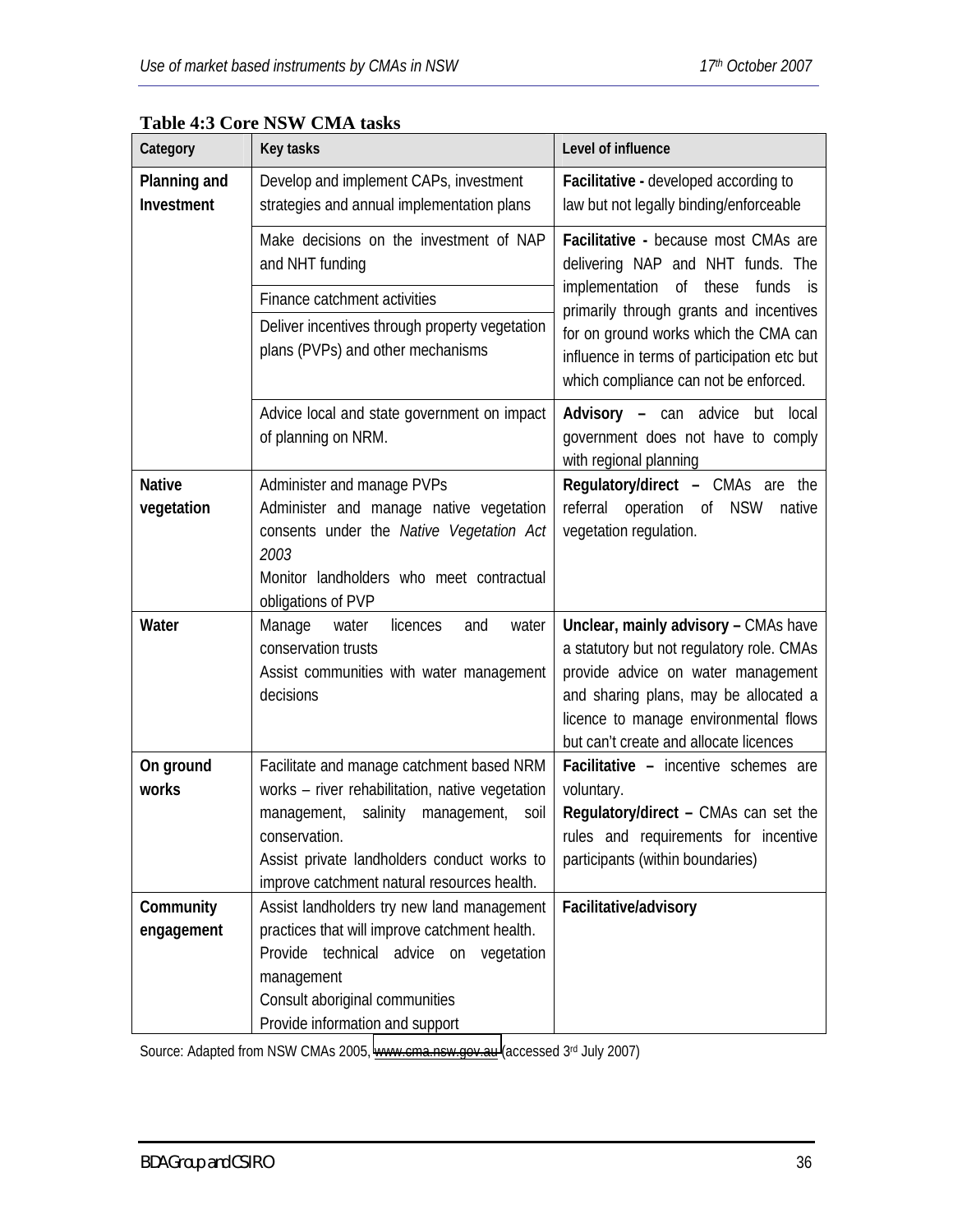**Table 4:3 Core NSW CMA tasks**

| Category | Key tasks | Level of influence |
|---|---|---|
| **Planning and Investment** | Develop and implement CAPs, investment strategies and annual implementation plans | **Facilitative -** developed according to law but not legally binding/enforceable |
| | Make decisions on the investment of NAP and NHT funding | **Facilitative -** because most CMAs are delivering NAP and NHT funds. The implementation of these funds is primarily through grants and incentives for on ground works which the CMA can influence in terms of participation etc but which compliance can not be enforced. |
| | Finance catchment activities | |
| | Deliver incentives through property vegetation plans (PVPs) and other mechanisms | |
| | Advice local and state government on impact of planning on NRM. | **Advisory –** can advice but local government does not have to comply with regional planning |
| **Native vegetation** | Administer and manage PVPs<br>Administer and manage native vegetation consents under the *Native Vegetation Act 2003*<br>Monitor landholders who meet contractual obligations of PVP | **Regulatory/direct –** CMAs are the referral operation of NSW native vegetation regulation. |
| **Water** | Manage water licences and water conservation trusts<br>Assist communities with water management decisions | **Unclear, mainly advisory –** CMAs have a statutory but not regulatory role. CMAs provide advice on water management and sharing plans, may be allocated a licence to manage environmental flows but can't create and allocate licences |
| **On ground works** | Facilitate and manage catchment based NRM works – river rehabilitation, native vegetation management, salinity management, soil conservation.<br>Assist private landholders conduct works to improve catchment natural resources health. | **Facilitative –** incentive schemes are voluntary.<br>**Regulatory/direct –** CMAs can set the rules and requirements for incentive participants (within boundaries) |
| **Community engagement** | Assist landholders try new land management practices that will improve catchment health.<br>Provide technical advice on vegetation management<br>Consult aboriginal communities<br>Provide information and support | **Facilitative/advisory** |

Source: Adapted from NSW CMAs 2005, www.cma.nsw.gov.au (accessed 3rd July 2007)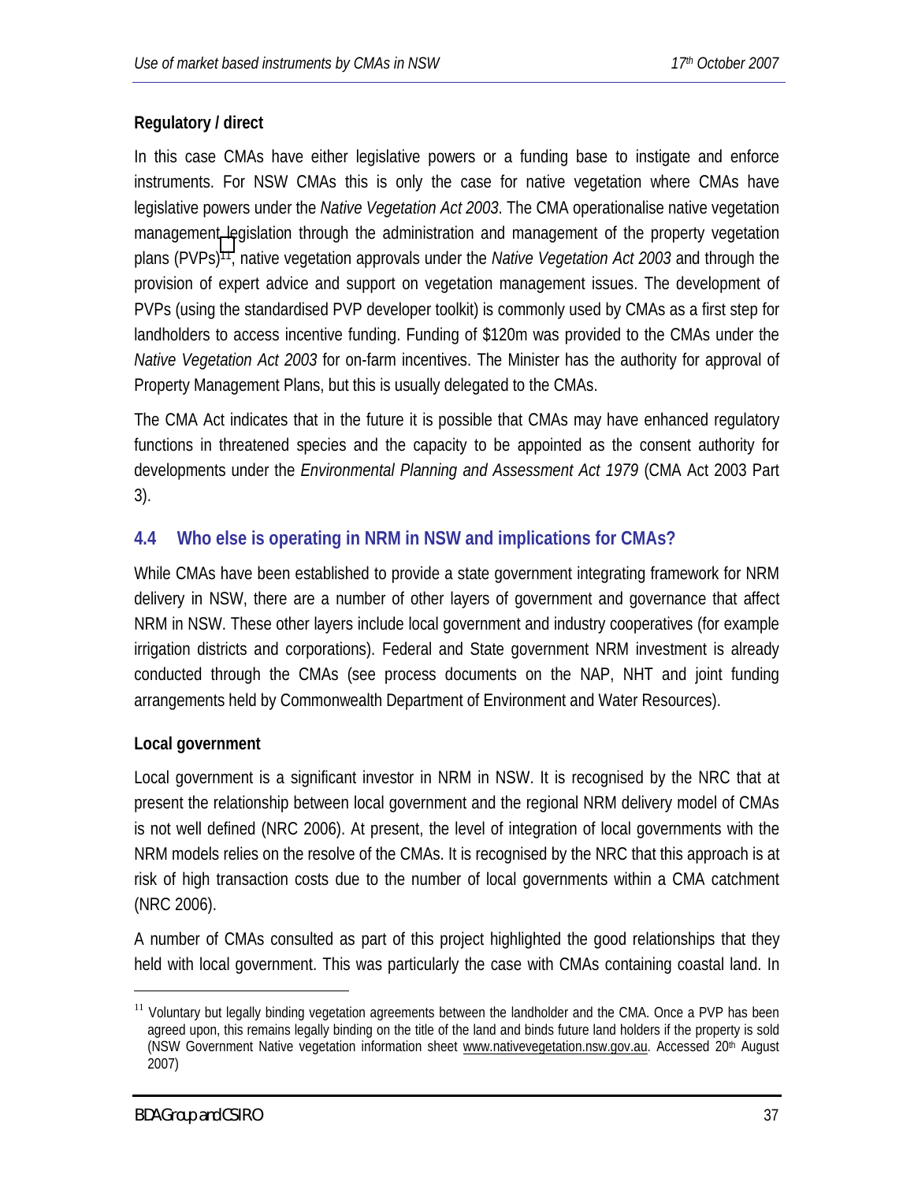**Regulatory / direct**

In this case CMAs have either legislative powers or a funding base to instigate and enforce instruments. For NSW CMAs this is only the case for native vegetation where CMAs have legislative powers under the *Native Vegetation Act 2003*. The CMA operationalise native vegetation management legislation through the administration and management of the property vegetation plans (PVPs)[11], native vegetation approvals under the *Native Vegetation Act 2003* and through the provision of expert advice and support on vegetation management issues. The development of PVPs (using the standardised PVP developer toolkit) is commonly used by CMAs as a first step for landholders to access incentive funding. Funding of $120m was provided to the CMAs under the *Native Vegetation Act 2003* for on-farm incentives. The Minister has the authority for approval of Property Management Plans, but this is usually delegated to the CMAs.

The CMA Act indicates that in the future it is possible that CMAs may have enhanced regulatory functions in threatened species and the capacity to be appointed as the consent authority for developments under the *Environmental Planning and Assessment Act 1979* (CMA Act 2003 Part 3).

## 4.4 Who else is operating in NRM in NSW and implications for CMAs?

While CMAs have been established to provide a state government integrating framework for NRM delivery in NSW, there are a number of other layers of government and governance that affect NRM in NSW. These other layers include local government and industry cooperatives (for example irrigation districts and corporations). Federal and State government NRM investment is already conducted through the CMAs (see process documents on the NAP, NHT and joint funding arrangements held by Commonwealth Department of Environment and Water Resources).

**Local government**

Local government is a significant investor in NRM in NSW. It is recognised by the NRC that at present the relationship between local government and the regional NRM delivery model of CMAs is not well defined (NRC 2006). At present, the level of integration of local governments with the NRM models relies on the resolve of the CMAs. It is recognised by the NRC that this approach is at risk of high transaction costs due to the number of local governments within a CMA catchment (NRC 2006).

A number of CMAs consulted as part of this project highlighted the good relationships that they held with local government. This was particularly the case with CMAs containing coastal land. In

---

[11] Voluntary but legally binding vegetation agreements between the landholder and the CMA. Once a PVP has been agreed upon, this remains legally binding on the title of the land and binds future land holders if the property is sold (NSW Government Native vegetation information sheet www.nativevegetation.nsw.gov.au. Accessed 20th August 2007)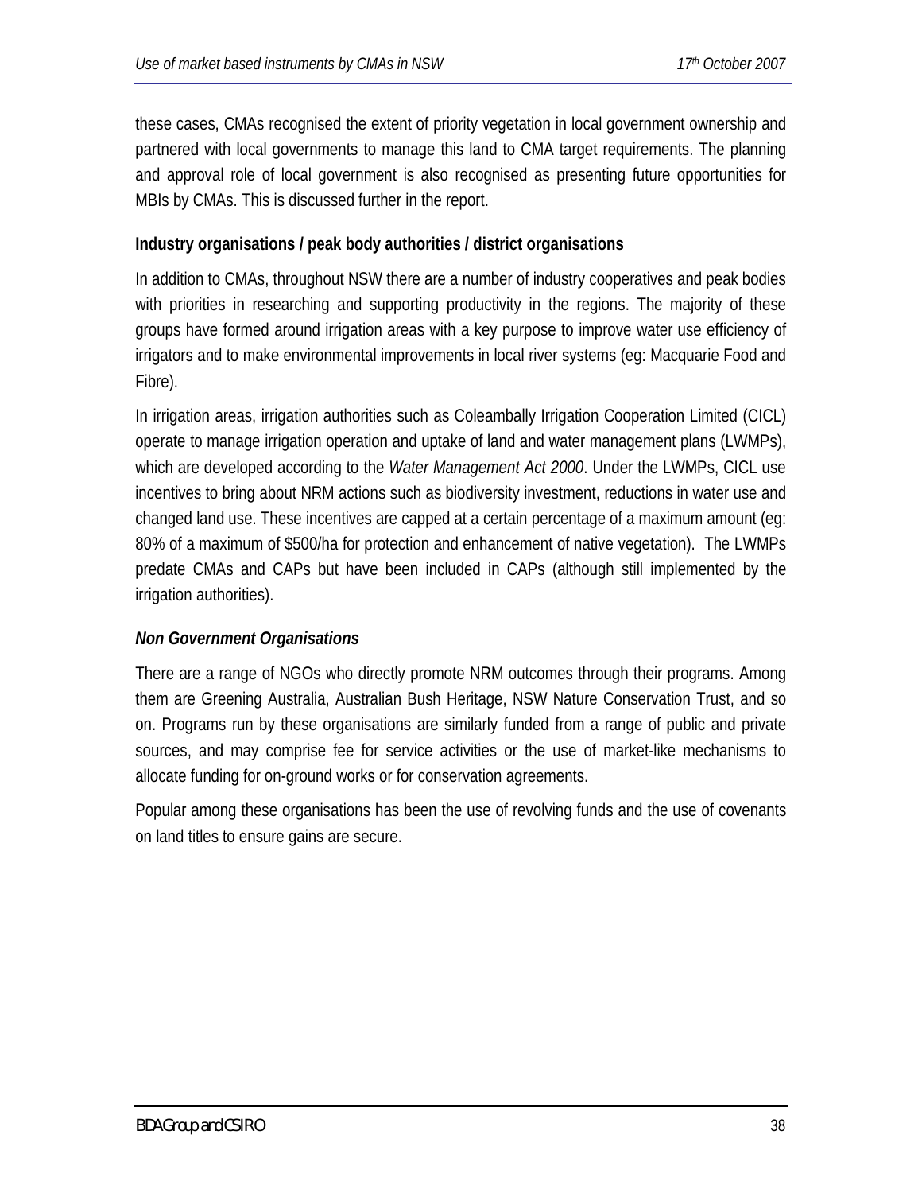these cases, CMAs recognised the extent of priority vegetation in local government ownership and partnered with local governments to manage this land to CMA target requirements. The planning and approval role of local government is also recognised as presenting future opportunities for MBIs by CMAs. This is discussed further in the report.

**Industry organisations / peak body authorities / district organisations**

In addition to CMAs, throughout NSW there are a number of industry cooperatives and peak bodies with priorities in researching and supporting productivity in the regions. The majority of these groups have formed around irrigation areas with a key purpose to improve water use efficiency of irrigators and to make environmental improvements in local river systems (eg: Macquarie Food and Fibre).

In irrigation areas, irrigation authorities such as Coleambally Irrigation Cooperation Limited (CICL) operate to manage irrigation operation and uptake of land and water management plans (LWMPs), which are developed according to the *Water Management Act 2000*. Under the LWMPs, CICL use incentives to bring about NRM actions such as biodiversity investment, reductions in water use and changed land use. These incentives are capped at a certain percentage of a maximum amount (eg: 80% of a maximum of $500/ha for protection and enhancement of native vegetation). The LWMPs predate CMAs and CAPs but have been included in CAPs (although still implemented by the irrigation authorities).

***Non Government Organisations***

There are a range of NGOs who directly promote NRM outcomes through their programs. Among them are Greening Australia, Australian Bush Heritage, NSW Nature Conservation Trust, and so on. Programs run by these organisations are similarly funded from a range of public and private sources, and may comprise fee for service activities or the use of market-like mechanisms to allocate funding for on-ground works or for conservation agreements.

Popular among these organisations has been the use of revolving funds and the use of covenants on land titles to ensure gains are secure.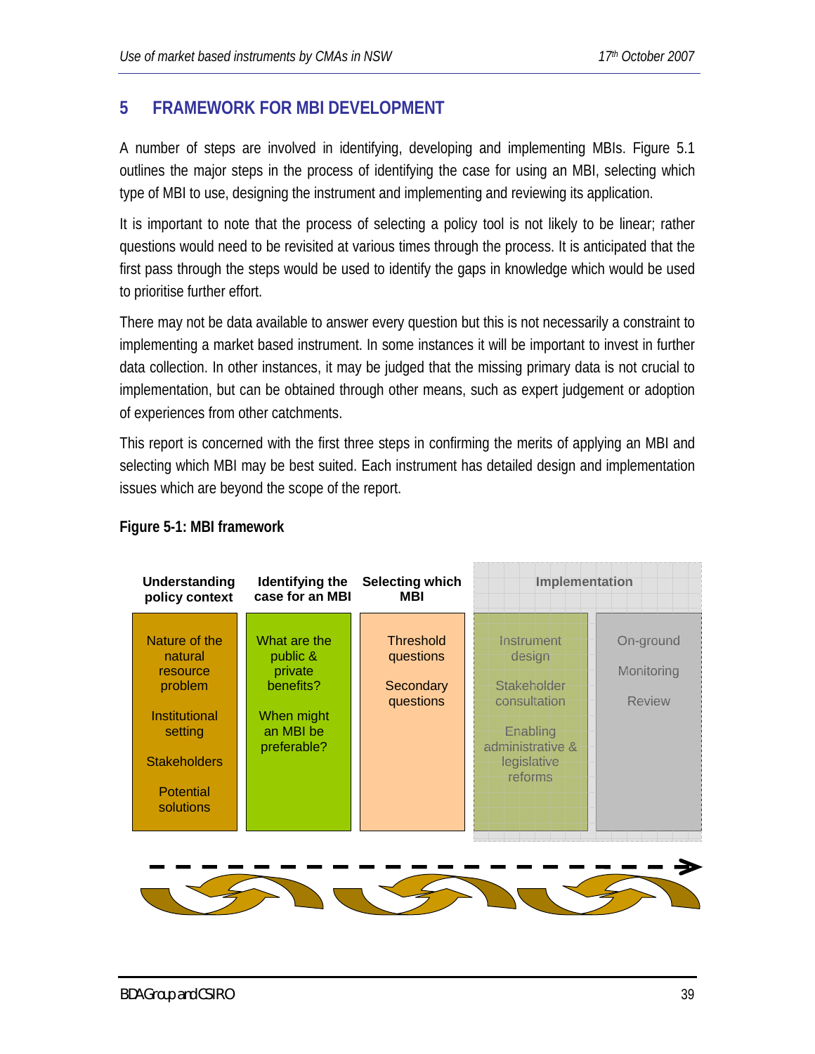# 5 FRAMEWORK FOR MBI DEVELOPMENT

A number of steps are involved in identifying, developing and implementing MBIs. Figure 5.1 outlines the major steps in the process of identifying the case for using an MBI, selecting which type of MBI to use, designing the instrument and implementing and reviewing its application.

It is important to note that the process of selecting a policy tool is not likely to be linear; rather questions would need to be revisited at various times through the process. It is anticipated that the first pass through the steps would be used to identify the gaps in knowledge which would be used to prioritise further effort.

There may not be data available to answer every question but this is not necessarily a constraint to implementing a market based instrument. In some instances it will be important to invest in further data collection. In other instances, it may be judged that the missing primary data is not crucial to implementation, but can be obtained through other means, such as expert judgement or adoption of experiences from other catchments.

This report is concerned with the first three steps in confirming the merits of applying an MBI and selecting which MBI may be best suited. Each instrument has detailed design and implementation issues which are beyond the scope of the report.

**Figure 5-1: MBI framework**

| Understanding policy context | Identifying the case for an MBI | Selecting which MBI | Implementation | |
|---|---|---|---|---|
| Nature of the natural resource problem<br><br>Institutional setting<br><br>Stakeholders<br><br>Potential solutions | What are the public & private benefits?<br><br>When might an MBI be preferable? | Threshold questions<br><br>Secondary questions | Instrument design<br><br>Stakeholder consultation<br><br>Enabling administrative & legislative reforms | On-ground<br><br>Monitoring<br><br>Review |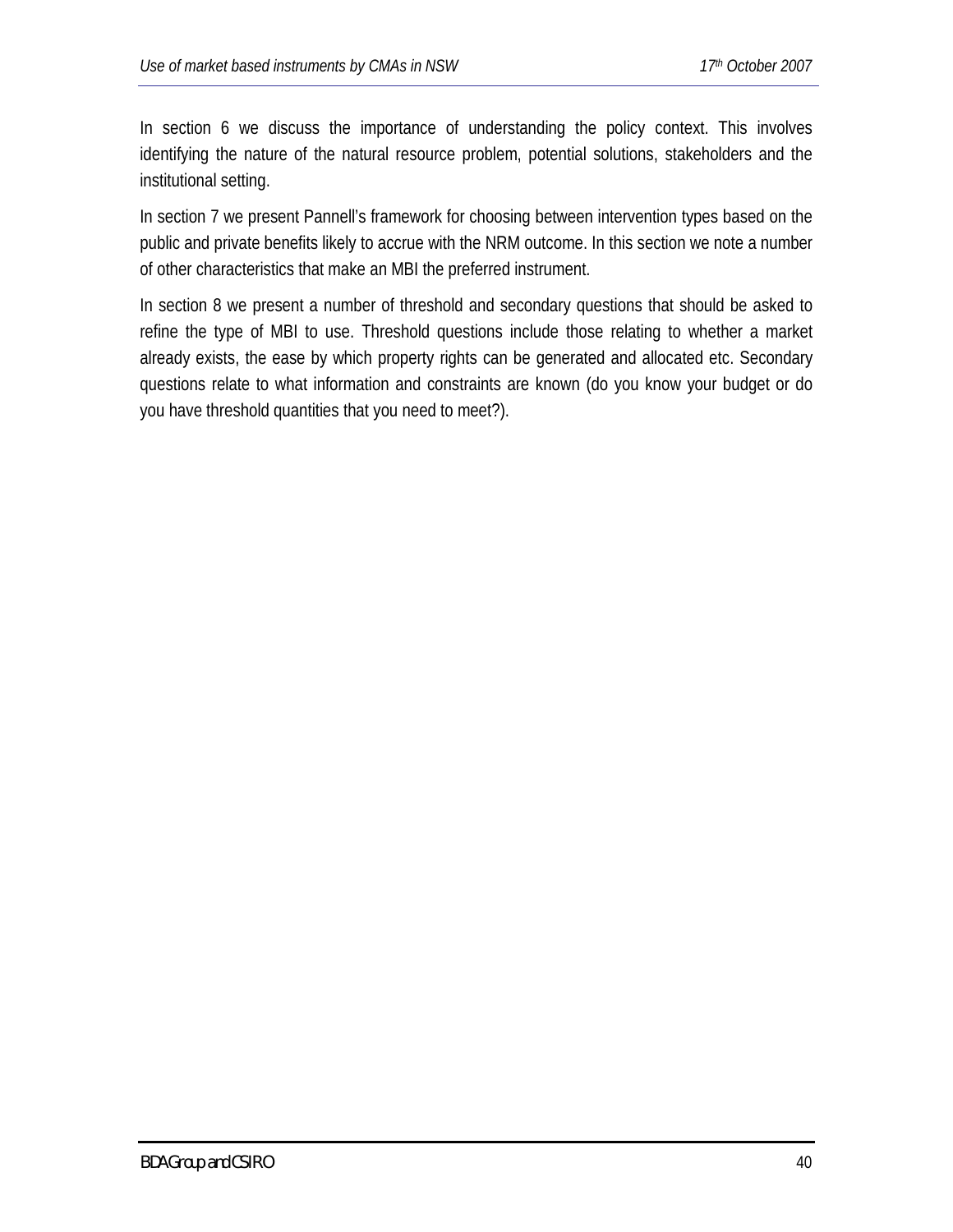In section 6 we discuss the importance of understanding the policy context. This involves identifying the nature of the natural resource problem, potential solutions, stakeholders and the institutional setting.

In section 7 we present Pannell's framework for choosing between intervention types based on the public and private benefits likely to accrue with the NRM outcome. In this section we note a number of other characteristics that make an MBI the preferred instrument.

In section 8 we present a number of threshold and secondary questions that should be asked to refine the type of MBI to use. Threshold questions include those relating to whether a market already exists, the ease by which property rights can be generated and allocated etc. Secondary questions relate to what information and constraints are known (do you know your budget or do you have threshold quantities that you need to meet?).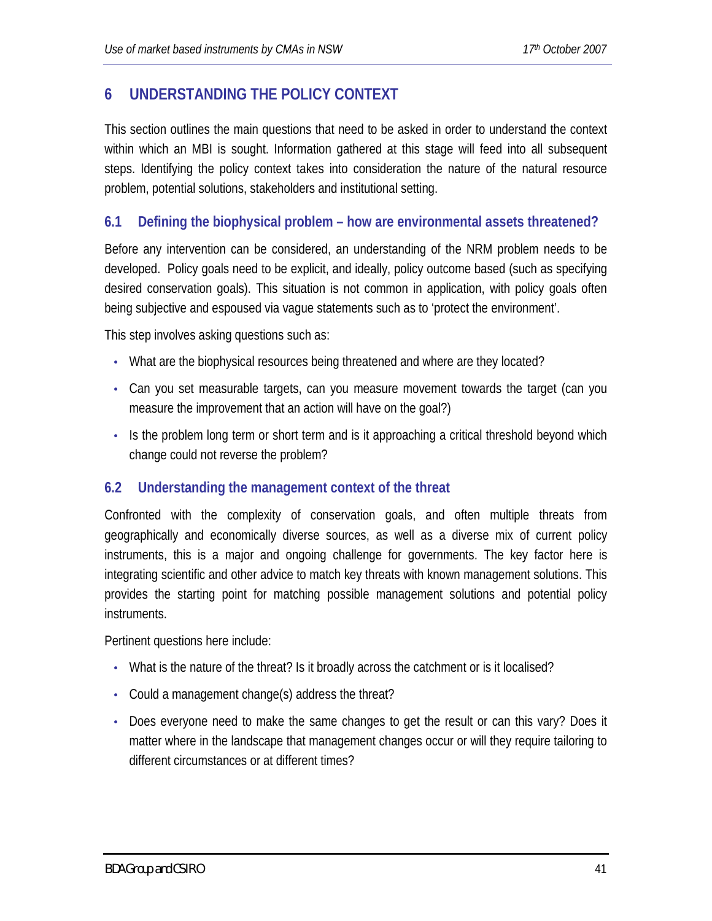# 6 UNDERSTANDING THE POLICY CONTEXT

This section outlines the main questions that need to be asked in order to understand the context within which an MBI is sought. Information gathered at this stage will feed into all subsequent steps. Identifying the policy context takes into consideration the nature of the natural resource problem, potential solutions, stakeholders and institutional setting.

## 6.1 Defining the biophysical problem – how are environmental assets threatened?

Before any intervention can be considered, an understanding of the NRM problem needs to be developed. Policy goals need to be explicit, and ideally, policy outcome based (such as specifying desired conservation goals). This situation is not common in application, with policy goals often being subjective and espoused via vague statements such as to 'protect the environment'.

This step involves asking questions such as:

- What are the biophysical resources being threatened and where are they located?
- Can you set measurable targets, can you measure movement towards the target (can you measure the improvement that an action will have on the goal?)
- Is the problem long term or short term and is it approaching a critical threshold beyond which change could not reverse the problem?

## 6.2 Understanding the management context of the threat

Confronted with the complexity of conservation goals, and often multiple threats from geographically and economically diverse sources, as well as a diverse mix of current policy instruments, this is a major and ongoing challenge for governments. The key factor here is integrating scientific and other advice to match key threats with known management solutions. This provides the starting point for matching possible management solutions and potential policy instruments.

Pertinent questions here include:

- What is the nature of the threat? Is it broadly across the catchment or is it localised?
- Could a management change(s) address the threat?
- Does everyone need to make the same changes to get the result or can this vary? Does it matter where in the landscape that management changes occur or will they require tailoring to different circumstances or at different times?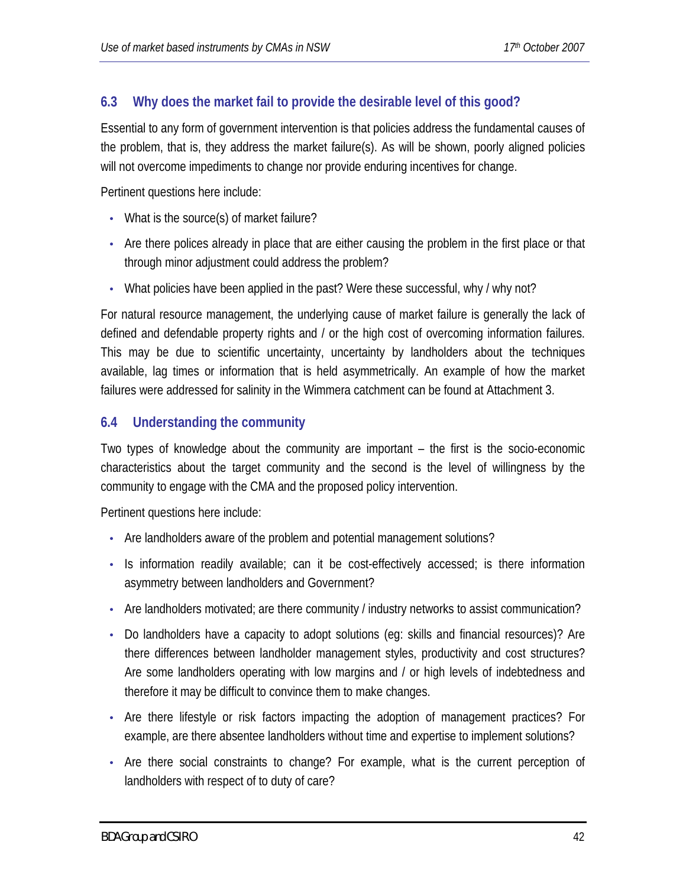## 6.3 Why does the market fail to provide the desirable level of this good?

Essential to any form of government intervention is that policies address the fundamental causes of the problem, that is, they address the market failure(s). As will be shown, poorly aligned policies will not overcome impediments to change nor provide enduring incentives for change.

Pertinent questions here include:

- What is the source(s) of market failure?
- Are there polices already in place that are either causing the problem in the first place or that through minor adjustment could address the problem?
- What policies have been applied in the past? Were these successful, why / why not?

For natural resource management, the underlying cause of market failure is generally the lack of defined and defendable property rights and / or the high cost of overcoming information failures. This may be due to scientific uncertainty, uncertainty by landholders about the techniques available, lag times or information that is held asymmetrically. An example of how the market failures were addressed for salinity in the Wimmera catchment can be found at Attachment 3.

## 6.4 Understanding the community

Two types of knowledge about the community are important – the first is the socio-economic characteristics about the target community and the second is the level of willingness by the community to engage with the CMA and the proposed policy intervention.

Pertinent questions here include:

- Are landholders aware of the problem and potential management solutions?
- Is information readily available; can it be cost-effectively accessed; is there information asymmetry between landholders and Government?
- Are landholders motivated; are there community / industry networks to assist communication?
- Do landholders have a capacity to adopt solutions (eg: skills and financial resources)? Are there differences between landholder management styles, productivity and cost structures? Are some landholders operating with low margins and / or high levels of indebtedness and therefore it may be difficult to convince them to make changes.
- Are there lifestyle or risk factors impacting the adoption of management practices? For example, are there absentee landholders without time and expertise to implement solutions?
- Are there social constraints to change? For example, what is the current perception of landholders with respect of to duty of care?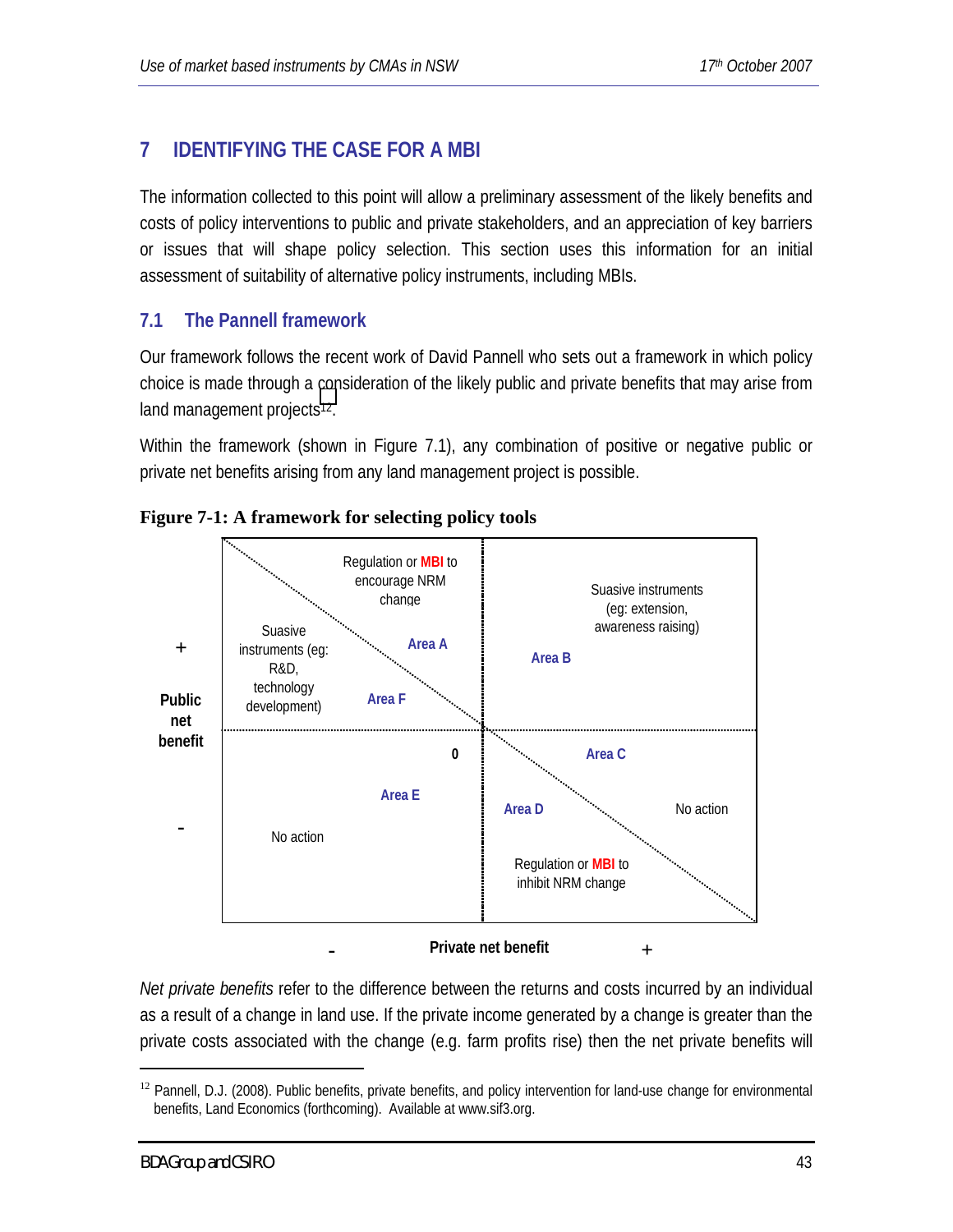# 7 IDENTIFYING THE CASE FOR A MBI

The information collected to this point will allow a preliminary assessment of the likely benefits and costs of policy interventions to public and private stakeholders, and an appreciation of key barriers or issues that will shape policy selection. This section uses this information for an initial assessment of suitability of alternative policy instruments, including MBIs.

## 7.1 The Pannell framework

Our framework follows the recent work of David Pannell who sets out a framework in which policy choice is made through a consideration of the likely public and private benefits that may arise from land management projects[12].

Within the framework (shown in Figure 7.1), any combination of positive or negative public or private net benefits arising from any land management project is possible.

**Figure 7-1: A framework for selecting policy tools**

Public net benefit (vertical axis, + top, - bottom); Private net benefit (horizontal axis, - left, + right); origin 0.

- Area A: Regulation or MBI to encourage NRM change
- Area B: Suasive instruments (eg: extension, awareness raising)
- Area C: No action
- Area D: Regulation or MBI to inhibit NRM change
- Area E: No action
- Area F: Suasive instruments (eg: R&D, technology development)

*Net private benefits* refer to the difference between the returns and costs incurred by an individual as a result of a change in land use. If the private income generated by a change is greater than the private costs associated with the change (e.g. farm profits rise) then the net private benefits will

[12] Pannell, D.J. (2008). Public benefits, private benefits, and policy intervention for land-use change for environmental benefits, Land Economics (forthcoming). Available at www.sif3.org.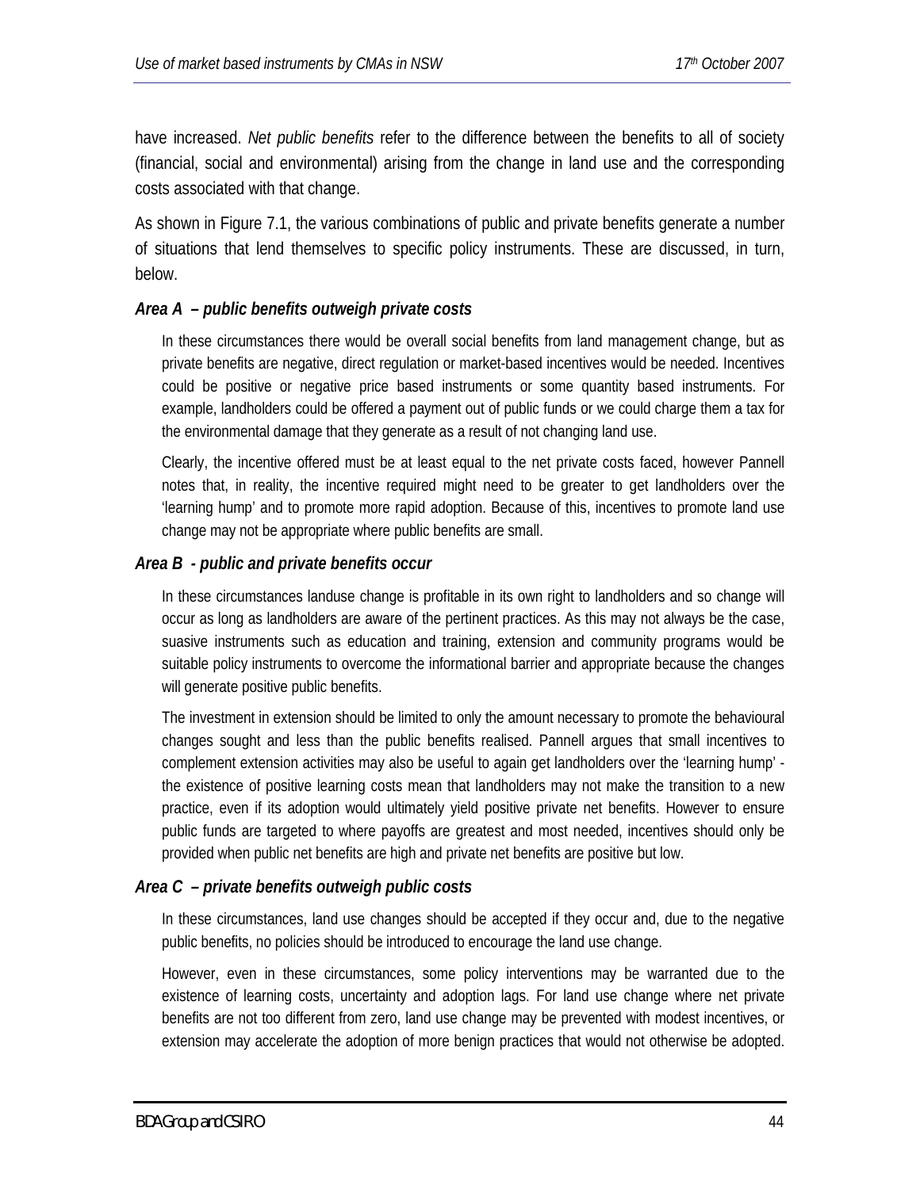have increased. *Net public benefits* refer to the difference between the benefits to all of society (financial, social and environmental) arising from the change in land use and the corresponding costs associated with that change.

As shown in Figure 7.1, the various combinations of public and private benefits generate a number of situations that lend themselves to specific policy instruments. These are discussed, in turn, below.

***Area A – public benefits outweigh private costs***

In these circumstances there would be overall social benefits from land management change, but as private benefits are negative, direct regulation or market-based incentives would be needed. Incentives could be positive or negative price based instruments or some quantity based instruments. For example, landholders could be offered a payment out of public funds or we could charge them a tax for the environmental damage that they generate as a result of not changing land use.

Clearly, the incentive offered must be at least equal to the net private costs faced, however Pannell notes that, in reality, the incentive required might need to be greater to get landholders over the 'learning hump' and to promote more rapid adoption. Because of this, incentives to promote land use change may not be appropriate where public benefits are small.

***Area B - public and private benefits occur***

In these circumstances landuse change is profitable in its own right to landholders and so change will occur as long as landholders are aware of the pertinent practices. As this may not always be the case, suasive instruments such as education and training, extension and community programs would be suitable policy instruments to overcome the informational barrier and appropriate because the changes will generate positive public benefits.

The investment in extension should be limited to only the amount necessary to promote the behavioural changes sought and less than the public benefits realised. Pannell argues that small incentives to complement extension activities may also be useful to again get landholders over the 'learning hump' - the existence of positive learning costs mean that landholders may not make the transition to a new practice, even if its adoption would ultimately yield positive private net benefits. However to ensure public funds are targeted to where payoffs are greatest and most needed, incentives should only be provided when public net benefits are high and private net benefits are positive but low.

***Area C – private benefits outweigh public costs***

In these circumstances, land use changes should be accepted if they occur and, due to the negative public benefits, no policies should be introduced to encourage the land use change.

However, even in these circumstances, some policy interventions may be warranted due to the existence of learning costs, uncertainty and adoption lags. For land use change where net private benefits are not too different from zero, land use change may be prevented with modest incentives, or extension may accelerate the adoption of more benign practices that would not otherwise be adopted.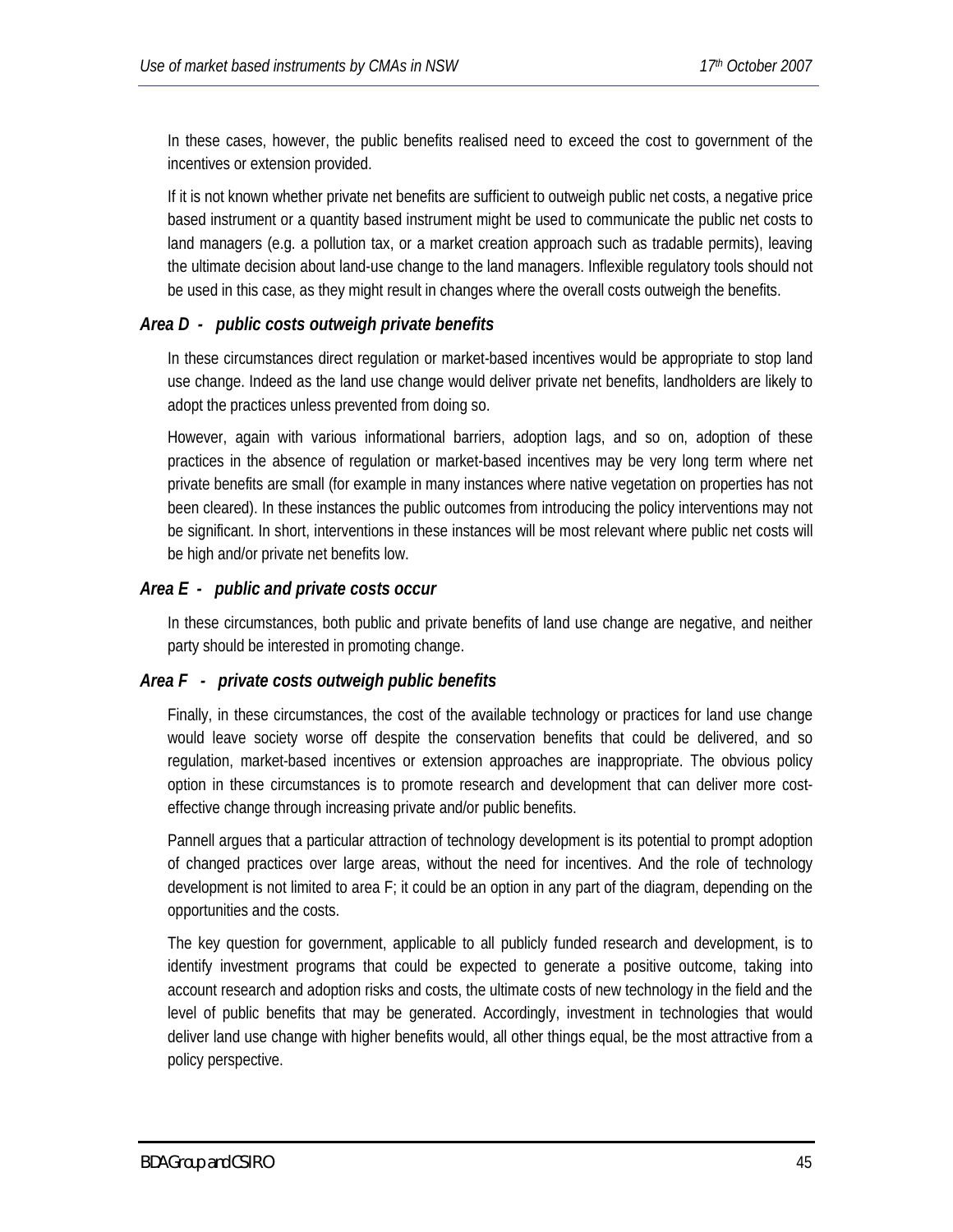In these cases, however, the public benefits realised need to exceed the cost to government of the incentives or extension provided.

If it is not known whether private net benefits are sufficient to outweigh public net costs, a negative price based instrument or a quantity based instrument might be used to communicate the public net costs to land managers (e.g. a pollution tax, or a market creation approach such as tradable permits), leaving the ultimate decision about land-use change to the land managers. Inflexible regulatory tools should not be used in this case, as they might result in changes where the overall costs outweigh the benefits.

### *Area D - public costs outweigh private benefits*

In these circumstances direct regulation or market-based incentives would be appropriate to stop land use change. Indeed as the land use change would deliver private net benefits, landholders are likely to adopt the practices unless prevented from doing so.

However, again with various informational barriers, adoption lags, and so on, adoption of these practices in the absence of regulation or market-based incentives may be very long term where net private benefits are small (for example in many instances where native vegetation on properties has not been cleared). In these instances the public outcomes from introducing the policy interventions may not be significant. In short, interventions in these instances will be most relevant where public net costs will be high and/or private net benefits low.

### *Area E - public and private costs occur*

In these circumstances, both public and private benefits of land use change are negative, and neither party should be interested in promoting change.

### *Area F - private costs outweigh public benefits*

Finally, in these circumstances, the cost of the available technology or practices for land use change would leave society worse off despite the conservation benefits that could be delivered, and so regulation, market-based incentives or extension approaches are inappropriate. The obvious policy option in these circumstances is to promote research and development that can deliver more cost-effective change through increasing private and/or public benefits.

Pannell argues that a particular attraction of technology development is its potential to prompt adoption of changed practices over large areas, without the need for incentives. And the role of technology development is not limited to area F; it could be an option in any part of the diagram, depending on the opportunities and the costs.

The key question for government, applicable to all publicly funded research and development, is to identify investment programs that could be expected to generate a positive outcome, taking into account research and adoption risks and costs, the ultimate costs of new technology in the field and the level of public benefits that may be generated. Accordingly, investment in technologies that would deliver land use change with higher benefits would, all other things equal, be the most attractive from a policy perspective.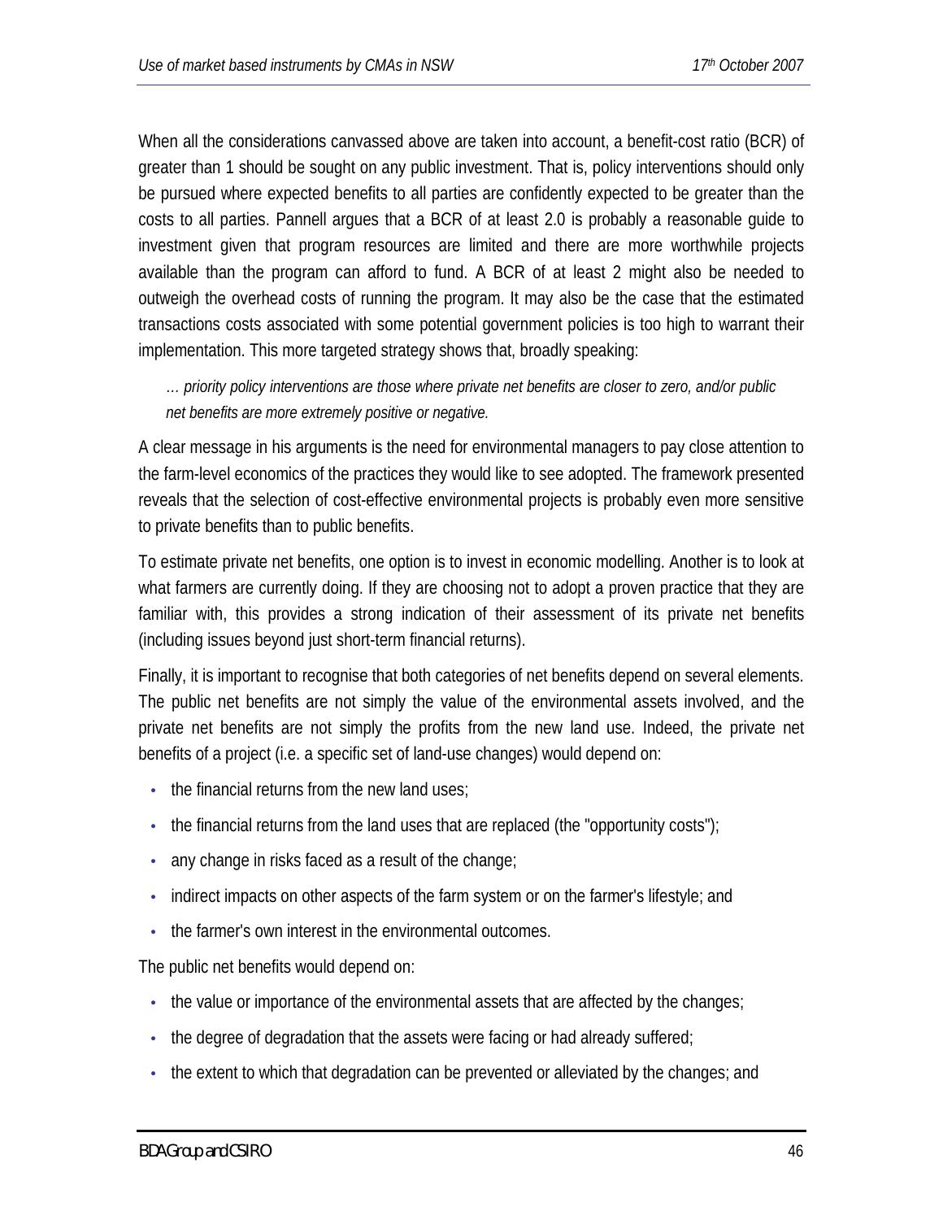When all the considerations canvassed above are taken into account, a benefit-cost ratio (BCR) of greater than 1 should be sought on any public investment. That is, policy interventions should only be pursued where expected benefits to all parties are confidently expected to be greater than the costs to all parties. Pannell argues that a BCR of at least 2.0 is probably a reasonable guide to investment given that program resources are limited and there are more worthwhile projects available than the program can afford to fund. A BCR of at least 2 might also be needed to outweigh the overhead costs of running the program. It may also be the case that the estimated transactions costs associated with some potential government policies is too high to warrant their implementation. This more targeted strategy shows that, broadly speaking:

> *… priority policy interventions are those where private net benefits are closer to zero, and/or public net benefits are more extremely positive or negative.*

A clear message in his arguments is the need for environmental managers to pay close attention to the farm-level economics of the practices they would like to see adopted. The framework presented reveals that the selection of cost-effective environmental projects is probably even more sensitive to private benefits than to public benefits.

To estimate private net benefits, one option is to invest in economic modelling. Another is to look at what farmers are currently doing. If they are choosing not to adopt a proven practice that they are familiar with, this provides a strong indication of their assessment of its private net benefits (including issues beyond just short-term financial returns).

Finally, it is important to recognise that both categories of net benefits depend on several elements. The public net benefits are not simply the value of the environmental assets involved, and the private net benefits are not simply the profits from the new land use. Indeed, the private net benefits of a project (i.e. a specific set of land-use changes) would depend on:

- the financial returns from the new land uses;
- the financial returns from the land uses that are replaced (the "opportunity costs");
- any change in risks faced as a result of the change;
- indirect impacts on other aspects of the farm system or on the farmer's lifestyle; and
- the farmer's own interest in the environmental outcomes.

The public net benefits would depend on:

- the value or importance of the environmental assets that are affected by the changes;
- the degree of degradation that the assets were facing or had already suffered;
- the extent to which that degradation can be prevented or alleviated by the changes; and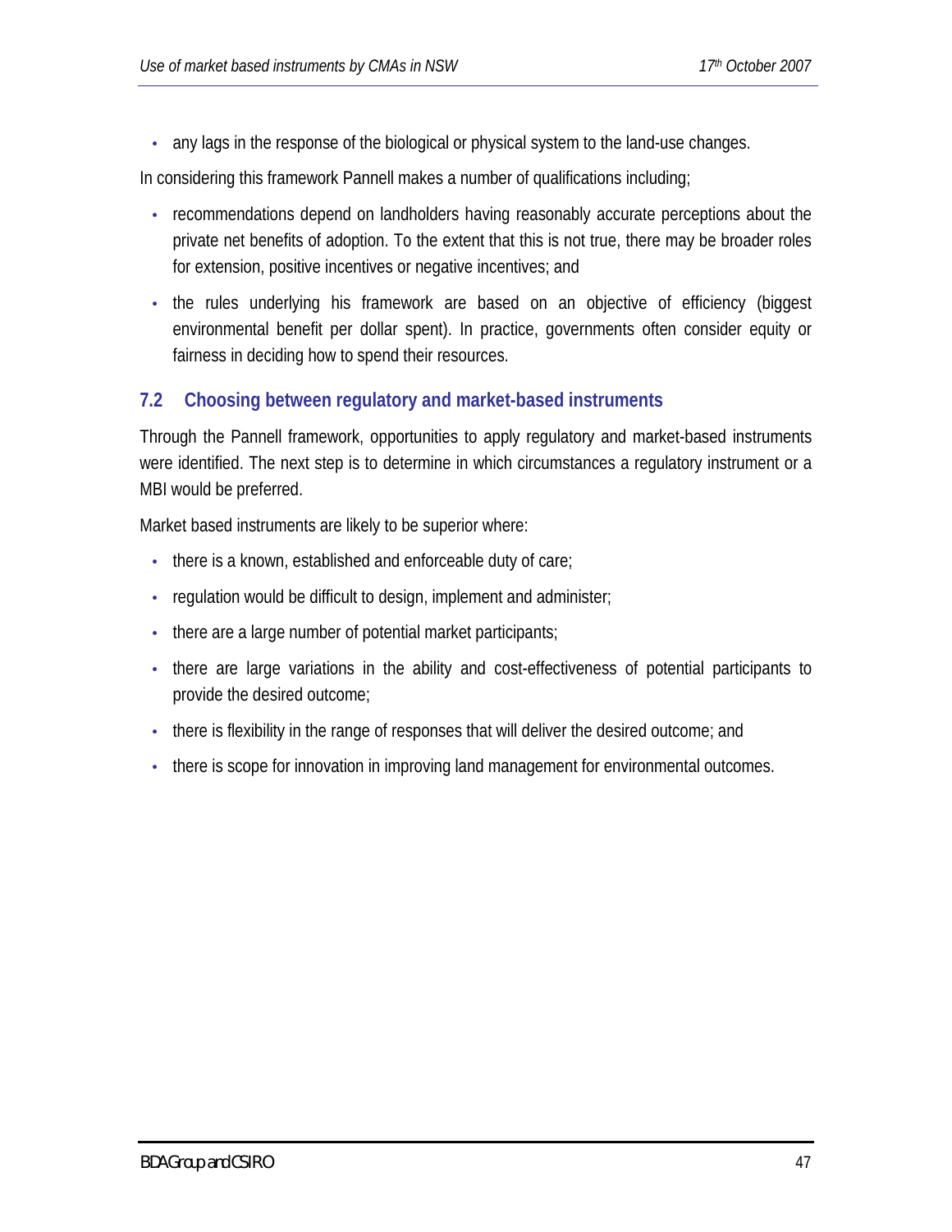- any lags in the response of the biological or physical system to the land-use changes.

In considering this framework Pannell makes a number of qualifications including;

- recommendations depend on landholders having reasonably accurate perceptions about the private net benefits of adoption. To the extent that this is not true, there may be broader roles for extension, positive incentives or negative incentives; and
- the rules underlying his framework are based on an objective of efficiency (biggest environmental benefit per dollar spent). In practice, governments often consider equity or fairness in deciding how to spend their resources.

## 7.2 Choosing between regulatory and market-based instruments

Through the Pannell framework, opportunities to apply regulatory and market-based instruments were identified. The next step is to determine in which circumstances a regulatory instrument or a MBI would be preferred.

Market based instruments are likely to be superior where:

- there is a known, established and enforceable duty of care;
- regulation would be difficult to design, implement and administer;
- there are a large number of potential market participants;
- there are large variations in the ability and cost-effectiveness of potential participants to provide the desired outcome;
- there is flexibility in the range of responses that will deliver the desired outcome; and
- there is scope for innovation in improving land management for environmental outcomes.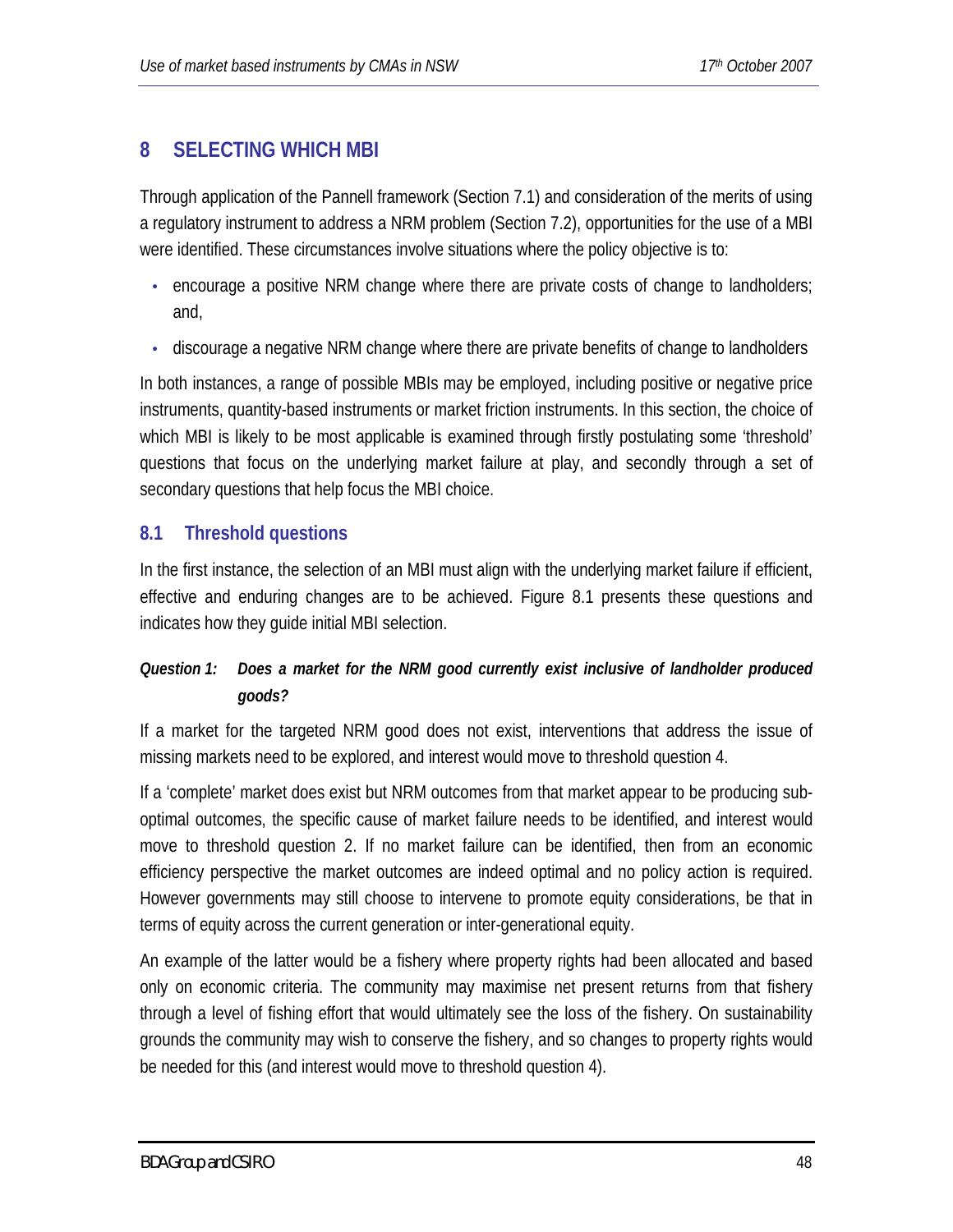# 8 SELECTING WHICH MBI

Through application of the Pannell framework (Section 7.1) and consideration of the merits of using a regulatory instrument to address a NRM problem (Section 7.2), opportunities for the use of a MBI were identified. These circumstances involve situations where the policy objective is to:

- encourage a positive NRM change where there are private costs of change to landholders; and,
- discourage a negative NRM change where there are private benefits of change to landholders

In both instances, a range of possible MBIs may be employed, including positive or negative price instruments, quantity-based instruments or market friction instruments. In this section, the choice of which MBI is likely to be most applicable is examined through firstly postulating some 'threshold' questions that focus on the underlying market failure at play, and secondly through a set of secondary questions that help focus the MBI choice.

## 8.1 Threshold questions

In the first instance, the selection of an MBI must align with the underlying market failure if efficient, effective and enduring changes are to be achieved. Figure 8.1 presents these questions and indicates how they guide initial MBI selection.

***Question 1: Does a market for the NRM good currently exist inclusive of landholder produced goods?***

If a market for the targeted NRM good does not exist, interventions that address the issue of missing markets need to be explored, and interest would move to threshold question 4.

If a 'complete' market does exist but NRM outcomes from that market appear to be producing sub-optimal outcomes, the specific cause of market failure needs to be identified, and interest would move to threshold question 2. If no market failure can be identified, then from an economic efficiency perspective the market outcomes are indeed optimal and no policy action is required. However governments may still choose to intervene to promote equity considerations, be that in terms of equity across the current generation or inter-generational equity.

An example of the latter would be a fishery where property rights had been allocated and based only on economic criteria. The community may maximise net present returns from that fishery through a level of fishing effort that would ultimately see the loss of the fishery. On sustainability grounds the community may wish to conserve the fishery, and so changes to property rights would be needed for this (and interest would move to threshold question 4).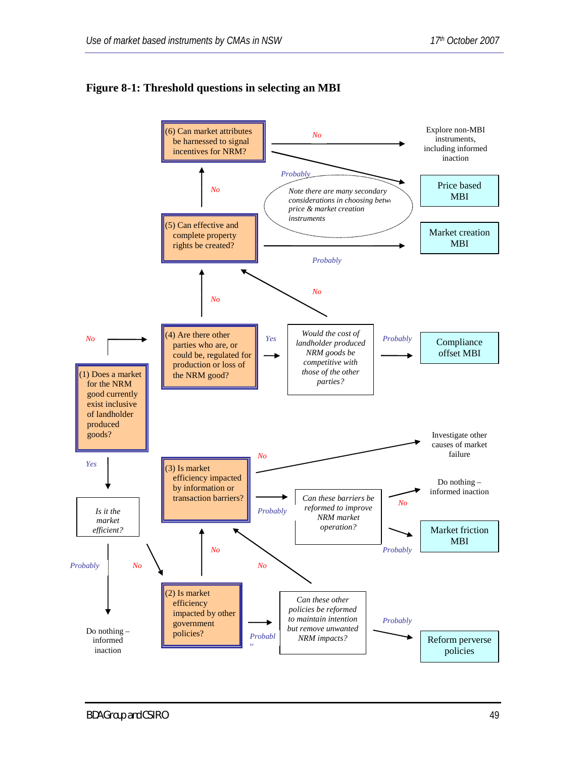**Figure 8-1: Threshold questions in selecting an MBI**

(1) Does a market for the NRM good currently exist inclusive of landholder produced goods?
- No → (4)
- Yes → *Is it the market efficient?*
  - *Probably* → Do nothing – informed inaction
  - *No* → (2)

(2) Is market efficiency impacted by other government policies?
- *Probably* → *Can these other policies be reformed to maintain intention but remove unwanted NRM impacts?*
  - *Probably* → Reform perverse policies
  - *No* → (3)
- *No* → (3)

(3) Is market efficiency impacted by information or transaction barriers?
- *No* → Investigate other causes of market failure
- *Probably* → *Can these barriers be reformed to improve NRM market operation?*
  - *No* → Do nothing – informed inaction
  - *Probably* → Market friction MBI

(4) Are there other parties who are, or could be, regulated for production or loss of the NRM good?
- *Yes* → *Would the cost of landholder produced NRM goods be competitive with those of the other parties?*
  - *Probably* → Compliance offset MBI
  - *No* → (5)
- *No* → (5)

(5) Can effective and complete property rights be created?
- *Probably* → Market creation MBI
- *No* → (6)

(6) Can market attributes be harnessed to signal incentives for NRM?
- *No* → Explore non-MBI instruments, including informed inaction
- *Probably* → Price based MBI

*Note there are many secondary considerations in choosing between price & market creation instruments*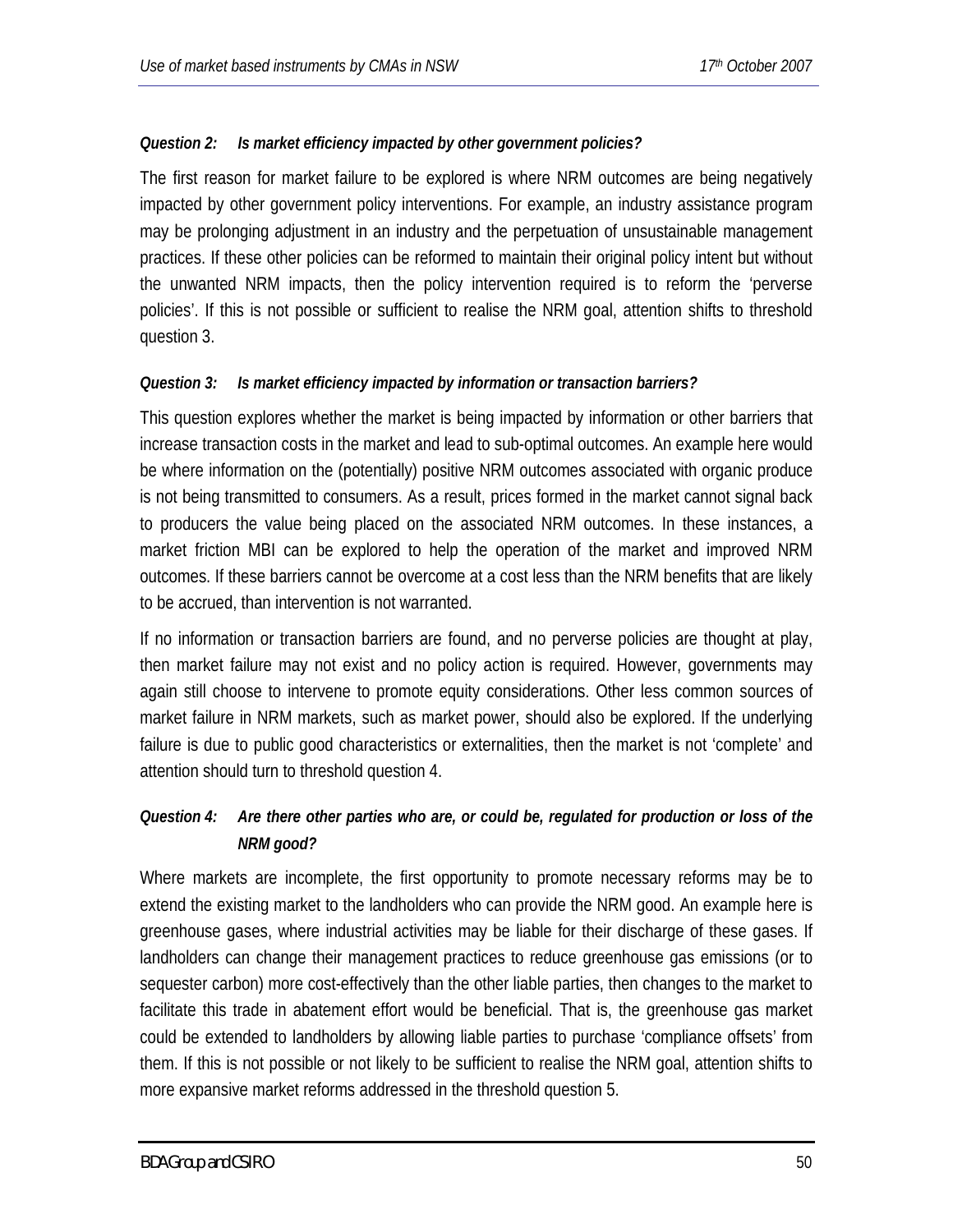***Question 2: Is market efficiency impacted by other government policies?***

The first reason for market failure to be explored is where NRM outcomes are being negatively impacted by other government policy interventions. For example, an industry assistance program may be prolonging adjustment in an industry and the perpetuation of unsustainable management practices. If these other policies can be reformed to maintain their original policy intent but without the unwanted NRM impacts, then the policy intervention required is to reform the 'perverse policies'. If this is not possible or sufficient to realise the NRM goal, attention shifts to threshold question 3.

***Question 3: Is market efficiency impacted by information or transaction barriers?***

This question explores whether the market is being impacted by information or other barriers that increase transaction costs in the market and lead to sub-optimal outcomes. An example here would be where information on the (potentially) positive NRM outcomes associated with organic produce is not being transmitted to consumers. As a result, prices formed in the market cannot signal back to producers the value being placed on the associated NRM outcomes. In these instances, a market friction MBI can be explored to help the operation of the market and improved NRM outcomes. If these barriers cannot be overcome at a cost less than the NRM benefits that are likely to be accrued, than intervention is not warranted.

If no information or transaction barriers are found, and no perverse policies are thought at play, then market failure may not exist and no policy action is required. However, governments may again still choose to intervene to promote equity considerations. Other less common sources of market failure in NRM markets, such as market power, should also be explored. If the underlying failure is due to public good characteristics or externalities, then the market is not 'complete' and attention should turn to threshold question 4.

***Question 4: Are there other parties who are, or could be, regulated for production or loss of the NRM good?***

Where markets are incomplete, the first opportunity to promote necessary reforms may be to extend the existing market to the landholders who can provide the NRM good. An example here is greenhouse gases, where industrial activities may be liable for their discharge of these gases. If landholders can change their management practices to reduce greenhouse gas emissions (or to sequester carbon) more cost-effectively than the other liable parties, then changes to the market to facilitate this trade in abatement effort would be beneficial. That is, the greenhouse gas market could be extended to landholders by allowing liable parties to purchase 'compliance offsets' from them. If this is not possible or not likely to be sufficient to realise the NRM goal, attention shifts to more expansive market reforms addressed in the threshold question 5.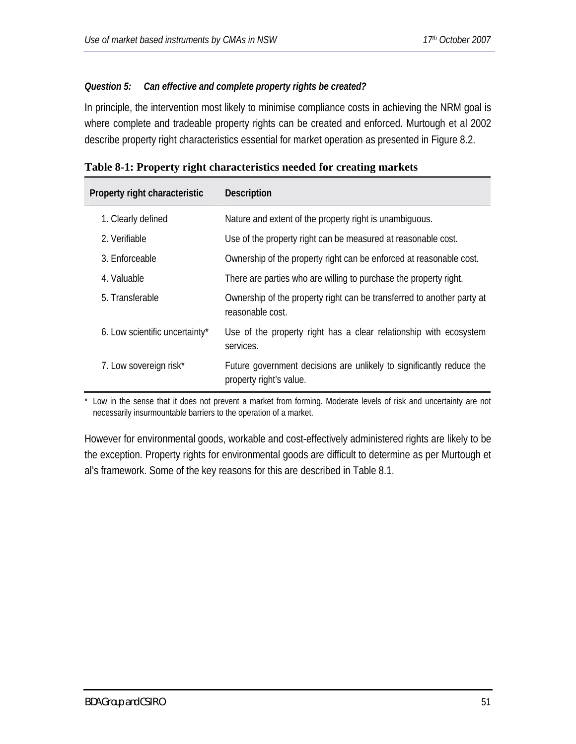*Question 5: Can effective and complete property rights be created?*

In principle, the intervention most likely to minimise compliance costs in achieving the NRM goal is where complete and tradeable property rights can be created and enforced. Murtough et al 2002 describe property right characteristics essential for market operation as presented in Figure 8.2.

**Table 8-1: Property right characteristics needed for creating markets**

| Property right characteristic | Description |
|---|---|
| 1. Clearly defined | Nature and extent of the property right is unambiguous. |
| 2. Verifiable | Use of the property right can be measured at reasonable cost. |
| 3. Enforceable | Ownership of the property right can be enforced at reasonable cost. |
| 4. Valuable | There are parties who are willing to purchase the property right. |
| 5. Transferable | Ownership of the property right can be transferred to another party at reasonable cost. |
| 6. Low scientific uncertainty* | Use of the property right has a clear relationship with ecosystem services. |
| 7. Low sovereign risk* | Future government decisions are unlikely to significantly reduce the property right's value. |

\* Low in the sense that it does not prevent a market from forming. Moderate levels of risk and uncertainty are not necessarily insurmountable barriers to the operation of a market.

However for environmental goods, workable and cost-effectively administered rights are likely to be the exception. Property rights for environmental goods are difficult to determine as per Murtough et al's framework. Some of the key reasons for this are described in Table 8.1.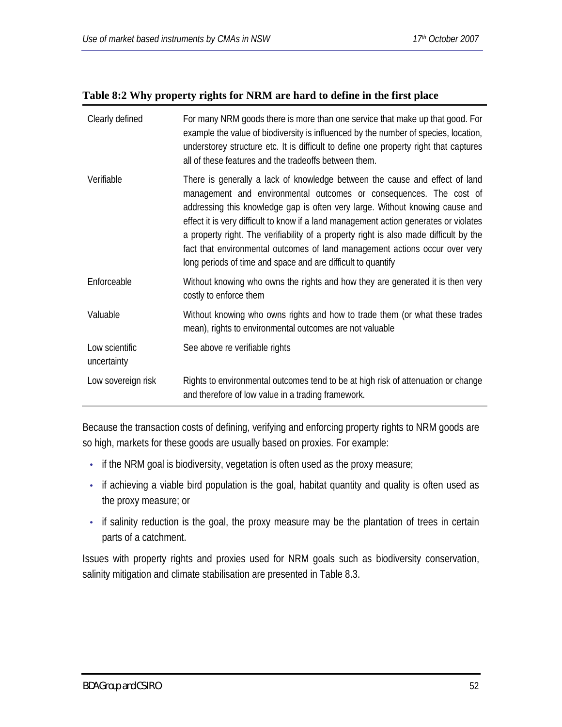**Table 8:2 Why property rights for NRM are hard to define in the first place**

| | |
|---|---|
| Clearly defined | For many NRM goods there is more than one service that make up that good. For example the value of biodiversity is influenced by the number of species, location, understorey structure etc. It is difficult to define one property right that captures all of these features and the tradeoffs between them. |
| Verifiable | There is generally a lack of knowledge between the cause and effect of land management and environmental outcomes or consequences. The cost of addressing this knowledge gap is often very large. Without knowing cause and effect it is very difficult to know if a land management action generates or violates a property right. The verifiability of a property right is also made difficult by the fact that environmental outcomes of land management actions occur over very long periods of time and space and are difficult to quantify |
| Enforceable | Without knowing who owns the rights and how they are generated it is then very costly to enforce them |
| Valuable | Without knowing who owns rights and how to trade them (or what these trades mean), rights to environmental outcomes are not valuable |
| Low scientific uncertainty | See above re verifiable rights |
| Low sovereign risk | Rights to environmental outcomes tend to be at high risk of attenuation or change and therefore of low value in a trading framework. |

Because the transaction costs of defining, verifying and enforcing property rights to NRM goods are so high, markets for these goods are usually based on proxies. For example:

- if the NRM goal is biodiversity, vegetation is often used as the proxy measure;
- if achieving a viable bird population is the goal, habitat quantity and quality is often used as the proxy measure; or
- if salinity reduction is the goal, the proxy measure may be the plantation of trees in certain parts of a catchment.

Issues with property rights and proxies used for NRM goals such as biodiversity conservation, salinity mitigation and climate stabilisation are presented in Table 8.3.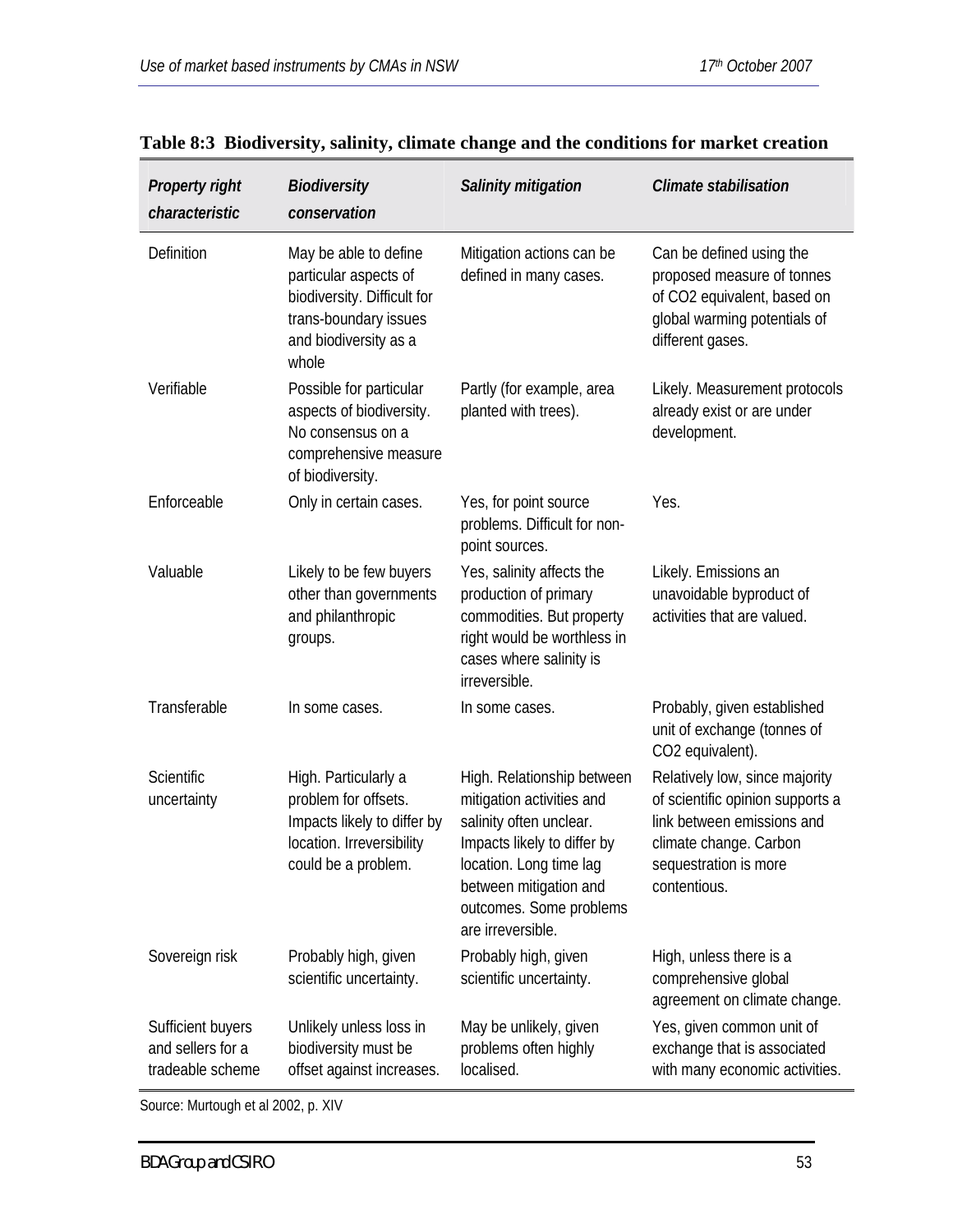**Table 8:3 Biodiversity, salinity, climate change and the conditions for market creation**

| *Property right characteristic* | *Biodiversity conservation* | *Salinity mitigation* | *Climate stabilisation* |
|---|---|---|---|
| Definition | May be able to define particular aspects of biodiversity. Difficult for trans-boundary issues and biodiversity as a whole | Mitigation actions can be defined in many cases. | Can be defined using the proposed measure of tonnes of $CO_2$ equivalent, based on global warming potentials of different gases. |
| Verifiable | Possible for particular aspects of biodiversity. No consensus on a comprehensive measure of biodiversity. | Partly (for example, area planted with trees). | Likely. Measurement protocols already exist or are under development. |
| Enforceable | Only in certain cases. | Yes, for point source problems. Difficult for non-point sources. | Yes. |
| Valuable | Likely to be few buyers other than governments and philanthropic groups. | Yes, salinity affects the production of primary commodities. But property right would be worthless in cases where salinity is irreversible. | Likely. Emissions an unavoidable byproduct of activities that are valued. |
| Transferable | In some cases. | In some cases. | Probably, given established unit of exchange (tonnes of $CO_2$ equivalent). |
| Scientific uncertainty | High. Particularly a problem for offsets. Impacts likely to differ by location. Irreversibility could be a problem. | High. Relationship between mitigation activities and salinity often unclear. Impacts likely to differ by location. Long time lag between mitigation and outcomes. Some problems are irreversible. | Relatively low, since majority of scientific opinion supports a link between emissions and climate change. Carbon sequestration is more contentious. |
| Sovereign risk | Probably high, given scientific uncertainty. | Probably high, given scientific uncertainty. | High, unless there is a comprehensive global agreement on climate change. |
| Sufficient buyers and sellers for a tradeable scheme | Unlikely unless loss in biodiversity must be offset against increases. | May be unlikely, given problems often highly localised. | Yes, given common unit of exchange that is associated with many economic activities. |

Source: Murtough et al 2002, p. XIV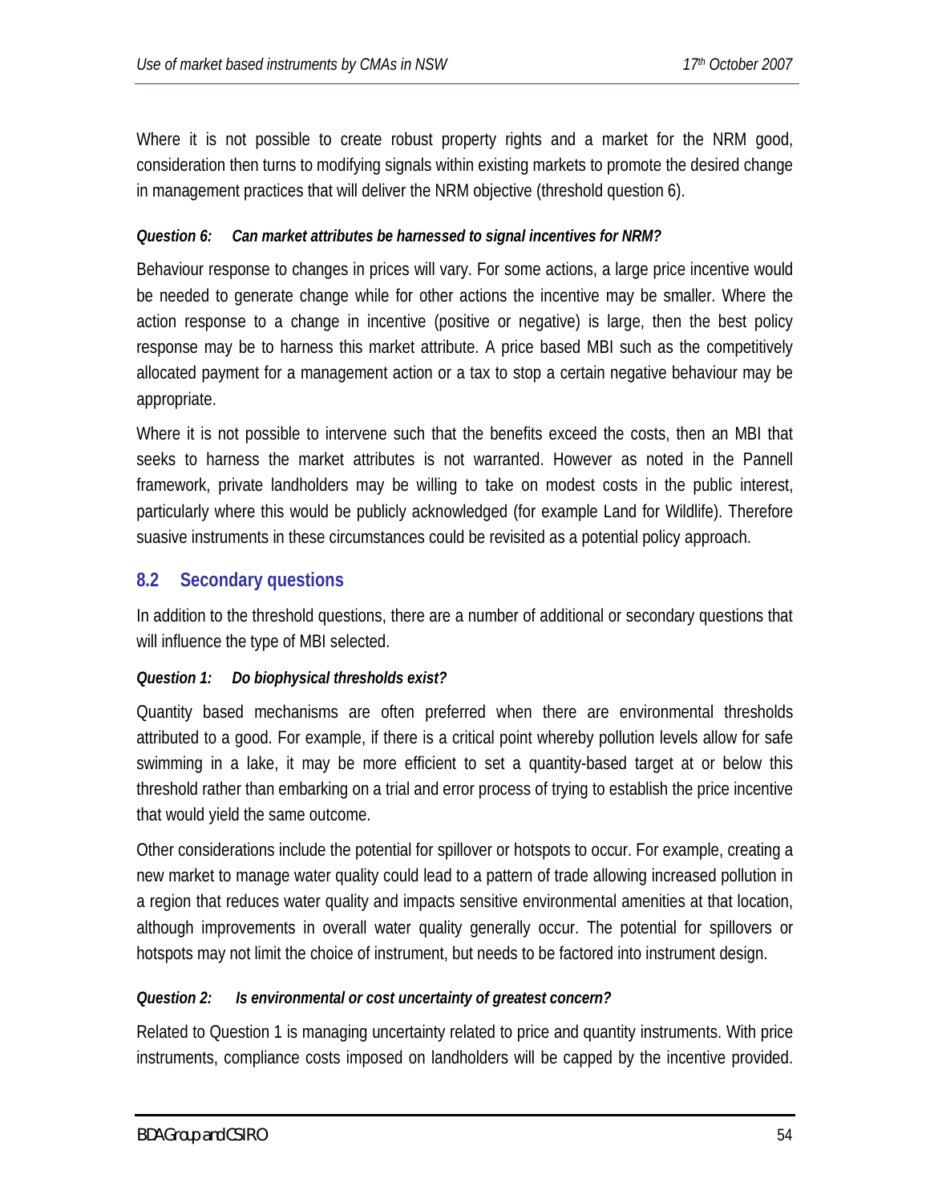Where it is not possible to create robust property rights and a market for the NRM good, consideration then turns to modifying signals within existing markets to promote the desired change in management practices that will deliver the NRM objective (threshold question 6).

***Question 6: Can market attributes be harnessed to signal incentives for NRM?***

Behaviour response to changes in prices will vary. For some actions, a large price incentive would be needed to generate change while for other actions the incentive may be smaller. Where the action response to a change in incentive (positive or negative) is large, then the best policy response may be to harness this market attribute. A price based MBI such as the competitively allocated payment for a management action or a tax to stop a certain negative behaviour may be appropriate.

Where it is not possible to intervene such that the benefits exceed the costs, then an MBI that seeks to harness the market attributes is not warranted. However as noted in the Pannell framework, private landholders may be willing to take on modest costs in the public interest, particularly where this would be publicly acknowledged (for example Land for Wildlife). Therefore suasive instruments in these circumstances could be revisited as a potential policy approach.

## 8.2 Secondary questions

In addition to the threshold questions, there are a number of additional or secondary questions that will influence the type of MBI selected.

***Question 1: Do biophysical thresholds exist?***

Quantity based mechanisms are often preferred when there are environmental thresholds attributed to a good. For example, if there is a critical point whereby pollution levels allow for safe swimming in a lake, it may be more efficient to set a quantity-based target at or below this threshold rather than embarking on a trial and error process of trying to establish the price incentive that would yield the same outcome.

Other considerations include the potential for spillover or hotspots to occur. For example, creating a new market to manage water quality could lead to a pattern of trade allowing increased pollution in a region that reduces water quality and impacts sensitive environmental amenities at that location, although improvements in overall water quality generally occur. The potential for spillovers or hotspots may not limit the choice of instrument, but needs to be factored into instrument design.

***Question 2: Is environmental or cost uncertainty of greatest concern?***

Related to Question 1 is managing uncertainty related to price and quantity instruments. With price instruments, compliance costs imposed on landholders will be capped by the incentive provided.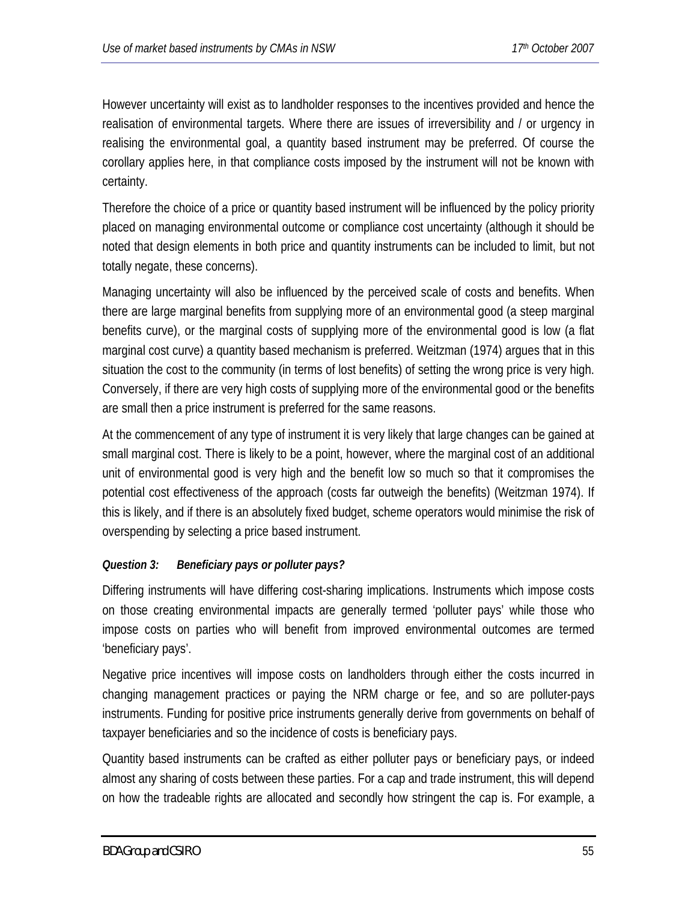However uncertainty will exist as to landholder responses to the incentives provided and hence the realisation of environmental targets. Where there are issues of irreversibility and / or urgency in realising the environmental goal, a quantity based instrument may be preferred. Of course the corollary applies here, in that compliance costs imposed by the instrument will not be known with certainty.

Therefore the choice of a price or quantity based instrument will be influenced by the policy priority placed on managing environmental outcome or compliance cost uncertainty (although it should be noted that design elements in both price and quantity instruments can be included to limit, but not totally negate, these concerns).

Managing uncertainty will also be influenced by the perceived scale of costs and benefits. When there are large marginal benefits from supplying more of an environmental good (a steep marginal benefits curve), or the marginal costs of supplying more of the environmental good is low (a flat marginal cost curve) a quantity based mechanism is preferred. Weitzman (1974) argues that in this situation the cost to the community (in terms of lost benefits) of setting the wrong price is very high. Conversely, if there are very high costs of supplying more of the environmental good or the benefits are small then a price instrument is preferred for the same reasons.

At the commencement of any type of instrument it is very likely that large changes can be gained at small marginal cost. There is likely to be a point, however, where the marginal cost of an additional unit of environmental good is very high and the benefit low so much so that it compromises the potential cost effectiveness of the approach (costs far outweigh the benefits) (Weitzman 1974). If this is likely, and if there is an absolutely fixed budget, scheme operators would minimise the risk of overspending by selecting a price based instrument.

#### *Question 3: Beneficiary pays or polluter pays?*

Differing instruments will have differing cost-sharing implications. Instruments which impose costs on those creating environmental impacts are generally termed 'polluter pays' while those who impose costs on parties who will benefit from improved environmental outcomes are termed 'beneficiary pays'.

Negative price incentives will impose costs on landholders through either the costs incurred in changing management practices or paying the NRM charge or fee, and so are polluter-pays instruments. Funding for positive price instruments generally derive from governments on behalf of taxpayer beneficiaries and so the incidence of costs is beneficiary pays.

Quantity based instruments can be crafted as either polluter pays or beneficiary pays, or indeed almost any sharing of costs between these parties. For a cap and trade instrument, this will depend on how the tradeable rights are allocated and secondly how stringent the cap is. For example, a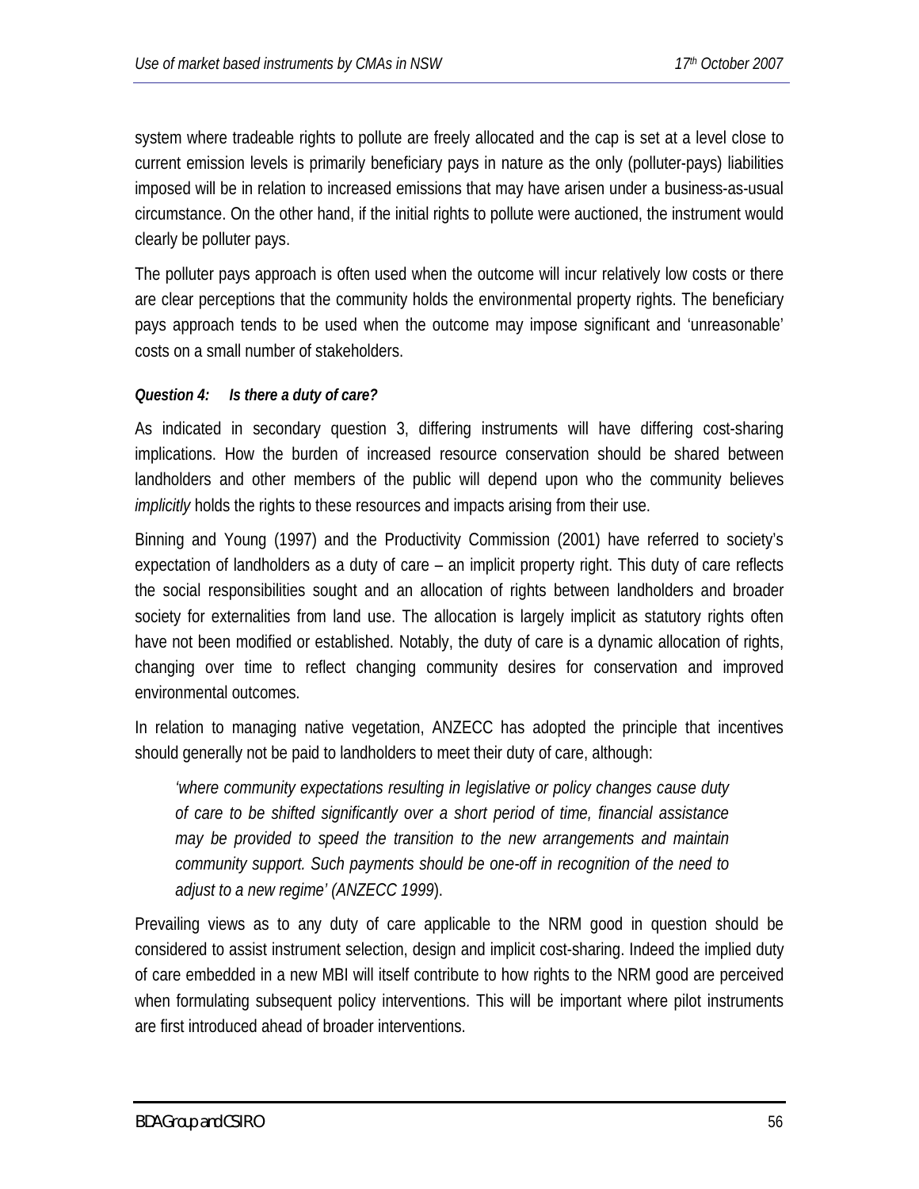system where tradeable rights to pollute are freely allocated and the cap is set at a level close to current emission levels is primarily beneficiary pays in nature as the only (polluter-pays) liabilities imposed will be in relation to increased emissions that may have arisen under a business-as-usual circumstance. On the other hand, if the initial rights to pollute were auctioned, the instrument would clearly be polluter pays.

The polluter pays approach is often used when the outcome will incur relatively low costs or there are clear perceptions that the community holds the environmental property rights. The beneficiary pays approach tends to be used when the outcome may impose significant and 'unreasonable' costs on a small number of stakeholders.

***Question 4: Is there a duty of care?***

As indicated in secondary question 3, differing instruments will have differing cost-sharing implications. How the burden of increased resource conservation should be shared between landholders and other members of the public will depend upon who the community believes *implicitly* holds the rights to these resources and impacts arising from their use.

Binning and Young (1997) and the Productivity Commission (2001) have referred to society's expectation of landholders as a duty of care – an implicit property right. This duty of care reflects the social responsibilities sought and an allocation of rights between landholders and broader society for externalities from land use. The allocation is largely implicit as statutory rights often have not been modified or established. Notably, the duty of care is a dynamic allocation of rights, changing over time to reflect changing community desires for conservation and improved environmental outcomes.

In relation to managing native vegetation, ANZECC has adopted the principle that incentives should generally not be paid to landholders to meet their duty of care, although:

> *'where community expectations resulting in legislative or policy changes cause duty of care to be shifted significantly over a short period of time, financial assistance may be provided to speed the transition to the new arrangements and maintain community support. Such payments should be one-off in recognition of the need to adjust to a new regime' (ANZECC 1999*).

Prevailing views as to any duty of care applicable to the NRM good in question should be considered to assist instrument selection, design and implicit cost-sharing. Indeed the implied duty of care embedded in a new MBI will itself contribute to how rights to the NRM good are perceived when formulating subsequent policy interventions. This will be important where pilot instruments are first introduced ahead of broader interventions.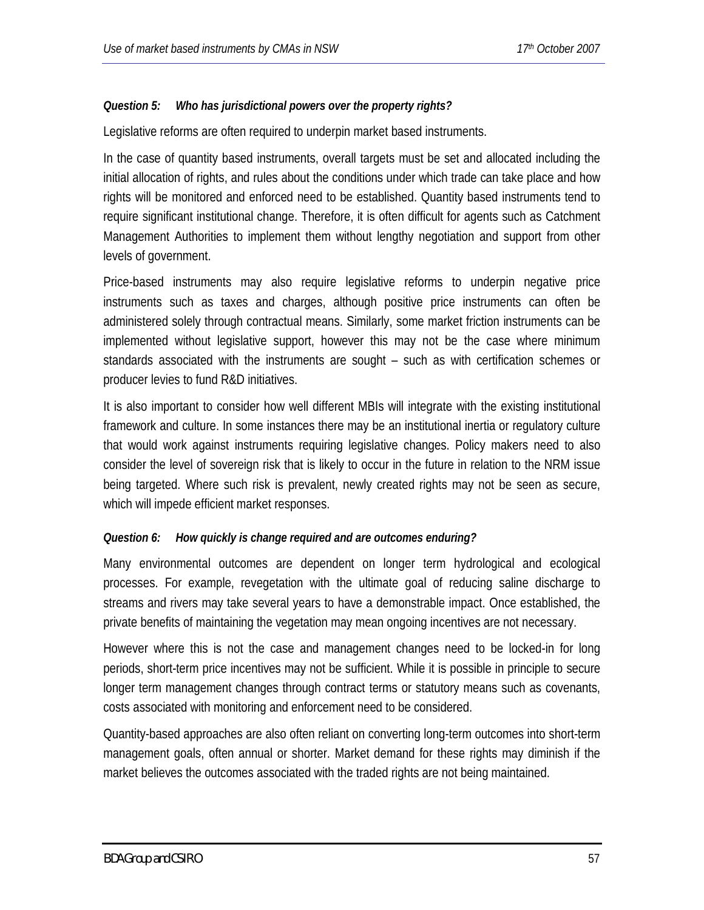***Question 5: Who has jurisdictional powers over the property rights?***

Legislative reforms are often required to underpin market based instruments.

In the case of quantity based instruments, overall targets must be set and allocated including the initial allocation of rights, and rules about the conditions under which trade can take place and how rights will be monitored and enforced need to be established. Quantity based instruments tend to require significant institutional change. Therefore, it is often difficult for agents such as Catchment Management Authorities to implement them without lengthy negotiation and support from other levels of government.

Price-based instruments may also require legislative reforms to underpin negative price instruments such as taxes and charges, although positive price instruments can often be administered solely through contractual means. Similarly, some market friction instruments can be implemented without legislative support, however this may not be the case where minimum standards associated with the instruments are sought – such as with certification schemes or producer levies to fund R&D initiatives.

It is also important to consider how well different MBIs will integrate with the existing institutional framework and culture. In some instances there may be an institutional inertia or regulatory culture that would work against instruments requiring legislative changes. Policy makers need to also consider the level of sovereign risk that is likely to occur in the future in relation to the NRM issue being targeted. Where such risk is prevalent, newly created rights may not be seen as secure, which will impede efficient market responses.

***Question 6: How quickly is change required and are outcomes enduring?***

Many environmental outcomes are dependent on longer term hydrological and ecological processes. For example, revegetation with the ultimate goal of reducing saline discharge to streams and rivers may take several years to have a demonstrable impact. Once established, the private benefits of maintaining the vegetation may mean ongoing incentives are not necessary.

However where this is not the case and management changes need to be locked-in for long periods, short-term price incentives may not be sufficient. While it is possible in principle to secure longer term management changes through contract terms or statutory means such as covenants, costs associated with monitoring and enforcement need to be considered.

Quantity-based approaches are also often reliant on converting long-term outcomes into short-term management goals, often annual or shorter. Market demand for these rights may diminish if the market believes the outcomes associated with the traded rights are not being maintained.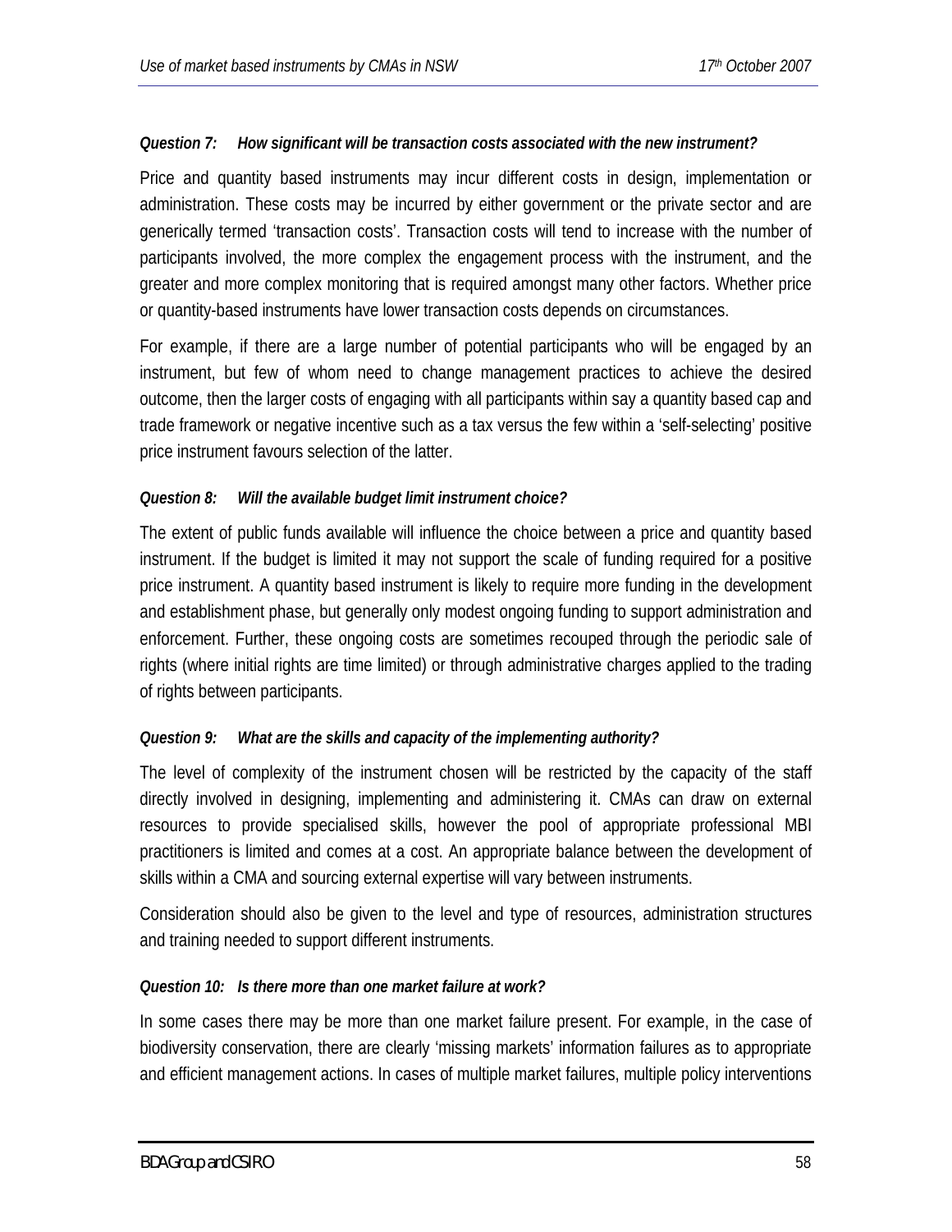***Question 7: How significant will be transaction costs associated with the new instrument?***

Price and quantity based instruments may incur different costs in design, implementation or administration. These costs may be incurred by either government or the private sector and are generically termed 'transaction costs'. Transaction costs will tend to increase with the number of participants involved, the more complex the engagement process with the instrument, and the greater and more complex monitoring that is required amongst many other factors. Whether price or quantity-based instruments have lower transaction costs depends on circumstances.

For example, if there are a large number of potential participants who will be engaged by an instrument, but few of whom need to change management practices to achieve the desired outcome, then the larger costs of engaging with all participants within say a quantity based cap and trade framework or negative incentive such as a tax versus the few within a 'self-selecting' positive price instrument favours selection of the latter.

***Question 8: Will the available budget limit instrument choice?***

The extent of public funds available will influence the choice between a price and quantity based instrument. If the budget is limited it may not support the scale of funding required for a positive price instrument. A quantity based instrument is likely to require more funding in the development and establishment phase, but generally only modest ongoing funding to support administration and enforcement. Further, these ongoing costs are sometimes recouped through the periodic sale of rights (where initial rights are time limited) or through administrative charges applied to the trading of rights between participants.

***Question 9: What are the skills and capacity of the implementing authority?***

The level of complexity of the instrument chosen will be restricted by the capacity of the staff directly involved in designing, implementing and administering it. CMAs can draw on external resources to provide specialised skills, however the pool of appropriate professional MBI practitioners is limited and comes at a cost. An appropriate balance between the development of skills within a CMA and sourcing external expertise will vary between instruments.

Consideration should also be given to the level and type of resources, administration structures and training needed to support different instruments.

***Question 10: Is there more than one market failure at work?***

In some cases there may be more than one market failure present. For example, in the case of biodiversity conservation, there are clearly 'missing markets' information failures as to appropriate and efficient management actions. In cases of multiple market failures, multiple policy interventions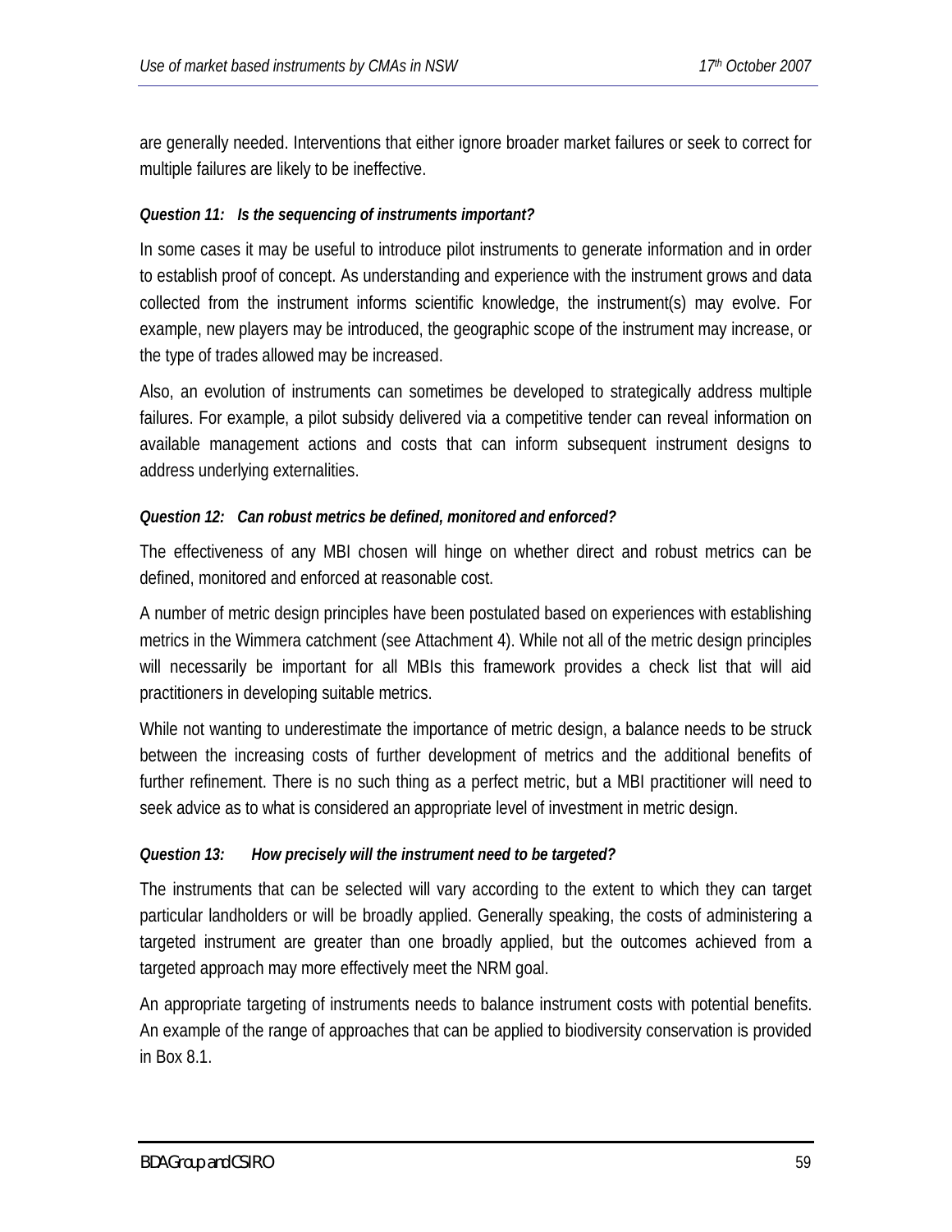are generally needed. Interventions that either ignore broader market failures or seek to correct for multiple failures are likely to be ineffective.

***Question 11: Is the sequencing of instruments important?***

In some cases it may be useful to introduce pilot instruments to generate information and in order to establish proof of concept. As understanding and experience with the instrument grows and data collected from the instrument informs scientific knowledge, the instrument(s) may evolve. For example, new players may be introduced, the geographic scope of the instrument may increase, or the type of trades allowed may be increased.

Also, an evolution of instruments can sometimes be developed to strategically address multiple failures. For example, a pilot subsidy delivered via a competitive tender can reveal information on available management actions and costs that can inform subsequent instrument designs to address underlying externalities.

***Question 12: Can robust metrics be defined, monitored and enforced?***

The effectiveness of any MBI chosen will hinge on whether direct and robust metrics can be defined, monitored and enforced at reasonable cost.

A number of metric design principles have been postulated based on experiences with establishing metrics in the Wimmera catchment (see Attachment 4). While not all of the metric design principles will necessarily be important for all MBIs this framework provides a check list that will aid practitioners in developing suitable metrics.

While not wanting to underestimate the importance of metric design, a balance needs to be struck between the increasing costs of further development of metrics and the additional benefits of further refinement. There is no such thing as a perfect metric, but a MBI practitioner will need to seek advice as to what is considered an appropriate level of investment in metric design.

***Question 13: How precisely will the instrument need to be targeted?***

The instruments that can be selected will vary according to the extent to which they can target particular landholders or will be broadly applied. Generally speaking, the costs of administering a targeted instrument are greater than one broadly applied, but the outcomes achieved from a targeted approach may more effectively meet the NRM goal.

An appropriate targeting of instruments needs to balance instrument costs with potential benefits. An example of the range of approaches that can be applied to biodiversity conservation is provided in Box 8.1.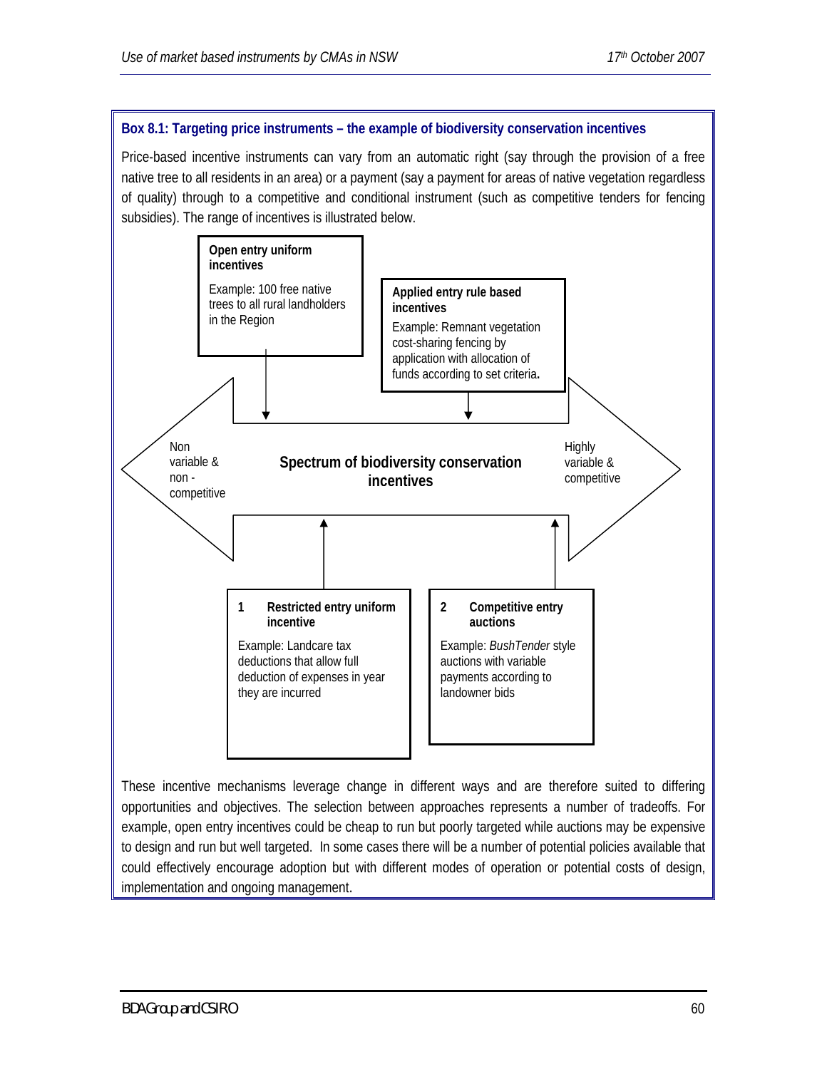**Box 8.1: Targeting price instruments – the example of biodiversity conservation incentives**

Price-based incentive instruments can vary from an automatic right (say through the provision of a free native tree to all residents in an area) or a payment (say a payment for areas of native vegetation regardless of quality) through to a competitive and conditional instrument (such as competitive tenders for fencing subsidies). The range of incentives is illustrated below.

**Open entry uniform incentives**

Example: 100 free native trees to all rural landholders in the Region

**Applied entry rule based incentives**

Example: Remnant vegetation cost-sharing fencing by application with allocation of funds according to set criteria**.**

**Spectrum of biodiversity conservation incentives**

Non variable & non - competitive

Highly variable & competitive

**1 Restricted entry uniform incentive**

Example: Landcare tax deductions that allow full deduction of expenses in year they are incurred

**2 Competitive entry auctions**

Example: *BushTender* style auctions with variable payments according to landowner bids

These incentive mechanisms leverage change in different ways and are therefore suited to differing opportunities and objectives. The selection between approaches represents a number of tradeoffs. For example, open entry incentives could be cheap to run but poorly targeted while auctions may be expensive to design and run but well targeted. In some cases there will be a number of potential policies available that could effectively encourage adoption but with different modes of operation or potential costs of design, implementation and ongoing management.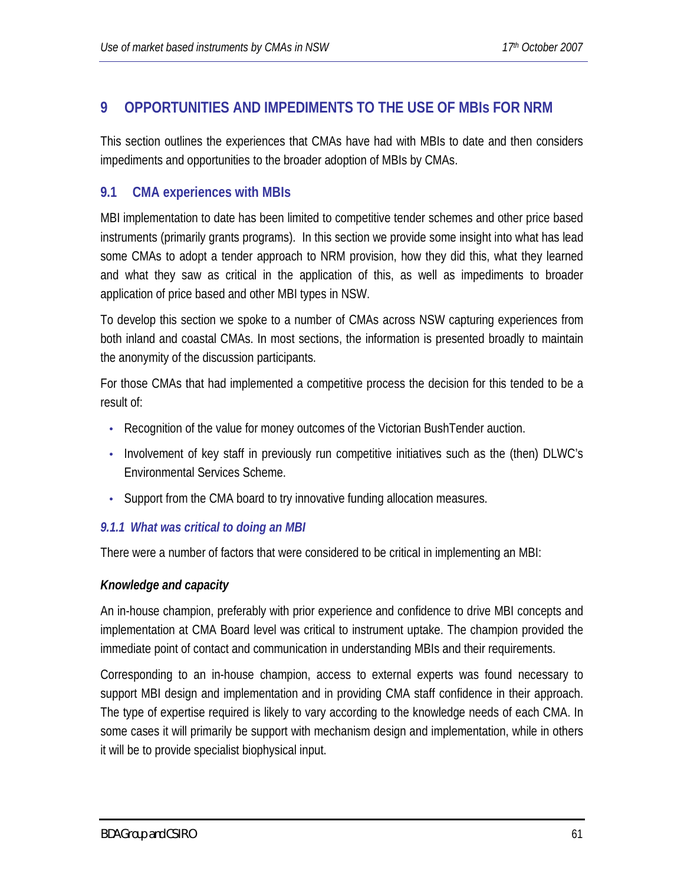# 9 OPPORTUNITIES AND IMPEDIMENTS TO THE USE OF MBIs FOR NRM

This section outlines the experiences that CMAs have had with MBIs to date and then considers impediments and opportunities to the broader adoption of MBIs by CMAs.

## 9.1 CMA experiences with MBIs

MBI implementation to date has been limited to competitive tender schemes and other price based instruments (primarily grants programs). In this section we provide some insight into what has lead some CMAs to adopt a tender approach to NRM provision, how they did this, what they learned and what they saw as critical in the application of this, as well as impediments to broader application of price based and other MBI types in NSW.

To develop this section we spoke to a number of CMAs across NSW capturing experiences from both inland and coastal CMAs. In most sections, the information is presented broadly to maintain the anonymity of the discussion participants.

For those CMAs that had implemented a competitive process the decision for this tended to be a result of:

- Recognition of the value for money outcomes of the Victorian BushTender auction.
- Involvement of key staff in previously run competitive initiatives such as the (then) DLWC's Environmental Services Scheme.
- Support from the CMA board to try innovative funding allocation measures.

### *9.1.1 What was critical to doing an MBI*

There were a number of factors that were considered to be critical in implementing an MBI:

***Knowledge and capacity***

An in-house champion, preferably with prior experience and confidence to drive MBI concepts and implementation at CMA Board level was critical to instrument uptake. The champion provided the immediate point of contact and communication in understanding MBIs and their requirements.

Corresponding to an in-house champion, access to external experts was found necessary to support MBI design and implementation and in providing CMA staff confidence in their approach. The type of expertise required is likely to vary according to the knowledge needs of each CMA. In some cases it will primarily be support with mechanism design and implementation, while in others it will be to provide specialist biophysical input.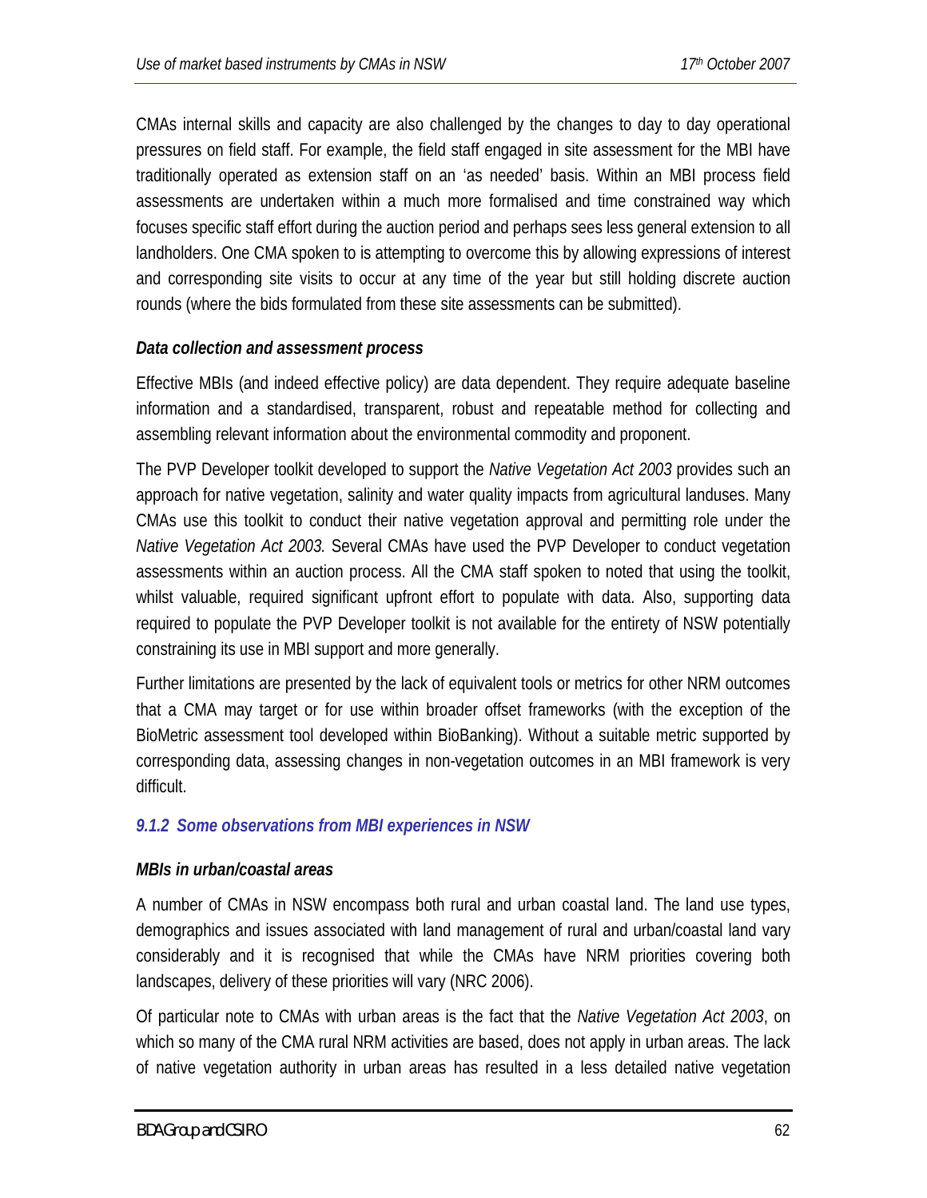CMAs internal skills and capacity are also challenged by the changes to day to day operational pressures on field staff. For example, the field staff engaged in site assessment for the MBI have traditionally operated as extension staff on an 'as needed' basis. Within an MBI process field assessments are undertaken within a much more formalised and time constrained way which focuses specific staff effort during the auction period and perhaps sees less general extension to all landholders. One CMA spoken to is attempting to overcome this by allowing expressions of interest and corresponding site visits to occur at any time of the year but still holding discrete auction rounds (where the bids formulated from these site assessments can be submitted).

***Data collection and assessment process***

Effective MBIs (and indeed effective policy) are data dependent. They require adequate baseline information and a standardised, transparent, robust and repeatable method for collecting and assembling relevant information about the environmental commodity and proponent.

The PVP Developer toolkit developed to support the *Native Vegetation Act 2003* provides such an approach for native vegetation, salinity and water quality impacts from agricultural landuses. Many CMAs use this toolkit to conduct their native vegetation approval and permitting role under the *Native Vegetation Act 2003.* Several CMAs have used the PVP Developer to conduct vegetation assessments within an auction process. All the CMA staff spoken to noted that using the toolkit, whilst valuable, required significant upfront effort to populate with data. Also, supporting data required to populate the PVP Developer toolkit is not available for the entirety of NSW potentially constraining its use in MBI support and more generally.

Further limitations are presented by the lack of equivalent tools or metrics for other NRM outcomes that a CMA may target or for use within broader offset frameworks (with the exception of the BioMetric assessment tool developed within BioBanking). Without a suitable metric supported by corresponding data, assessing changes in non-vegetation outcomes in an MBI framework is very difficult.

### *9.1.2 Some observations from MBI experiences in NSW*

***MBIs in urban/coastal areas***

A number of CMAs in NSW encompass both rural and urban coastal land. The land use types, demographics and issues associated with land management of rural and urban/coastal land vary considerably and it is recognised that while the CMAs have NRM priorities covering both landscapes, delivery of these priorities will vary (NRC 2006).

Of particular note to CMAs with urban areas is the fact that the *Native Vegetation Act 2003*, on which so many of the CMA rural NRM activities are based, does not apply in urban areas. The lack of native vegetation authority in urban areas has resulted in a less detailed native vegetation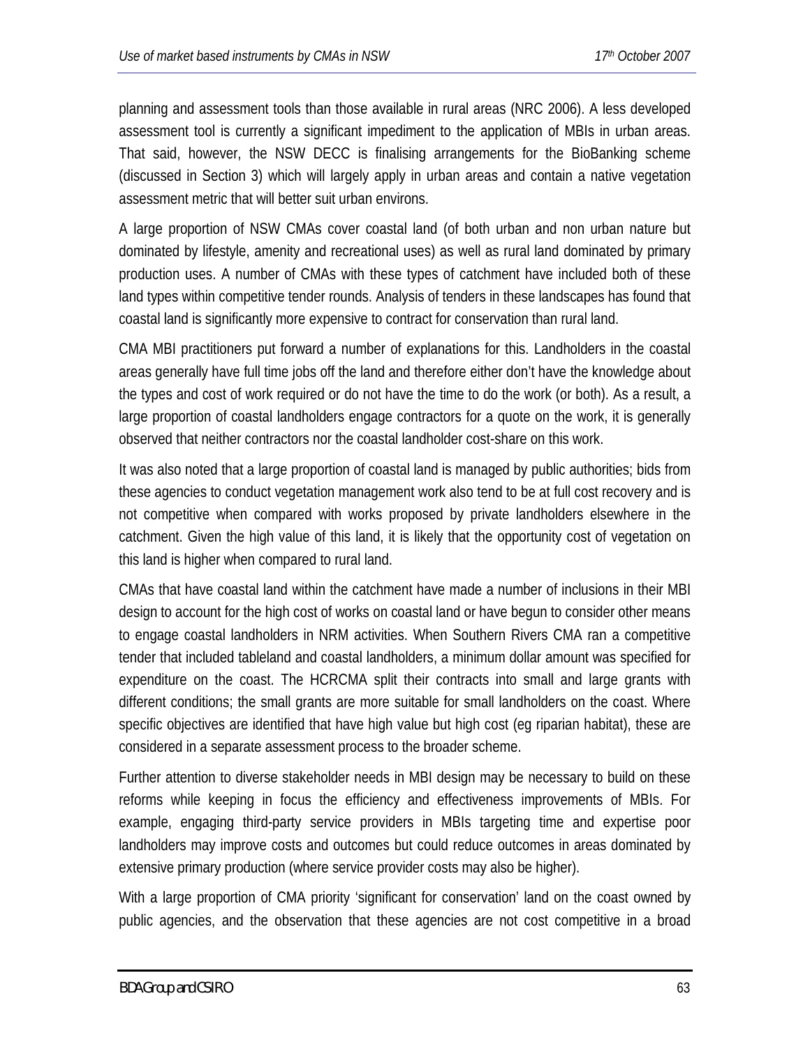planning and assessment tools than those available in rural areas (NRC 2006). A less developed assessment tool is currently a significant impediment to the application of MBIs in urban areas. That said, however, the NSW DECC is finalising arrangements for the BioBanking scheme (discussed in Section 3) which will largely apply in urban areas and contain a native vegetation assessment metric that will better suit urban environs.

A large proportion of NSW CMAs cover coastal land (of both urban and non urban nature but dominated by lifestyle, amenity and recreational uses) as well as rural land dominated by primary production uses. A number of CMAs with these types of catchment have included both of these land types within competitive tender rounds. Analysis of tenders in these landscapes has found that coastal land is significantly more expensive to contract for conservation than rural land.

CMA MBI practitioners put forward a number of explanations for this. Landholders in the coastal areas generally have full time jobs off the land and therefore either don't have the knowledge about the types and cost of work required or do not have the time to do the work (or both). As a result, a large proportion of coastal landholders engage contractors for a quote on the work, it is generally observed that neither contractors nor the coastal landholder cost-share on this work.

It was also noted that a large proportion of coastal land is managed by public authorities; bids from these agencies to conduct vegetation management work also tend to be at full cost recovery and is not competitive when compared with works proposed by private landholders elsewhere in the catchment. Given the high value of this land, it is likely that the opportunity cost of vegetation on this land is higher when compared to rural land.

CMAs that have coastal land within the catchment have made a number of inclusions in their MBI design to account for the high cost of works on coastal land or have begun to consider other means to engage coastal landholders in NRM activities. When Southern Rivers CMA ran a competitive tender that included tableland and coastal landholders, a minimum dollar amount was specified for expenditure on the coast. The HCRCMA split their contracts into small and large grants with different conditions; the small grants are more suitable for small landholders on the coast. Where specific objectives are identified that have high value but high cost (eg riparian habitat), these are considered in a separate assessment process to the broader scheme.

Further attention to diverse stakeholder needs in MBI design may be necessary to build on these reforms while keeping in focus the efficiency and effectiveness improvements of MBIs. For example, engaging third-party service providers in MBIs targeting time and expertise poor landholders may improve costs and outcomes but could reduce outcomes in areas dominated by extensive primary production (where service provider costs may also be higher).

With a large proportion of CMA priority 'significant for conservation' land on the coast owned by public agencies, and the observation that these agencies are not cost competitive in a broad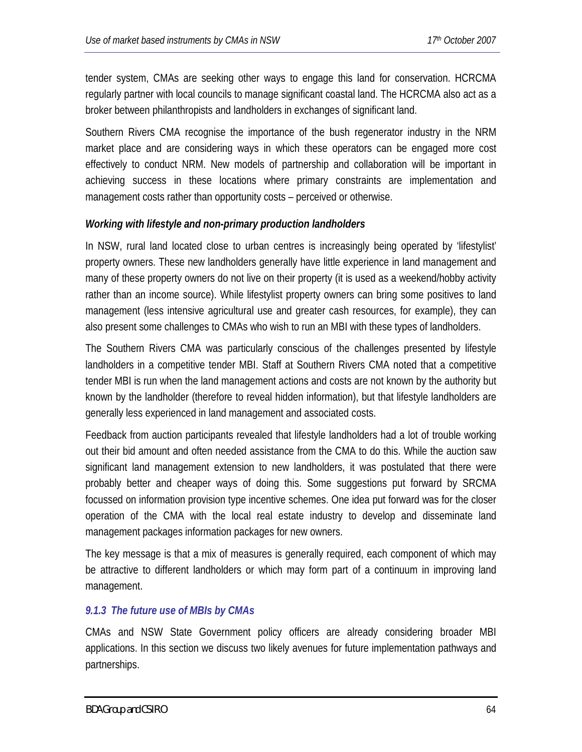tender system, CMAs are seeking other ways to engage this land for conservation. HCRCMA regularly partner with local councils to manage significant coastal land. The HCRCMA also act as a broker between philanthropists and landholders in exchanges of significant land.

Southern Rivers CMA recognise the importance of the bush regenerator industry in the NRM market place and are considering ways in which these operators can be engaged more cost effectively to conduct NRM. New models of partnership and collaboration will be important in achieving success in these locations where primary constraints are implementation and management costs rather than opportunity costs – perceived or otherwise.

***Working with lifestyle and non-primary production landholders***

In NSW, rural land located close to urban centres is increasingly being operated by 'lifestylist' property owners. These new landholders generally have little experience in land management and many of these property owners do not live on their property (it is used as a weekend/hobby activity rather than an income source). While lifestylist property owners can bring some positives to land management (less intensive agricultural use and greater cash resources, for example), they can also present some challenges to CMAs who wish to run an MBI with these types of landholders.

The Southern Rivers CMA was particularly conscious of the challenges presented by lifestyle landholders in a competitive tender MBI. Staff at Southern Rivers CMA noted that a competitive tender MBI is run when the land management actions and costs are not known by the authority but known by the landholder (therefore to reveal hidden information), but that lifestyle landholders are generally less experienced in land management and associated costs.

Feedback from auction participants revealed that lifestyle landholders had a lot of trouble working out their bid amount and often needed assistance from the CMA to do this. While the auction saw significant land management extension to new landholders, it was postulated that there were probably better and cheaper ways of doing this. Some suggestions put forward by SRCMA focussed on information provision type incentive schemes. One idea put forward was for the closer operation of the CMA with the local real estate industry to develop and disseminate land management packages information packages for new owners.

The key message is that a mix of measures is generally required, each component of which may be attractive to different landholders or which may form part of a continuum in improving land management.

### *9.1.3 The future use of MBIs by CMAs*

CMAs and NSW State Government policy officers are already considering broader MBI applications. In this section we discuss two likely avenues for future implementation pathways and partnerships.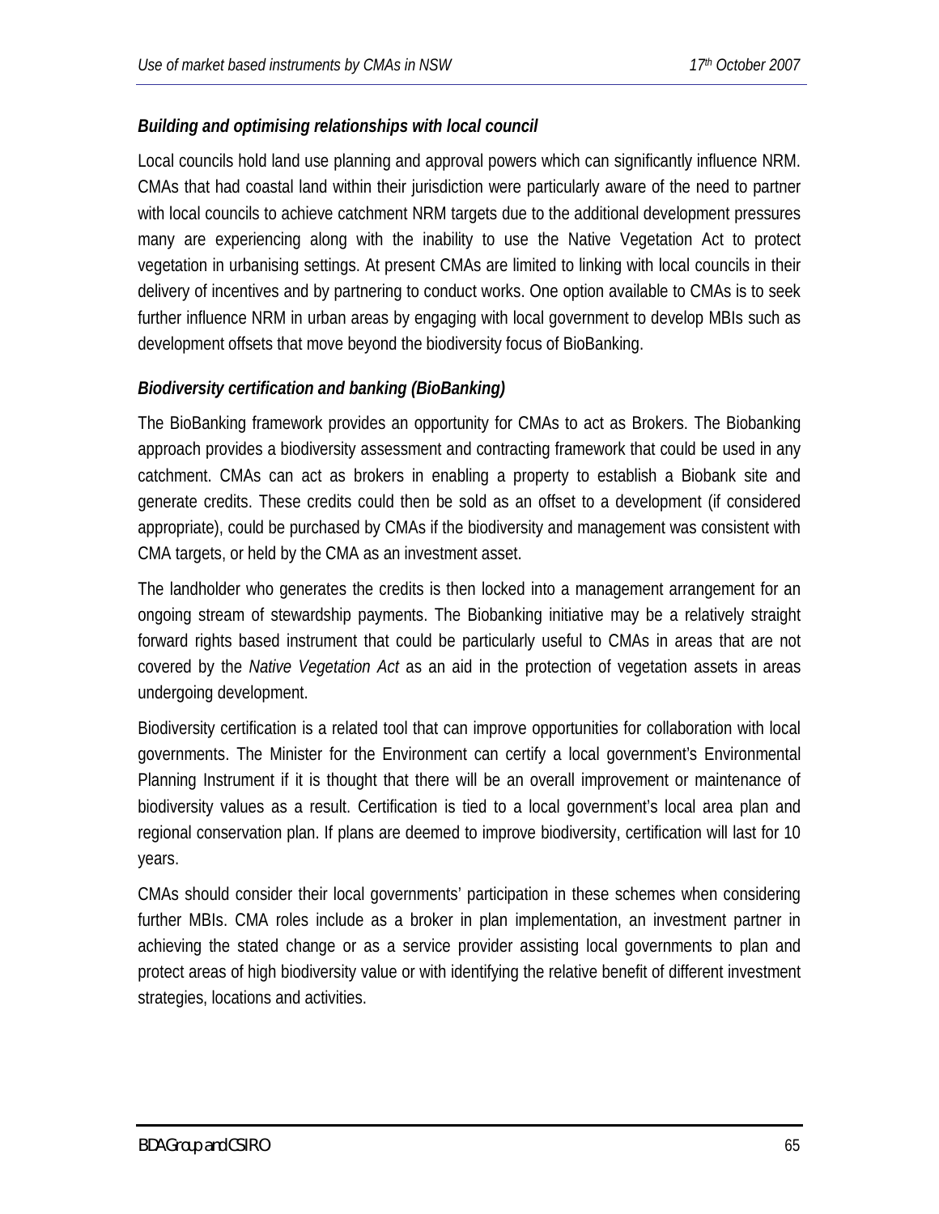### *Building and optimising relationships with local council*

Local councils hold land use planning and approval powers which can significantly influence NRM. CMAs that had coastal land within their jurisdiction were particularly aware of the need to partner with local councils to achieve catchment NRM targets due to the additional development pressures many are experiencing along with the inability to use the Native Vegetation Act to protect vegetation in urbanising settings. At present CMAs are limited to linking with local councils in their delivery of incentives and by partnering to conduct works. One option available to CMAs is to seek further influence NRM in urban areas by engaging with local government to develop MBIs such as development offsets that move beyond the biodiversity focus of BioBanking.

### *Biodiversity certification and banking (BioBanking)*

The BioBanking framework provides an opportunity for CMAs to act as Brokers. The Biobanking approach provides a biodiversity assessment and contracting framework that could be used in any catchment. CMAs can act as brokers in enabling a property to establish a Biobank site and generate credits. These credits could then be sold as an offset to a development (if considered appropriate), could be purchased by CMAs if the biodiversity and management was consistent with CMA targets, or held by the CMA as an investment asset.

The landholder who generates the credits is then locked into a management arrangement for an ongoing stream of stewardship payments. The Biobanking initiative may be a relatively straight forward rights based instrument that could be particularly useful to CMAs in areas that are not covered by the *Native Vegetation Act* as an aid in the protection of vegetation assets in areas undergoing development.

Biodiversity certification is a related tool that can improve opportunities for collaboration with local governments. The Minister for the Environment can certify a local government's Environmental Planning Instrument if it is thought that there will be an overall improvement or maintenance of biodiversity values as a result. Certification is tied to a local government's local area plan and regional conservation plan. If plans are deemed to improve biodiversity, certification will last for 10 years.

CMAs should consider their local governments' participation in these schemes when considering further MBIs. CMA roles include as a broker in plan implementation, an investment partner in achieving the stated change or as a service provider assisting local governments to plan and protect areas of high biodiversity value or with identifying the relative benefit of different investment strategies, locations and activities.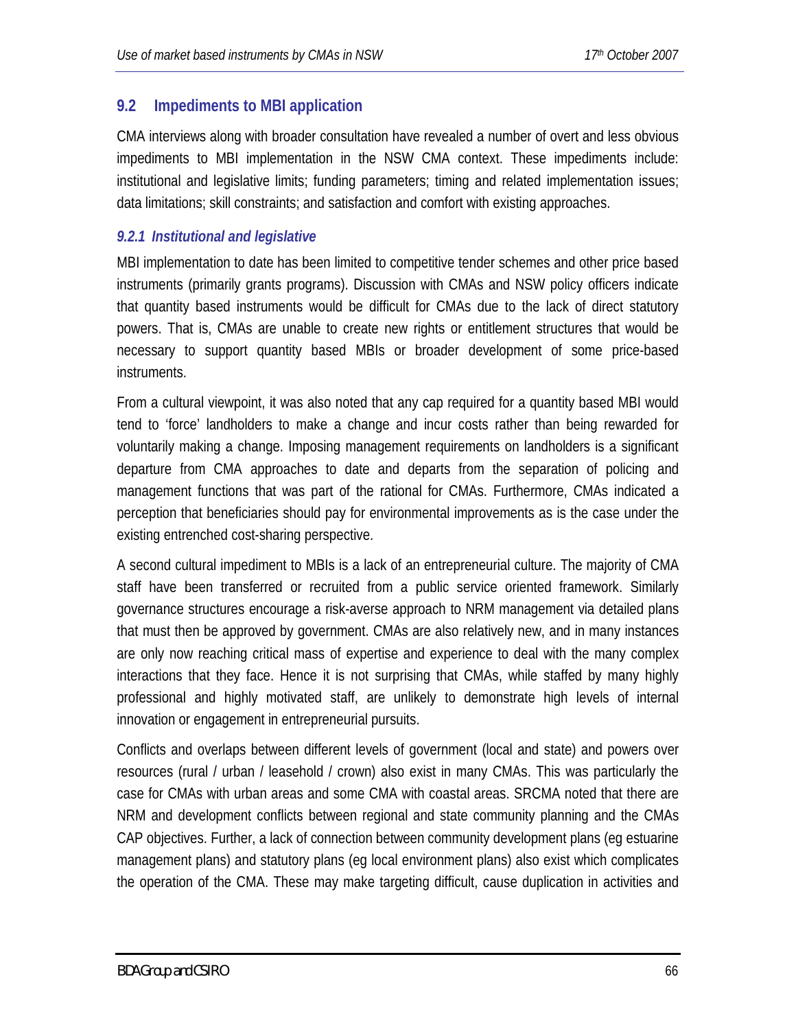## 9.2 Impediments to MBI application

CMA interviews along with broader consultation have revealed a number of overt and less obvious impediments to MBI implementation in the NSW CMA context. These impediments include: institutional and legislative limits; funding parameters; timing and related implementation issues; data limitations; skill constraints; and satisfaction and comfort with existing approaches.

### *9.2.1 Institutional and legislative*

MBI implementation to date has been limited to competitive tender schemes and other price based instruments (primarily grants programs). Discussion with CMAs and NSW policy officers indicate that quantity based instruments would be difficult for CMAs due to the lack of direct statutory powers. That is, CMAs are unable to create new rights or entitlement structures that would be necessary to support quantity based MBIs or broader development of some price-based instruments.

From a cultural viewpoint, it was also noted that any cap required for a quantity based MBI would tend to 'force' landholders to make a change and incur costs rather than being rewarded for voluntarily making a change. Imposing management requirements on landholders is a significant departure from CMA approaches to date and departs from the separation of policing and management functions that was part of the rational for CMAs. Furthermore, CMAs indicated a perception that beneficiaries should pay for environmental improvements as is the case under the existing entrenched cost-sharing perspective.

A second cultural impediment to MBIs is a lack of an entrepreneurial culture. The majority of CMA staff have been transferred or recruited from a public service oriented framework. Similarly governance structures encourage a risk-averse approach to NRM management via detailed plans that must then be approved by government. CMAs are also relatively new, and in many instances are only now reaching critical mass of expertise and experience to deal with the many complex interactions that they face. Hence it is not surprising that CMAs, while staffed by many highly professional and highly motivated staff, are unlikely to demonstrate high levels of internal innovation or engagement in entrepreneurial pursuits.

Conflicts and overlaps between different levels of government (local and state) and powers over resources (rural / urban / leasehold / crown) also exist in many CMAs. This was particularly the case for CMAs with urban areas and some CMA with coastal areas. SRCMA noted that there are NRM and development conflicts between regional and state community planning and the CMAs CAP objectives. Further, a lack of connection between community development plans (eg estuarine management plans) and statutory plans (eg local environment plans) also exist which complicates the operation of the CMA. These may make targeting difficult, cause duplication in activities and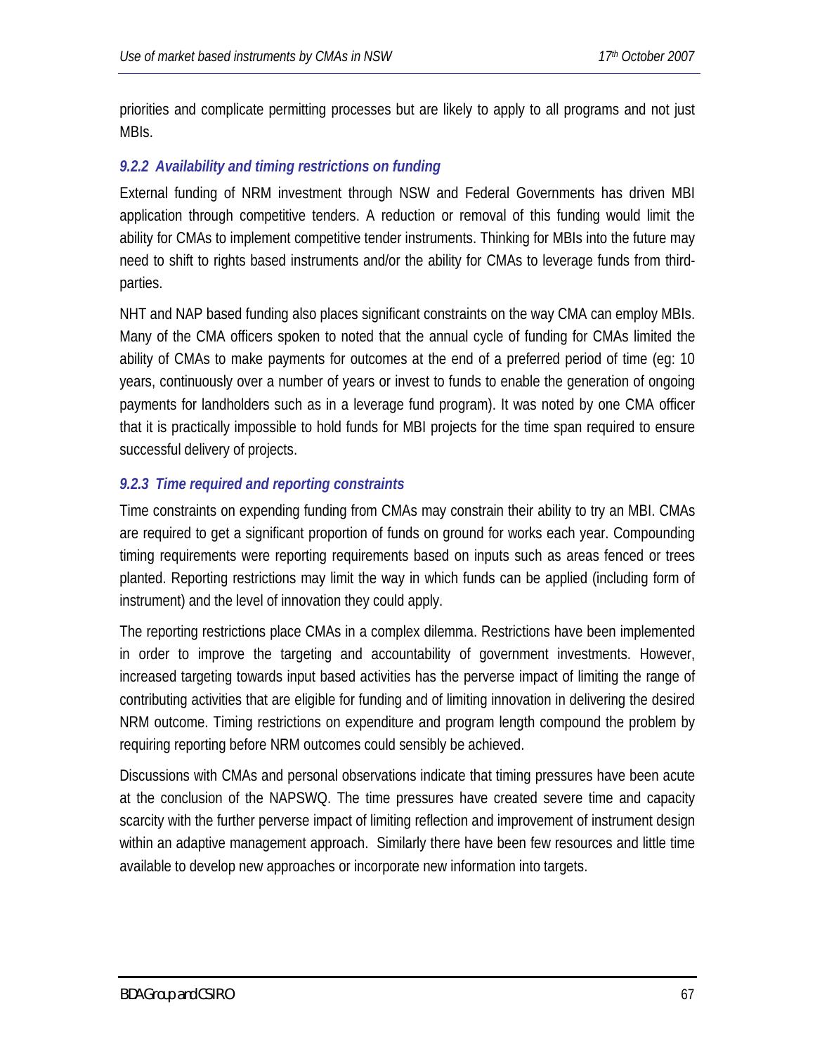priorities and complicate permitting processes but are likely to apply to all programs and not just MBIs.

### *9.2.2 Availability and timing restrictions on funding*

External funding of NRM investment through NSW and Federal Governments has driven MBI application through competitive tenders. A reduction or removal of this funding would limit the ability for CMAs to implement competitive tender instruments. Thinking for MBIs into the future may need to shift to rights based instruments and/or the ability for CMAs to leverage funds from third-parties.

NHT and NAP based funding also places significant constraints on the way CMA can employ MBIs. Many of the CMA officers spoken to noted that the annual cycle of funding for CMAs limited the ability of CMAs to make payments for outcomes at the end of a preferred period of time (eg: 10 years, continuously over a number of years or invest to funds to enable the generation of ongoing payments for landholders such as in a leverage fund program). It was noted by one CMA officer that it is practically impossible to hold funds for MBI projects for the time span required to ensure successful delivery of projects.

### *9.2.3 Time required and reporting constraints*

Time constraints on expending funding from CMAs may constrain their ability to try an MBI. CMAs are required to get a significant proportion of funds on ground for works each year. Compounding timing requirements were reporting requirements based on inputs such as areas fenced or trees planted. Reporting restrictions may limit the way in which funds can be applied (including form of instrument) and the level of innovation they could apply.

The reporting restrictions place CMAs in a complex dilemma. Restrictions have been implemented in order to improve the targeting and accountability of government investments. However, increased targeting towards input based activities has the perverse impact of limiting the range of contributing activities that are eligible for funding and of limiting innovation in delivering the desired NRM outcome. Timing restrictions on expenditure and program length compound the problem by requiring reporting before NRM outcomes could sensibly be achieved.

Discussions with CMAs and personal observations indicate that timing pressures have been acute at the conclusion of the NAPSWQ. The time pressures have created severe time and capacity scarcity with the further perverse impact of limiting reflection and improvement of instrument design within an adaptive management approach. Similarly there have been few resources and little time available to develop new approaches or incorporate new information into targets.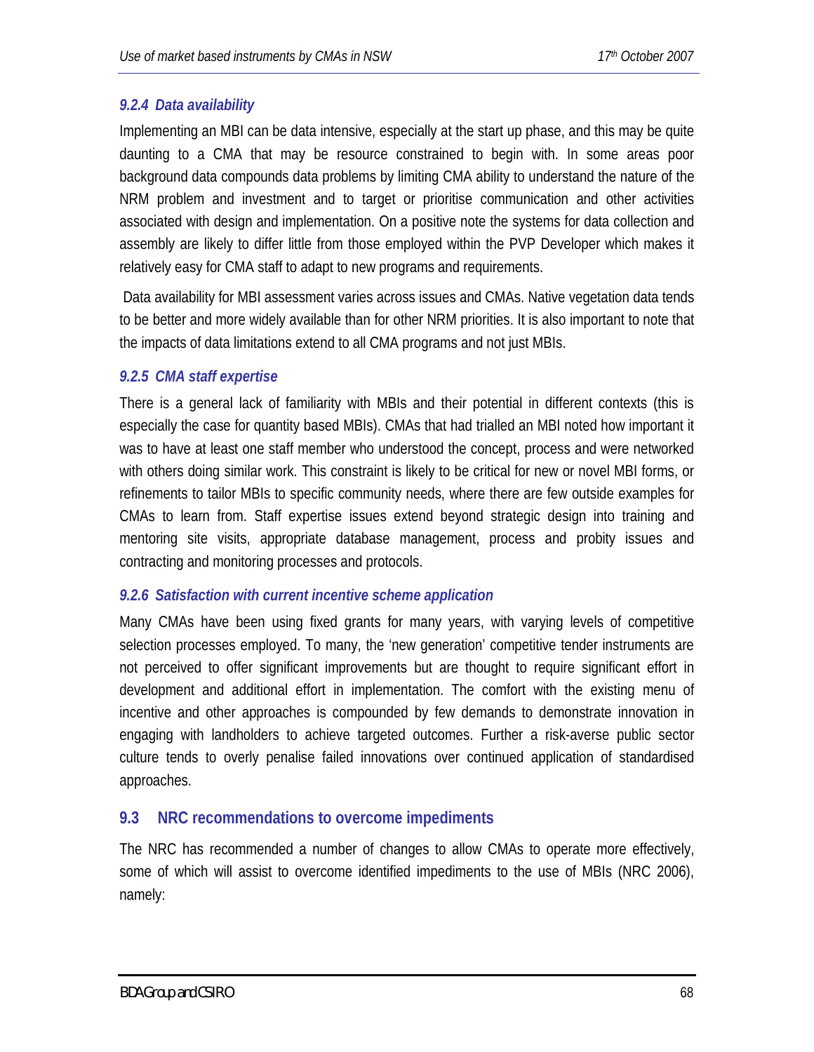### *9.2.4 Data availability*

Implementing an MBI can be data intensive, especially at the start up phase, and this may be quite daunting to a CMA that may be resource constrained to begin with. In some areas poor background data compounds data problems by limiting CMA ability to understand the nature of the NRM problem and investment and to target or prioritise communication and other activities associated with design and implementation. On a positive note the systems for data collection and assembly are likely to differ little from those employed within the PVP Developer which makes it relatively easy for CMA staff to adapt to new programs and requirements.

Data availability for MBI assessment varies across issues and CMAs. Native vegetation data tends to be better and more widely available than for other NRM priorities. It is also important to note that the impacts of data limitations extend to all CMA programs and not just MBIs.

### *9.2.5 CMA staff expertise*

There is a general lack of familiarity with MBIs and their potential in different contexts (this is especially the case for quantity based MBIs). CMAs that had trialled an MBI noted how important it was to have at least one staff member who understood the concept, process and were networked with others doing similar work. This constraint is likely to be critical for new or novel MBI forms, or refinements to tailor MBIs to specific community needs, where there are few outside examples for CMAs to learn from. Staff expertise issues extend beyond strategic design into training and mentoring site visits, appropriate database management, process and probity issues and contracting and monitoring processes and protocols.

### *9.2.6 Satisfaction with current incentive scheme application*

Many CMAs have been using fixed grants for many years, with varying levels of competitive selection processes employed. To many, the 'new generation' competitive tender instruments are not perceived to offer significant improvements but are thought to require significant effort in development and additional effort in implementation. The comfort with the existing menu of incentive and other approaches is compounded by few demands to demonstrate innovation in engaging with landholders to achieve targeted outcomes. Further a risk-averse public sector culture tends to overly penalise failed innovations over continued application of standardised approaches.

## 9.3 NRC recommendations to overcome impediments

The NRC has recommended a number of changes to allow CMAs to operate more effectively, some of which will assist to overcome identified impediments to the use of MBIs (NRC 2006), namely: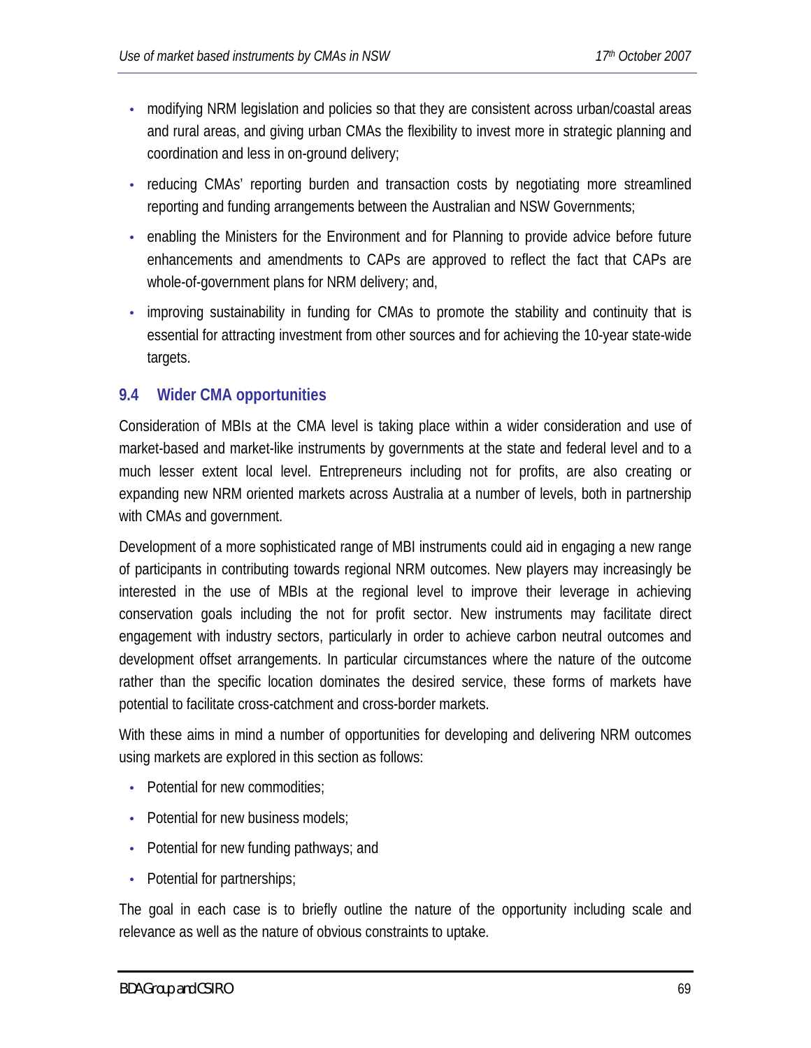- modifying NRM legislation and policies so that they are consistent across urban/coastal areas and rural areas, and giving urban CMAs the flexibility to invest more in strategic planning and coordination and less in on-ground delivery;
- reducing CMAs' reporting burden and transaction costs by negotiating more streamlined reporting and funding arrangements between the Australian and NSW Governments;
- enabling the Ministers for the Environment and for Planning to provide advice before future enhancements and amendments to CAPs are approved to reflect the fact that CAPs are whole-of-government plans for NRM delivery; and,
- improving sustainability in funding for CMAs to promote the stability and continuity that is essential for attracting investment from other sources and for achieving the 10-year state-wide targets.

### 9.4 Wider CMA opportunities

Consideration of MBIs at the CMA level is taking place within a wider consideration and use of market-based and market-like instruments by governments at the state and federal level and to a much lesser extent local level. Entrepreneurs including not for profits, are also creating or expanding new NRM oriented markets across Australia at a number of levels, both in partnership with CMAs and government.

Development of a more sophisticated range of MBI instruments could aid in engaging a new range of participants in contributing towards regional NRM outcomes. New players may increasingly be interested in the use of MBIs at the regional level to improve their leverage in achieving conservation goals including the not for profit sector. New instruments may facilitate direct engagement with industry sectors, particularly in order to achieve carbon neutral outcomes and development offset arrangements. In particular circumstances where the nature of the outcome rather than the specific location dominates the desired service, these forms of markets have potential to facilitate cross-catchment and cross-border markets.

With these aims in mind a number of opportunities for developing and delivering NRM outcomes using markets are explored in this section as follows:

- Potential for new commodities;
- Potential for new business models;
- Potential for new funding pathways; and
- Potential for partnerships;

The goal in each case is to briefly outline the nature of the opportunity including scale and relevance as well as the nature of obvious constraints to uptake.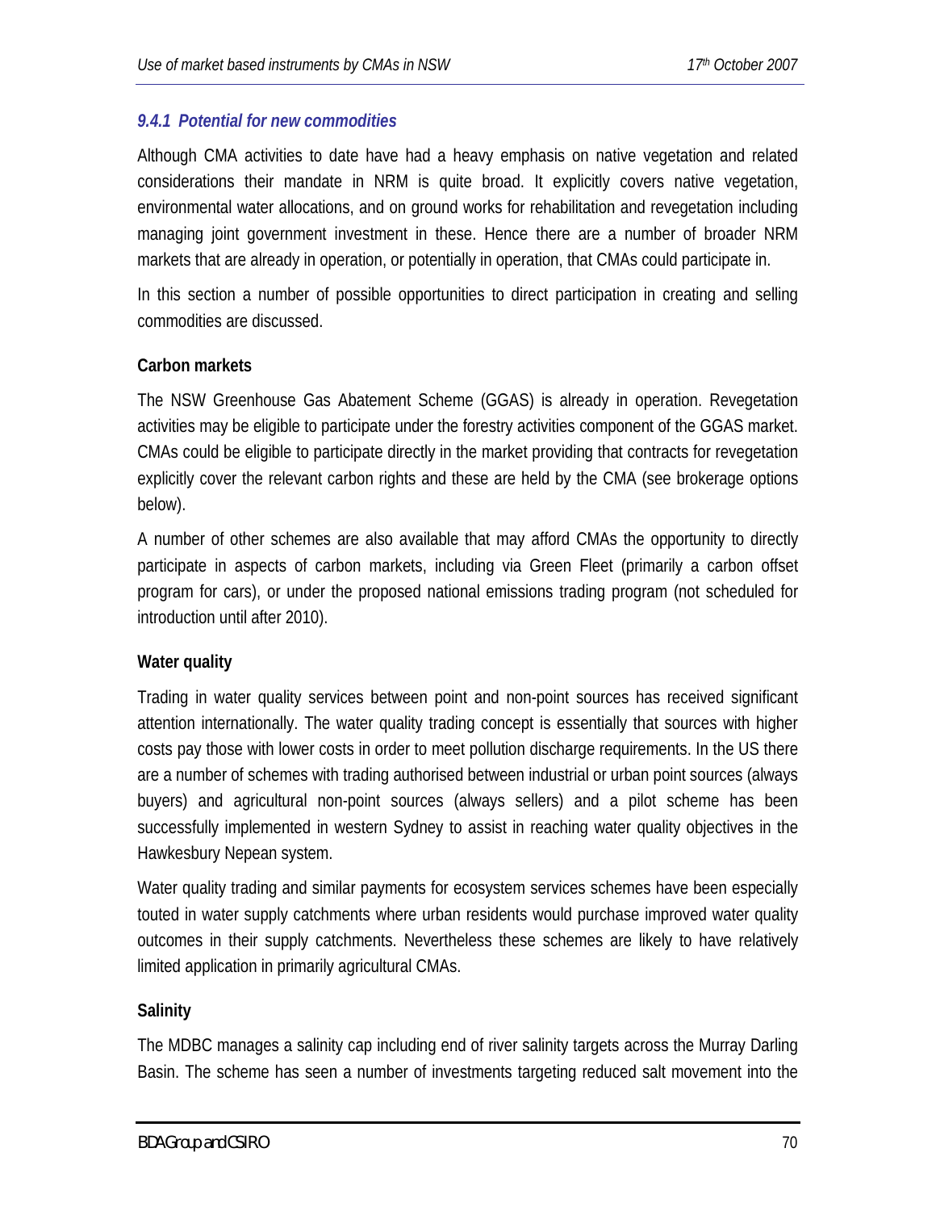### *9.4.1 Potential for new commodities*

Although CMA activities to date have had a heavy emphasis on native vegetation and related considerations their mandate in NRM is quite broad. It explicitly covers native vegetation, environmental water allocations, and on ground works for rehabilitation and revegetation including managing joint government investment in these. Hence there are a number of broader NRM markets that are already in operation, or potentially in operation, that CMAs could participate in.

In this section a number of possible opportunities to direct participation in creating and selling commodities are discussed.

**Carbon markets**

The NSW Greenhouse Gas Abatement Scheme (GGAS) is already in operation. Revegetation activities may be eligible to participate under the forestry activities component of the GGAS market. CMAs could be eligible to participate directly in the market providing that contracts for revegetation explicitly cover the relevant carbon rights and these are held by the CMA (see brokerage options below).

A number of other schemes are also available that may afford CMAs the opportunity to directly participate in aspects of carbon markets, including via Green Fleet (primarily a carbon offset program for cars), or under the proposed national emissions trading program (not scheduled for introduction until after 2010).

**Water quality**

Trading in water quality services between point and non-point sources has received significant attention internationally. The water quality trading concept is essentially that sources with higher costs pay those with lower costs in order to meet pollution discharge requirements. In the US there are a number of schemes with trading authorised between industrial or urban point sources (always buyers) and agricultural non-point sources (always sellers) and a pilot scheme has been successfully implemented in western Sydney to assist in reaching water quality objectives in the Hawkesbury Nepean system.

Water quality trading and similar payments for ecosystem services schemes have been especially touted in water supply catchments where urban residents would purchase improved water quality outcomes in their supply catchments. Nevertheless these schemes are likely to have relatively limited application in primarily agricultural CMAs.

**Salinity**

The MDBC manages a salinity cap including end of river salinity targets across the Murray Darling Basin. The scheme has seen a number of investments targeting reduced salt movement into the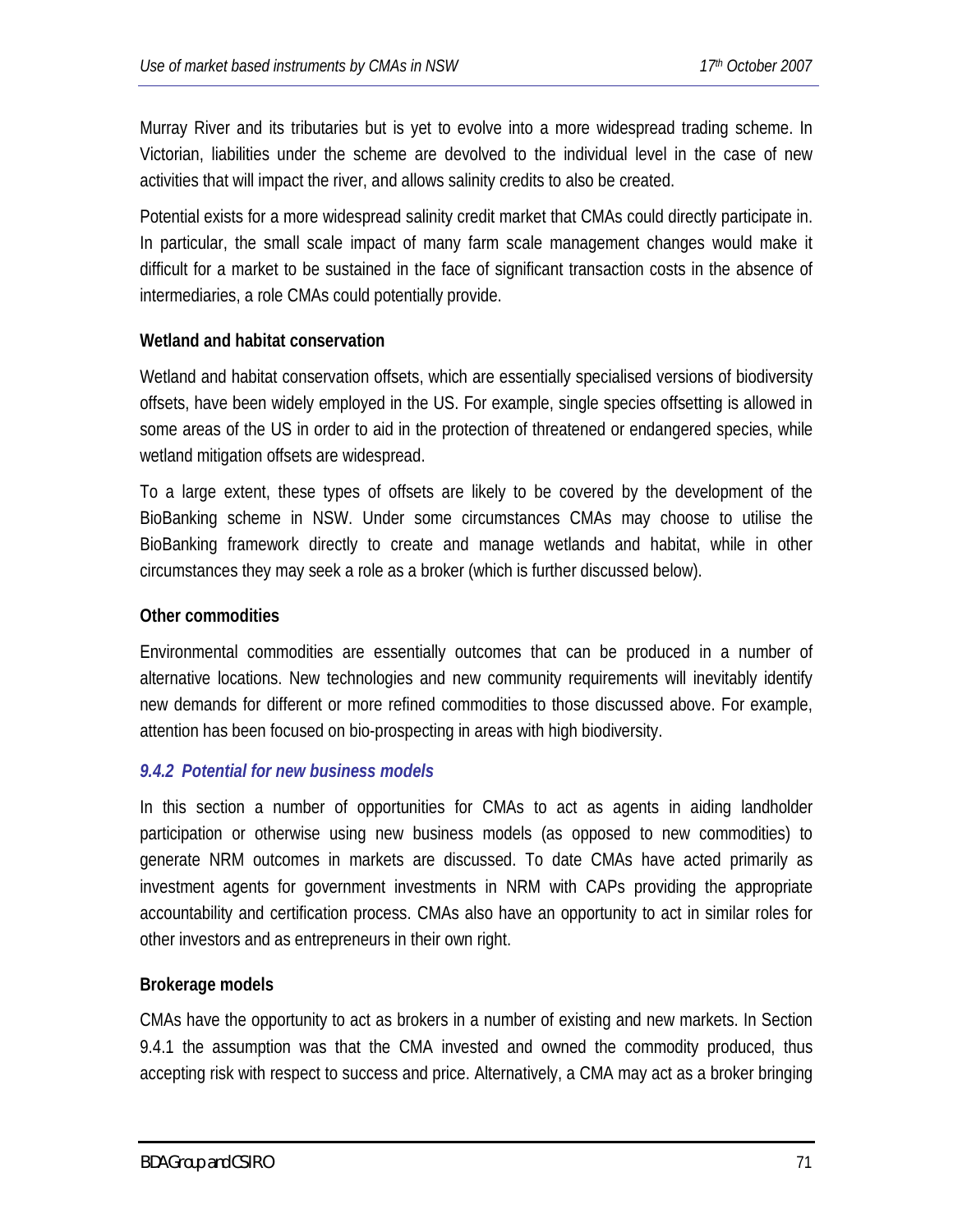Murray River and its tributaries but is yet to evolve into a more widespread trading scheme. In Victorian, liabilities under the scheme are devolved to the individual level in the case of new activities that will impact the river, and allows salinity credits to also be created.

Potential exists for a more widespread salinity credit market that CMAs could directly participate in. In particular, the small scale impact of many farm scale management changes would make it difficult for a market to be sustained in the face of significant transaction costs in the absence of intermediaries, a role CMAs could potentially provide.

**Wetland and habitat conservation**

Wetland and habitat conservation offsets, which are essentially specialised versions of biodiversity offsets, have been widely employed in the US. For example, single species offsetting is allowed in some areas of the US in order to aid in the protection of threatened or endangered species, while wetland mitigation offsets are widespread.

To a large extent, these types of offsets are likely to be covered by the development of the BioBanking scheme in NSW. Under some circumstances CMAs may choose to utilise the BioBanking framework directly to create and manage wetlands and habitat, while in other circumstances they may seek a role as a broker (which is further discussed below).

**Other commodities**

Environmental commodities are essentially outcomes that can be produced in a number of alternative locations. New technologies and new community requirements will inevitably identify new demands for different or more refined commodities to those discussed above. For example, attention has been focused on bio-prospecting in areas with high biodiversity.

### *9.4.2 Potential for new business models*

In this section a number of opportunities for CMAs to act as agents in aiding landholder participation or otherwise using new business models (as opposed to new commodities) to generate NRM outcomes in markets are discussed. To date CMAs have acted primarily as investment agents for government investments in NRM with CAPs providing the appropriate accountability and certification process. CMAs also have an opportunity to act in similar roles for other investors and as entrepreneurs in their own right.

**Brokerage models**

CMAs have the opportunity to act as brokers in a number of existing and new markets. In Section 9.4.1 the assumption was that the CMA invested and owned the commodity produced, thus accepting risk with respect to success and price. Alternatively, a CMA may act as a broker bringing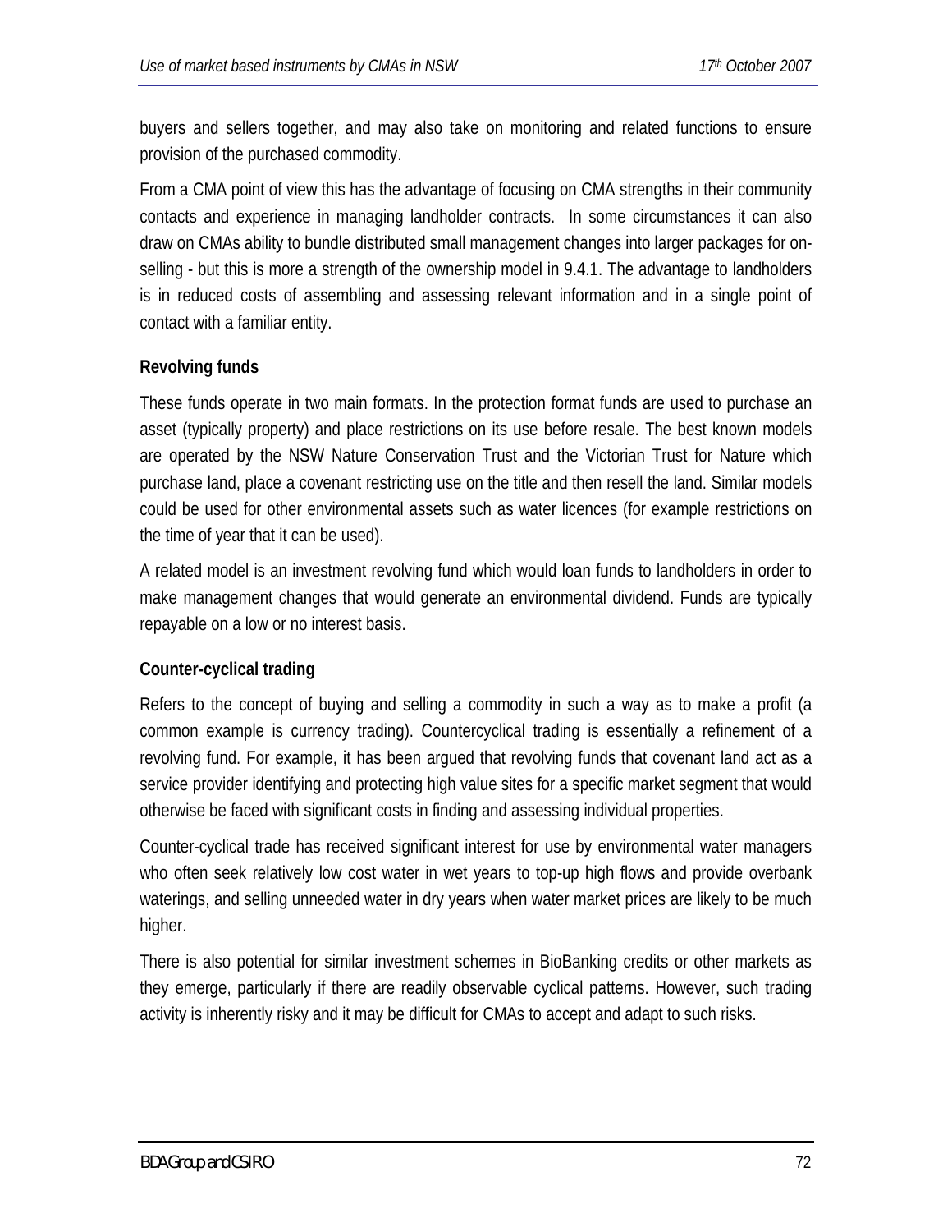buyers and sellers together, and may also take on monitoring and related functions to ensure provision of the purchased commodity.

From a CMA point of view this has the advantage of focusing on CMA strengths in their community contacts and experience in managing landholder contracts. In some circumstances it can also draw on CMAs ability to bundle distributed small management changes into larger packages for on-selling - but this is more a strength of the ownership model in 9.4.1. The advantage to landholders is in reduced costs of assembling and assessing relevant information and in a single point of contact with a familiar entity.

**Revolving funds**

These funds operate in two main formats. In the protection format funds are used to purchase an asset (typically property) and place restrictions on its use before resale. The best known models are operated by the NSW Nature Conservation Trust and the Victorian Trust for Nature which purchase land, place a covenant restricting use on the title and then resell the land. Similar models could be used for other environmental assets such as water licences (for example restrictions on the time of year that it can be used).

A related model is an investment revolving fund which would loan funds to landholders in order to make management changes that would generate an environmental dividend. Funds are typically repayable on a low or no interest basis.

**Counter-cyclical trading**

Refers to the concept of buying and selling a commodity in such a way as to make a profit (a common example is currency trading). Countercyclical trading is essentially a refinement of a revolving fund. For example, it has been argued that revolving funds that covenant land act as a service provider identifying and protecting high value sites for a specific market segment that would otherwise be faced with significant costs in finding and assessing individual properties.

Counter-cyclical trade has received significant interest for use by environmental water managers who often seek relatively low cost water in wet years to top-up high flows and provide overbank waterings, and selling unneeded water in dry years when water market prices are likely to be much higher.

There is also potential for similar investment schemes in BioBanking credits or other markets as they emerge, particularly if there are readily observable cyclical patterns. However, such trading activity is inherently risky and it may be difficult for CMAs to accept and adapt to such risks.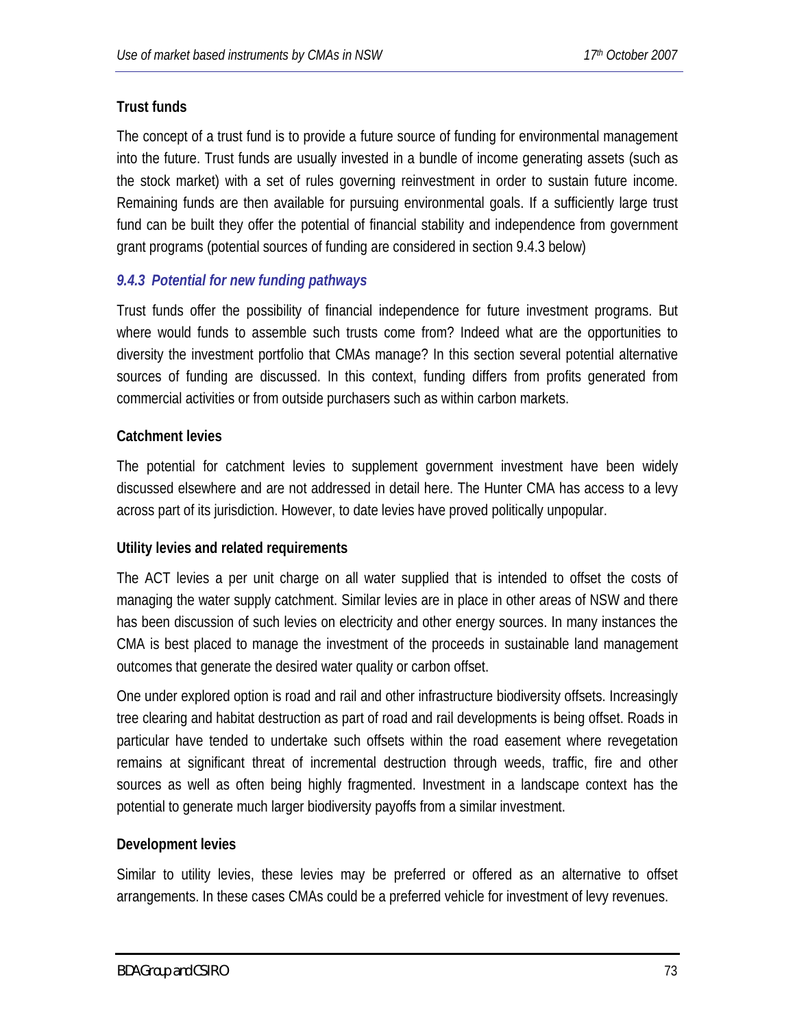**Trust funds**

The concept of a trust fund is to provide a future source of funding for environmental management into the future. Trust funds are usually invested in a bundle of income generating assets (such as the stock market) with a set of rules governing reinvestment in order to sustain future income. Remaining funds are then available for pursuing environmental goals. If a sufficiently large trust fund can be built they offer the potential of financial stability and independence from government grant programs (potential sources of funding are considered in section 9.4.3 below)

### *9.4.3 Potential for new funding pathways*

Trust funds offer the possibility of financial independence for future investment programs. But where would funds to assemble such trusts come from? Indeed what are the opportunities to diversity the investment portfolio that CMAs manage? In this section several potential alternative sources of funding are discussed. In this context, funding differs from profits generated from commercial activities or from outside purchasers such as within carbon markets.

**Catchment levies**

The potential for catchment levies to supplement government investment have been widely discussed elsewhere and are not addressed in detail here. The Hunter CMA has access to a levy across part of its jurisdiction. However, to date levies have proved politically unpopular.

**Utility levies and related requirements**

The ACT levies a per unit charge on all water supplied that is intended to offset the costs of managing the water supply catchment. Similar levies are in place in other areas of NSW and there has been discussion of such levies on electricity and other energy sources. In many instances the CMA is best placed to manage the investment of the proceeds in sustainable land management outcomes that generate the desired water quality or carbon offset.

One under explored option is road and rail and other infrastructure biodiversity offsets. Increasingly tree clearing and habitat destruction as part of road and rail developments is being offset. Roads in particular have tended to undertake such offsets within the road easement where revegetation remains at significant threat of incremental destruction through weeds, traffic, fire and other sources as well as often being highly fragmented. Investment in a landscape context has the potential to generate much larger biodiversity payoffs from a similar investment.

**Development levies**

Similar to utility levies, these levies may be preferred or offered as an alternative to offset arrangements. In these cases CMAs could be a preferred vehicle for investment of levy revenues.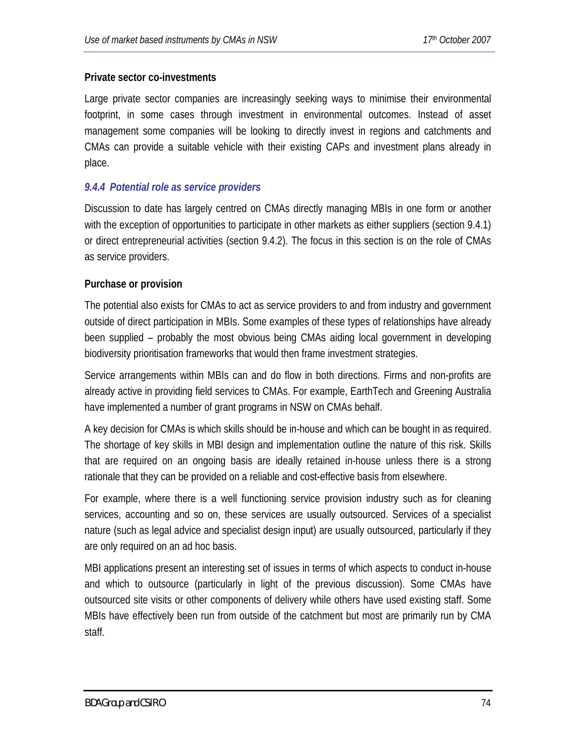**Private sector co-investments**

Large private sector companies are increasingly seeking ways to minimise their environmental footprint, in some cases through investment in environmental outcomes. Instead of asset management some companies will be looking to directly invest in regions and catchments and CMAs can provide a suitable vehicle with their existing CAPs and investment plans already in place.

### *9.4.4 Potential role as service providers*

Discussion to date has largely centred on CMAs directly managing MBIs in one form or another with the exception of opportunities to participate in other markets as either suppliers (section 9.4.1) or direct entrepreneurial activities (section 9.4.2). The focus in this section is on the role of CMAs as service providers.

**Purchase or provision**

The potential also exists for CMAs to act as service providers to and from industry and government outside of direct participation in MBIs. Some examples of these types of relationships have already been supplied – probably the most obvious being CMAs aiding local government in developing biodiversity prioritisation frameworks that would then frame investment strategies.

Service arrangements within MBIs can and do flow in both directions. Firms and non-profits are already active in providing field services to CMAs. For example, EarthTech and Greening Australia have implemented a number of grant programs in NSW on CMAs behalf.

A key decision for CMAs is which skills should be in-house and which can be bought in as required. The shortage of key skills in MBI design and implementation outline the nature of this risk. Skills that are required on an ongoing basis are ideally retained in-house unless there is a strong rationale that they can be provided on a reliable and cost-effective basis from elsewhere.

For example, where there is a well functioning service provision industry such as for cleaning services, accounting and so on, these services are usually outsourced. Services of a specialist nature (such as legal advice and specialist design input) are usually outsourced, particularly if they are only required on an ad hoc basis.

MBI applications present an interesting set of issues in terms of which aspects to conduct in-house and which to outsource (particularly in light of the previous discussion). Some CMAs have outsourced site visits or other components of delivery while others have used existing staff. Some MBIs have effectively been run from outside of the catchment but most are primarily run by CMA staff.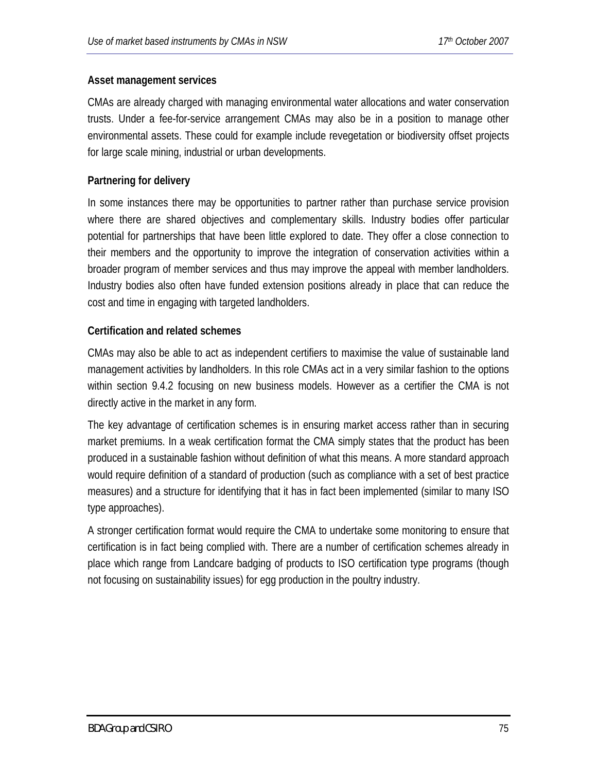**Asset management services**

CMAs are already charged with managing environmental water allocations and water conservation trusts. Under a fee-for-service arrangement CMAs may also be in a position to manage other environmental assets. These could for example include revegetation or biodiversity offset projects for large scale mining, industrial or urban developments.

**Partnering for delivery**

In some instances there may be opportunities to partner rather than purchase service provision where there are shared objectives and complementary skills. Industry bodies offer particular potential for partnerships that have been little explored to date. They offer a close connection to their members and the opportunity to improve the integration of conservation activities within a broader program of member services and thus may improve the appeal with member landholders. Industry bodies also often have funded extension positions already in place that can reduce the cost and time in engaging with targeted landholders.

**Certification and related schemes**

CMAs may also be able to act as independent certifiers to maximise the value of sustainable land management activities by landholders. In this role CMAs act in a very similar fashion to the options within section 9.4.2 focusing on new business models. However as a certifier the CMA is not directly active in the market in any form.

The key advantage of certification schemes is in ensuring market access rather than in securing market premiums. In a weak certification format the CMA simply states that the product has been produced in a sustainable fashion without definition of what this means. A more standard approach would require definition of a standard of production (such as compliance with a set of best practice measures) and a structure for identifying that it has in fact been implemented (similar to many ISO type approaches).

A stronger certification format would require the CMA to undertake some monitoring to ensure that certification is in fact being complied with. There are a number of certification schemes already in place which range from Landcare badging of products to ISO certification type programs (though not focusing on sustainability issues) for egg production in the poultry industry.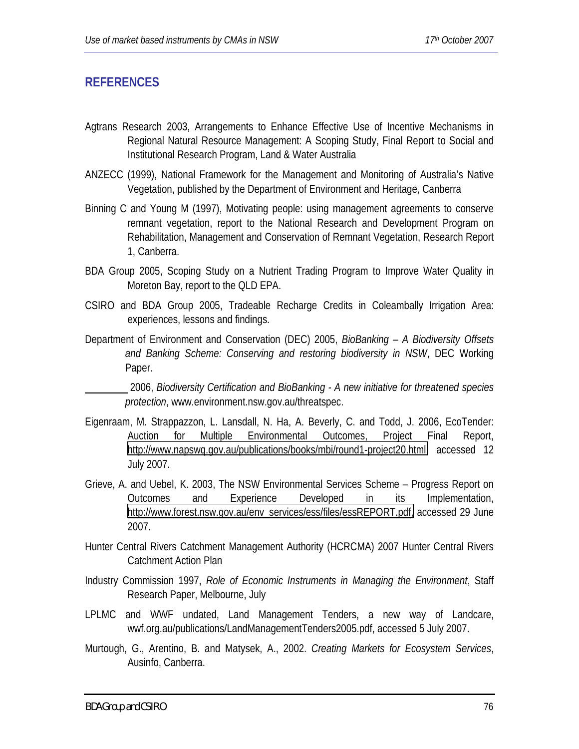## REFERENCES

Agtrans Research 2003, Arrangements to Enhance Effective Use of Incentive Mechanisms in Regional Natural Resource Management: A Scoping Study, Final Report to Social and Institutional Research Program, Land & Water Australia

ANZECC (1999), National Framework for the Management and Monitoring of Australia's Native Vegetation, published by the Department of Environment and Heritage, Canberra

Binning C and Young M (1997), Motivating people: using management agreements to conserve remnant vegetation, report to the National Research and Development Program on Rehabilitation, Management and Conservation of Remnant Vegetation, Research Report 1, Canberra.

BDA Group 2005, Scoping Study on a Nutrient Trading Program to Improve Water Quality in Moreton Bay, report to the QLD EPA.

CSIRO and BDA Group 2005, Tradeable Recharge Credits in Coleambally Irrigation Area: experiences, lessons and findings.

Department of Environment and Conservation (DEC) 2005, *BioBanking – A Biodiversity Offsets and Banking Scheme: Conserving and restoring biodiversity in NSW*, DEC Working Paper.

________ 2006, *Biodiversity Certification and BioBanking - A new initiative for threatened species protection*, www.environment.nsw.gov.au/threatspec.

Eigenraam, M. Strappazzon, L. Lansdall, N. Ha, A. Beverly, C. and Todd, J. 2006, EcoTender: Auction for Multiple Environmental Outcomes, Project Final Report, http://www.napswq.gov.au/publications/books/mbi/round1-project20.html accessed 12 July 2007.

Grieve, A. and Uebel, K. 2003, The NSW Environmental Services Scheme – Progress Report on Outcomes and Experience Developed in its Implementation, http://www.forest.nsw.gov.au/env_services/ess/files/essREPORT.pdf, accessed 29 June 2007.

Hunter Central Rivers Catchment Management Authority (HCRCMA) 2007 Hunter Central Rivers Catchment Action Plan

Industry Commission 1997, *Role of Economic Instruments in Managing the Environment*, Staff Research Paper, Melbourne, July

LPLMC and WWF undated, Land Management Tenders, a new way of Landcare, wwf.org.au/publications/LandManagementTenders2005.pdf, accessed 5 July 2007.

Murtough, G., Arentino, B. and Matysek, A., 2002. *Creating Markets for Ecosystem Services*, Ausinfo, Canberra.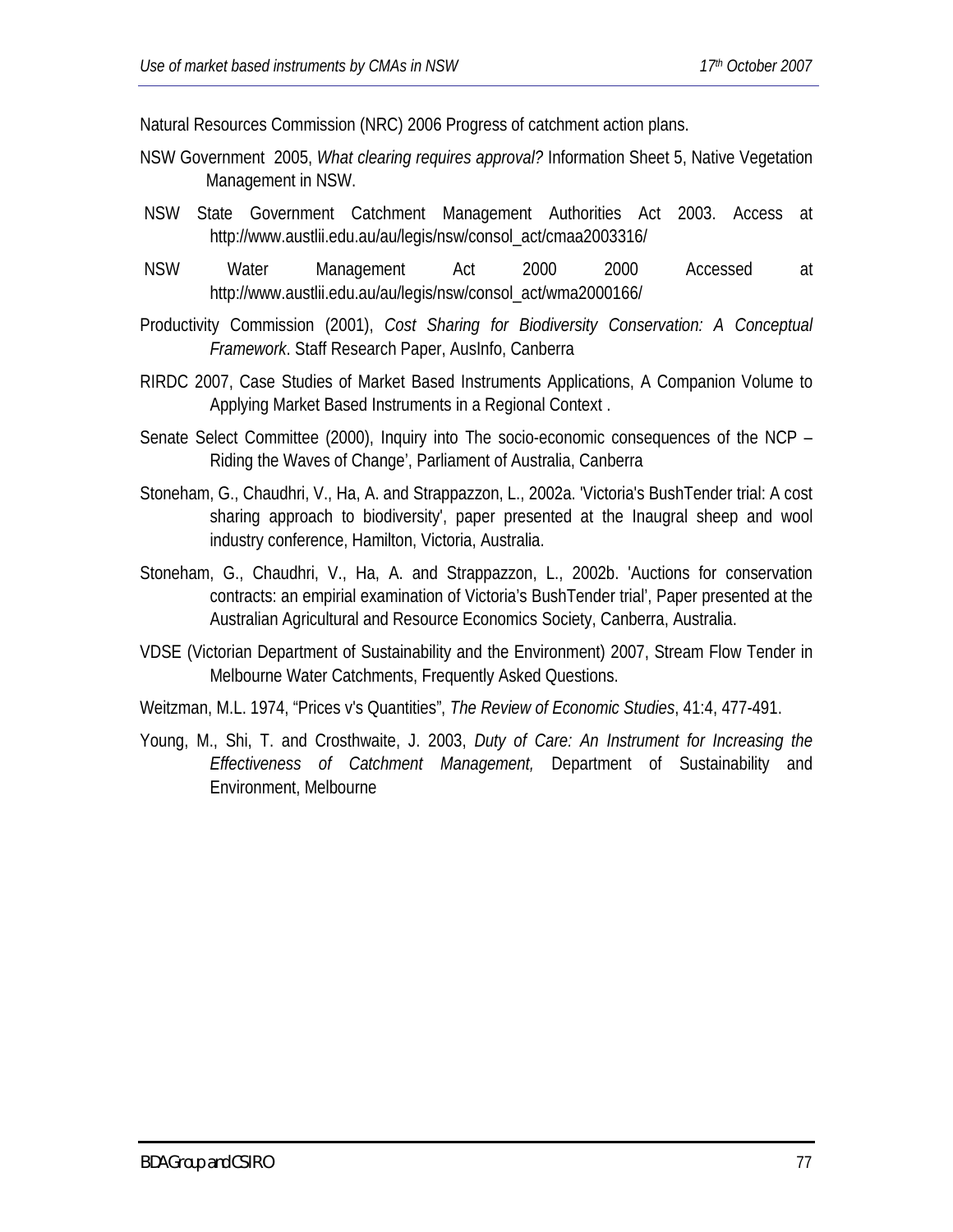Natural Resources Commission (NRC) 2006 Progress of catchment action plans.

NSW Government 2005, *What clearing requires approval?* Information Sheet 5, Native Vegetation Management in NSW.

NSW State Government Catchment Management Authorities Act 2003. Access at http://www.austlii.edu.au/au/legis/nsw/consol_act/cmaa2003316/

NSW Water Management Act 2000 2000 Accessed at http://www.austlii.edu.au/au/legis/nsw/consol_act/wma2000166/

Productivity Commission (2001), *Cost Sharing for Biodiversity Conservation: A Conceptual Framework*. Staff Research Paper, AusInfo, Canberra

RIRDC 2007, Case Studies of Market Based Instruments Applications, A Companion Volume to Applying Market Based Instruments in a Regional Context .

Senate Select Committee (2000), Inquiry into The socio-economic consequences of the NCP – Riding the Waves of Change', Parliament of Australia, Canberra

Stoneham, G., Chaudhri, V., Ha, A. and Strappazzon, L., 2002a. 'Victoria's BushTender trial: A cost sharing approach to biodiversity', paper presented at the Inaugral sheep and wool industry conference, Hamilton, Victoria, Australia.

Stoneham, G., Chaudhri, V., Ha, A. and Strappazzon, L., 2002b. 'Auctions for conservation contracts: an empirial examination of Victoria's BushTender trial', Paper presented at the Australian Agricultural and Resource Economics Society, Canberra, Australia.

VDSE (Victorian Department of Sustainability and the Environment) 2007, Stream Flow Tender in Melbourne Water Catchments, Frequently Asked Questions.

Weitzman, M.L. 1974, "Prices v's Quantities", *The Review of Economic Studies*, 41:4, 477-491.

Young, M., Shi, T. and Crosthwaite, J. 2003, *Duty of Care: An Instrument for Increasing the Effectiveness of Catchment Management,* Department of Sustainability and Environment, Melbourne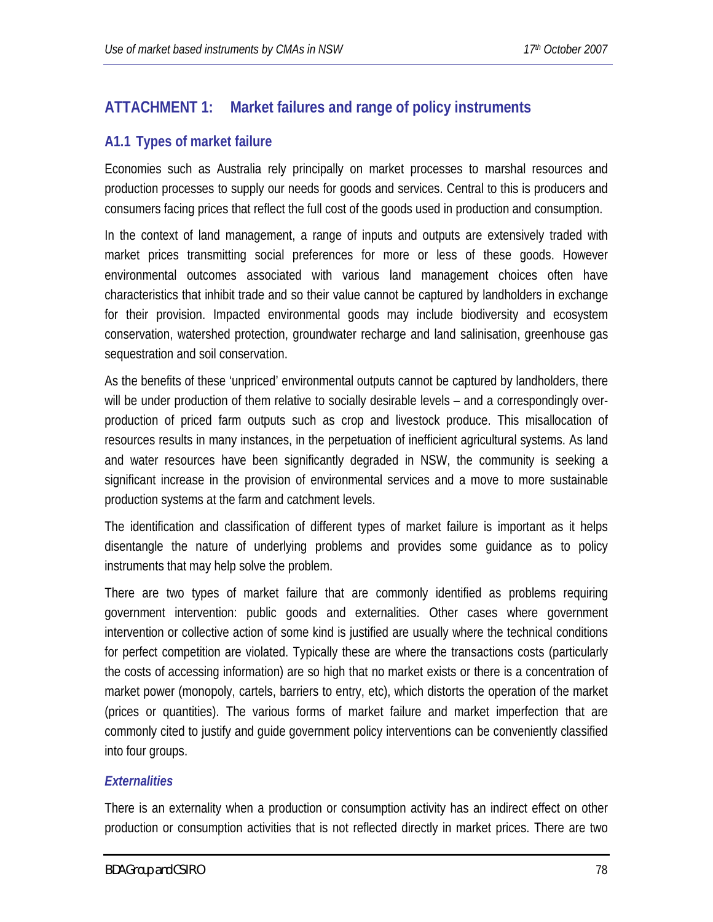# ATTACHMENT 1: Market failures and range of policy instruments

## A1.1 Types of market failure

Economies such as Australia rely principally on market processes to marshal resources and production processes to supply our needs for goods and services. Central to this is producers and consumers facing prices that reflect the full cost of the goods used in production and consumption.

In the context of land management, a range of inputs and outputs are extensively traded with market prices transmitting social preferences for more or less of these goods. However environmental outcomes associated with various land management choices often have characteristics that inhibit trade and so their value cannot be captured by landholders in exchange for their provision. Impacted environmental goods may include biodiversity and ecosystem conservation, watershed protection, groundwater recharge and land salinisation, greenhouse gas sequestration and soil conservation.

As the benefits of these 'unpriced' environmental outputs cannot be captured by landholders, there will be under production of them relative to socially desirable levels – and a correspondingly over-production of priced farm outputs such as crop and livestock produce. This misallocation of resources results in many instances, in the perpetuation of inefficient agricultural systems. As land and water resources have been significantly degraded in NSW, the community is seeking a significant increase in the provision of environmental services and a move to more sustainable production systems at the farm and catchment levels.

The identification and classification of different types of market failure is important as it helps disentangle the nature of underlying problems and provides some guidance as to policy instruments that may help solve the problem.

There are two types of market failure that are commonly identified as problems requiring government intervention: public goods and externalities. Other cases where government intervention or collective action of some kind is justified are usually where the technical conditions for perfect competition are violated. Typically these are where the transactions costs (particularly the costs of accessing information) are so high that no market exists or there is a concentration of market power (monopoly, cartels, barriers to entry, etc), which distorts the operation of the market (prices or quantities). The various forms of market failure and market imperfection that are commonly cited to justify and guide government policy interventions can be conveniently classified into four groups.

### *Externalities*

There is an externality when a production or consumption activity has an indirect effect on other production or consumption activities that is not reflected directly in market prices. There are two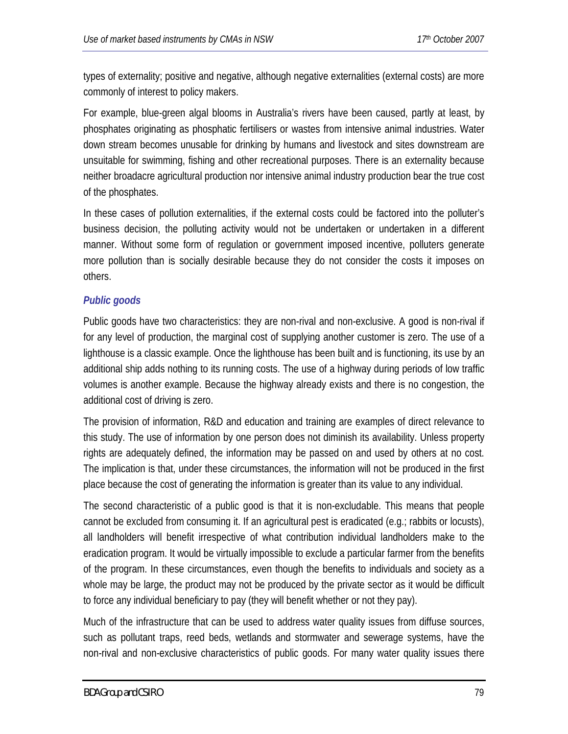types of externality; positive and negative, although negative externalities (external costs) are more commonly of interest to policy makers.

For example, blue-green algal blooms in Australia's rivers have been caused, partly at least, by phosphates originating as phosphatic fertilisers or wastes from intensive animal industries. Water down stream becomes unusable for drinking by humans and livestock and sites downstream are unsuitable for swimming, fishing and other recreational purposes. There is an externality because neither broadacre agricultural production nor intensive animal industry production bear the true cost of the phosphates.

In these cases of pollution externalities, if the external costs could be factored into the polluter's business decision, the polluting activity would not be undertaken or undertaken in a different manner. Without some form of regulation or government imposed incentive, polluters generate more pollution than is socially desirable because they do not consider the costs it imposes on others.

### *Public goods*

Public goods have two characteristics: they are non-rival and non-exclusive. A good is non-rival if for any level of production, the marginal cost of supplying another customer is zero. The use of a lighthouse is a classic example. Once the lighthouse has been built and is functioning, its use by an additional ship adds nothing to its running costs. The use of a highway during periods of low traffic volumes is another example. Because the highway already exists and there is no congestion, the additional cost of driving is zero.

The provision of information, R&D and education and training are examples of direct relevance to this study. The use of information by one person does not diminish its availability. Unless property rights are adequately defined, the information may be passed on and used by others at no cost. The implication is that, under these circumstances, the information will not be produced in the first place because the cost of generating the information is greater than its value to any individual.

The second characteristic of a public good is that it is non-excludable. This means that people cannot be excluded from consuming it. If an agricultural pest is eradicated (e.g.; rabbits or locusts), all landholders will benefit irrespective of what contribution individual landholders make to the eradication program. It would be virtually impossible to exclude a particular farmer from the benefits of the program. In these circumstances, even though the benefits to individuals and society as a whole may be large, the product may not be produced by the private sector as it would be difficult to force any individual beneficiary to pay (they will benefit whether or not they pay).

Much of the infrastructure that can be used to address water quality issues from diffuse sources, such as pollutant traps, reed beds, wetlands and stormwater and sewerage systems, have the non-rival and non-exclusive characteristics of public goods. For many water quality issues there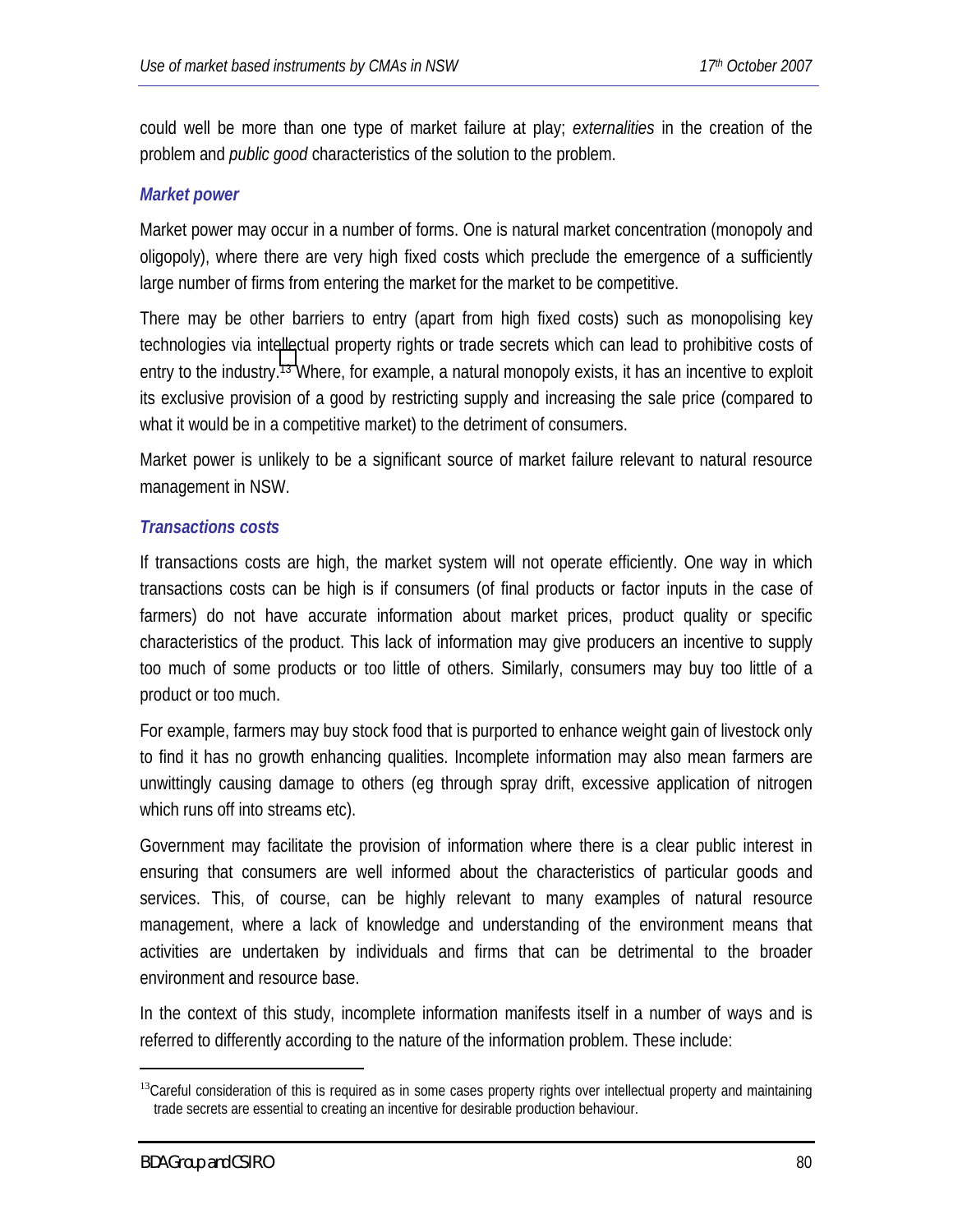could well be more than one type of market failure at play; *externalities* in the creation of the problem and *public good* characteristics of the solution to the problem.

### *Market power*

Market power may occur in a number of forms. One is natural market concentration (monopoly and oligopoly), where there are very high fixed costs which preclude the emergence of a sufficiently large number of firms from entering the market for the market to be competitive.

There may be other barriers to entry (apart from high fixed costs) such as monopolising key technologies via intellectual property rights or trade secrets which can lead to prohibitive costs of entry to the industry.[13] Where, for example, a natural monopoly exists, it has an incentive to exploit its exclusive provision of a good by restricting supply and increasing the sale price (compared to what it would be in a competitive market) to the detriment of consumers.

Market power is unlikely to be a significant source of market failure relevant to natural resource management in NSW.

### *Transactions costs*

If transactions costs are high, the market system will not operate efficiently. One way in which transactions costs can be high is if consumers (of final products or factor inputs in the case of farmers) do not have accurate information about market prices, product quality or specific characteristics of the product. This lack of information may give producers an incentive to supply too much of some products or too little of others. Similarly, consumers may buy too little of a product or too much.

For example, farmers may buy stock food that is purported to enhance weight gain of livestock only to find it has no growth enhancing qualities. Incomplete information may also mean farmers are unwittingly causing damage to others (eg through spray drift, excessive application of nitrogen which runs off into streams etc).

Government may facilitate the provision of information where there is a clear public interest in ensuring that consumers are well informed about the characteristics of particular goods and services. This, of course, can be highly relevant to many examples of natural resource management, where a lack of knowledge and understanding of the environment means that activities are undertaken by individuals and firms that can be detrimental to the broader environment and resource base.

In the context of this study, incomplete information manifests itself in a number of ways and is referred to differently according to the nature of the information problem. These include:

---

[13] Careful consideration of this is required as in some cases property rights over intellectual property and maintaining trade secrets are essential to creating an incentive for desirable production behaviour.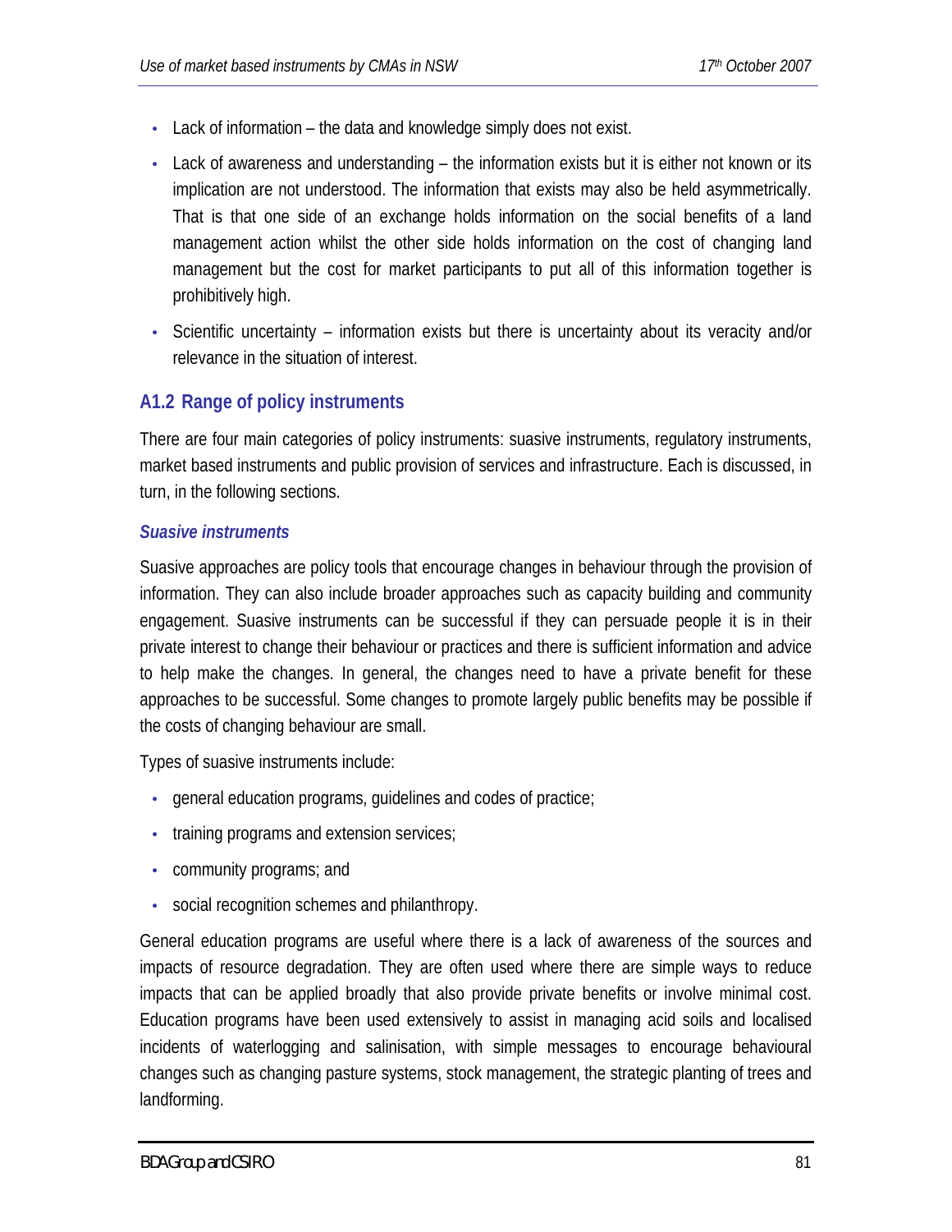- Lack of information – the data and knowledge simply does not exist.
- Lack of awareness and understanding – the information exists but it is either not known or its implication are not understood. The information that exists may also be held asymmetrically. That is that one side of an exchange holds information on the social benefits of a land management action whilst the other side holds information on the cost of changing land management but the cost for market participants to put all of this information together is prohibitively high.
- Scientific uncertainty – information exists but there is uncertainty about its veracity and/or relevance in the situation of interest.

## A1.2 Range of policy instruments

There are four main categories of policy instruments: suasive instruments, regulatory instruments, market based instruments and public provision of services and infrastructure. Each is discussed, in turn, in the following sections.

### *Suasive instruments*

Suasive approaches are policy tools that encourage changes in behaviour through the provision of information. They can also include broader approaches such as capacity building and community engagement. Suasive instruments can be successful if they can persuade people it is in their private interest to change their behaviour or practices and there is sufficient information and advice to help make the changes. In general, the changes need to have a private benefit for these approaches to be successful. Some changes to promote largely public benefits may be possible if the costs of changing behaviour are small.

Types of suasive instruments include:

- general education programs, guidelines and codes of practice;
- training programs and extension services;
- community programs; and
- social recognition schemes and philanthropy.

General education programs are useful where there is a lack of awareness of the sources and impacts of resource degradation. They are often used where there are simple ways to reduce impacts that can be applied broadly that also provide private benefits or involve minimal cost. Education programs have been used extensively to assist in managing acid soils and localised incidents of waterlogging and salinisation, with simple messages to encourage behavioural changes such as changing pasture systems, stock management, the strategic planting of trees and landforming.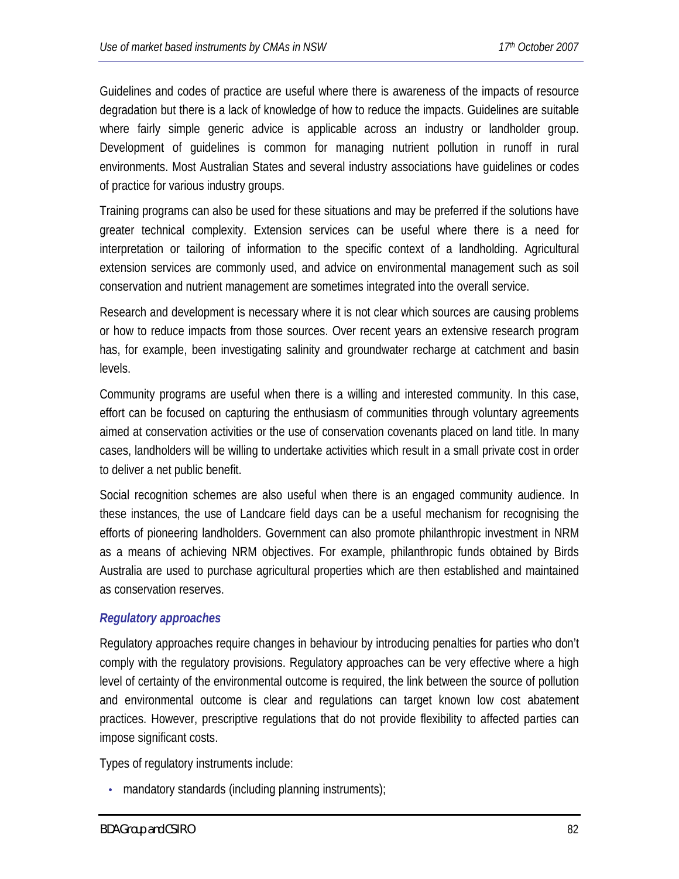Guidelines and codes of practice are useful where there is awareness of the impacts of resource degradation but there is a lack of knowledge of how to reduce the impacts. Guidelines are suitable where fairly simple generic advice is applicable across an industry or landholder group. Development of guidelines is common for managing nutrient pollution in runoff in rural environments. Most Australian States and several industry associations have guidelines or codes of practice for various industry groups.

Training programs can also be used for these situations and may be preferred if the solutions have greater technical complexity. Extension services can be useful where there is a need for interpretation or tailoring of information to the specific context of a landholding. Agricultural extension services are commonly used, and advice on environmental management such as soil conservation and nutrient management are sometimes integrated into the overall service.

Research and development is necessary where it is not clear which sources are causing problems or how to reduce impacts from those sources. Over recent years an extensive research program has, for example, been investigating salinity and groundwater recharge at catchment and basin levels.

Community programs are useful when there is a willing and interested community. In this case, effort can be focused on capturing the enthusiasm of communities through voluntary agreements aimed at conservation activities or the use of conservation covenants placed on land title. In many cases, landholders will be willing to undertake activities which result in a small private cost in order to deliver a net public benefit.

Social recognition schemes are also useful when there is an engaged community audience. In these instances, the use of Landcare field days can be a useful mechanism for recognising the efforts of pioneering landholders. Government can also promote philanthropic investment in NRM as a means of achieving NRM objectives. For example, philanthropic funds obtained by Birds Australia are used to purchase agricultural properties which are then established and maintained as conservation reserves.

### *Regulatory approaches*

Regulatory approaches require changes in behaviour by introducing penalties for parties who don't comply with the regulatory provisions. Regulatory approaches can be very effective where a high level of certainty of the environmental outcome is required, the link between the source of pollution and environmental outcome is clear and regulations can target known low cost abatement practices. However, prescriptive regulations that do not provide flexibility to affected parties can impose significant costs.

Types of regulatory instruments include:

- mandatory standards (including planning instruments);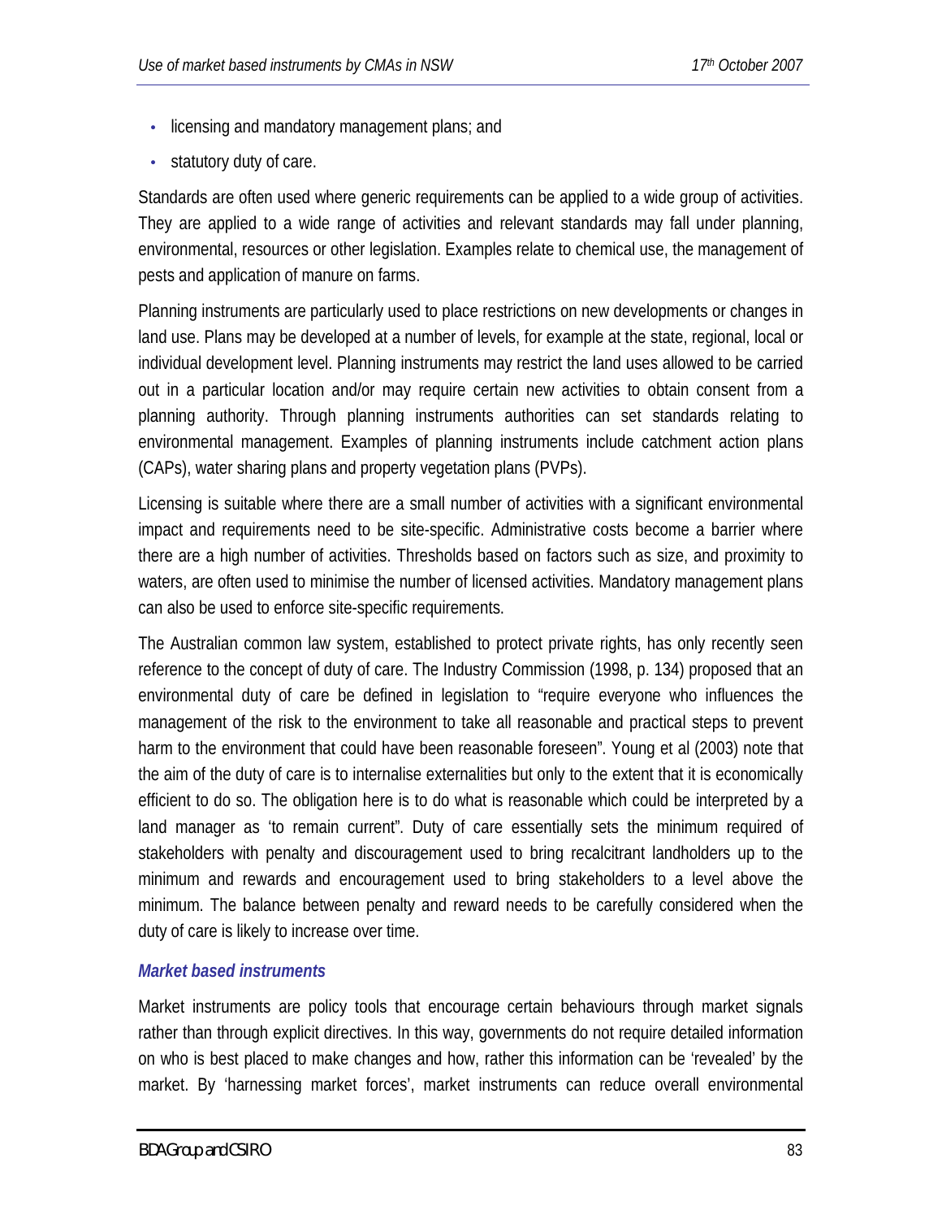- licensing and mandatory management plans; and
- statutory duty of care.

Standards are often used where generic requirements can be applied to a wide group of activities. They are applied to a wide range of activities and relevant standards may fall under planning, environmental, resources or other legislation. Examples relate to chemical use, the management of pests and application of manure on farms.

Planning instruments are particularly used to place restrictions on new developments or changes in land use. Plans may be developed at a number of levels, for example at the state, regional, local or individual development level. Planning instruments may restrict the land uses allowed to be carried out in a particular location and/or may require certain new activities to obtain consent from a planning authority. Through planning instruments authorities can set standards relating to environmental management. Examples of planning instruments include catchment action plans (CAPs), water sharing plans and property vegetation plans (PVPs).

Licensing is suitable where there are a small number of activities with a significant environmental impact and requirements need to be site-specific. Administrative costs become a barrier where there are a high number of activities. Thresholds based on factors such as size, and proximity to waters, are often used to minimise the number of licensed activities. Mandatory management plans can also be used to enforce site-specific requirements.

The Australian common law system, established to protect private rights, has only recently seen reference to the concept of duty of care. The Industry Commission (1998, p. 134) proposed that an environmental duty of care be defined in legislation to "require everyone who influences the management of the risk to the environment to take all reasonable and practical steps to prevent harm to the environment that could have been reasonable foreseen". Young et al (2003) note that the aim of the duty of care is to internalise externalities but only to the extent that it is economically efficient to do so. The obligation here is to do what is reasonable which could be interpreted by a land manager as 'to remain current". Duty of care essentially sets the minimum required of stakeholders with penalty and discouragement used to bring recalcitrant landholders up to the minimum and rewards and encouragement used to bring stakeholders to a level above the minimum. The balance between penalty and reward needs to be carefully considered when the duty of care is likely to increase over time.

### *Market based instruments*

Market instruments are policy tools that encourage certain behaviours through market signals rather than through explicit directives. In this way, governments do not require detailed information on who is best placed to make changes and how, rather this information can be 'revealed' by the market. By 'harnessing market forces', market instruments can reduce overall environmental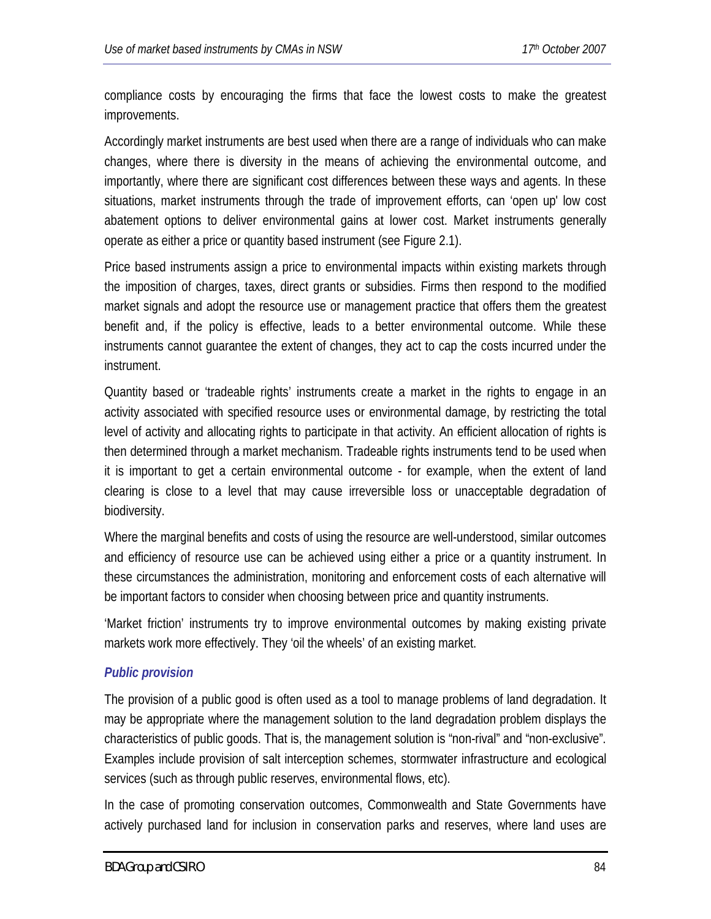compliance costs by encouraging the firms that face the lowest costs to make the greatest improvements.

Accordingly market instruments are best used when there are a range of individuals who can make changes, where there is diversity in the means of achieving the environmental outcome, and importantly, where there are significant cost differences between these ways and agents. In these situations, market instruments through the trade of improvement efforts, can 'open up' low cost abatement options to deliver environmental gains at lower cost. Market instruments generally operate as either a price or quantity based instrument (see Figure 2.1).

Price based instruments assign a price to environmental impacts within existing markets through the imposition of charges, taxes, direct grants or subsidies. Firms then respond to the modified market signals and adopt the resource use or management practice that offers them the greatest benefit and, if the policy is effective, leads to a better environmental outcome. While these instruments cannot guarantee the extent of changes, they act to cap the costs incurred under the instrument.

Quantity based or 'tradeable rights' instruments create a market in the rights to engage in an activity associated with specified resource uses or environmental damage, by restricting the total level of activity and allocating rights to participate in that activity. An efficient allocation of rights is then determined through a market mechanism. Tradeable rights instruments tend to be used when it is important to get a certain environmental outcome - for example, when the extent of land clearing is close to a level that may cause irreversible loss or unacceptable degradation of biodiversity.

Where the marginal benefits and costs of using the resource are well-understood, similar outcomes and efficiency of resource use can be achieved using either a price or a quantity instrument. In these circumstances the administration, monitoring and enforcement costs of each alternative will be important factors to consider when choosing between price and quantity instruments.

'Market friction' instruments try to improve environmental outcomes by making existing private markets work more effectively. They 'oil the wheels' of an existing market.

### *Public provision*

The provision of a public good is often used as a tool to manage problems of land degradation. It may be appropriate where the management solution to the land degradation problem displays the characteristics of public goods. That is, the management solution is "non-rival" and "non-exclusive". Examples include provision of salt interception schemes, stormwater infrastructure and ecological services (such as through public reserves, environmental flows, etc).

In the case of promoting conservation outcomes, Commonwealth and State Governments have actively purchased land for inclusion in conservation parks and reserves, where land uses are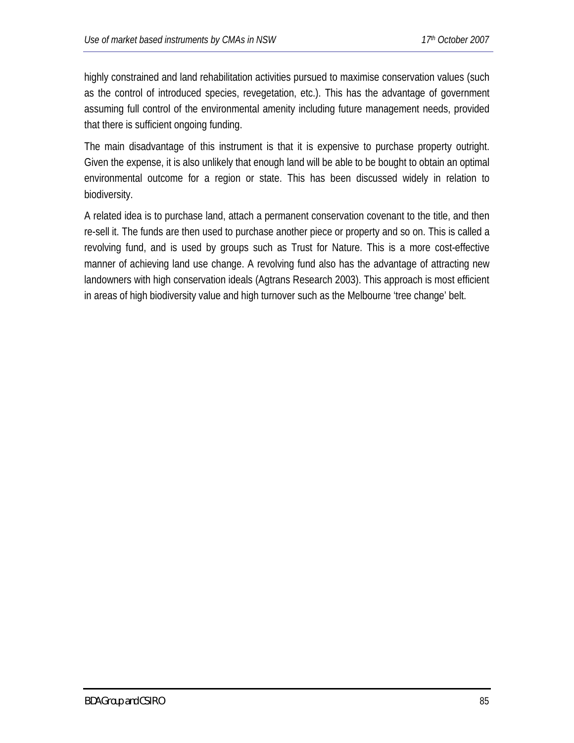highly constrained and land rehabilitation activities pursued to maximise conservation values (such as the control of introduced species, revegetation, etc.). This has the advantage of government assuming full control of the environmental amenity including future management needs, provided that there is sufficient ongoing funding.

The main disadvantage of this instrument is that it is expensive to purchase property outright. Given the expense, it is also unlikely that enough land will be able to be bought to obtain an optimal environmental outcome for a region or state. This has been discussed widely in relation to biodiversity.

A related idea is to purchase land, attach a permanent conservation covenant to the title, and then re-sell it. The funds are then used to purchase another piece or property and so on. This is called a revolving fund, and is used by groups such as Trust for Nature. This is a more cost-effective manner of achieving land use change. A revolving fund also has the advantage of attracting new landowners with high conservation ideals (Agtrans Research 2003). This approach is most efficient in areas of high biodiversity value and high turnover such as the Melbourne 'tree change' belt.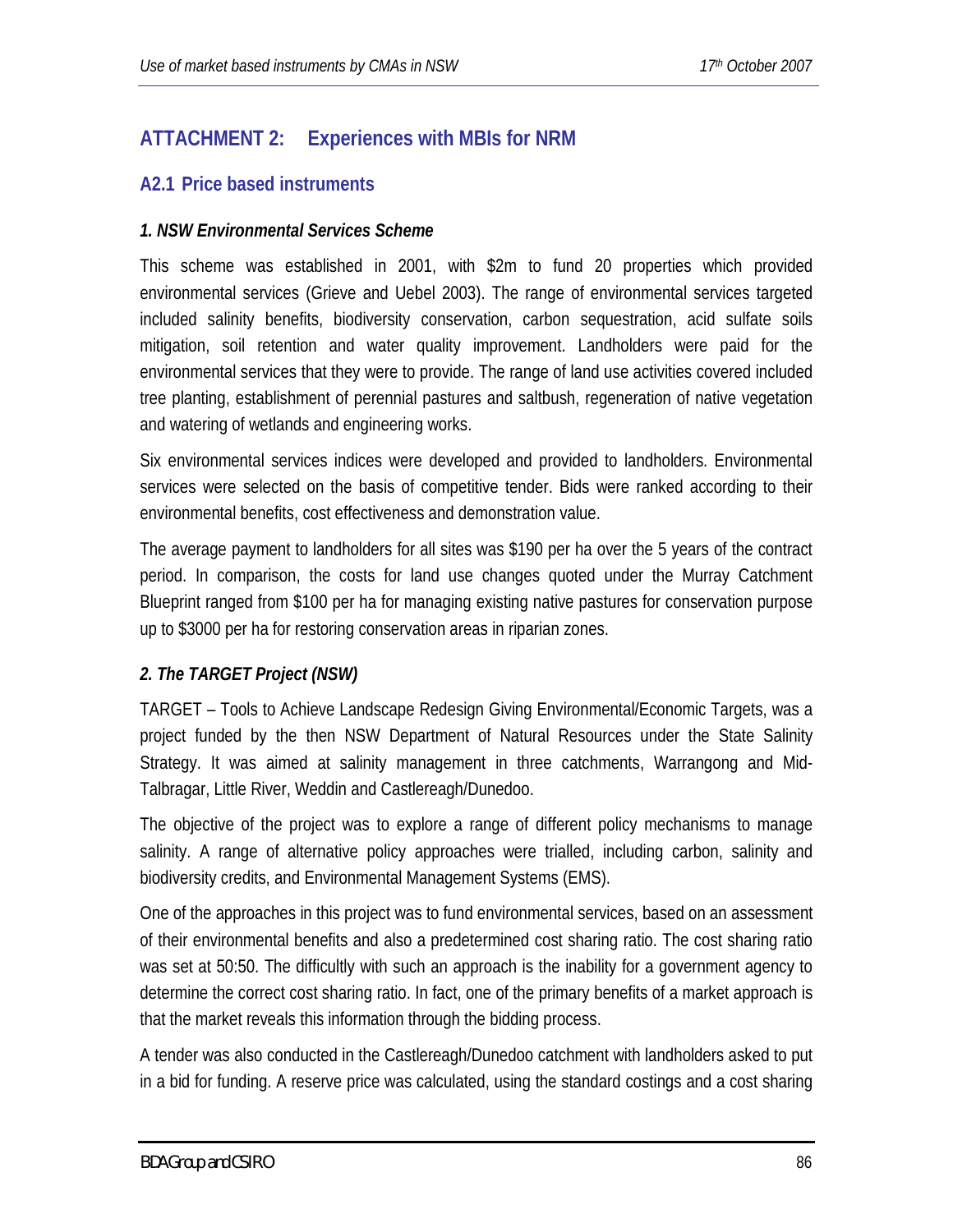# ATTACHMENT 2: Experiences with MBIs for NRM

## A2.1 Price based instruments

### *1. NSW Environmental Services Scheme*

This scheme was established in 2001, with $2m to fund 20 properties which provided environmental services (Grieve and Uebel 2003). The range of environmental services targeted included salinity benefits, biodiversity conservation, carbon sequestration, acid sulfate soils mitigation, soil retention and water quality improvement. Landholders were paid for the environmental services that they were to provide. The range of land use activities covered included tree planting, establishment of perennial pastures and saltbush, regeneration of native vegetation and watering of wetlands and engineering works.

Six environmental services indices were developed and provided to landholders. Environmental services were selected on the basis of competitive tender. Bids were ranked according to their environmental benefits, cost effectiveness and demonstration value.

The average payment to landholders for all sites was $190 per ha over the 5 years of the contract period. In comparison, the costs for land use changes quoted under the Murray Catchment Blueprint ranged from $100 per ha for managing existing native pastures for conservation purpose up to $3000 per ha for restoring conservation areas in riparian zones.

### *2. The TARGET Project (NSW)*

TARGET – Tools to Achieve Landscape Redesign Giving Environmental/Economic Targets, was a project funded by the then NSW Department of Natural Resources under the State Salinity Strategy. It was aimed at salinity management in three catchments, Warrangong and Mid-Talbragar, Little River, Weddin and Castlereagh/Dunedoo.

The objective of the project was to explore a range of different policy mechanisms to manage salinity. A range of alternative policy approaches were trialled, including carbon, salinity and biodiversity credits, and Environmental Management Systems (EMS).

One of the approaches in this project was to fund environmental services, based on an assessment of their environmental benefits and also a predetermined cost sharing ratio. The cost sharing ratio was set at 50:50. The difficultly with such an approach is the inability for a government agency to determine the correct cost sharing ratio. In fact, one of the primary benefits of a market approach is that the market reveals this information through the bidding process.

A tender was also conducted in the Castlereagh/Dunedoo catchment with landholders asked to put in a bid for funding. A reserve price was calculated, using the standard costings and a cost sharing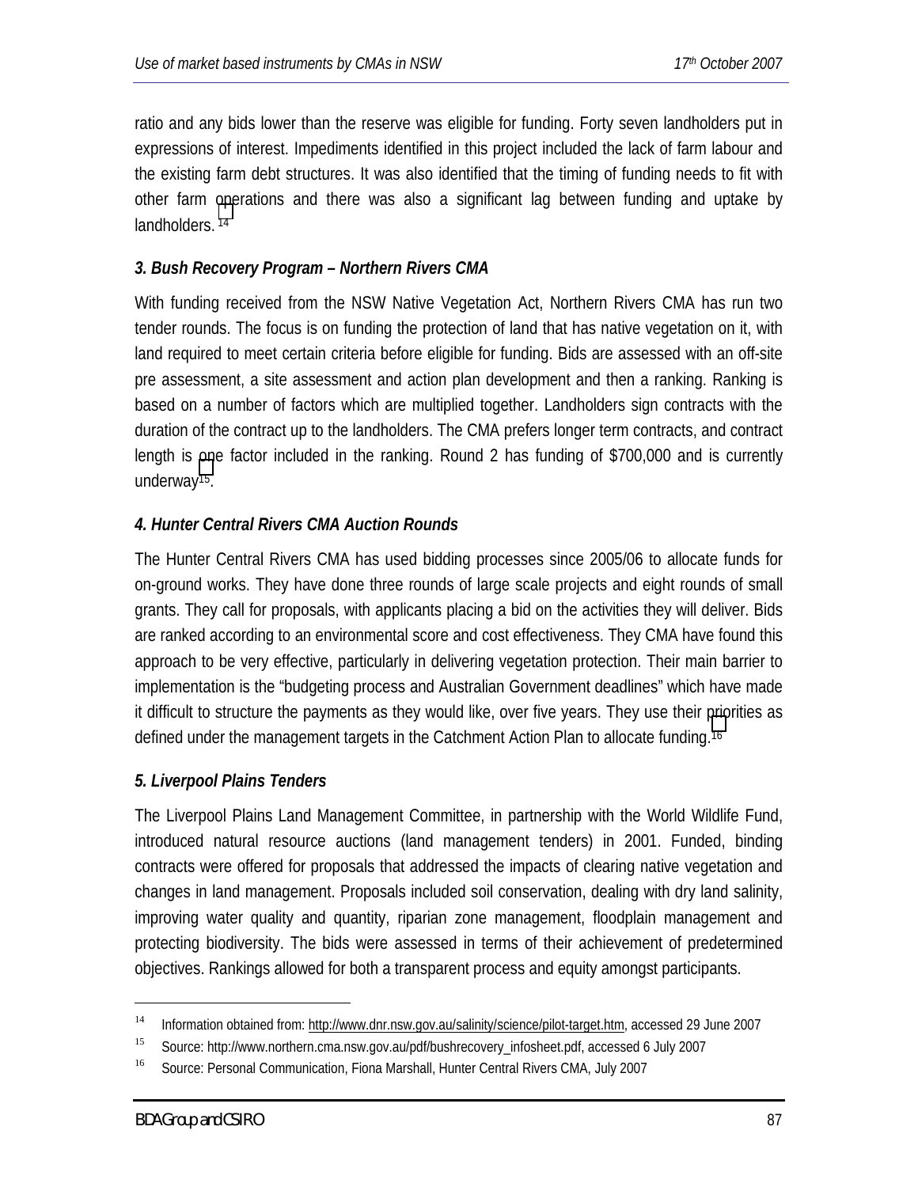ratio and any bids lower than the reserve was eligible for funding. Forty seven landholders put in expressions of interest. Impediments identified in this project included the lack of farm labour and the existing farm debt structures. It was also identified that the timing of funding needs to fit with other farm operations and there was also a significant lag between funding and uptake by landholders. [14]

### *3. Bush Recovery Program – Northern Rivers CMA*

With funding received from the NSW Native Vegetation Act, Northern Rivers CMA has run two tender rounds. The focus is on funding the protection of land that has native vegetation on it, with land required to meet certain criteria before eligible for funding. Bids are assessed with an off-site pre assessment, a site assessment and action plan development and then a ranking. Ranking is based on a number of factors which are multiplied together. Landholders sign contracts with the duration of the contract up to the landholders. The CMA prefers longer term contracts, and contract length is one factor included in the ranking. Round 2 has funding of $700,000 and is currently underway[15].

### *4. Hunter Central Rivers CMA Auction Rounds*

The Hunter Central Rivers CMA has used bidding processes since 2005/06 to allocate funds for on-ground works. They have done three rounds of large scale projects and eight rounds of small grants. They call for proposals, with applicants placing a bid on the activities they will deliver. Bids are ranked according to an environmental score and cost effectiveness. They CMA have found this approach to be very effective, particularly in delivering vegetation protection. Their main barrier to implementation is the "budgeting process and Australian Government deadlines" which have made it difficult to structure the payments as they would like, over five years. They use their priorities as defined under the management targets in the Catchment Action Plan to allocate funding.[16]

### *5. Liverpool Plains Tenders*

The Liverpool Plains Land Management Committee, in partnership with the World Wildlife Fund, introduced natural resource auctions (land management tenders) in 2001. Funded, binding contracts were offered for proposals that addressed the impacts of clearing native vegetation and changes in land management. Proposals included soil conservation, dealing with dry land salinity, improving water quality and quantity, riparian zone management, floodplain management and protecting biodiversity. The bids were assessed in terms of their achievement of predetermined objectives. Rankings allowed for both a transparent process and equity amongst participants.

---

[14] Information obtained from: http://www.dnr.nsw.gov.au/salinity/science/pilot-target.htm, accessed 29 June 2007

[15] Source: http://www.northern.cma.nsw.gov.au/pdf/bushrecovery_infosheet.pdf, accessed 6 July 2007

[16] Source: Personal Communication, Fiona Marshall, Hunter Central Rivers CMA, July 2007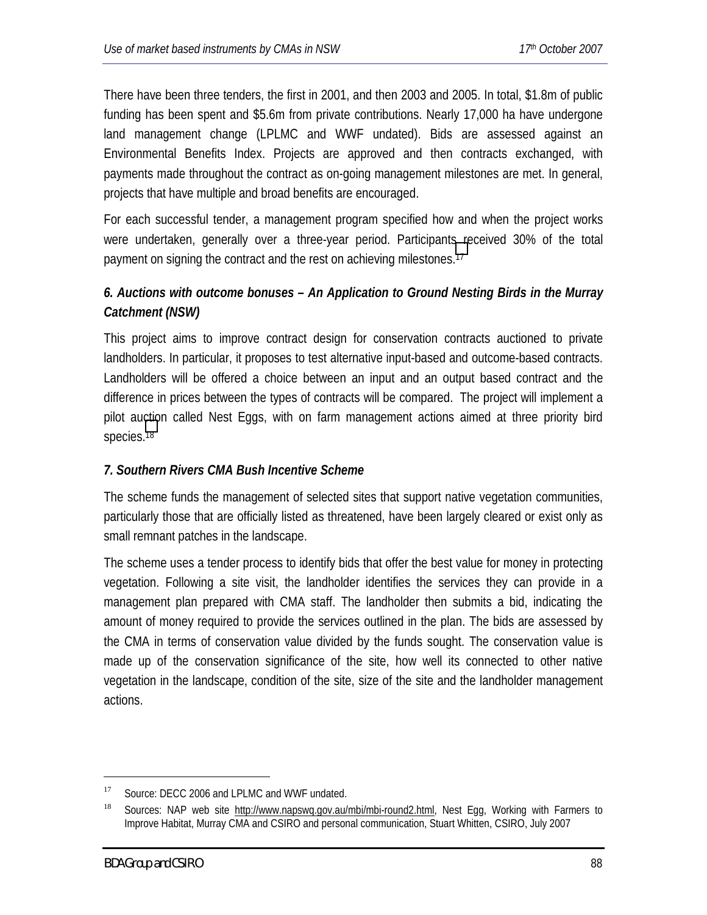There have been three tenders, the first in 2001, and then 2003 and 2005. In total, $1.8m of public funding has been spent and $5.6m from private contributions. Nearly 17,000 ha have undergone land management change (LPLMC and WWF undated). Bids are assessed against an Environmental Benefits Index. Projects are approved and then contracts exchanged, with payments made throughout the contract as on-going management milestones are met. In general, projects that have multiple and broad benefits are encouraged.

For each successful tender, a management program specified how and when the project works were undertaken, generally over a three-year period. Participants received 30% of the total payment on signing the contract and the rest on achieving milestones.[17]

### *6. Auctions with outcome bonuses – An Application to Ground Nesting Birds in the Murray Catchment (NSW)*

This project aims to improve contract design for conservation contracts auctioned to private landholders. In particular, it proposes to test alternative input-based and outcome-based contracts. Landholders will be offered a choice between an input and an output based contract and the difference in prices between the types of contracts will be compared. The project will implement a pilot auction called Nest Eggs, with on farm management actions aimed at three priority bird species.[18]

### *7. Southern Rivers CMA Bush Incentive Scheme*

The scheme funds the management of selected sites that support native vegetation communities, particularly those that are officially listed as threatened, have been largely cleared or exist only as small remnant patches in the landscape.

The scheme uses a tender process to identify bids that offer the best value for money in protecting vegetation. Following a site visit, the landholder identifies the services they can provide in a management plan prepared with CMA staff. The landholder then submits a bid, indicating the amount of money required to provide the services outlined in the plan. The bids are assessed by the CMA in terms of conservation value divided by the funds sought. The conservation value is made up of the conservation significance of the site, how well its connected to other native vegetation in the landscape, condition of the site, size of the site and the landholder management actions.

---

[17] Source: DECC 2006 and LPLMC and WWF undated.

[18] Sources: NAP web site http://www.napswq.gov.au/mbi/mbi-round2.html, Nest Egg, Working with Farmers to Improve Habitat, Murray CMA and CSIRO and personal communication, Stuart Whitten, CSIRO, July 2007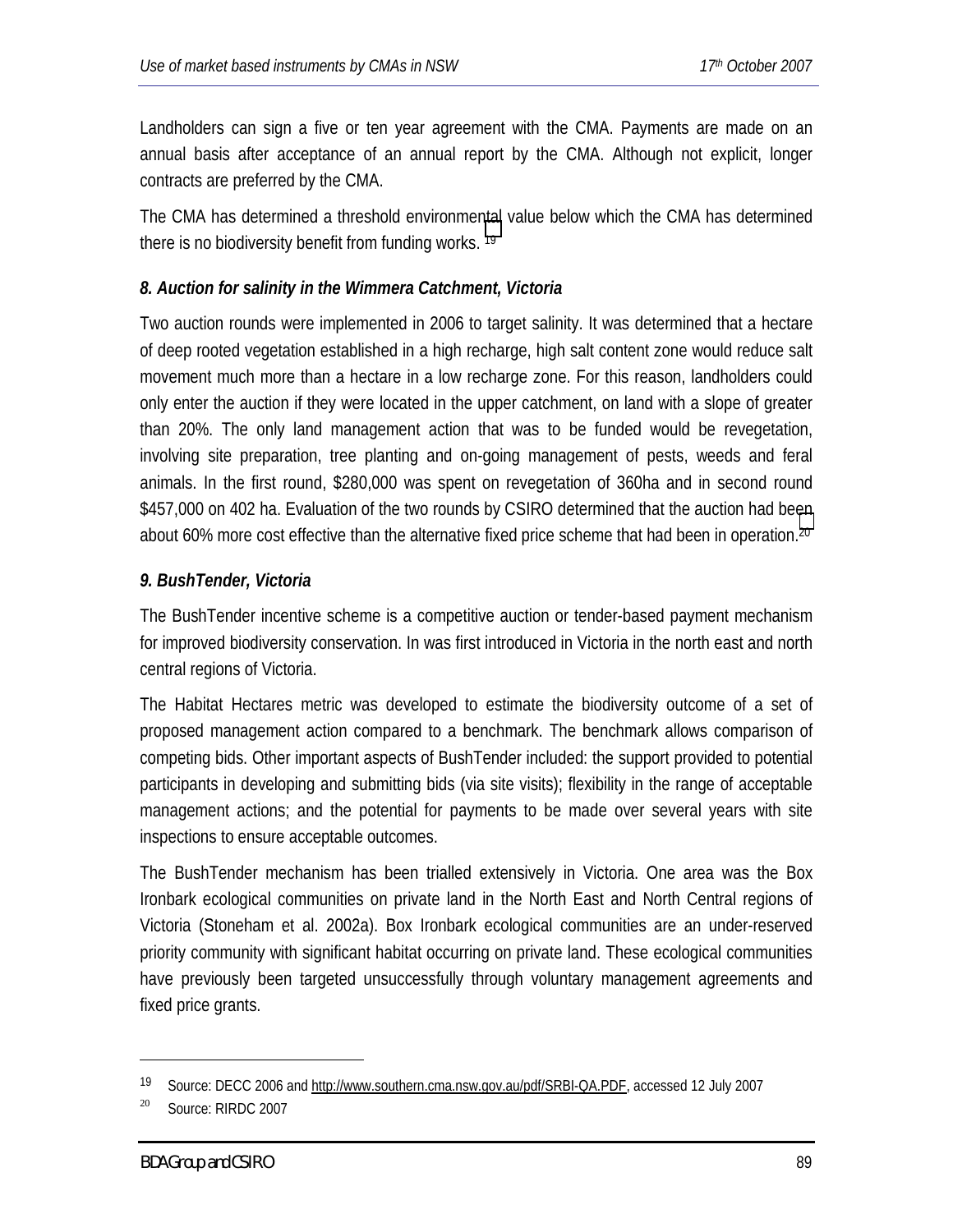Landholders can sign a five or ten year agreement with the CMA. Payments are made on an annual basis after acceptance of an annual report by the CMA. Although not explicit, longer contracts are preferred by the CMA.

The CMA has determined a threshold environmental value below which the CMA has determined there is no biodiversity benefit from funding works. [19]

***8. Auction for salinity in the Wimmera Catchment, Victoria***

Two auction rounds were implemented in 2006 to target salinity. It was determined that a hectare of deep rooted vegetation established in a high recharge, high salt content zone would reduce salt movement much more than a hectare in a low recharge zone. For this reason, landholders could only enter the auction if they were located in the upper catchment, on land with a slope of greater than 20%. The only land management action that was to be funded would be revegetation, involving site preparation, tree planting and on-going management of pests, weeds and feral animals. In the first round, $280,000 was spent on revegetation of 360ha and in second round $457,000 on 402 ha. Evaluation of the two rounds by CSIRO determined that the auction had been about 60% more cost effective than the alternative fixed price scheme that had been in operation.[20]

***9. BushTender, Victoria***

The BushTender incentive scheme is a competitive auction or tender-based payment mechanism for improved biodiversity conservation. In was first introduced in Victoria in the north east and north central regions of Victoria.

The Habitat Hectares metric was developed to estimate the biodiversity outcome of a set of proposed management action compared to a benchmark. The benchmark allows comparison of competing bids. Other important aspects of BushTender included: the support provided to potential participants in developing and submitting bids (via site visits); flexibility in the range of acceptable management actions; and the potential for payments to be made over several years with site inspections to ensure acceptable outcomes.

The BushTender mechanism has been trialled extensively in Victoria. One area was the Box Ironbark ecological communities on private land in the North East and North Central regions of Victoria (Stoneham et al. 2002a). Box Ironbark ecological communities are an under-reserved priority community with significant habitat occurring on private land. These ecological communities have previously been targeted unsuccessfully through voluntary management agreements and fixed price grants.

---

[19] Source: DECC 2006 and http://www.southern.cma.nsw.gov.au/pdf/SRBI-QA.PDF, accessed 12 July 2007

[20] Source: RIRDC 2007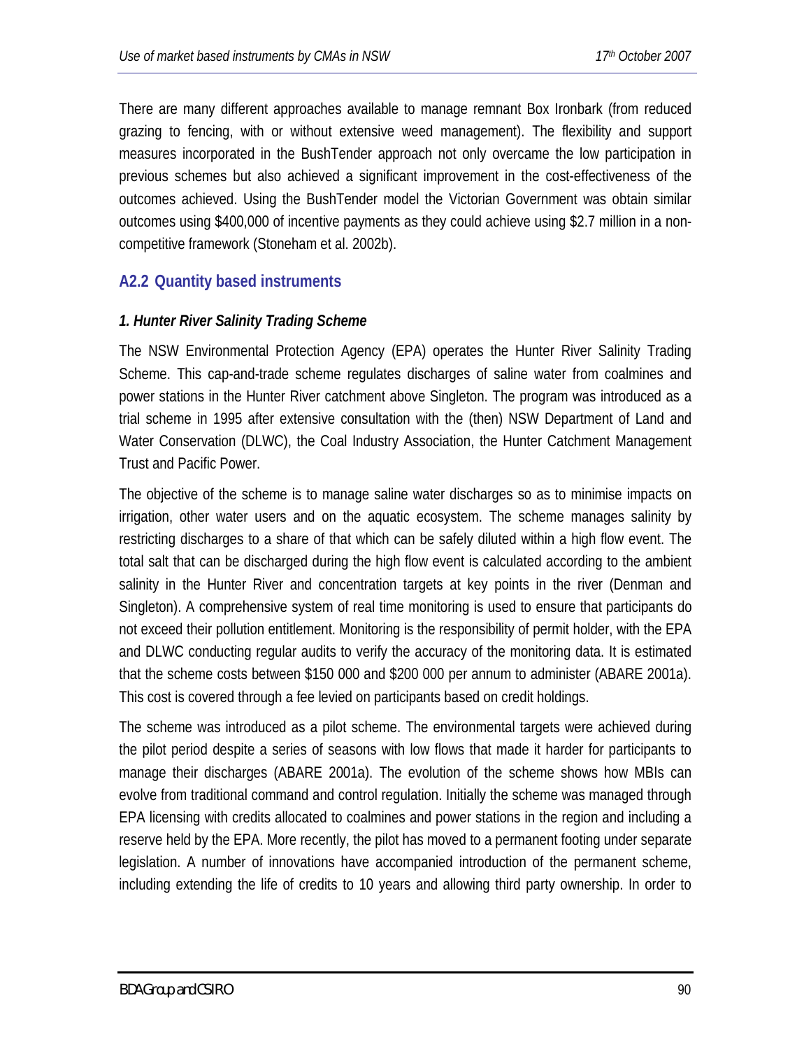There are many different approaches available to manage remnant Box Ironbark (from reduced grazing to fencing, with or without extensive weed management). The flexibility and support measures incorporated in the BushTender approach not only overcame the low participation in previous schemes but also achieved a significant improvement in the cost-effectiveness of the outcomes achieved. Using the BushTender model the Victorian Government was obtain similar outcomes using $400,000 of incentive payments as they could achieve using $2.7 million in a non-competitive framework (Stoneham et al. 2002b).

## A2.2 Quantity based instruments

### *1. Hunter River Salinity Trading Scheme*

The NSW Environmental Protection Agency (EPA) operates the Hunter River Salinity Trading Scheme. This cap-and-trade scheme regulates discharges of saline water from coalmines and power stations in the Hunter River catchment above Singleton. The program was introduced as a trial scheme in 1995 after extensive consultation with the (then) NSW Department of Land and Water Conservation (DLWC), the Coal Industry Association, the Hunter Catchment Management Trust and Pacific Power.

The objective of the scheme is to manage saline water discharges so as to minimise impacts on irrigation, other water users and on the aquatic ecosystem. The scheme manages salinity by restricting discharges to a share of that which can be safely diluted within a high flow event. The total salt that can be discharged during the high flow event is calculated according to the ambient salinity in the Hunter River and concentration targets at key points in the river (Denman and Singleton). A comprehensive system of real time monitoring is used to ensure that participants do not exceed their pollution entitlement. Monitoring is the responsibility of permit holder, with the EPA and DLWC conducting regular audits to verify the accuracy of the monitoring data. It is estimated that the scheme costs between $150 000 and $200 000 per annum to administer (ABARE 2001a). This cost is covered through a fee levied on participants based on credit holdings.

The scheme was introduced as a pilot scheme. The environmental targets were achieved during the pilot period despite a series of seasons with low flows that made it harder for participants to manage their discharges (ABARE 2001a). The evolution of the scheme shows how MBIs can evolve from traditional command and control regulation. Initially the scheme was managed through EPA licensing with credits allocated to coalmines and power stations in the region and including a reserve held by the EPA. More recently, the pilot has moved to a permanent footing under separate legislation. A number of innovations have accompanied introduction of the permanent scheme, including extending the life of credits to 10 years and allowing third party ownership. In order to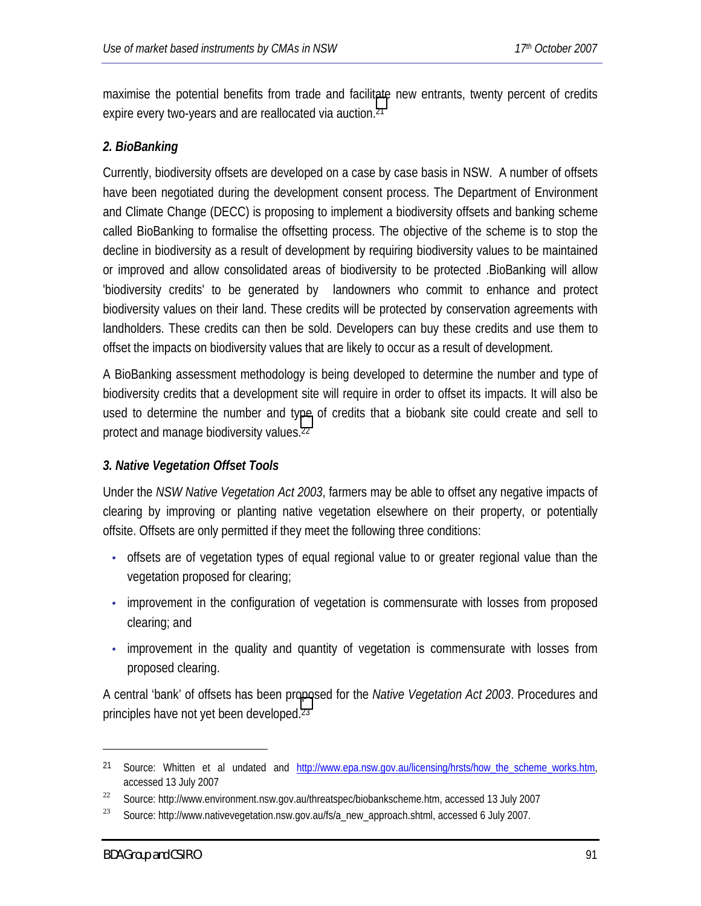maximise the potential benefits from trade and facilitate new entrants, twenty percent of credits expire every two-years and are reallocated via auction.[21]

### *2. BioBanking*

Currently, biodiversity offsets are developed on a case by case basis in NSW.  A number of offsets have been negotiated during the development consent process. The Department of Environment and Climate Change (DECC) is proposing to implement a biodiversity offsets and banking scheme called BioBanking to formalise the offsetting process. The objective of the scheme is to stop the decline in biodiversity as a result of development by requiring biodiversity values to be maintained or improved and allow consolidated areas of biodiversity to be protected .BioBanking will allow 'biodiversity credits' to be generated by  landowners who commit to enhance and protect biodiversity values on their land. These credits will be protected by conservation agreements with landholders. These credits can then be sold. Developers can buy these credits and use them to offset the impacts on biodiversity values that are likely to occur as a result of development.

A BioBanking assessment methodology is being developed to determine the number and type of biodiversity credits that a development site will require in order to offset its impacts. It will also be used to determine the number and type of credits that a biobank site could create and sell to protect and manage biodiversity values.[22]

### *3. Native Vegetation Offset Tools*

Under the *NSW Native Vegetation Act 2003*, farmers may be able to offset any negative impacts of clearing by improving or planting native vegetation elsewhere on their property, or potentially offsite. Offsets are only permitted if they meet the following three conditions:

- offsets are of vegetation types of equal regional value to or greater regional value than the vegetation proposed for clearing;
- improvement in the configuration of vegetation is commensurate with losses from proposed clearing; and
- improvement in the quality and quantity of vegetation is commensurate with losses from proposed clearing.

A central 'bank' of offsets has been proposed for the *Native Vegetation Act 2003*. Procedures and principles have not yet been developed.[23]

---

[21] Source: Whitten et al undated and http://www.epa.nsw.gov.au/licensing/hrsts/how_the_scheme_works.htm, accessed 13 July 2007

[22] Source: http://www.environment.nsw.gov.au/threatspec/biobankscheme.htm, accessed 13 July 2007

[23] Source: http://www.nativevegetation.nsw.gov.au/fs/a_new_approach.shtml, accessed 6 July 2007.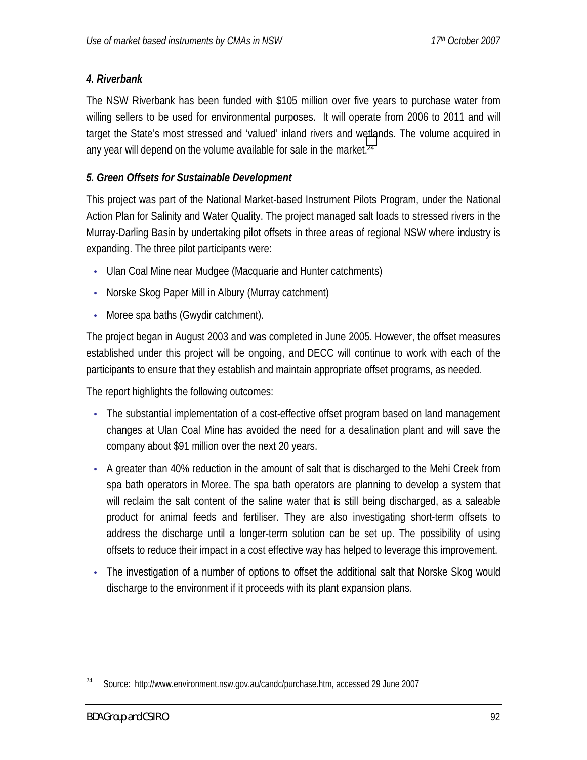### *4. Riverbank*

The NSW Riverbank has been funded with $105 million over five years to purchase water from willing sellers to be used for environmental purposes. It will operate from 2006 to 2011 and will target the State's most stressed and 'valued' inland rivers and wetlands. The volume acquired in any year will depend on the volume available for sale in the market.[24]

### *5. Green Offsets for Sustainable Development*

This project was part of the National Market-based Instrument Pilots Program, under the National Action Plan for Salinity and Water Quality. The project managed salt loads to stressed rivers in the Murray-Darling Basin by undertaking pilot offsets in three areas of regional NSW where industry is expanding. The three pilot participants were:

- Ulan Coal Mine near Mudgee (Macquarie and Hunter catchments)
- Norske Skog Paper Mill in Albury (Murray catchment)
- Moree spa baths (Gwydir catchment).

The project began in August 2003 and was completed in June 2005. However, the offset measures established under this project will be ongoing, and DECC will continue to work with each of the participants to ensure that they establish and maintain appropriate offset programs, as needed.

The report highlights the following outcomes:

- The substantial implementation of a cost-effective offset program based on land management changes at Ulan Coal Mine has avoided the need for a desalination plant and will save the company about $91 million over the next 20 years.
- A greater than 40% reduction in the amount of salt that is discharged to the Mehi Creek from spa bath operators in Moree. The spa bath operators are planning to develop a system that will reclaim the salt content of the saline water that is still being discharged, as a saleable product for animal feeds and fertiliser. They are also investigating short-term offsets to address the discharge until a longer-term solution can be set up. The possibility of using offsets to reduce their impact in a cost effective way has helped to leverage this improvement.
- The investigation of a number of options to offset the additional salt that Norske Skog would discharge to the environment if it proceeds with its plant expansion plans.

---

[24] Source: http://www.environment.nsw.gov.au/candc/purchase.htm, accessed 29 June 2007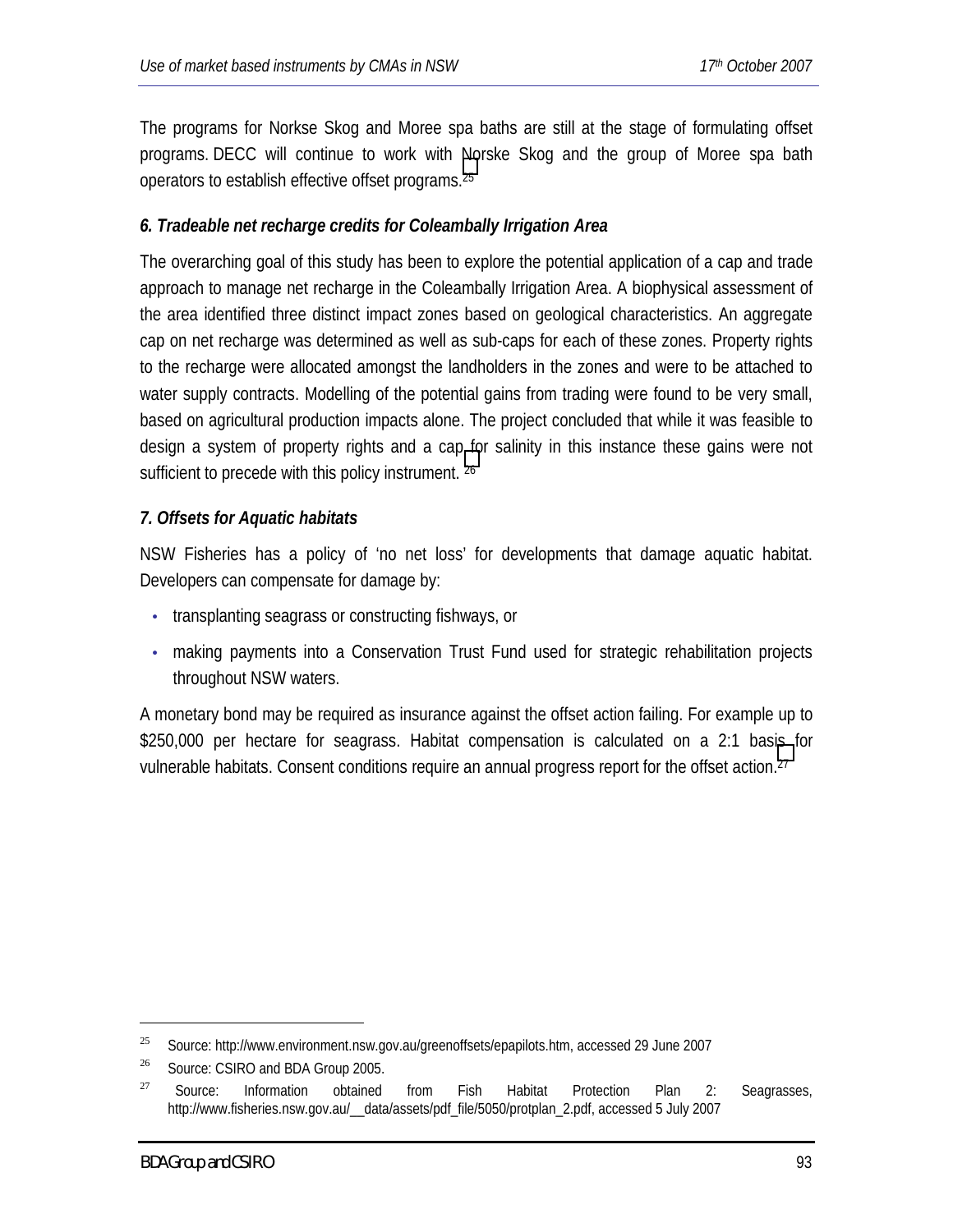The programs for Norkse Skog and Moree spa baths are still at the stage of formulating offset programs. DECC will continue to work with Norske Skog and the group of Moree spa bath operators to establish effective offset programs.[25]

### *6. Tradeable net recharge credits for Coleambally Irrigation Area*

The overarching goal of this study has been to explore the potential application of a cap and trade approach to manage net recharge in the Coleambally Irrigation Area. A biophysical assessment of the area identified three distinct impact zones based on geological characteristics. An aggregate cap on net recharge was determined as well as sub-caps for each of these zones. Property rights to the recharge were allocated amongst the landholders in the zones and were to be attached to water supply contracts. Modelling of the potential gains from trading were found to be very small, based on agricultural production impacts alone. The project concluded that while it was feasible to design a system of property rights and a cap for salinity in this instance these gains were not sufficient to precede with this policy instrument. [26]

### *7. Offsets for Aquatic habitats*

NSW Fisheries has a policy of 'no net loss' for developments that damage aquatic habitat. Developers can compensate for damage by:

- transplanting seagrass or constructing fishways, or
- making payments into a Conservation Trust Fund used for strategic rehabilitation projects throughout NSW waters.

A monetary bond may be required as insurance against the offset action failing. For example up to $250,000 per hectare for seagrass. Habitat compensation is calculated on a 2:1 basis for vulnerable habitats. Consent conditions require an annual progress report for the offset action.[27]

---

[25] Source: http://www.environment.nsw.gov.au/greenoffsets/epapilots.htm, accessed 29 June 2007

[26] Source: CSIRO and BDA Group 2005.

[27] Source: Information obtained from Fish Habitat Protection Plan 2: Seagrasses, http://www.fisheries.nsw.gov.au/__data/assets/pdf_file/5050/protplan_2.pdf, accessed 5 July 2007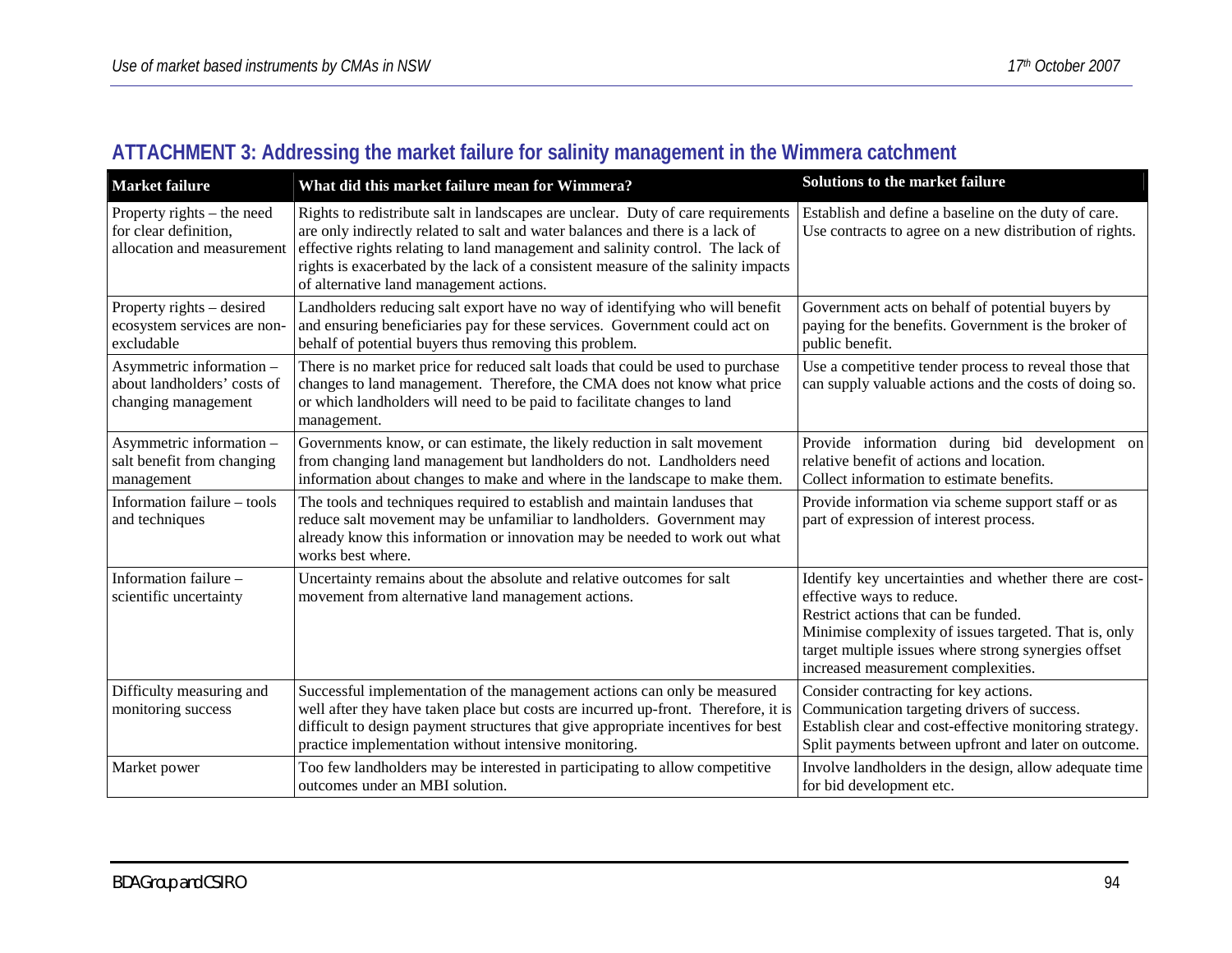## ATTACHMENT 3: Addressing the market failure for salinity management in the Wimmera catchment

| Market failure | What did this market failure mean for Wimmera? | Solutions to the market failure |
|---|---|---|
| Property rights – the need for clear definition, allocation and measurement | Rights to redistribute salt in landscapes are unclear. Duty of care requirements are only indirectly related to salt and water balances and there is a lack of effective rights relating to land management and salinity control. The lack of rights is exacerbated by the lack of a consistent measure of the salinity impacts of alternative land management actions. | Establish and define a baseline on the duty of care. Use contracts to agree on a new distribution of rights. |
| Property rights – desired ecosystem services are non-excludable | Landholders reducing salt export have no way of identifying who will benefit and ensuring beneficiaries pay for these services. Government could act on behalf of potential buyers thus removing this problem. | Government acts on behalf of potential buyers by paying for the benefits. Government is the broker of public benefit. |
| Asymmetric information – about landholders' costs of changing management | There is no market price for reduced salt loads that could be used to purchase changes to land management. Therefore, the CMA does not know what price or which landholders will need to be paid to facilitate changes to land management. | Use a competitive tender process to reveal those that can supply valuable actions and the costs of doing so. |
| Asymmetric information – salt benefit from changing management | Governments know, or can estimate, the likely reduction in salt movement from changing land management but landholders do not. Landholders need information about changes to make and where in the landscape to make them. | Provide information during bid development on relative benefit of actions and location.<br>Collect information to estimate benefits. |
| Information failure – tools and techniques | The tools and techniques required to establish and maintain landuses that reduce salt movement may be unfamiliar to landholders. Government may already know this information or innovation may be needed to work out what works best where. | Provide information via scheme support staff or as part of expression of interest process. |
| Information failure – scientific uncertainty | Uncertainty remains about the absolute and relative outcomes for salt movement from alternative land management actions. | Identify key uncertainties and whether there are cost-effective ways to reduce.<br>Restrict actions that can be funded.<br>Minimise complexity of issues targeted. That is, only target multiple issues where strong synergies offset increased measurement complexities. |
| Difficulty measuring and monitoring success | Successful implementation of the management actions can only be measured well after they have taken place but costs are incurred up-front. Therefore, it is difficult to design payment structures that give appropriate incentives for best practice implementation without intensive monitoring. | Consider contracting for key actions.<br>Communication targeting drivers of success.<br>Establish clear and cost-effective monitoring strategy.<br>Split payments between upfront and later on outcome. |
| Market power | Too few landholders may be interested in participating to allow competitive outcomes under an MBI solution. | Involve landholders in the design, allow adequate time for bid development etc. |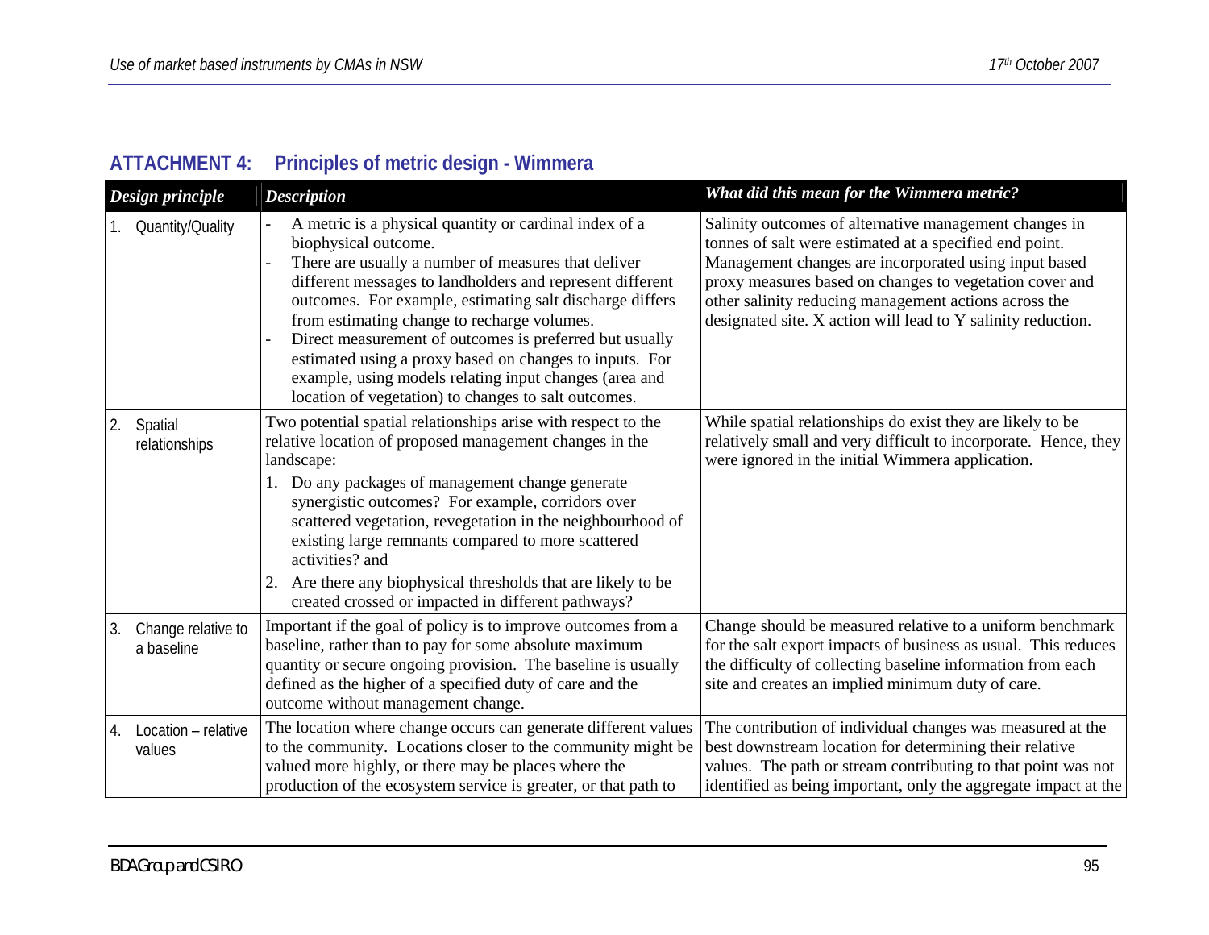## ATTACHMENT 4: Principles of metric design - Wimmera

| *Design principle* | *Description* | *What did this mean for the Wimmera metric?* |
|---|---|---|
| 1. Quantity/Quality | - A metric is a physical quantity or cardinal index of a biophysical outcome.<br>- There are usually a number of measures that deliver different messages to landholders and represent different outcomes. For example, estimating salt discharge differs from estimating change to recharge volumes.<br>- Direct measurement of outcomes is preferred but usually estimated using a proxy based on changes to inputs. For example, using models relating input changes (area and location of vegetation) to changes to salt outcomes. | Salinity outcomes of alternative management changes in tonnes of salt were estimated at a specified end point. Management changes are incorporated using input based proxy measures based on changes to vegetation cover and other salinity reducing management actions across the designated site. X action will lead to Y salinity reduction. |
| 2. Spatial relationships | Two potential spatial relationships arise with respect to the relative location of proposed management changes in the landscape:<br>1. Do any packages of management change generate synergistic outcomes? For example, corridors over scattered vegetation, revegetation in the neighbourhood of existing large remnants compared to more scattered activities? and<br>2. Are there any biophysical thresholds that are likely to be created crossed or impacted in different pathways? | While spatial relationships do exist they are likely to be relatively small and very difficult to incorporate. Hence, they were ignored in the initial Wimmera application. |
| 3. Change relative to a baseline | Important if the goal of policy is to improve outcomes from a baseline, rather than to pay for some absolute maximum quantity or secure ongoing provision. The baseline is usually defined as the higher of a specified duty of care and the outcome without management change. | Change should be measured relative to a uniform benchmark for the salt export impacts of business as usual. This reduces the difficulty of collecting baseline information from each site and creates an implied minimum duty of care. |
| 4. Location – relative values | The location where change occurs can generate different values to the community. Locations closer to the community might be valued more highly, or there may be places where the production of the ecosystem service is greater, or that path to | The contribution of individual changes was measured at the best downstream location for determining their relative values. The path or stream contributing to that point was not identified as being important, only the aggregate impact at the |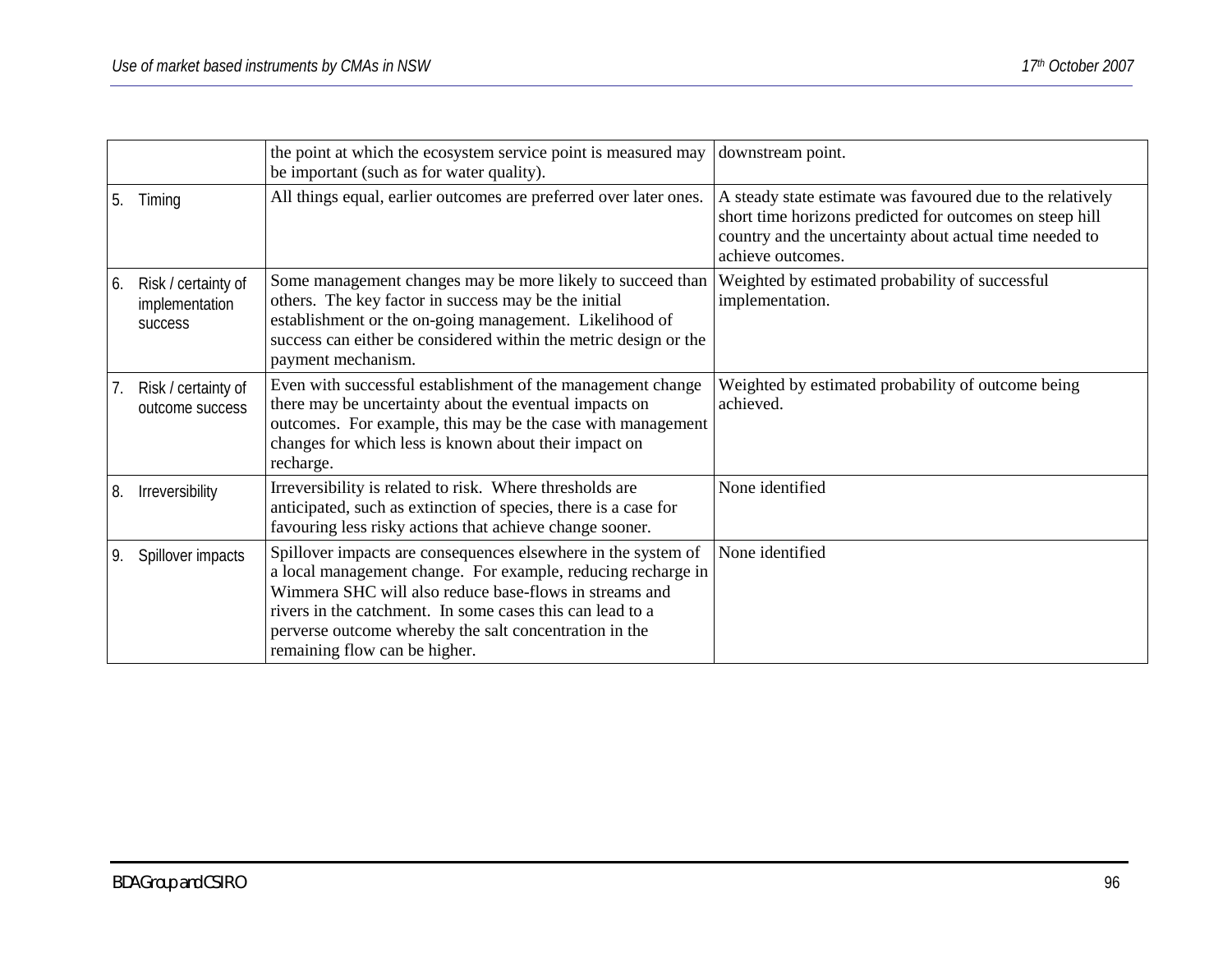| | | |
|---|---|---|
| | the point at which the ecosystem service point is measured may be important (such as for water quality). | downstream point. |
| 5. Timing | All things equal, earlier outcomes are preferred over later ones. | A steady state estimate was favoured due to the relatively short time horizons predicted for outcomes on steep hill country and the uncertainty about actual time needed to achieve outcomes. |
| 6. Risk / certainty of implementation success | Some management changes may be more likely to succeed than others. The key factor in success may be the initial establishment or the on-going management. Likelihood of success can either be considered within the metric design or the payment mechanism. | Weighted by estimated probability of successful implementation. |
| 7. Risk / certainty of outcome success | Even with successful establishment of the management change there may be uncertainty about the eventual impacts on outcomes. For example, this may be the case with management changes for which less is known about their impact on recharge. | Weighted by estimated probability of outcome being achieved. |
| 8. Irreversibility | Irreversibility is related to risk. Where thresholds are anticipated, such as extinction of species, there is a case for favouring less risky actions that achieve change sooner. | None identified |
| 9. Spillover impacts | Spillover impacts are consequences elsewhere in the system of a local management change. For example, reducing recharge in Wimmera SHC will also reduce base-flows in streams and rivers in the catchment. In some cases this can lead to a perverse outcome whereby the salt concentration in the remaining flow can be higher. | None identified |